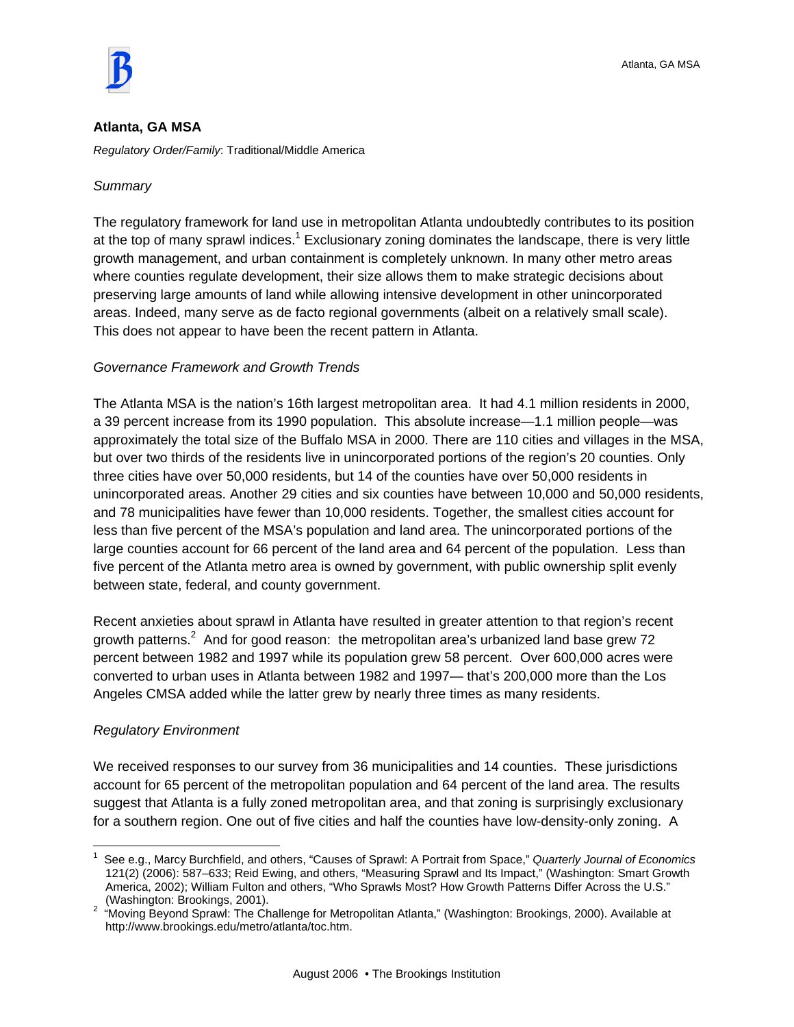## Atlanta, GA MSA

*Regulatory Order/Family*: Traditional/Middle America

*Summary*

The regulatory framework for land use in metropolitan Atlanta undoubtedly contributes to its position at the top of many sprawl indices.[1] Exclusionary zoning dominates the landscape, there is very little growth management, and urban containment is completely unknown. In many other metro areas where counties regulate development, their size allows them to make strategic decisions about preserving large amounts of land while allowing intensive development in other unincorporated areas. Indeed, many serve as de facto regional governments (albeit on a relatively small scale). This does not appear to have been the recent pattern in Atlanta.

*Governance Framework and Growth Trends*

The Atlanta MSA is the nation's 16th largest metropolitan area. It had 4.1 million residents in 2000, a 39 percent increase from its 1990 population. This absolute increase—1.1 million people—was approximately the total size of the Buffalo MSA in 2000. There are 110 cities and villages in the MSA, but over two thirds of the residents live in unincorporated portions of the region's 20 counties. Only three cities have over 50,000 residents, but 14 of the counties have over 50,000 residents in unincorporated areas. Another 29 cities and six counties have between 10,000 and 50,000 residents, and 78 municipalities have fewer than 10,000 residents. Together, the smallest cities account for less than five percent of the MSA's population and land area. The unincorporated portions of the large counties account for 66 percent of the land area and 64 percent of the population. Less than five percent of the Atlanta metro area is owned by government, with public ownership split evenly between state, federal, and county government.

Recent anxieties about sprawl in Atlanta have resulted in greater attention to that region's recent growth patterns.[2] And for good reason: the metropolitan area's urbanized land base grew 72 percent between 1982 and 1997 while its population grew 58 percent. Over 600,000 acres were converted to urban uses in Atlanta between 1982 and 1997— that's 200,000 more than the Los Angeles CMSA added while the latter grew by nearly three times as many residents.

*Regulatory Environment*

We received responses to our survey from 36 municipalities and 14 counties. These jurisdictions account for 65 percent of the metropolitan population and 64 percent of the land area. The results suggest that Atlanta is a fully zoned metropolitan area, and that zoning is surprisingly exclusionary for a southern region. One out of five cities and half the counties have low-density-only zoning. A

---

[1] See e.g., Marcy Burchfield, and others, "Causes of Sprawl: A Portrait from Space," *Quarterly Journal of Economics* 121(2) (2006): 587–633; Reid Ewing, and others, "Measuring Sprawl and Its Impact," (Washington: Smart Growth America, 2002); William Fulton and others, "Who Sprawls Most? How Growth Patterns Differ Across the U.S." (Washington: Brookings, 2001).

[2] "Moving Beyond Sprawl: The Challenge for Metropolitan Atlanta," (Washington: Brookings, 2000). Available at http://www.brookings.edu/metro/atlanta/toc.htm.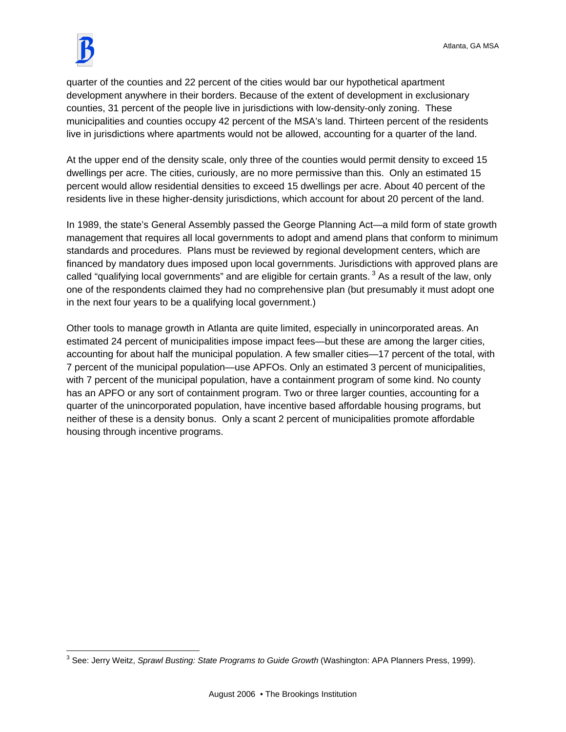quarter of the counties and 22 percent of the cities would bar our hypothetical apartment development anywhere in their borders. Because of the extent of development in exclusionary counties, 31 percent of the people live in jurisdictions with low-density-only zoning. These municipalities and counties occupy 42 percent of the MSA's land. Thirteen percent of the residents live in jurisdictions where apartments would not be allowed, accounting for a quarter of the land.

At the upper end of the density scale, only three of the counties would permit density to exceed 15 dwellings per acre. The cities, curiously, are no more permissive than this. Only an estimated 15 percent would allow residential densities to exceed 15 dwellings per acre. About 40 percent of the residents live in these higher-density jurisdictions, which account for about 20 percent of the land.

In 1989, the state's General Assembly passed the George Planning Act—a mild form of state growth management that requires all local governments to adopt and amend plans that conform to minimum standards and procedures. Plans must be reviewed by regional development centers, which are financed by mandatory dues imposed upon local governments. Jurisdictions with approved plans are called "qualifying local governments" and are eligible for certain grants. [3] As a result of the law, only one of the respondents claimed they had no comprehensive plan (but presumably it must adopt one in the next four years to be a qualifying local government.)

Other tools to manage growth in Atlanta are quite limited, especially in unincorporated areas. An estimated 24 percent of municipalities impose impact fees—but these are among the larger cities, accounting for about half the municipal population. A few smaller cities—17 percent of the total, with 7 percent of the municipal population—use APFOs. Only an estimated 3 percent of municipalities, with 7 percent of the municipal population, have a containment program of some kind. No county has an APFO or any sort of containment program. Two or three larger counties, accounting for a quarter of the unincorporated population, have incentive based affordable housing programs, but neither of these is a density bonus. Only a scant 2 percent of municipalities promote affordable housing through incentive programs.

---

[3] See: Jerry Weitz, *Sprawl Busting: State Programs to Guide Growth* (Washington: APA Planners Press, 1999).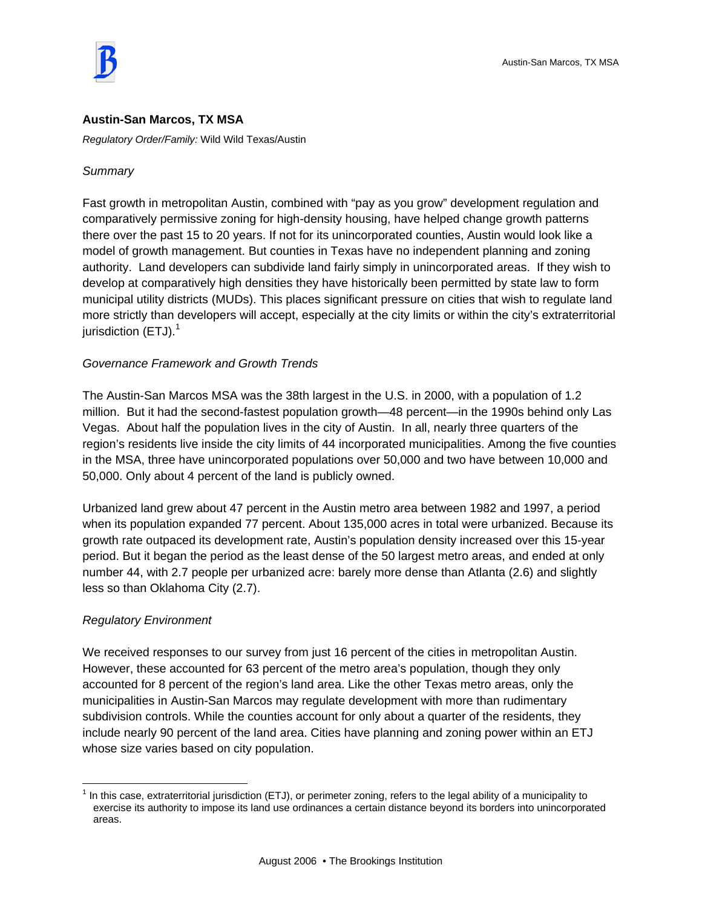## Austin-San Marcos, TX MSA

*Regulatory Order/Family:* Wild Wild Texas/Austin

### *Summary*

Fast growth in metropolitan Austin, combined with "pay as you grow" development regulation and comparatively permissive zoning for high-density housing, have helped change growth patterns there over the past 15 to 20 years. If not for its unincorporated counties, Austin would look like a model of growth management. But counties in Texas have no independent planning and zoning authority. Land developers can subdivide land fairly simply in unincorporated areas. If they wish to develop at comparatively high densities they have historically been permitted by state law to form municipal utility districts (MUDs). This places significant pressure on cities that wish to regulate land more strictly than developers will accept, especially at the city limits or within the city's extraterritorial jurisdiction (ETJ).[1]

### *Governance Framework and Growth Trends*

The Austin-San Marcos MSA was the 38th largest in the U.S. in 2000, with a population of 1.2 million. But it had the second-fastest population growth—48 percent—in the 1990s behind only Las Vegas. About half the population lives in the city of Austin. In all, nearly three quarters of the region's residents live inside the city limits of 44 incorporated municipalities. Among the five counties in the MSA, three have unincorporated populations over 50,000 and two have between 10,000 and 50,000. Only about 4 percent of the land is publicly owned.

Urbanized land grew about 47 percent in the Austin metro area between 1982 and 1997, a period when its population expanded 77 percent. About 135,000 acres in total were urbanized. Because its growth rate outpaced its development rate, Austin's population density increased over this 15-year period. But it began the period as the least dense of the 50 largest metro areas, and ended at only number 44, with 2.7 people per urbanized acre: barely more dense than Atlanta (2.6) and slightly less so than Oklahoma City (2.7).

### *Regulatory Environment*

We received responses to our survey from just 16 percent of the cities in metropolitan Austin. However, these accounted for 63 percent of the metro area's population, though they only accounted for 8 percent of the region's land area. Like the other Texas metro areas, only the municipalities in Austin-San Marcos may regulate development with more than rudimentary subdivision controls. While the counties account for only about a quarter of the residents, they include nearly 90 percent of the land area. Cities have planning and zoning power within an ETJ whose size varies based on city population.

---

[1] In this case, extraterritorial jurisdiction (ETJ), or perimeter zoning, refers to the legal ability of a municipality to exercise its authority to impose its land use ordinances a certain distance beyond its borders into unincorporated areas.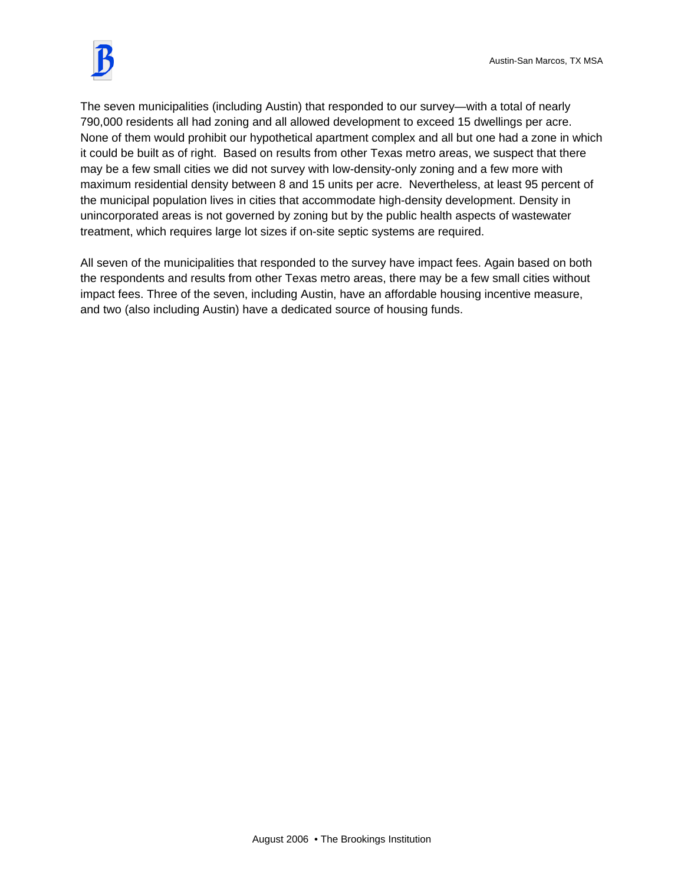The seven municipalities (including Austin) that responded to our survey—with a total of nearly 790,000 residents all had zoning and all allowed development to exceed 15 dwellings per acre. None of them would prohibit our hypothetical apartment complex and all but one had a zone in which it could be built as of right. Based on results from other Texas metro areas, we suspect that there may be a few small cities we did not survey with low-density-only zoning and a few more with maximum residential density between 8 and 15 units per acre. Nevertheless, at least 95 percent of the municipal population lives in cities that accommodate high-density development. Density in unincorporated areas is not governed by zoning but by the public health aspects of wastewater treatment, which requires large lot sizes if on-site septic systems are required.

All seven of the municipalities that responded to the survey have impact fees. Again based on both the respondents and results from other Texas metro areas, there may be a few small cities without impact fees. Three of the seven, including Austin, have an affordable housing incentive measure, and two (also including Austin) have a dedicated source of housing funds.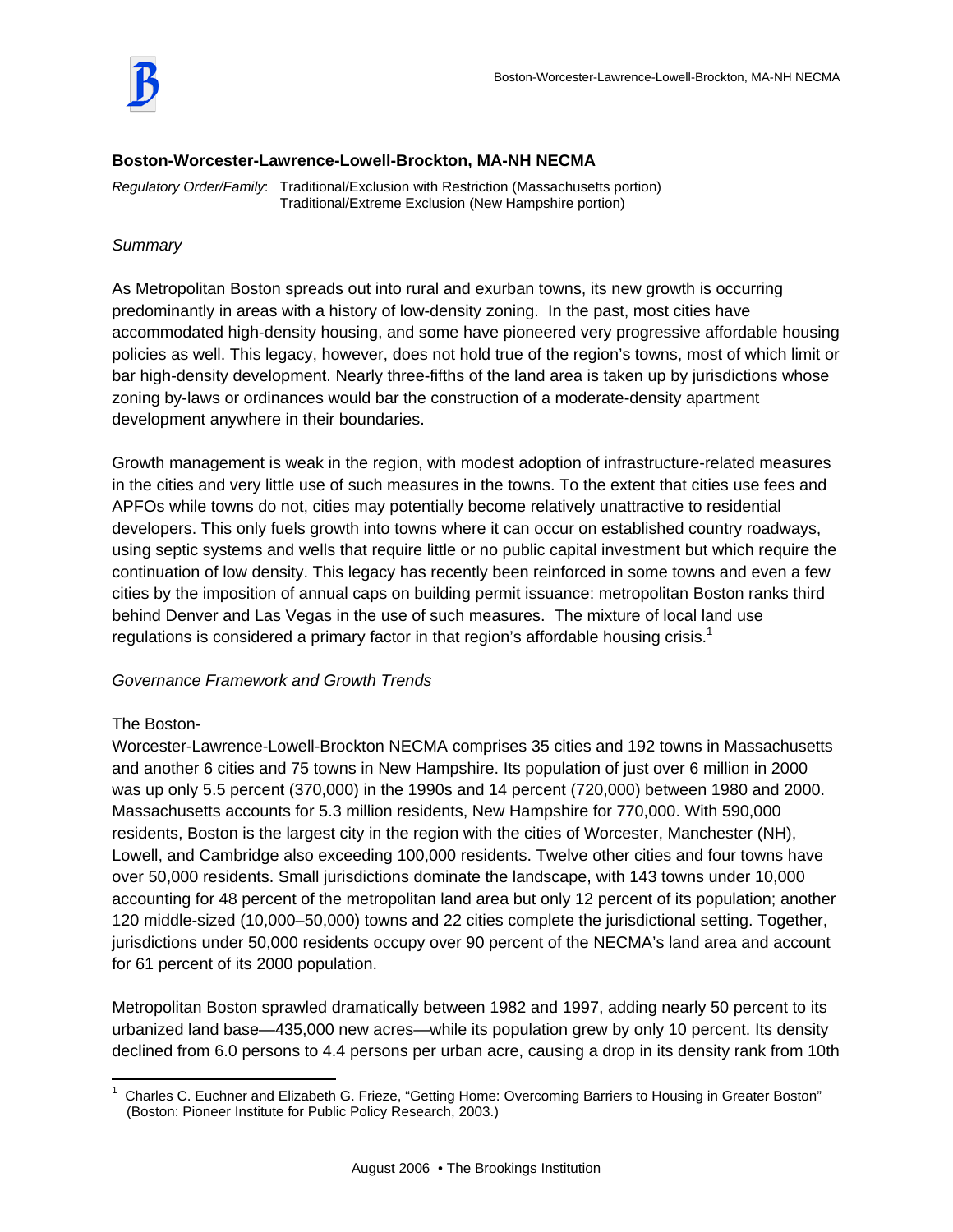## Boston-Worcester-Lawrence-Lowell-Brockton, MA-NH NECMA

*Regulatory Order/Family*: Traditional/Exclusion with Restriction (Massachusetts portion)
Traditional/Extreme Exclusion (New Hampshire portion)

*Summary*

As Metropolitan Boston spreads out into rural and exurban towns, its new growth is occurring predominantly in areas with a history of low-density zoning. In the past, most cities have accommodated high-density housing, and some have pioneered very progressive affordable housing policies as well. This legacy, however, does not hold true of the region's towns, most of which limit or bar high-density development. Nearly three-fifths of the land area is taken up by jurisdictions whose zoning by-laws or ordinances would bar the construction of a moderate-density apartment development anywhere in their boundaries.

Growth management is weak in the region, with modest adoption of infrastructure-related measures in the cities and very little use of such measures in the towns. To the extent that cities use fees and APFOs while towns do not, cities may potentially become relatively unattractive to residential developers. This only fuels growth into towns where it can occur on established country roadways, using septic systems and wells that require little or no public capital investment but which require the continuation of low density. This legacy has recently been reinforced in some towns and even a few cities by the imposition of annual caps on building permit issuance: metropolitan Boston ranks third behind Denver and Las Vegas in the use of such measures. The mixture of local land use regulations is considered a primary factor in that region's affordable housing crisis.[1]

*Governance Framework and Growth Trends*

The Boston-Worcester-Lawrence-Lowell-Brockton NECMA comprises 35 cities and 192 towns in Massachusetts and another 6 cities and 75 towns in New Hampshire. Its population of just over 6 million in 2000 was up only 5.5 percent (370,000) in the 1990s and 14 percent (720,000) between 1980 and 2000. Massachusetts accounts for 5.3 million residents, New Hampshire for 770,000. With 590,000 residents, Boston is the largest city in the region with the cities of Worcester, Manchester (NH), Lowell, and Cambridge also exceeding 100,000 residents. Twelve other cities and four towns have over 50,000 residents. Small jurisdictions dominate the landscape, with 143 towns under 10,000 accounting for 48 percent of the metropolitan land area but only 12 percent of its population; another 120 middle-sized (10,000–50,000) towns and 22 cities complete the jurisdictional setting. Together, jurisdictions under 50,000 residents occupy over 90 percent of the NECMA's land area and account for 61 percent of its 2000 population.

Metropolitan Boston sprawled dramatically between 1982 and 1997, adding nearly 50 percent to its urbanized land base—435,000 new acres—while its population grew by only 10 percent. Its density declined from 6.0 persons to 4.4 persons per urban acre, causing a drop in its density rank from 10th

[1] Charles C. Euchner and Elizabeth G. Frieze, "Getting Home: Overcoming Barriers to Housing in Greater Boston" (Boston: Pioneer Institute for Public Policy Research, 2003.)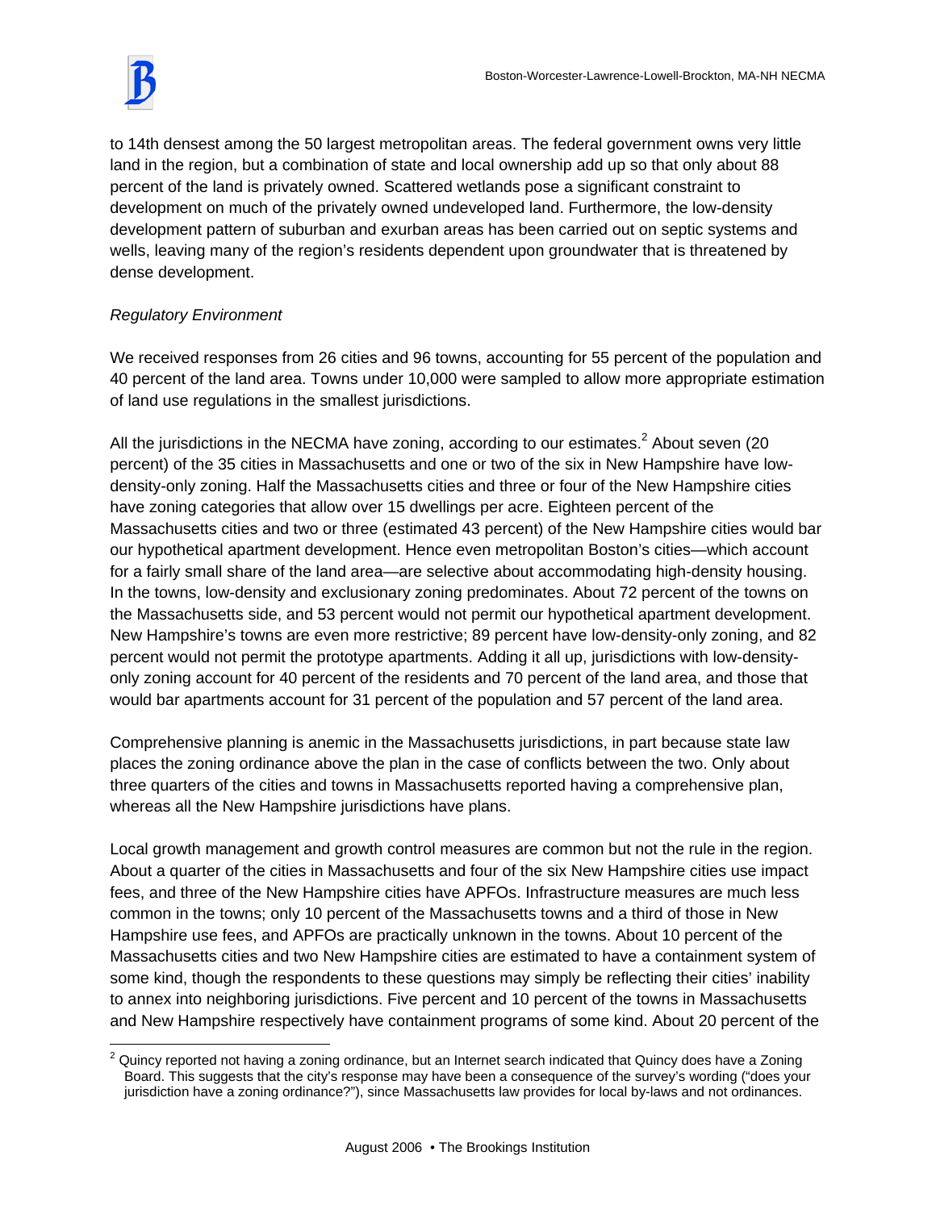to 14th densest among the 50 largest metropolitan areas. The federal government owns very little land in the region, but a combination of state and local ownership add up so that only about 88 percent of the land is privately owned. Scattered wetlands pose a significant constraint to development on much of the privately owned undeveloped land. Furthermore, the low-density development pattern of suburban and exurban areas has been carried out on septic systems and wells, leaving many of the region's residents dependent upon groundwater that is threatened by dense development.

*Regulatory Environment*

We received responses from 26 cities and 96 towns, accounting for 55 percent of the population and 40 percent of the land area. Towns under 10,000 were sampled to allow more appropriate estimation of land use regulations in the smallest jurisdictions.

All the jurisdictions in the NECMA have zoning, according to our estimates.[2] About seven (20 percent) of the 35 cities in Massachusetts and one or two of the six in New Hampshire have low-density-only zoning. Half the Massachusetts cities and three or four of the New Hampshire cities have zoning categories that allow over 15 dwellings per acre. Eighteen percent of the Massachusetts cities and two or three (estimated 43 percent) of the New Hampshire cities would bar our hypothetical apartment development. Hence even metropolitan Boston's cities—which account for a fairly small share of the land area—are selective about accommodating high-density housing. In the towns, low-density and exclusionary zoning predominates. About 72 percent of the towns on the Massachusetts side, and 53 percent would not permit our hypothetical apartment development. New Hampshire's towns are even more restrictive; 89 percent have low-density-only zoning, and 82 percent would not permit the prototype apartments. Adding it all up, jurisdictions with low-density-only zoning account for 40 percent of the residents and 70 percent of the land area, and those that would bar apartments account for 31 percent of the population and 57 percent of the land area.

Comprehensive planning is anemic in the Massachusetts jurisdictions, in part because state law places the zoning ordinance above the plan in the case of conflicts between the two. Only about three quarters of the cities and towns in Massachusetts reported having a comprehensive plan, whereas all the New Hampshire jurisdictions have plans.

Local growth management and growth control measures are common but not the rule in the region. About a quarter of the cities in Massachusetts and four of the six New Hampshire cities use impact fees, and three of the New Hampshire cities have APFOs. Infrastructure measures are much less common in the towns; only 10 percent of the Massachusetts towns and a third of those in New Hampshire use fees, and APFOs are practically unknown in the towns. About 10 percent of the Massachusetts cities and two New Hampshire cities are estimated to have a containment system of some kind, though the respondents to these questions may simply be reflecting their cities' inability to annex into neighboring jurisdictions. Five percent and 10 percent of the towns in Massachusetts and New Hampshire respectively have containment programs of some kind. About 20 percent of the

[2] Quincy reported not having a zoning ordinance, but an Internet search indicated that Quincy does have a Zoning Board. This suggests that the city's response may have been a consequence of the survey's wording ("does your jurisdiction have a zoning ordinance?"), since Massachusetts law provides for local by-laws and not ordinances.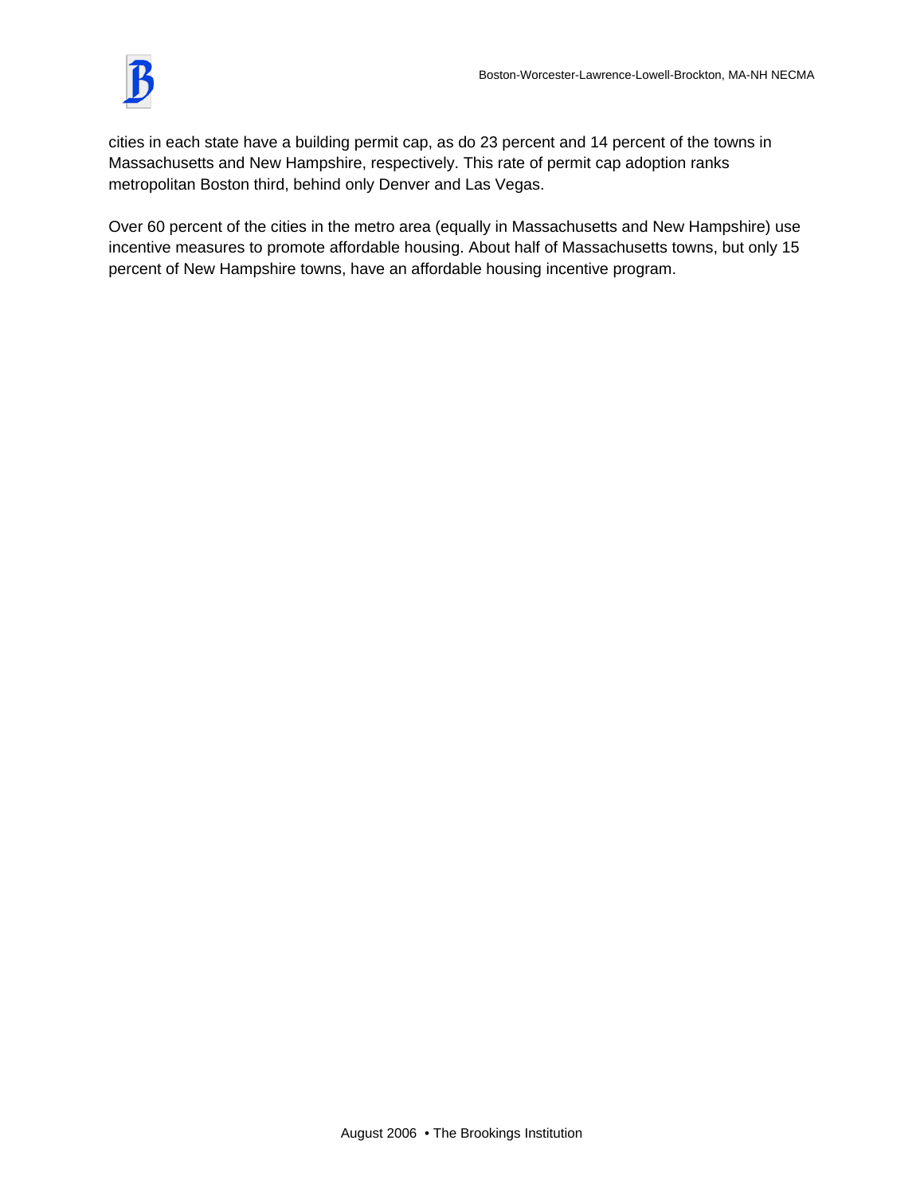cities in each state have a building permit cap, as do 23 percent and 14 percent of the towns in Massachusetts and New Hampshire, respectively. This rate of permit cap adoption ranks metropolitan Boston third, behind only Denver and Las Vegas.

Over 60 percent of the cities in the metro area (equally in Massachusetts and New Hampshire) use incentive measures to promote affordable housing. About half of Massachusetts towns, but only 15 percent of New Hampshire towns, have an affordable housing incentive program.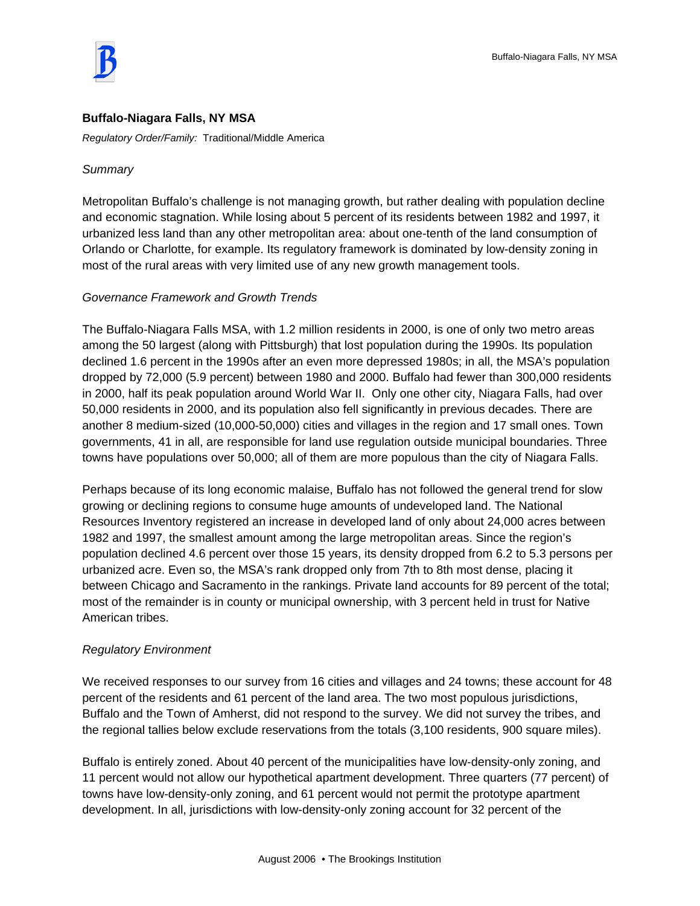## Buffalo-Niagara Falls, NY MSA

*Regulatory Order/Family:* Traditional/Middle America

*Summary*

Metropolitan Buffalo's challenge is not managing growth, but rather dealing with population decline and economic stagnation. While losing about 5 percent of its residents between 1982 and 1997, it urbanized less land than any other metropolitan area: about one-tenth of the land consumption of Orlando or Charlotte, for example. Its regulatory framework is dominated by low-density zoning in most of the rural areas with very limited use of any new growth management tools.

*Governance Framework and Growth Trends*

The Buffalo-Niagara Falls MSA, with 1.2 million residents in 2000, is one of only two metro areas among the 50 largest (along with Pittsburgh) that lost population during the 1990s. Its population declined 1.6 percent in the 1990s after an even more depressed 1980s; in all, the MSA's population dropped by 72,000 (5.9 percent) between 1980 and 2000. Buffalo had fewer than 300,000 residents in 2000, half its peak population around World War II. Only one other city, Niagara Falls, had over 50,000 residents in 2000, and its population also fell significantly in previous decades. There are another 8 medium-sized (10,000-50,000) cities and villages in the region and 17 small ones. Town governments, 41 in all, are responsible for land use regulation outside municipal boundaries. Three towns have populations over 50,000; all of them are more populous than the city of Niagara Falls.

Perhaps because of its long economic malaise, Buffalo has not followed the general trend for slow growing or declining regions to consume huge amounts of undeveloped land. The National Resources Inventory registered an increase in developed land of only about 24,000 acres between 1982 and 1997, the smallest amount among the large metropolitan areas. Since the region's population declined 4.6 percent over those 15 years, its density dropped from 6.2 to 5.3 persons per urbanized acre. Even so, the MSA's rank dropped only from 7th to 8th most dense, placing it between Chicago and Sacramento in the rankings. Private land accounts for 89 percent of the total; most of the remainder is in county or municipal ownership, with 3 percent held in trust for Native American tribes.

*Regulatory Environment*

We received responses to our survey from 16 cities and villages and 24 towns; these account for 48 percent of the residents and 61 percent of the land area. The two most populous jurisdictions, Buffalo and the Town of Amherst, did not respond to the survey. We did not survey the tribes, and the regional tallies below exclude reservations from the totals (3,100 residents, 900 square miles).

Buffalo is entirely zoned. About 40 percent of the municipalities have low-density-only zoning, and 11 percent would not allow our hypothetical apartment development. Three quarters (77 percent) of towns have low-density-only zoning, and 61 percent would not permit the prototype apartment development. In all, jurisdictions with low-density-only zoning account for 32 percent of the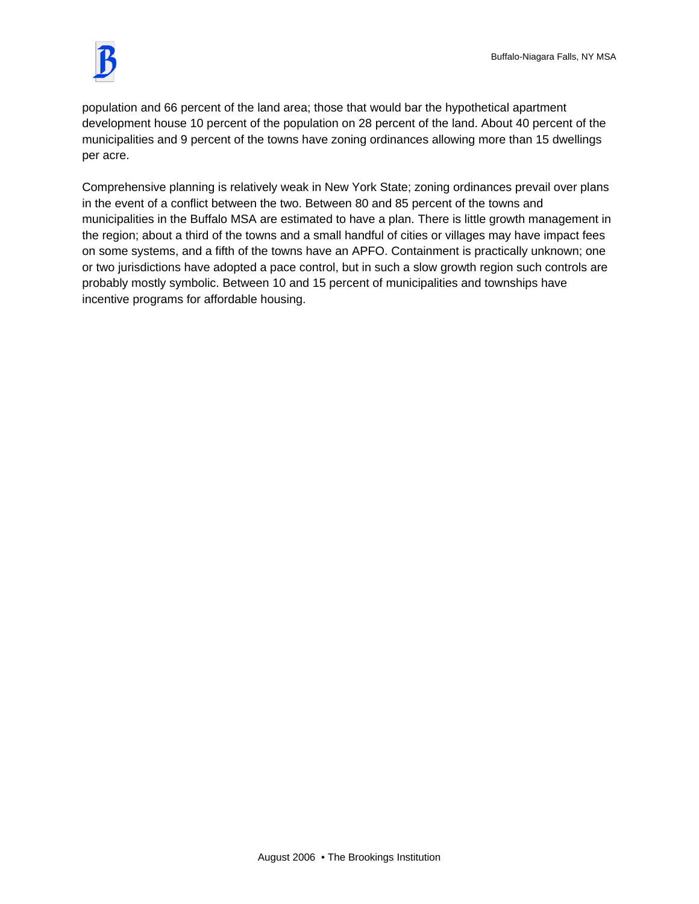population and 66 percent of the land area; those that would bar the hypothetical apartment development house 10 percent of the population on 28 percent of the land. About 40 percent of the municipalities and 9 percent of the towns have zoning ordinances allowing more than 15 dwellings per acre.

Comprehensive planning is relatively weak in New York State; zoning ordinances prevail over plans in the event of a conflict between the two. Between 80 and 85 percent of the towns and municipalities in the Buffalo MSA are estimated to have a plan. There is little growth management in the region; about a third of the towns and a small handful of cities or villages may have impact fees on some systems, and a fifth of the towns have an APFO. Containment is practically unknown; one or two jurisdictions have adopted a pace control, but in such a slow growth region such controls are probably mostly symbolic. Between 10 and 15 percent of municipalities and townships have incentive programs for affordable housing.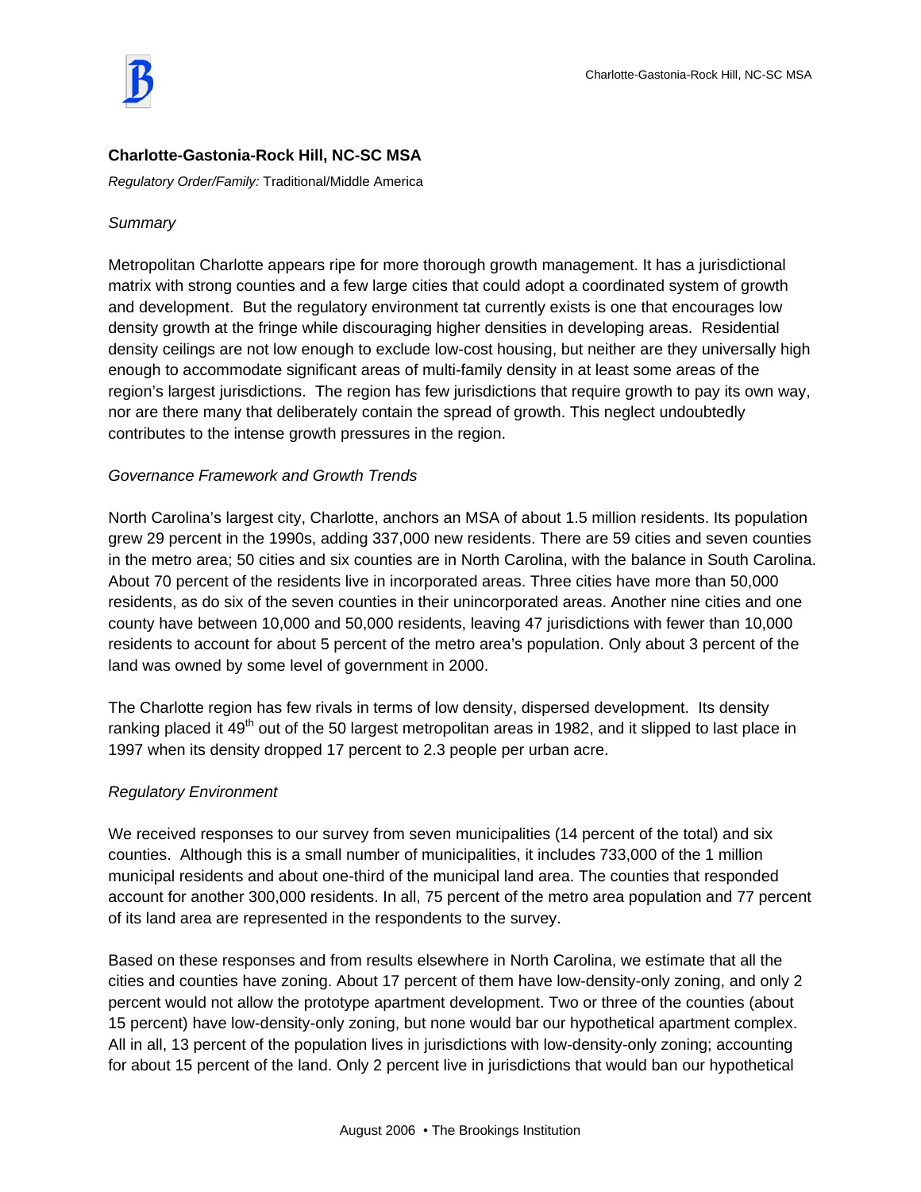## Charlotte-Gastonia-Rock Hill, NC-SC MSA

*Regulatory Order/Family:* Traditional/Middle America

*Summary*

Metropolitan Charlotte appears ripe for more thorough growth management. It has a jurisdictional matrix with strong counties and a few large cities that could adopt a coordinated system of growth and development. But the regulatory environment tat currently exists is one that encourages low density growth at the fringe while discouraging higher densities in developing areas. Residential density ceilings are not low enough to exclude low-cost housing, but neither are they universally high enough to accommodate significant areas of multi-family density in at least some areas of the region's largest jurisdictions. The region has few jurisdictions that require growth to pay its own way, nor are there many that deliberately contain the spread of growth. This neglect undoubtedly contributes to the intense growth pressures in the region.

*Governance Framework and Growth Trends*

North Carolina's largest city, Charlotte, anchors an MSA of about 1.5 million residents. Its population grew 29 percent in the 1990s, adding 337,000 new residents. There are 59 cities and seven counties in the metro area; 50 cities and six counties are in North Carolina, with the balance in South Carolina. About 70 percent of the residents live in incorporated areas. Three cities have more than 50,000 residents, as do six of the seven counties in their unincorporated areas. Another nine cities and one county have between 10,000 and 50,000 residents, leaving 47 jurisdictions with fewer than 10,000 residents to account for about 5 percent of the metro area's population. Only about 3 percent of the land was owned by some level of government in 2000.

The Charlotte region has few rivals in terms of low density, dispersed development. Its density ranking placed it 49th out of the 50 largest metropolitan areas in 1982, and it slipped to last place in 1997 when its density dropped 17 percent to 2.3 people per urban acre.

*Regulatory Environment*

We received responses to our survey from seven municipalities (14 percent of the total) and six counties. Although this is a small number of municipalities, it includes 733,000 of the 1 million municipal residents and about one-third of the municipal land area. The counties that responded account for another 300,000 residents. In all, 75 percent of the metro area population and 77 percent of its land area are represented in the respondents to the survey.

Based on these responses and from results elsewhere in North Carolina, we estimate that all the cities and counties have zoning. About 17 percent of them have low-density-only zoning, and only 2 percent would not allow the prototype apartment development. Two or three of the counties (about 15 percent) have low-density-only zoning, but none would bar our hypothetical apartment complex. All in all, 13 percent of the population lives in jurisdictions with low-density-only zoning; accounting for about 15 percent of the land. Only 2 percent live in jurisdictions that would ban our hypothetical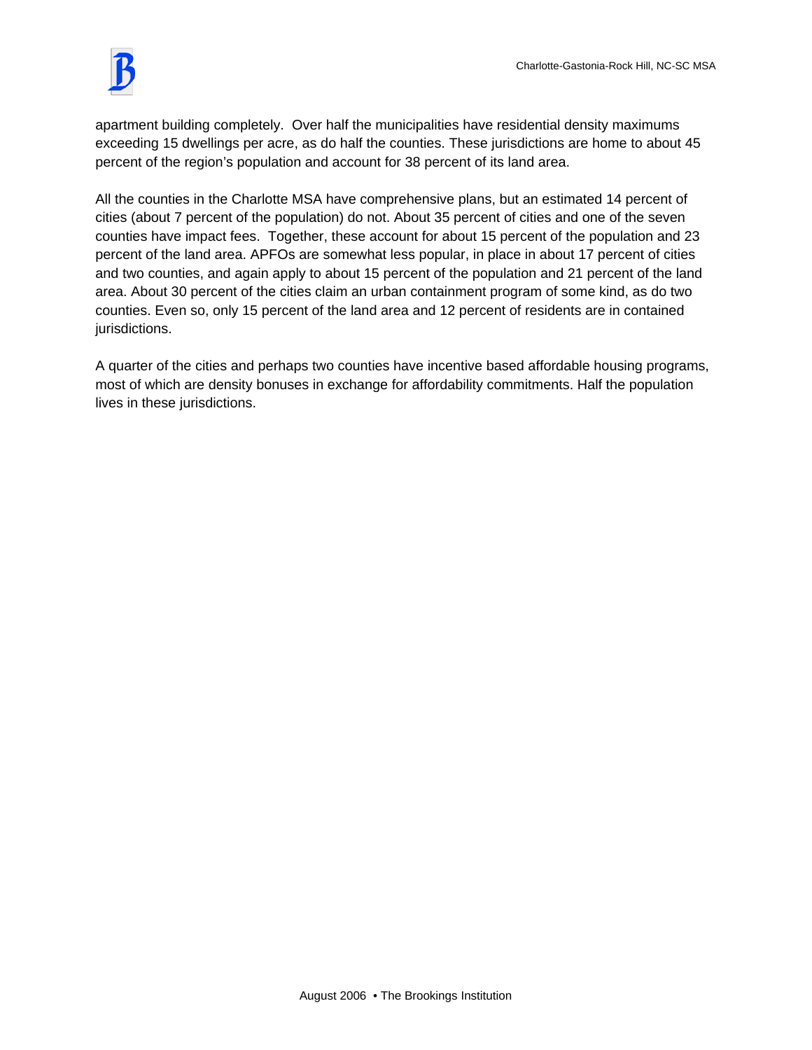apartment building completely. Over half the municipalities have residential density maximums exceeding 15 dwellings per acre, as do half the counties. These jurisdictions are home to about 45 percent of the region's population and account for 38 percent of its land area.

All the counties in the Charlotte MSA have comprehensive plans, but an estimated 14 percent of cities (about 7 percent of the population) do not. About 35 percent of cities and one of the seven counties have impact fees. Together, these account for about 15 percent of the population and 23 percent of the land area. APFOs are somewhat less popular, in place in about 17 percent of cities and two counties, and again apply to about 15 percent of the population and 21 percent of the land area. About 30 percent of the cities claim an urban containment program of some kind, as do two counties. Even so, only 15 percent of the land area and 12 percent of residents are in contained jurisdictions.

A quarter of the cities and perhaps two counties have incentive based affordable housing programs, most of which are density bonuses in exchange for affordability commitments. Half the population lives in these jurisdictions.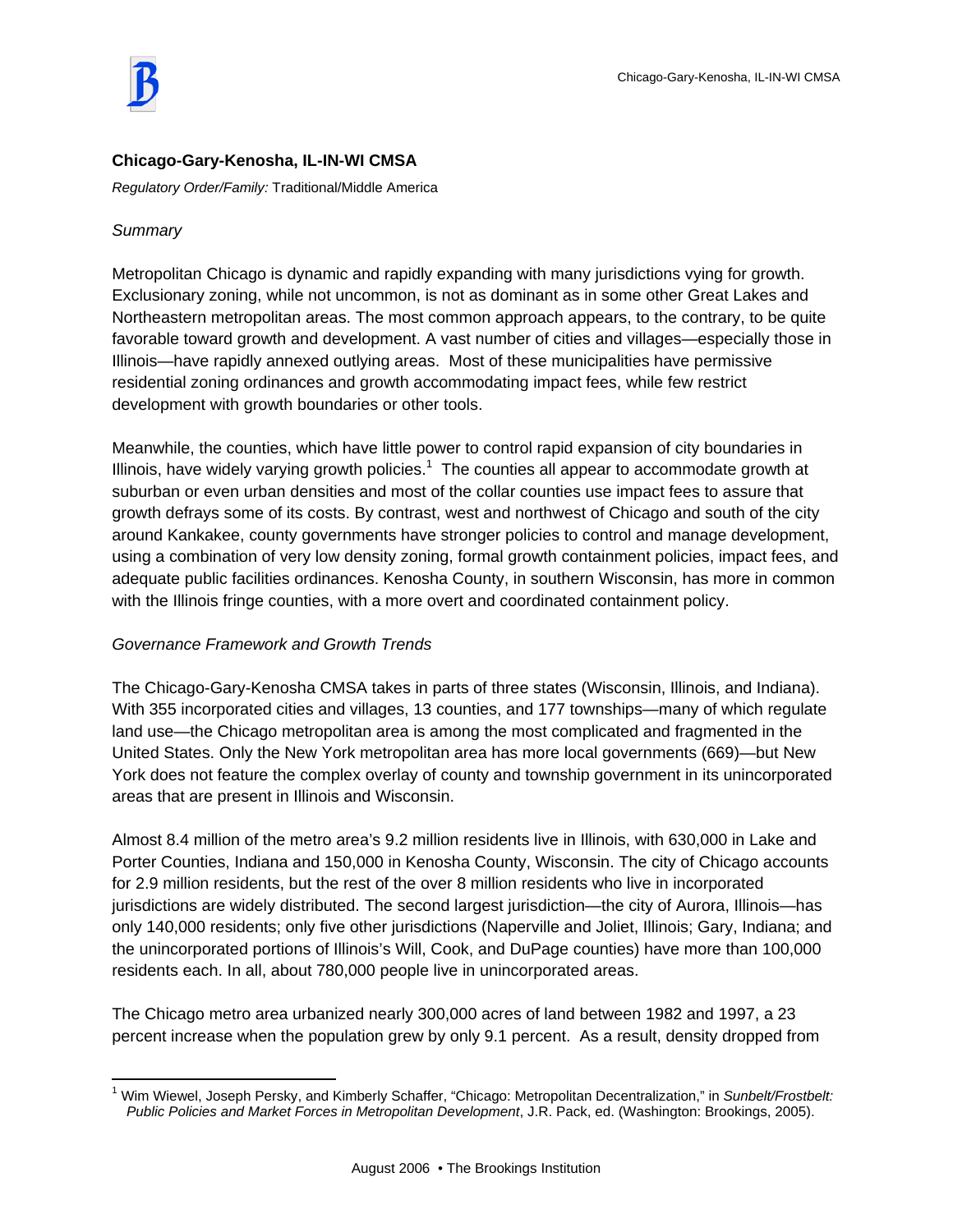## Chicago-Gary-Kenosha, IL-IN-WI CMSA

*Regulatory Order/Family:* Traditional/Middle America

*Summary*

Metropolitan Chicago is dynamic and rapidly expanding with many jurisdictions vying for growth. Exclusionary zoning, while not uncommon, is not as dominant as in some other Great Lakes and Northeastern metropolitan areas. The most common approach appears, to the contrary, to be quite favorable toward growth and development. A vast number of cities and villages—especially those in Illinois—have rapidly annexed outlying areas. Most of these municipalities have permissive residential zoning ordinances and growth accommodating impact fees, while few restrict development with growth boundaries or other tools.

Meanwhile, the counties, which have little power to control rapid expansion of city boundaries in Illinois, have widely varying growth policies.[1] The counties all appear to accommodate growth at suburban or even urban densities and most of the collar counties use impact fees to assure that growth defrays some of its costs. By contrast, west and northwest of Chicago and south of the city around Kankakee, county governments have stronger policies to control and manage development, using a combination of very low density zoning, formal growth containment policies, impact fees, and adequate public facilities ordinances. Kenosha County, in southern Wisconsin, has more in common with the Illinois fringe counties, with a more overt and coordinated containment policy.

*Governance Framework and Growth Trends*

The Chicago-Gary-Kenosha CMSA takes in parts of three states (Wisconsin, Illinois, and Indiana). With 355 incorporated cities and villages, 13 counties, and 177 townships—many of which regulate land use—the Chicago metropolitan area is among the most complicated and fragmented in the United States. Only the New York metropolitan area has more local governments (669)—but New York does not feature the complex overlay of county and township government in its unincorporated areas that are present in Illinois and Wisconsin.

Almost 8.4 million of the metro area's 9.2 million residents live in Illinois, with 630,000 in Lake and Porter Counties, Indiana and 150,000 in Kenosha County, Wisconsin. The city of Chicago accounts for 2.9 million residents, but the rest of the over 8 million residents who live in incorporated jurisdictions are widely distributed. The second largest jurisdiction—the city of Aurora, Illinois—has only 140,000 residents; only five other jurisdictions (Naperville and Joliet, Illinois; Gary, Indiana; and the unincorporated portions of Illinois's Will, Cook, and DuPage counties) have more than 100,000 residents each. In all, about 780,000 people live in unincorporated areas.

The Chicago metro area urbanized nearly 300,000 acres of land between 1982 and 1997, a 23 percent increase when the population grew by only 9.1 percent. As a result, density dropped from

---

[1] Wim Wiewel, Joseph Persky, and Kimberly Schaffer, "Chicago: Metropolitan Decentralization," in *Sunbelt/Frostbelt: Public Policies and Market Forces in Metropolitan Development*, J.R. Pack, ed. (Washington: Brookings, 2005).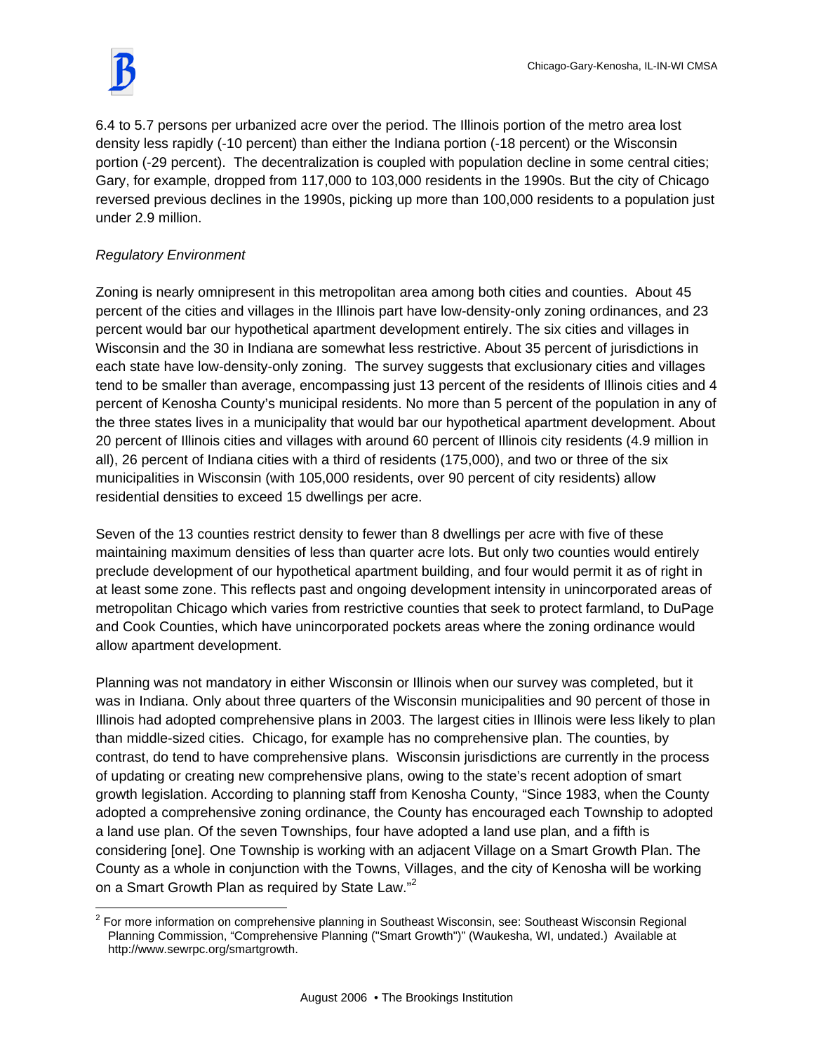6.4 to 5.7 persons per urbanized acre over the period. The Illinois portion of the metro area lost density less rapidly (-10 percent) than either the Indiana portion (-18 percent) or the Wisconsin portion (-29 percent). The decentralization is coupled with population decline in some central cities; Gary, for example, dropped from 117,000 to 103,000 residents in the 1990s. But the city of Chicago reversed previous declines in the 1990s, picking up more than 100,000 residents to a population just under 2.9 million.

*Regulatory Environment*

Zoning is nearly omnipresent in this metropolitan area among both cities and counties. About 45 percent of the cities and villages in the Illinois part have low-density-only zoning ordinances, and 23 percent would bar our hypothetical apartment development entirely. The six cities and villages in Wisconsin and the 30 in Indiana are somewhat less restrictive. About 35 percent of jurisdictions in each state have low-density-only zoning. The survey suggests that exclusionary cities and villages tend to be smaller than average, encompassing just 13 percent of the residents of Illinois cities and 4 percent of Kenosha County's municipal residents. No more than 5 percent of the population in any of the three states lives in a municipality that would bar our hypothetical apartment development. About 20 percent of Illinois cities and villages with around 60 percent of Illinois city residents (4.9 million in all), 26 percent of Indiana cities with a third of residents (175,000), and two or three of the six municipalities in Wisconsin (with 105,000 residents, over 90 percent of city residents) allow residential densities to exceed 15 dwellings per acre.

Seven of the 13 counties restrict density to fewer than 8 dwellings per acre with five of these maintaining maximum densities of less than quarter acre lots. But only two counties would entirely preclude development of our hypothetical apartment building, and four would permit it as of right in at least some zone. This reflects past and ongoing development intensity in unincorporated areas of metropolitan Chicago which varies from restrictive counties that seek to protect farmland, to DuPage and Cook Counties, which have unincorporated pockets areas where the zoning ordinance would allow apartment development.

Planning was not mandatory in either Wisconsin or Illinois when our survey was completed, but it was in Indiana. Only about three quarters of the Wisconsin municipalities and 90 percent of those in Illinois had adopted comprehensive plans in 2003. The largest cities in Illinois were less likely to plan than middle-sized cities. Chicago, for example has no comprehensive plan. The counties, by contrast, do tend to have comprehensive plans. Wisconsin jurisdictions are currently in the process of updating or creating new comprehensive plans, owing to the state's recent adoption of smart growth legislation. According to planning staff from Kenosha County, "Since 1983, when the County adopted a comprehensive zoning ordinance, the County has encouraged each Township to adopted a land use plan. Of the seven Townships, four have adopted a land use plan, and a fifth is considering [one]. One Township is working with an adjacent Village on a Smart Growth Plan. The County as a whole in conjunction with the Towns, Villages, and the city of Kenosha will be working on a Smart Growth Plan as required by State Law."[2]

[2] For more information on comprehensive planning in Southeast Wisconsin, see: Southeast Wisconsin Regional Planning Commission, "Comprehensive Planning ("Smart Growth")" (Waukesha, WI, undated.) Available at http://www.sewrpc.org/smartgrowth.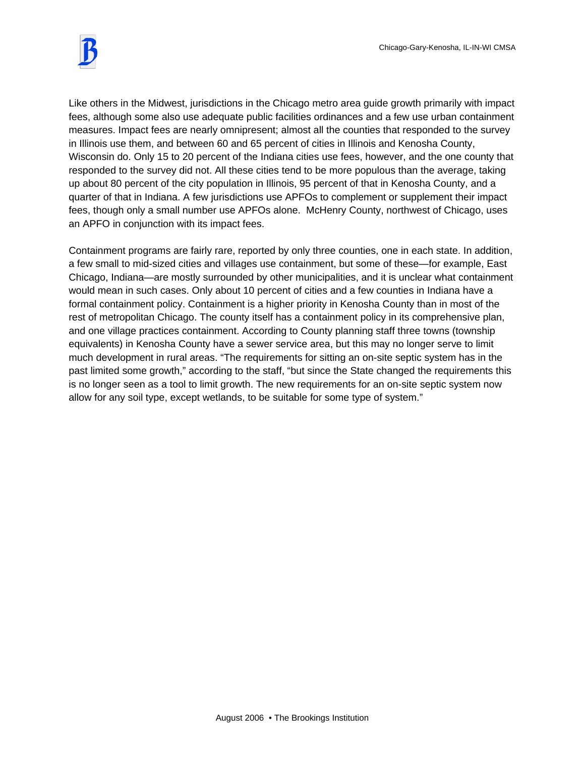Like others in the Midwest, jurisdictions in the Chicago metro area guide growth primarily with impact fees, although some also use adequate public facilities ordinances and a few use urban containment measures. Impact fees are nearly omnipresent; almost all the counties that responded to the survey in Illinois use them, and between 60 and 65 percent of cities in Illinois and Kenosha County, Wisconsin do. Only 15 to 20 percent of the Indiana cities use fees, however, and the one county that responded to the survey did not. All these cities tend to be more populous than the average, taking up about 80 percent of the city population in Illinois, 95 percent of that in Kenosha County, and a quarter of that in Indiana. A few jurisdictions use APFOs to complement or supplement their impact fees, though only a small number use APFOs alone. McHenry County, northwest of Chicago, uses an APFO in conjunction with its impact fees.

Containment programs are fairly rare, reported by only three counties, one in each state. In addition, a few small to mid-sized cities and villages use containment, but some of these—for example, East Chicago, Indiana—are mostly surrounded by other municipalities, and it is unclear what containment would mean in such cases. Only about 10 percent of cities and a few counties in Indiana have a formal containment policy. Containment is a higher priority in Kenosha County than in most of the rest of metropolitan Chicago. The county itself has a containment policy in its comprehensive plan, and one village practices containment. According to County planning staff three towns (township equivalents) in Kenosha County have a sewer service area, but this may no longer serve to limit much development in rural areas. "The requirements for sitting an on-site septic system has in the past limited some growth," according to the staff, "but since the State changed the requirements this is no longer seen as a tool to limit growth. The new requirements for an on-site septic system now allow for any soil type, except wetlands, to be suitable for some type of system."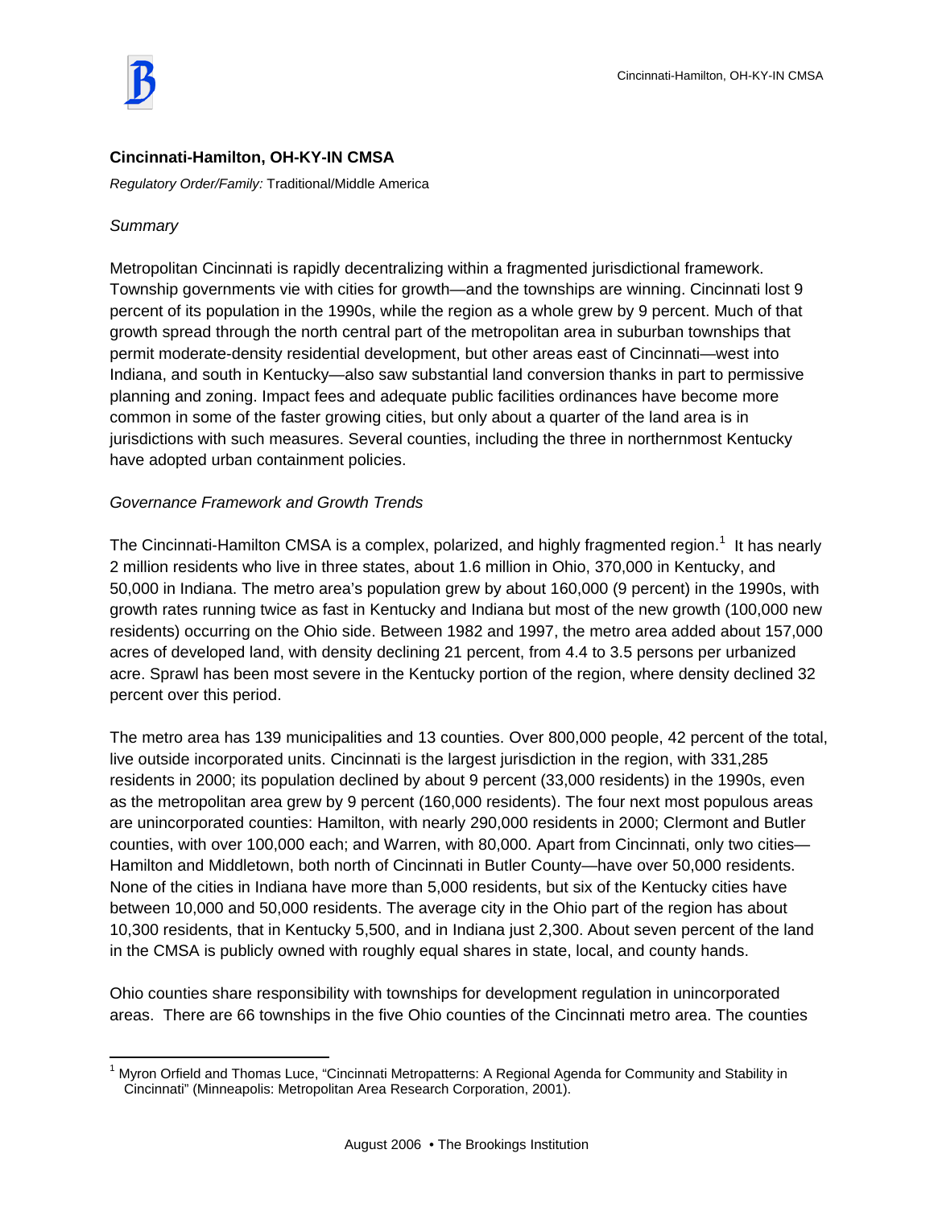**Cincinnati-Hamilton, OH-KY-IN CMSA**

*Regulatory Order/Family:* Traditional/Middle America

*Summary*

Metropolitan Cincinnati is rapidly decentralizing within a fragmented jurisdictional framework. Township governments vie with cities for growth—and the townships are winning. Cincinnati lost 9 percent of its population in the 1990s, while the region as a whole grew by 9 percent. Much of that growth spread through the north central part of the metropolitan area in suburban townships that permit moderate-density residential development, but other areas east of Cincinnati—west into Indiana, and south in Kentucky—also saw substantial land conversion thanks in part to permissive planning and zoning. Impact fees and adequate public facilities ordinances have become more common in some of the faster growing cities, but only about a quarter of the land area is in jurisdictions with such measures. Several counties, including the three in northernmost Kentucky have adopted urban containment policies.

*Governance Framework and Growth Trends*

The Cincinnati-Hamilton CMSA is a complex, polarized, and highly fragmented region.[1] It has nearly 2 million residents who live in three states, about 1.6 million in Ohio, 370,000 in Kentucky, and 50,000 in Indiana. The metro area's population grew by about 160,000 (9 percent) in the 1990s, with growth rates running twice as fast in Kentucky and Indiana but most of the new growth (100,000 new residents) occurring on the Ohio side. Between 1982 and 1997, the metro area added about 157,000 acres of developed land, with density declining 21 percent, from 4.4 to 3.5 persons per urbanized acre. Sprawl has been most severe in the Kentucky portion of the region, where density declined 32 percent over this period.

The metro area has 139 municipalities and 13 counties. Over 800,000 people, 42 percent of the total, live outside incorporated units. Cincinnati is the largest jurisdiction in the region, with 331,285 residents in 2000; its population declined by about 9 percent (33,000 residents) in the 1990s, even as the metropolitan area grew by 9 percent (160,000 residents). The four next most populous areas are unincorporated counties: Hamilton, with nearly 290,000 residents in 2000; Clermont and Butler counties, with over 100,000 each; and Warren, with 80,000. Apart from Cincinnati, only two cities—Hamilton and Middletown, both north of Cincinnati in Butler County—have over 50,000 residents. None of the cities in Indiana have more than 5,000 residents, but six of the Kentucky cities have between 10,000 and 50,000 residents. The average city in the Ohio part of the region has about 10,300 residents, that in Kentucky 5,500, and in Indiana just 2,300. About seven percent of the land in the CMSA is publicly owned with roughly equal shares in state, local, and county hands.

Ohio counties share responsibility with townships for development regulation in unincorporated areas. There are 66 townships in the five Ohio counties of the Cincinnati metro area. The counties

[1] Myron Orfield and Thomas Luce, "Cincinnati Metropatterns: A Regional Agenda for Community and Stability in Cincinnati" (Minneapolis: Metropolitan Area Research Corporation, 2001).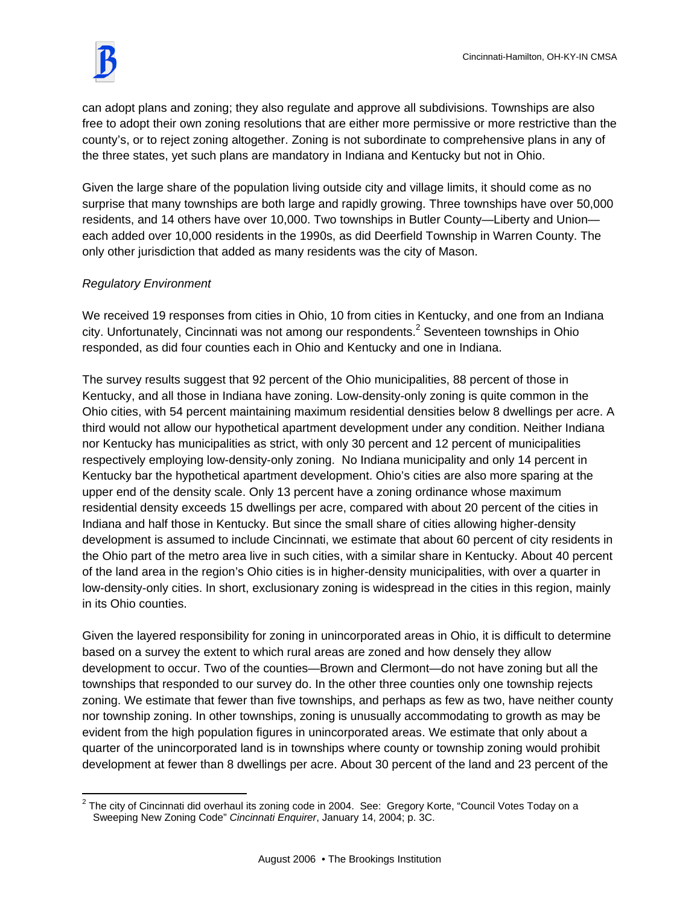can adopt plans and zoning; they also regulate and approve all subdivisions. Townships are also free to adopt their own zoning resolutions that are either more permissive or more restrictive than the county's, or to reject zoning altogether. Zoning is not subordinate to comprehensive plans in any of the three states, yet such plans are mandatory in Indiana and Kentucky but not in Ohio.

Given the large share of the population living outside city and village limits, it should come as no surprise that many townships are both large and rapidly growing. Three townships have over 50,000 residents, and 14 others have over 10,000. Two townships in Butler County—Liberty and Union—each added over 10,000 residents in the 1990s, as did Deerfield Township in Warren County. The only other jurisdiction that added as many residents was the city of Mason.

*Regulatory Environment*

We received 19 responses from cities in Ohio, 10 from cities in Kentucky, and one from an Indiana city. Unfortunately, Cincinnati was not among our respondents.[2] Seventeen townships in Ohio responded, as did four counties each in Ohio and Kentucky and one in Indiana.

The survey results suggest that 92 percent of the Ohio municipalities, 88 percent of those in Kentucky, and all those in Indiana have zoning. Low-density-only zoning is quite common in the Ohio cities, with 54 percent maintaining maximum residential densities below 8 dwellings per acre. A third would not allow our hypothetical apartment development under any condition. Neither Indiana nor Kentucky has municipalities as strict, with only 30 percent and 12 percent of municipalities respectively employing low-density-only zoning. No Indiana municipality and only 14 percent in Kentucky bar the hypothetical apartment development. Ohio's cities are also more sparing at the upper end of the density scale. Only 13 percent have a zoning ordinance whose maximum residential density exceeds 15 dwellings per acre, compared with about 20 percent of the cities in Indiana and half those in Kentucky. But since the small share of cities allowing higher-density development is assumed to include Cincinnati, we estimate that about 60 percent of city residents in the Ohio part of the metro area live in such cities, with a similar share in Kentucky. About 40 percent of the land area in the region's Ohio cities is in higher-density municipalities, with over a quarter in low-density-only cities. In short, exclusionary zoning is widespread in the cities in this region, mainly in its Ohio counties.

Given the layered responsibility for zoning in unincorporated areas in Ohio, it is difficult to determine based on a survey the extent to which rural areas are zoned and how densely they allow development to occur. Two of the counties—Brown and Clermont—do not have zoning but all the townships that responded to our survey do. In the other three counties only one township rejects zoning. We estimate that fewer than five townships, and perhaps as few as two, have neither county nor township zoning. In other townships, zoning is unusually accommodating to growth as may be evident from the high population figures in unincorporated areas. We estimate that only about a quarter of the unincorporated land is in townships where county or township zoning would prohibit development at fewer than 8 dwellings per acre. About 30 percent of the land and 23 percent of the

[2] The city of Cincinnati did overhaul its zoning code in 2004. See: Gregory Korte, "Council Votes Today on a Sweeping New Zoning Code" *Cincinnati Enquirer*, January 14, 2004; p. 3C.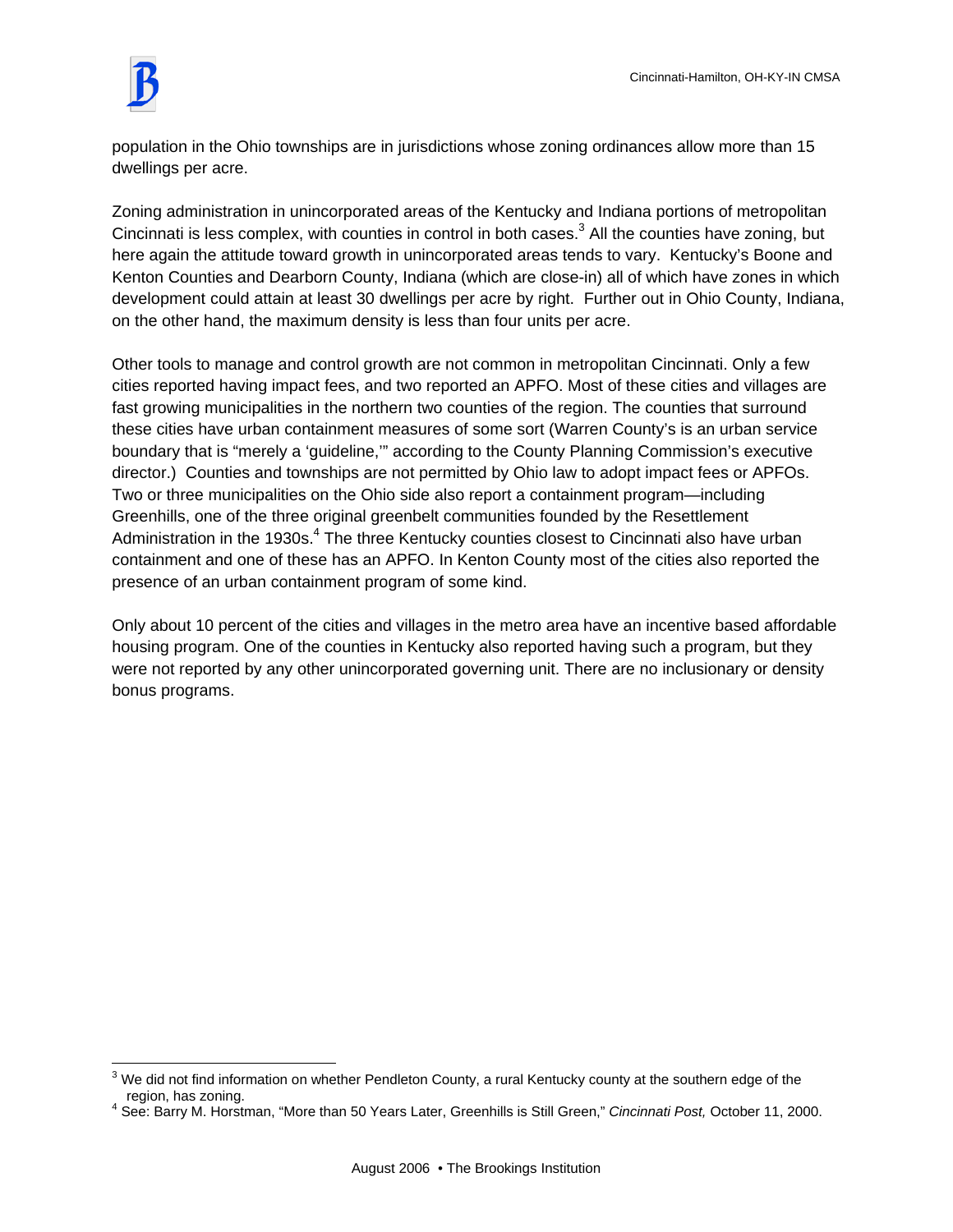population in the Ohio townships are in jurisdictions whose zoning ordinances allow more than 15 dwellings per acre.

Zoning administration in unincorporated areas of the Kentucky and Indiana portions of metropolitan Cincinnati is less complex, with counties in control in both cases.[3] All the counties have zoning, but here again the attitude toward growth in unincorporated areas tends to vary. Kentucky's Boone and Kenton Counties and Dearborn County, Indiana (which are close-in) all of which have zones in which development could attain at least 30 dwellings per acre by right. Further out in Ohio County, Indiana, on the other hand, the maximum density is less than four units per acre.

Other tools to manage and control growth are not common in metropolitan Cincinnati. Only a few cities reported having impact fees, and two reported an APFO. Most of these cities and villages are fast growing municipalities in the northern two counties of the region. The counties that surround these cities have urban containment measures of some sort (Warren County's is an urban service boundary that is "merely a 'guideline,'" according to the County Planning Commission's executive director.) Counties and townships are not permitted by Ohio law to adopt impact fees or APFOs. Two or three municipalities on the Ohio side also report a containment program—including Greenhills, one of the three original greenbelt communities founded by the Resettlement Administration in the 1930s.[4] The three Kentucky counties closest to Cincinnati also have urban containment and one of these has an APFO. In Kenton County most of the cities also reported the presence of an urban containment program of some kind.

Only about 10 percent of the cities and villages in the metro area have an incentive based affordable housing program. One of the counties in Kentucky also reported having such a program, but they were not reported by any other unincorporated governing unit. There are no inclusionary or density bonus programs.

---

[3] We did not find information on whether Pendleton County, a rural Kentucky county at the southern edge of the region, has zoning.

[4] See: Barry M. Horstman, "More than 50 Years Later, Greenhills is Still Green," *Cincinnati Post,* October 11, 2000.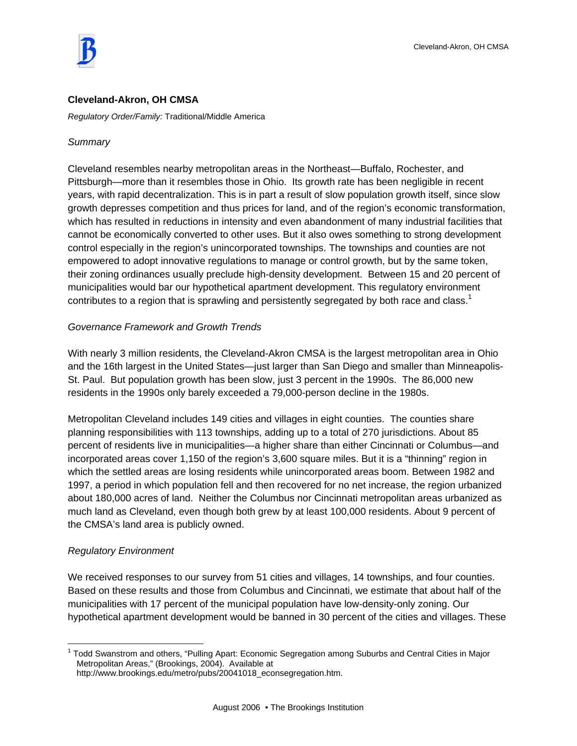## Cleveland-Akron, OH CMSA

*Regulatory Order/Family:* Traditional/Middle America

*Summary*

Cleveland resembles nearby metropolitan areas in the Northeast—Buffalo, Rochester, and Pittsburgh—more than it resembles those in Ohio. Its growth rate has been negligible in recent years, with rapid decentralization. This is in part a result of slow population growth itself, since slow growth depresses competition and thus prices for land, and of the region's economic transformation, which has resulted in reductions in intensity and even abandonment of many industrial facilities that cannot be economically converted to other uses. But it also owes something to strong development control especially in the region's unincorporated townships. The townships and counties are not empowered to adopt innovative regulations to manage or control growth, but by the same token, their zoning ordinances usually preclude high-density development. Between 15 and 20 percent of municipalities would bar our hypothetical apartment development. This regulatory environment contributes to a region that is sprawling and persistently segregated by both race and class.[1]

*Governance Framework and Growth Trends*

With nearly 3 million residents, the Cleveland-Akron CMSA is the largest metropolitan area in Ohio and the 16th largest in the United States—just larger than San Diego and smaller than Minneapolis-St. Paul. But population growth has been slow, just 3 percent in the 1990s. The 86,000 new residents in the 1990s only barely exceeded a 79,000-person decline in the 1980s.

Metropolitan Cleveland includes 149 cities and villages in eight counties. The counties share planning responsibilities with 113 townships, adding up to a total of 270 jurisdictions. About 85 percent of residents live in municipalities—a higher share than either Cincinnati or Columbus—and incorporated areas cover 1,150 of the region's 3,600 square miles. But it is a "thinning" region in which the settled areas are losing residents while unincorporated areas boom. Between 1982 and 1997, a period in which population fell and then recovered for no net increase, the region urbanized about 180,000 acres of land. Neither the Columbus nor Cincinnati metropolitan areas urbanized as much land as Cleveland, even though both grew by at least 100,000 residents. About 9 percent of the CMSA's land area is publicly owned.

*Regulatory Environment*

We received responses to our survey from 51 cities and villages, 14 townships, and four counties. Based on these results and those from Columbus and Cincinnati, we estimate that about half of the municipalities with 17 percent of the municipal population have low-density-only zoning. Our hypothetical apartment development would be banned in 30 percent of the cities and villages. These

---

[1] Todd Swanstrom and others, "Pulling Apart: Economic Segregation among Suburbs and Central Cities in Major Metropolitan Areas," (Brookings, 2004). Available at http://www.brookings.edu/metro/pubs/20041018_econsegregation.htm.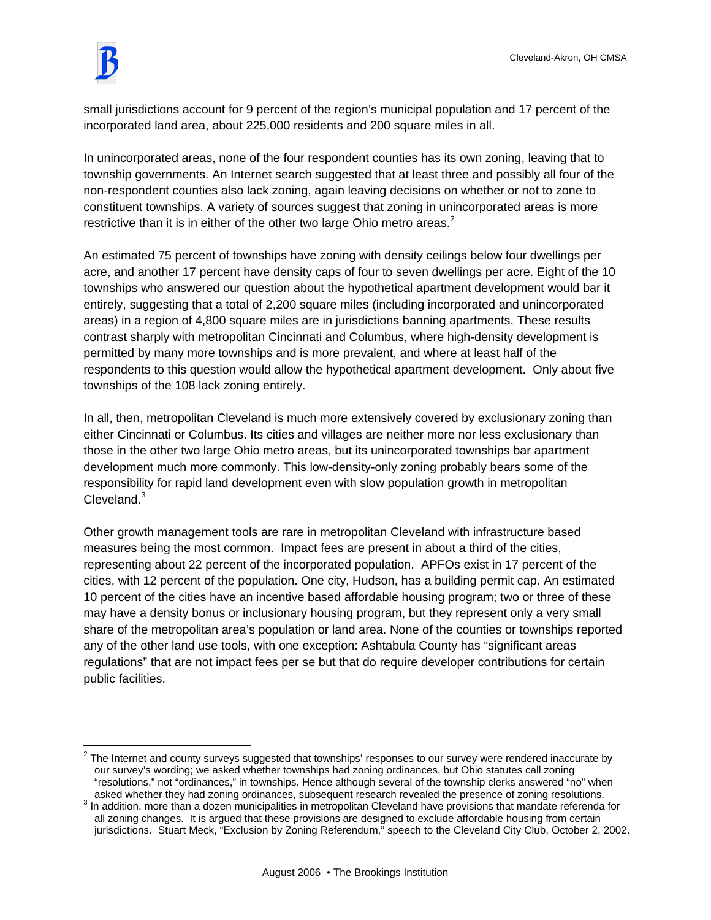small jurisdictions account for 9 percent of the region's municipal population and 17 percent of the incorporated land area, about 225,000 residents and 200 square miles in all.

In unincorporated areas, none of the four respondent counties has its own zoning, leaving that to township governments. An Internet search suggested that at least three and possibly all four of the non-respondent counties also lack zoning, again leaving decisions on whether or not to zone to constituent townships. A variety of sources suggest that zoning in unincorporated areas is more restrictive than it is in either of the other two large Ohio metro areas.[2]

An estimated 75 percent of townships have zoning with density ceilings below four dwellings per acre, and another 17 percent have density caps of four to seven dwellings per acre. Eight of the 10 townships who answered our question about the hypothetical apartment development would bar it entirely, suggesting that a total of 2,200 square miles (including incorporated and unincorporated areas) in a region of 4,800 square miles are in jurisdictions banning apartments. These results contrast sharply with metropolitan Cincinnati and Columbus, where high-density development is permitted by many more townships and is more prevalent, and where at least half of the respondents to this question would allow the hypothetical apartment development. Only about five townships of the 108 lack zoning entirely.

In all, then, metropolitan Cleveland is much more extensively covered by exclusionary zoning than either Cincinnati or Columbus. Its cities and villages are neither more nor less exclusionary than those in the other two large Ohio metro areas, but its unincorporated townships bar apartment development much more commonly. This low-density-only zoning probably bears some of the responsibility for rapid land development even with slow population growth in metropolitan Cleveland.[3]

Other growth management tools are rare in metropolitan Cleveland with infrastructure based measures being the most common. Impact fees are present in about a third of the cities, representing about 22 percent of the incorporated population. APFOs exist in 17 percent of the cities, with 12 percent of the population. One city, Hudson, has a building permit cap. An estimated 10 percent of the cities have an incentive based affordable housing program; two or three of these may have a density bonus or inclusionary housing program, but they represent only a very small share of the metropolitan area's population or land area. None of the counties or townships reported any of the other land use tools, with one exception: Ashtabula County has "significant areas regulations" that are not impact fees per se but that do require developer contributions for certain public facilities.

---

[2] The Internet and county surveys suggested that townships' responses to our survey were rendered inaccurate by our survey's wording; we asked whether townships had zoning ordinances, but Ohio statutes call zoning "resolutions," not "ordinances," in townships. Hence although several of the township clerks answered "no" when asked whether they had zoning ordinances, subsequent research revealed the presence of zoning resolutions.

[3] In addition, more than a dozen municipalities in metropolitan Cleveland have provisions that mandate referenda for all zoning changes. It is argued that these provisions are designed to exclude affordable housing from certain jurisdictions. Stuart Meck, "Exclusion by Zoning Referendum," speech to the Cleveland City Club, October 2, 2002.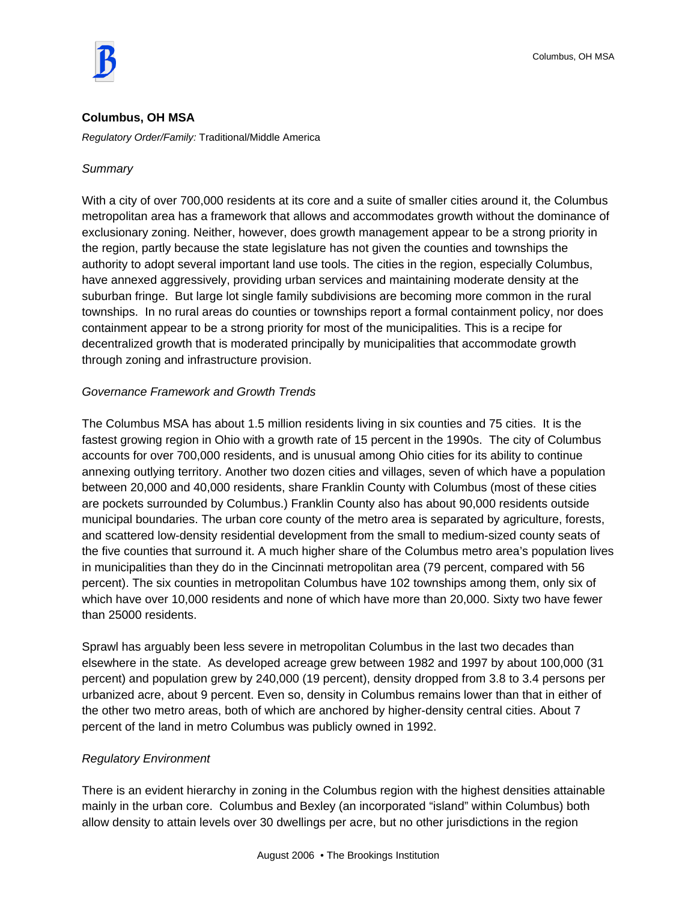## Columbus, OH MSA

*Regulatory Order/Family:* Traditional/Middle America

*Summary*

With a city of over 700,000 residents at its core and a suite of smaller cities around it, the Columbus metropolitan area has a framework that allows and accommodates growth without the dominance of exclusionary zoning. Neither, however, does growth management appear to be a strong priority in the region, partly because the state legislature has not given the counties and townships the authority to adopt several important land use tools. The cities in the region, especially Columbus, have annexed aggressively, providing urban services and maintaining moderate density at the suburban fringe. But large lot single family subdivisions are becoming more common in the rural townships. In no rural areas do counties or townships report a formal containment policy, nor does containment appear to be a strong priority for most of the municipalities. This is a recipe for decentralized growth that is moderated principally by municipalities that accommodate growth through zoning and infrastructure provision.

*Governance Framework and Growth Trends*

The Columbus MSA has about 1.5 million residents living in six counties and 75 cities. It is the fastest growing region in Ohio with a growth rate of 15 percent in the 1990s. The city of Columbus accounts for over 700,000 residents, and is unusual among Ohio cities for its ability to continue annexing outlying territory. Another two dozen cities and villages, seven of which have a population between 20,000 and 40,000 residents, share Franklin County with Columbus (most of these cities are pockets surrounded by Columbus.) Franklin County also has about 90,000 residents outside municipal boundaries. The urban core county of the metro area is separated by agriculture, forests, and scattered low-density residential development from the small to medium-sized county seats of the five counties that surround it. A much higher share of the Columbus metro area's population lives in municipalities than they do in the Cincinnati metropolitan area (79 percent, compared with 56 percent). The six counties in metropolitan Columbus have 102 townships among them, only six of which have over 10,000 residents and none of which have more than 20,000. Sixty two have fewer than 25000 residents.

Sprawl has arguably been less severe in metropolitan Columbus in the last two decades than elsewhere in the state. As developed acreage grew between 1982 and 1997 by about 100,000 (31 percent) and population grew by 240,000 (19 percent), density dropped from 3.8 to 3.4 persons per urbanized acre, about 9 percent. Even so, density in Columbus remains lower than that in either of the other two metro areas, both of which are anchored by higher-density central cities. About 7 percent of the land in metro Columbus was publicly owned in 1992.

*Regulatory Environment*

There is an evident hierarchy in zoning in the Columbus region with the highest densities attainable mainly in the urban core. Columbus and Bexley (an incorporated "island" within Columbus) both allow density to attain levels over 30 dwellings per acre, but no other jurisdictions in the region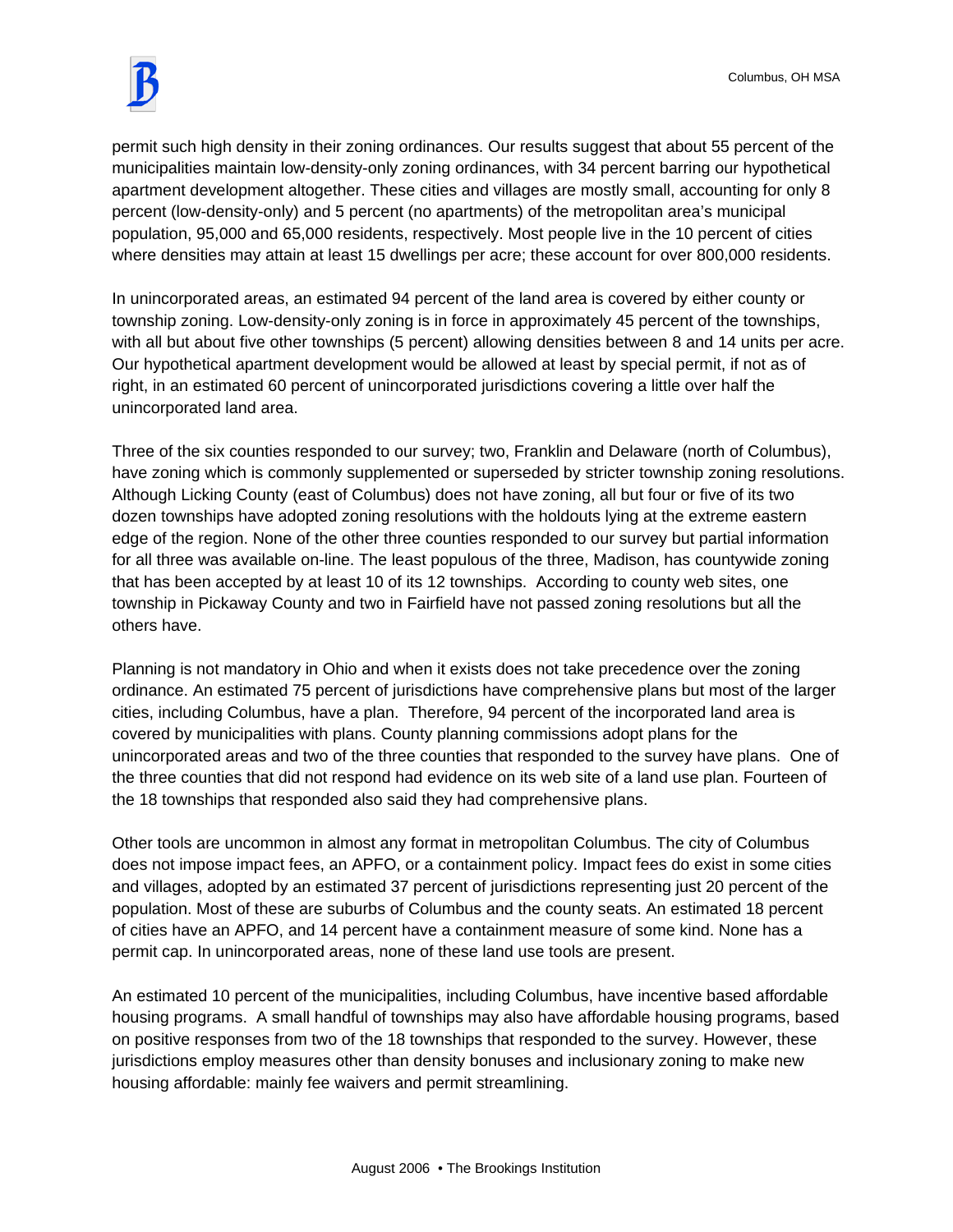permit such high density in their zoning ordinances. Our results suggest that about 55 percent of the municipalities maintain low-density-only zoning ordinances, with 34 percent barring our hypothetical apartment development altogether. These cities and villages are mostly small, accounting for only 8 percent (low-density-only) and 5 percent (no apartments) of the metropolitan area's municipal population, 95,000 and 65,000 residents, respectively. Most people live in the 10 percent of cities where densities may attain at least 15 dwellings per acre; these account for over 800,000 residents.

In unincorporated areas, an estimated 94 percent of the land area is covered by either county or township zoning. Low-density-only zoning is in force in approximately 45 percent of the townships, with all but about five other townships (5 percent) allowing densities between 8 and 14 units per acre. Our hypothetical apartment development would be allowed at least by special permit, if not as of right, in an estimated 60 percent of unincorporated jurisdictions covering a little over half the unincorporated land area.

Three of the six counties responded to our survey; two, Franklin and Delaware (north of Columbus), have zoning which is commonly supplemented or superseded by stricter township zoning resolutions. Although Licking County (east of Columbus) does not have zoning, all but four or five of its two dozen townships have adopted zoning resolutions with the holdouts lying at the extreme eastern edge of the region. None of the other three counties responded to our survey but partial information for all three was available on-line. The least populous of the three, Madison, has countywide zoning that has been accepted by at least 10 of its 12 townships. According to county web sites, one township in Pickaway County and two in Fairfield have not passed zoning resolutions but all the others have.

Planning is not mandatory in Ohio and when it exists does not take precedence over the zoning ordinance. An estimated 75 percent of jurisdictions have comprehensive plans but most of the larger cities, including Columbus, have a plan. Therefore, 94 percent of the incorporated land area is covered by municipalities with plans. County planning commissions adopt plans for the unincorporated areas and two of the three counties that responded to the survey have plans. One of the three counties that did not respond had evidence on its web site of a land use plan. Fourteen of the 18 townships that responded also said they had comprehensive plans.

Other tools are uncommon in almost any format in metropolitan Columbus. The city of Columbus does not impose impact fees, an APFO, or a containment policy. Impact fees do exist in some cities and villages, adopted by an estimated 37 percent of jurisdictions representing just 20 percent of the population. Most of these are suburbs of Columbus and the county seats. An estimated 18 percent of cities have an APFO, and 14 percent have a containment measure of some kind. None has a permit cap. In unincorporated areas, none of these land use tools are present.

An estimated 10 percent of the municipalities, including Columbus, have incentive based affordable housing programs. A small handful of townships may also have affordable housing programs, based on positive responses from two of the 18 townships that responded to the survey. However, these jurisdictions employ measures other than density bonuses and inclusionary zoning to make new housing affordable: mainly fee waivers and permit streamlining.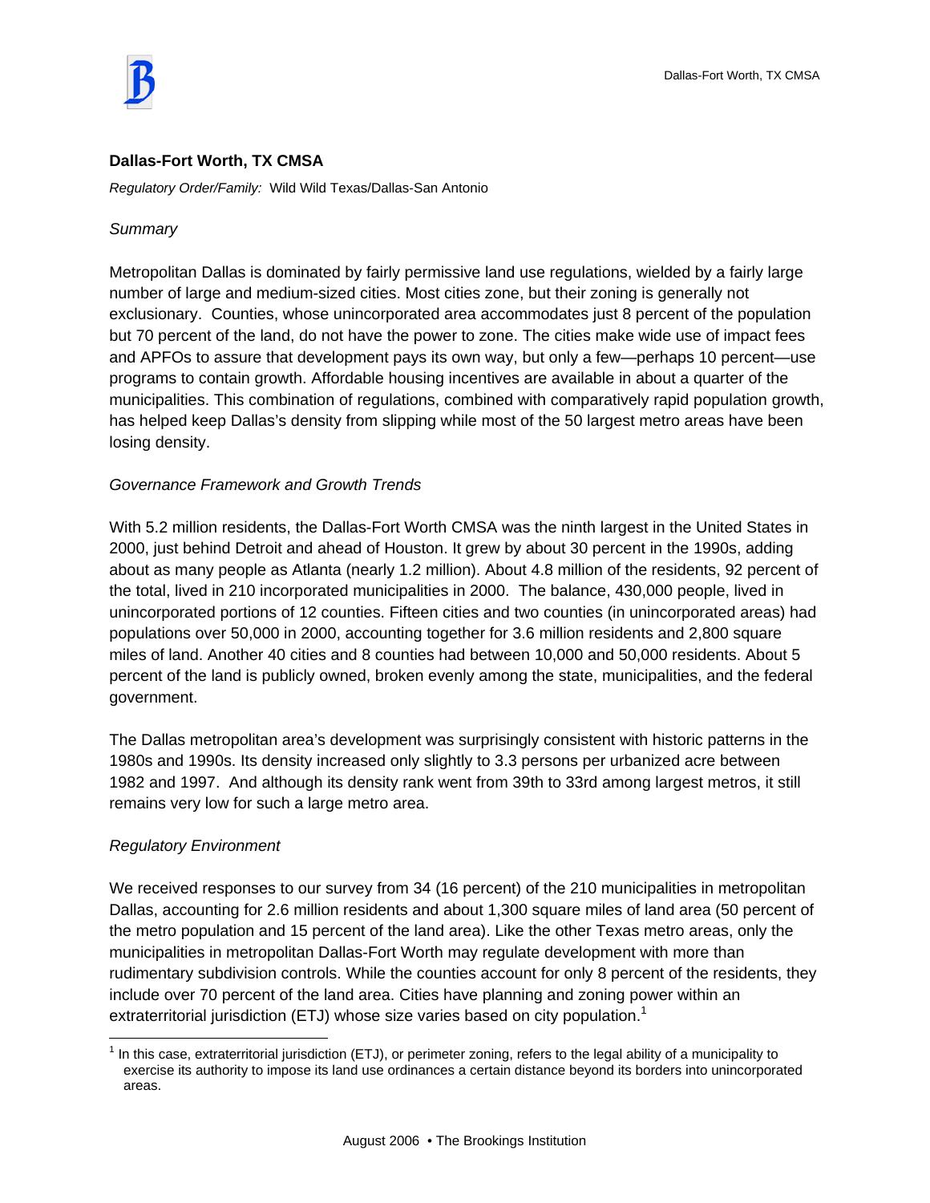## Dallas-Fort Worth, TX CMSA

*Regulatory Order/Family:* Wild Wild Texas/Dallas-San Antonio

### *Summary*

Metropolitan Dallas is dominated by fairly permissive land use regulations, wielded by a fairly large number of large and medium-sized cities. Most cities zone, but their zoning is generally not exclusionary. Counties, whose unincorporated area accommodates just 8 percent of the population but 70 percent of the land, do not have the power to zone. The cities make wide use of impact fees and APFOs to assure that development pays its own way, but only a few—perhaps 10 percent—use programs to contain growth. Affordable housing incentives are available in about a quarter of the municipalities. This combination of regulations, combined with comparatively rapid population growth, has helped keep Dallas's density from slipping while most of the 50 largest metro areas have been losing density.

### *Governance Framework and Growth Trends*

With 5.2 million residents, the Dallas-Fort Worth CMSA was the ninth largest in the United States in 2000, just behind Detroit and ahead of Houston. It grew by about 30 percent in the 1990s, adding about as many people as Atlanta (nearly 1.2 million). About 4.8 million of the residents, 92 percent of the total, lived in 210 incorporated municipalities in 2000. The balance, 430,000 people, lived in unincorporated portions of 12 counties. Fifteen cities and two counties (in unincorporated areas) had populations over 50,000 in 2000, accounting together for 3.6 million residents and 2,800 square miles of land. Another 40 cities and 8 counties had between 10,000 and 50,000 residents. About 5 percent of the land is publicly owned, broken evenly among the state, municipalities, and the federal government.

The Dallas metropolitan area's development was surprisingly consistent with historic patterns in the 1980s and 1990s. Its density increased only slightly to 3.3 persons per urbanized acre between 1982 and 1997. And although its density rank went from 39th to 33rd among largest metros, it still remains very low for such a large metro area.

### *Regulatory Environment*

We received responses to our survey from 34 (16 percent) of the 210 municipalities in metropolitan Dallas, accounting for 2.6 million residents and about 1,300 square miles of land area (50 percent of the metro population and 15 percent of the land area). Like the other Texas metro areas, only the municipalities in metropolitan Dallas-Fort Worth may regulate development with more than rudimentary subdivision controls. While the counties account for only 8 percent of the residents, they include over 70 percent of the land area. Cities have planning and zoning power within an extraterritorial jurisdiction (ETJ) whose size varies based on city population.[1]

[1] In this case, extraterritorial jurisdiction (ETJ), or perimeter zoning, refers to the legal ability of a municipality to exercise its authority to impose its land use ordinances a certain distance beyond its borders into unincorporated areas.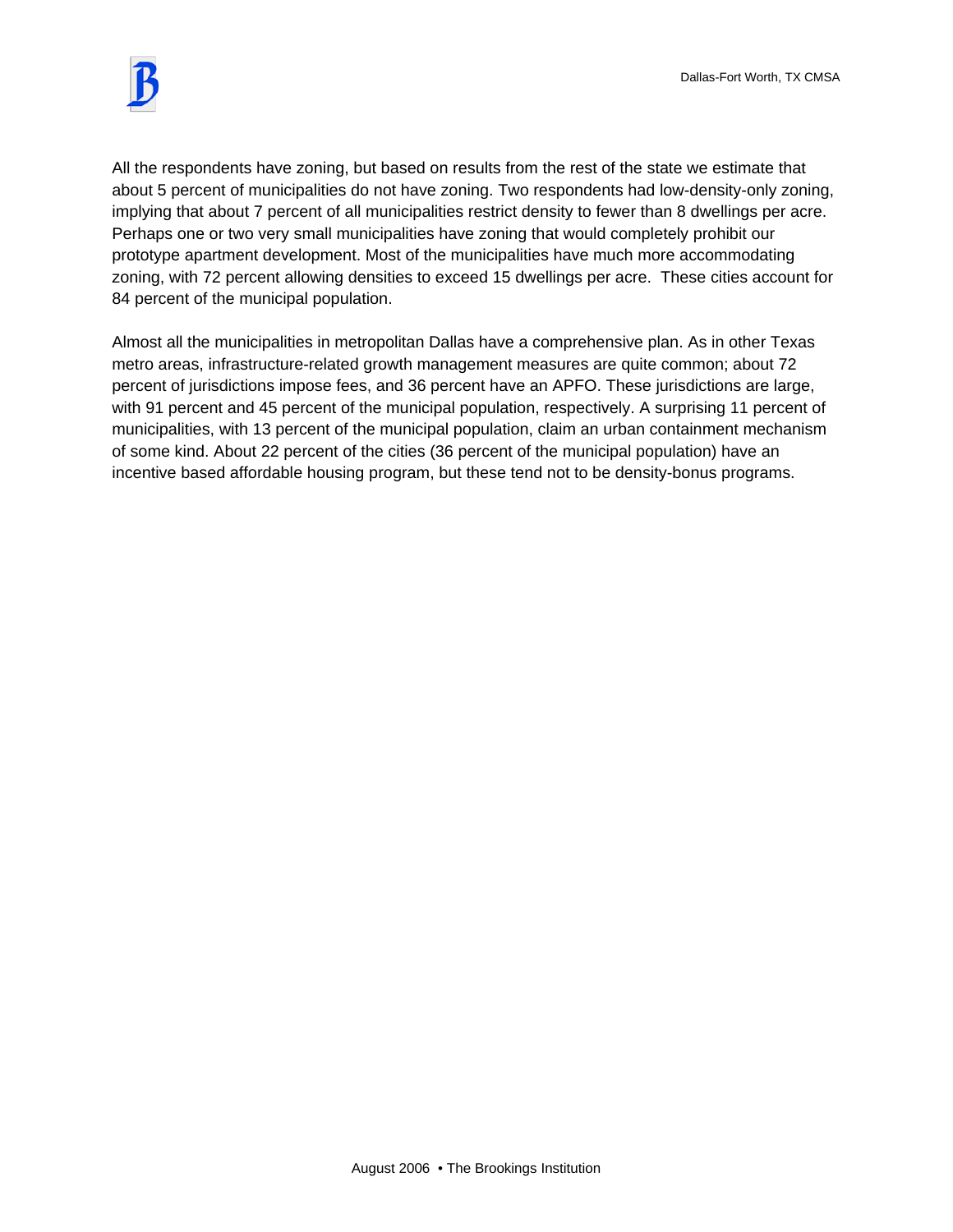All the respondents have zoning, but based on results from the rest of the state we estimate that about 5 percent of municipalities do not have zoning. Two respondents had low-density-only zoning, implying that about 7 percent of all municipalities restrict density to fewer than 8 dwellings per acre. Perhaps one or two very small municipalities have zoning that would completely prohibit our prototype apartment development. Most of the municipalities have much more accommodating zoning, with 72 percent allowing densities to exceed 15 dwellings per acre. These cities account for 84 percent of the municipal population.

Almost all the municipalities in metropolitan Dallas have a comprehensive plan. As in other Texas metro areas, infrastructure-related growth management measures are quite common; about 72 percent of jurisdictions impose fees, and 36 percent have an APFO. These jurisdictions are large, with 91 percent and 45 percent of the municipal population, respectively. A surprising 11 percent of municipalities, with 13 percent of the municipal population, claim an urban containment mechanism of some kind. About 22 percent of the cities (36 percent of the municipal population) have an incentive based affordable housing program, but these tend not to be density-bonus programs.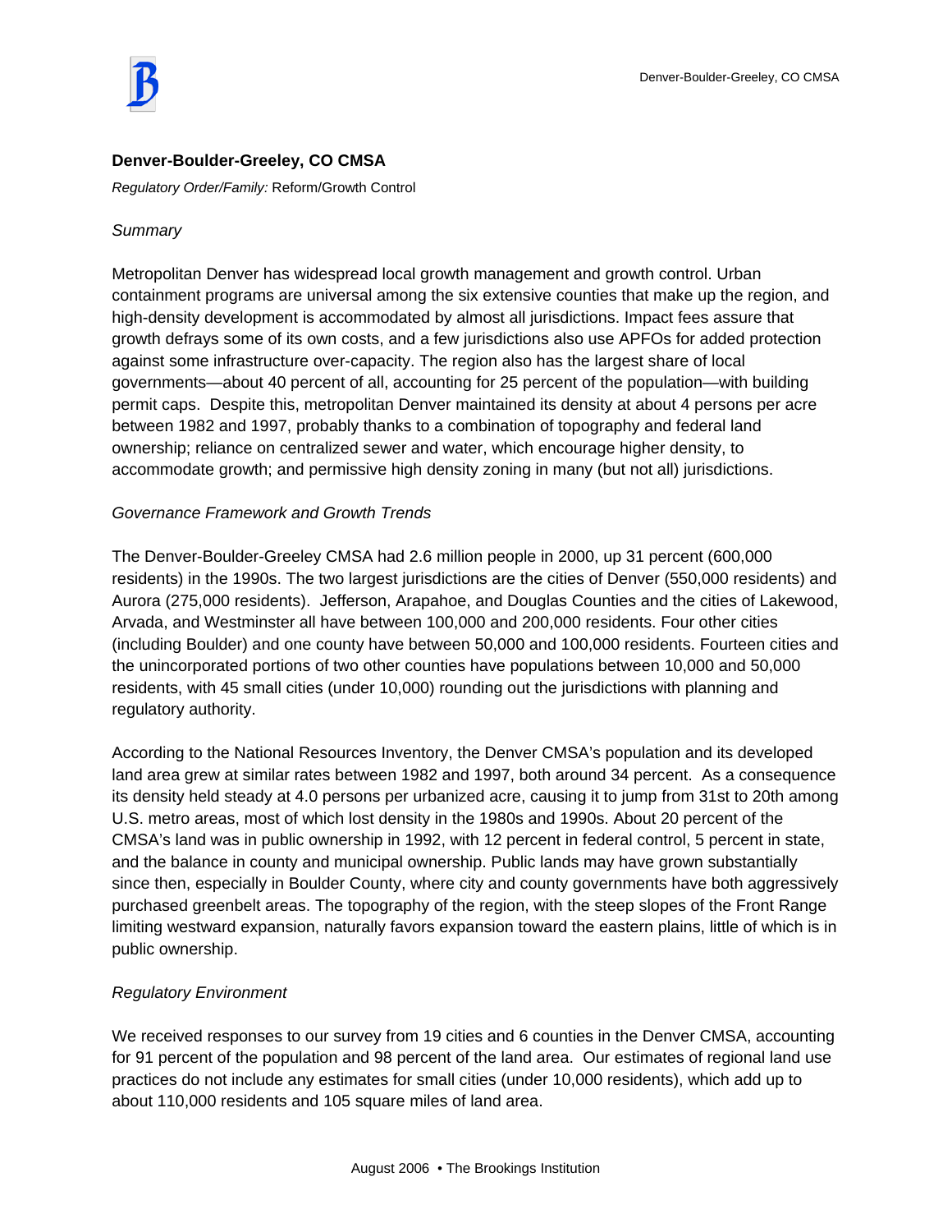## Denver-Boulder-Greeley, CO CMSA

*Regulatory Order/Family:* Reform/Growth Control

*Summary*

Metropolitan Denver has widespread local growth management and growth control. Urban containment programs are universal among the six extensive counties that make up the region, and high-density development is accommodated by almost all jurisdictions. Impact fees assure that growth defrays some of its own costs, and a few jurisdictions also use APFOs for added protection against some infrastructure over-capacity. The region also has the largest share of local governments—about 40 percent of all, accounting for 25 percent of the population—with building permit caps. Despite this, metropolitan Denver maintained its density at about 4 persons per acre between 1982 and 1997, probably thanks to a combination of topography and federal land ownership; reliance on centralized sewer and water, which encourage higher density, to accommodate growth; and permissive high density zoning in many (but not all) jurisdictions.

*Governance Framework and Growth Trends*

The Denver-Boulder-Greeley CMSA had 2.6 million people in 2000, up 31 percent (600,000 residents) in the 1990s. The two largest jurisdictions are the cities of Denver (550,000 residents) and Aurora (275,000 residents). Jefferson, Arapahoe, and Douglas Counties and the cities of Lakewood, Arvada, and Westminster all have between 100,000 and 200,000 residents. Four other cities (including Boulder) and one county have between 50,000 and 100,000 residents. Fourteen cities and the unincorporated portions of two other counties have populations between 10,000 and 50,000 residents, with 45 small cities (under 10,000) rounding out the jurisdictions with planning and regulatory authority.

According to the National Resources Inventory, the Denver CMSA's population and its developed land area grew at similar rates between 1982 and 1997, both around 34 percent. As a consequence its density held steady at 4.0 persons per urbanized acre, causing it to jump from 31st to 20th among U.S. metro areas, most of which lost density in the 1980s and 1990s. About 20 percent of the CMSA's land was in public ownership in 1992, with 12 percent in federal control, 5 percent in state, and the balance in county and municipal ownership. Public lands may have grown substantially since then, especially in Boulder County, where city and county governments have both aggressively purchased greenbelt areas. The topography of the region, with the steep slopes of the Front Range limiting westward expansion, naturally favors expansion toward the eastern plains, little of which is in public ownership.

*Regulatory Environment*

We received responses to our survey from 19 cities and 6 counties in the Denver CMSA, accounting for 91 percent of the population and 98 percent of the land area. Our estimates of regional land use practices do not include any estimates for small cities (under 10,000 residents), which add up to about 110,000 residents and 105 square miles of land area.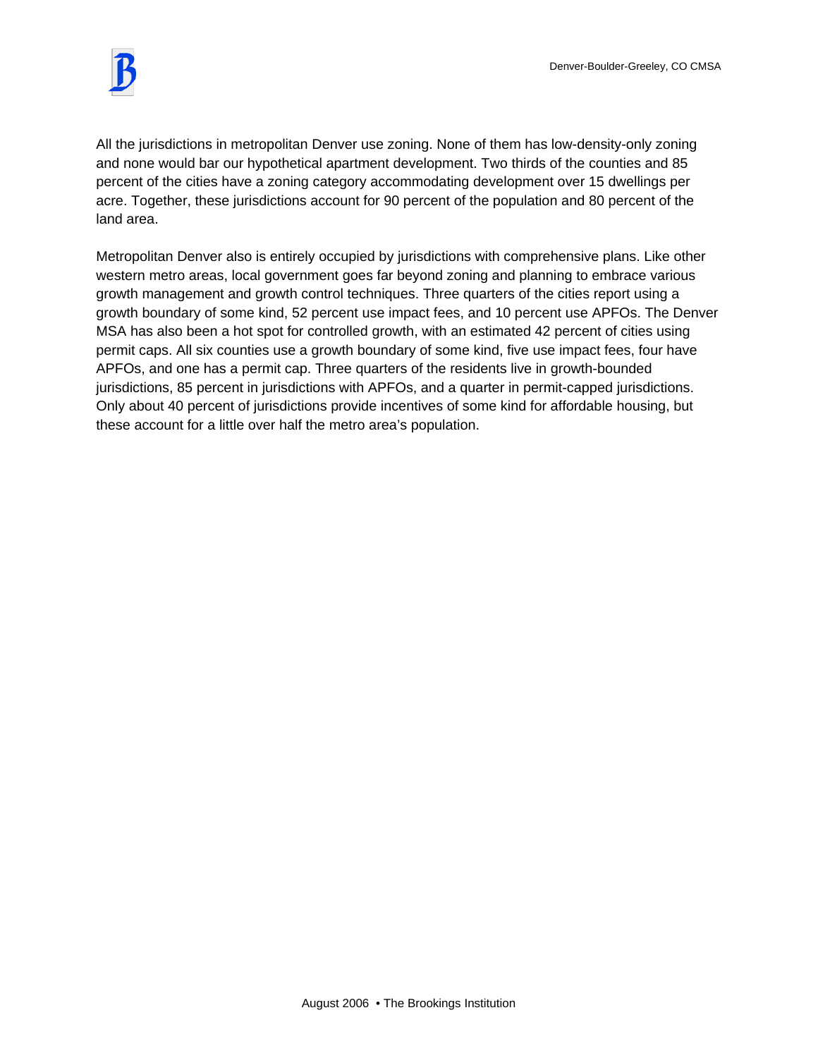All the jurisdictions in metropolitan Denver use zoning. None of them has low-density-only zoning and none would bar our hypothetical apartment development. Two thirds of the counties and 85 percent of the cities have a zoning category accommodating development over 15 dwellings per acre. Together, these jurisdictions account for 90 percent of the population and 80 percent of the land area.

Metropolitan Denver also is entirely occupied by jurisdictions with comprehensive plans. Like other western metro areas, local government goes far beyond zoning and planning to embrace various growth management and growth control techniques. Three quarters of the cities report using a growth boundary of some kind, 52 percent use impact fees, and 10 percent use APFOs. The Denver MSA has also been a hot spot for controlled growth, with an estimated 42 percent of cities using permit caps. All six counties use a growth boundary of some kind, five use impact fees, four have APFOs, and one has a permit cap. Three quarters of the residents live in growth-bounded jurisdictions, 85 percent in jurisdictions with APFOs, and a quarter in permit-capped jurisdictions. Only about 40 percent of jurisdictions provide incentives of some kind for affordable housing, but these account for a little over half the metro area's population.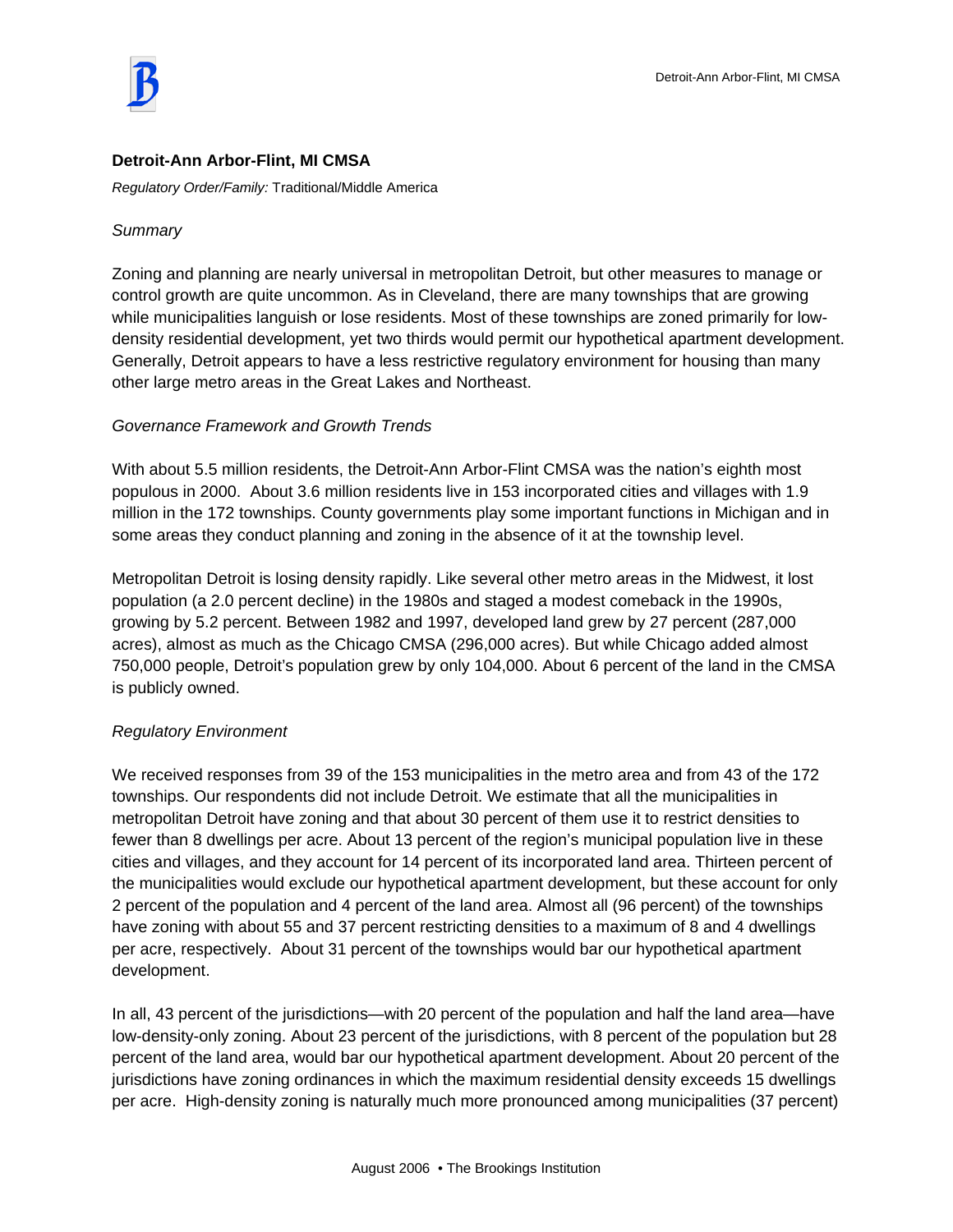## Detroit-Ann Arbor-Flint, MI CMSA

*Regulatory Order/Family:* Traditional/Middle America

*Summary*

Zoning and planning are nearly universal in metropolitan Detroit, but other measures to manage or control growth are quite uncommon. As in Cleveland, there are many townships that are growing while municipalities languish or lose residents. Most of these townships are zoned primarily for low-density residential development, yet two thirds would permit our hypothetical apartment development. Generally, Detroit appears to have a less restrictive regulatory environment for housing than many other large metro areas in the Great Lakes and Northeast.

*Governance Framework and Growth Trends*

With about 5.5 million residents, the Detroit-Ann Arbor-Flint CMSA was the nation's eighth most populous in 2000. About 3.6 million residents live in 153 incorporated cities and villages with 1.9 million in the 172 townships. County governments play some important functions in Michigan and in some areas they conduct planning and zoning in the absence of it at the township level.

Metropolitan Detroit is losing density rapidly. Like several other metro areas in the Midwest, it lost population (a 2.0 percent decline) in the 1980s and staged a modest comeback in the 1990s, growing by 5.2 percent. Between 1982 and 1997, developed land grew by 27 percent (287,000 acres), almost as much as the Chicago CMSA (296,000 acres). But while Chicago added almost 750,000 people, Detroit's population grew by only 104,000. About 6 percent of the land in the CMSA is publicly owned.

*Regulatory Environment*

We received responses from 39 of the 153 municipalities in the metro area and from 43 of the 172 townships. Our respondents did not include Detroit. We estimate that all the municipalities in metropolitan Detroit have zoning and that about 30 percent of them use it to restrict densities to fewer than 8 dwellings per acre. About 13 percent of the region's municipal population live in these cities and villages, and they account for 14 percent of its incorporated land area. Thirteen percent of the municipalities would exclude our hypothetical apartment development, but these account for only 2 percent of the population and 4 percent of the land area. Almost all (96 percent) of the townships have zoning with about 55 and 37 percent restricting densities to a maximum of 8 and 4 dwellings per acre, respectively. About 31 percent of the townships would bar our hypothetical apartment development.

In all, 43 percent of the jurisdictions—with 20 percent of the population and half the land area—have low-density-only zoning. About 23 percent of the jurisdictions, with 8 percent of the population but 28 percent of the land area, would bar our hypothetical apartment development. About 20 percent of the jurisdictions have zoning ordinances in which the maximum residential density exceeds 15 dwellings per acre. High-density zoning is naturally much more pronounced among municipalities (37 percent)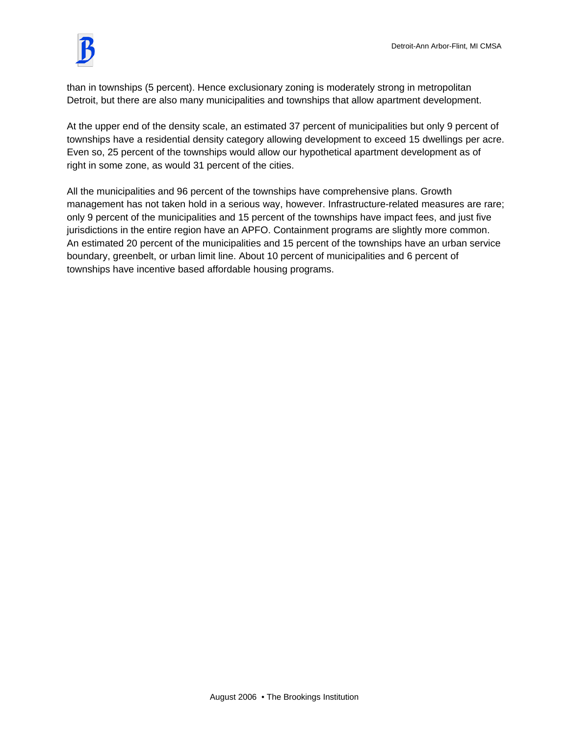than in townships (5 percent). Hence exclusionary zoning is moderately strong in metropolitan Detroit, but there are also many municipalities and townships that allow apartment development.

At the upper end of the density scale, an estimated 37 percent of municipalities but only 9 percent of townships have a residential density category allowing development to exceed 15 dwellings per acre. Even so, 25 percent of the townships would allow our hypothetical apartment development as of right in some zone, as would 31 percent of the cities.

All the municipalities and 96 percent of the townships have comprehensive plans. Growth management has not taken hold in a serious way, however. Infrastructure-related measures are rare; only 9 percent of the municipalities and 15 percent of the townships have impact fees, and just five jurisdictions in the entire region have an APFO. Containment programs are slightly more common. An estimated 20 percent of the municipalities and 15 percent of the townships have an urban service boundary, greenbelt, or urban limit line. About 10 percent of municipalities and 6 percent of townships have incentive based affordable housing programs.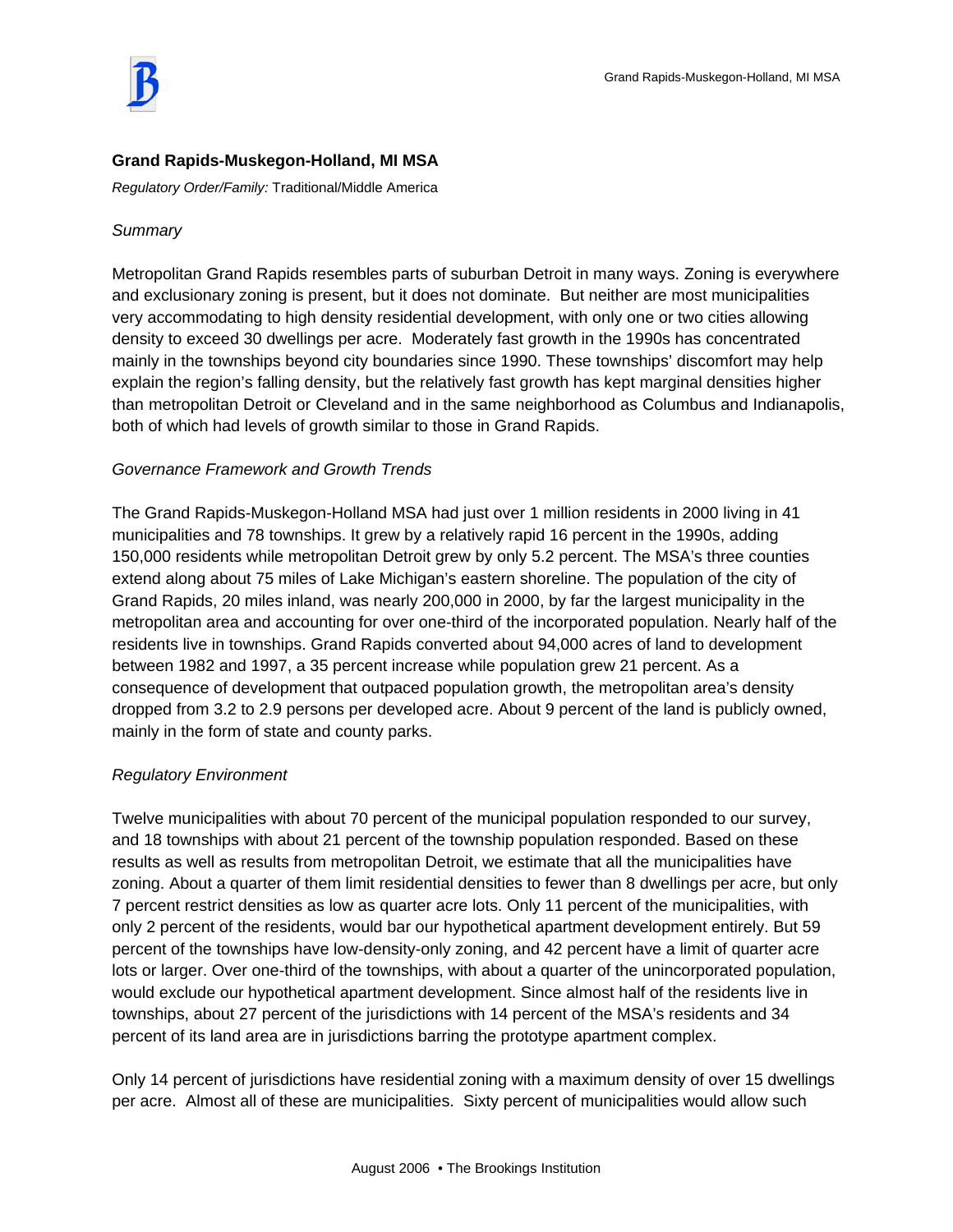### Grand Rapids-Muskegon-Holland, MI MSA

*Regulatory Order/Family:* Traditional/Middle America

*Summary*

Metropolitan Grand Rapids resembles parts of suburban Detroit in many ways. Zoning is everywhere and exclusionary zoning is present, but it does not dominate. But neither are most municipalities very accommodating to high density residential development, with only one or two cities allowing density to exceed 30 dwellings per acre. Moderately fast growth in the 1990s has concentrated mainly in the townships beyond city boundaries since 1990. These townships' discomfort may help explain the region's falling density, but the relatively fast growth has kept marginal densities higher than metropolitan Detroit or Cleveland and in the same neighborhood as Columbus and Indianapolis, both of which had levels of growth similar to those in Grand Rapids.

*Governance Framework and Growth Trends*

The Grand Rapids-Muskegon-Holland MSA had just over 1 million residents in 2000 living in 41 municipalities and 78 townships. It grew by a relatively rapid 16 percent in the 1990s, adding 150,000 residents while metropolitan Detroit grew by only 5.2 percent. The MSA's three counties extend along about 75 miles of Lake Michigan's eastern shoreline. The population of the city of Grand Rapids, 20 miles inland, was nearly 200,000 in 2000, by far the largest municipality in the metropolitan area and accounting for over one-third of the incorporated population. Nearly half of the residents live in townships. Grand Rapids converted about 94,000 acres of land to development between 1982 and 1997, a 35 percent increase while population grew 21 percent. As a consequence of development that outpaced population growth, the metropolitan area's density dropped from 3.2 to 2.9 persons per developed acre. About 9 percent of the land is publicly owned, mainly in the form of state and county parks.

*Regulatory Environment*

Twelve municipalities with about 70 percent of the municipal population responded to our survey, and 18 townships with about 21 percent of the township population responded. Based on these results as well as results from metropolitan Detroit, we estimate that all the municipalities have zoning. About a quarter of them limit residential densities to fewer than 8 dwellings per acre, but only 7 percent restrict densities as low as quarter acre lots. Only 11 percent of the municipalities, with only 2 percent of the residents, would bar our hypothetical apartment development entirely. But 59 percent of the townships have low-density-only zoning, and 42 percent have a limit of quarter acre lots or larger. Over one-third of the townships, with about a quarter of the unincorporated population, would exclude our hypothetical apartment development. Since almost half of the residents live in townships, about 27 percent of the jurisdictions with 14 percent of the MSA's residents and 34 percent of its land area are in jurisdictions barring the prototype apartment complex.

Only 14 percent of jurisdictions have residential zoning with a maximum density of over 15 dwellings per acre. Almost all of these are municipalities. Sixty percent of municipalities would allow such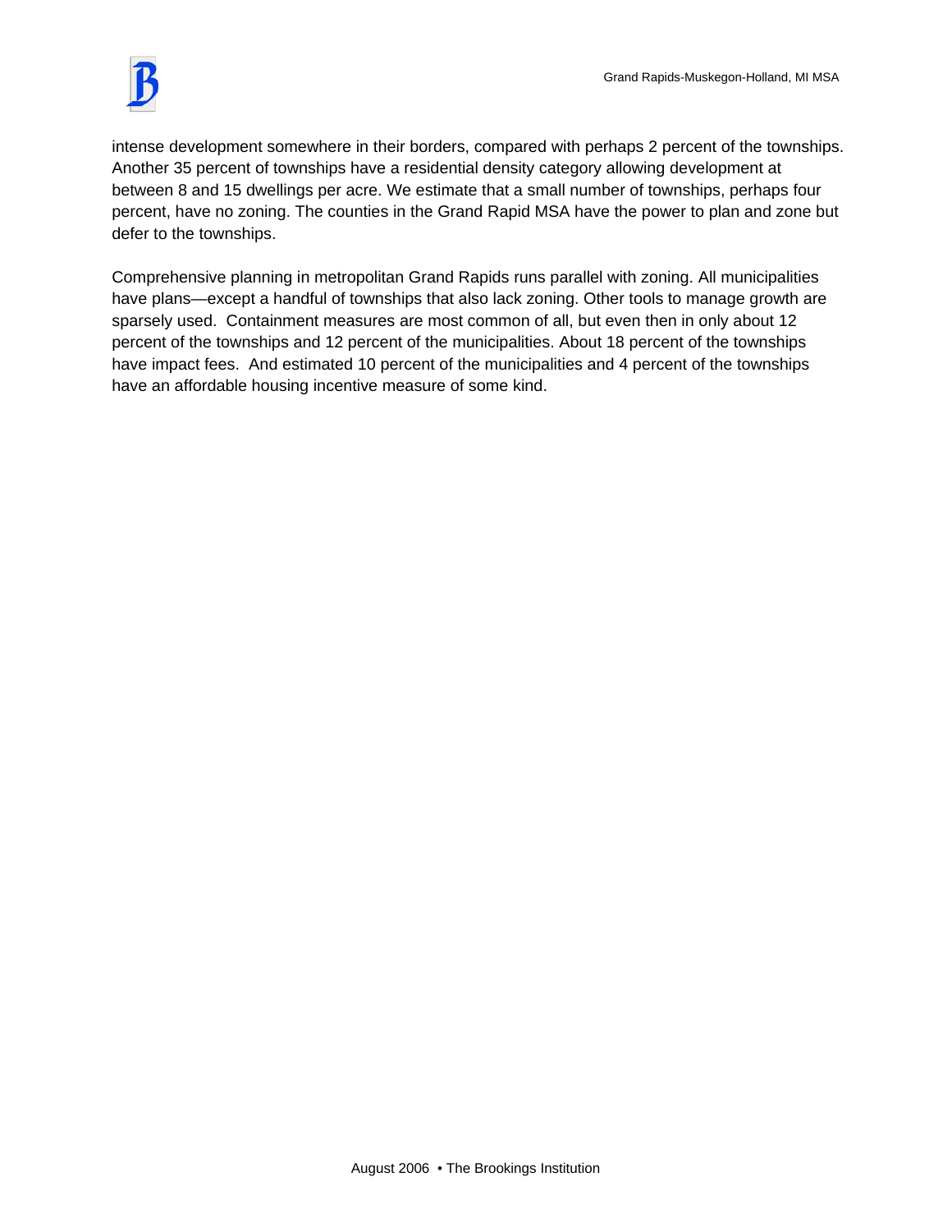intense development somewhere in their borders, compared with perhaps 2 percent of the townships. Another 35 percent of townships have a residential density category allowing development at between 8 and 15 dwellings per acre. We estimate that a small number of townships, perhaps four percent, have no zoning. The counties in the Grand Rapid MSA have the power to plan and zone but defer to the townships.

Comprehensive planning in metropolitan Grand Rapids runs parallel with zoning. All municipalities have plans—except a handful of townships that also lack zoning. Other tools to manage growth are sparsely used. Containment measures are most common of all, but even then in only about 12 percent of the townships and 12 percent of the municipalities. About 18 percent of the townships have impact fees. And estimated 10 percent of the municipalities and 4 percent of the townships have an affordable housing incentive measure of some kind.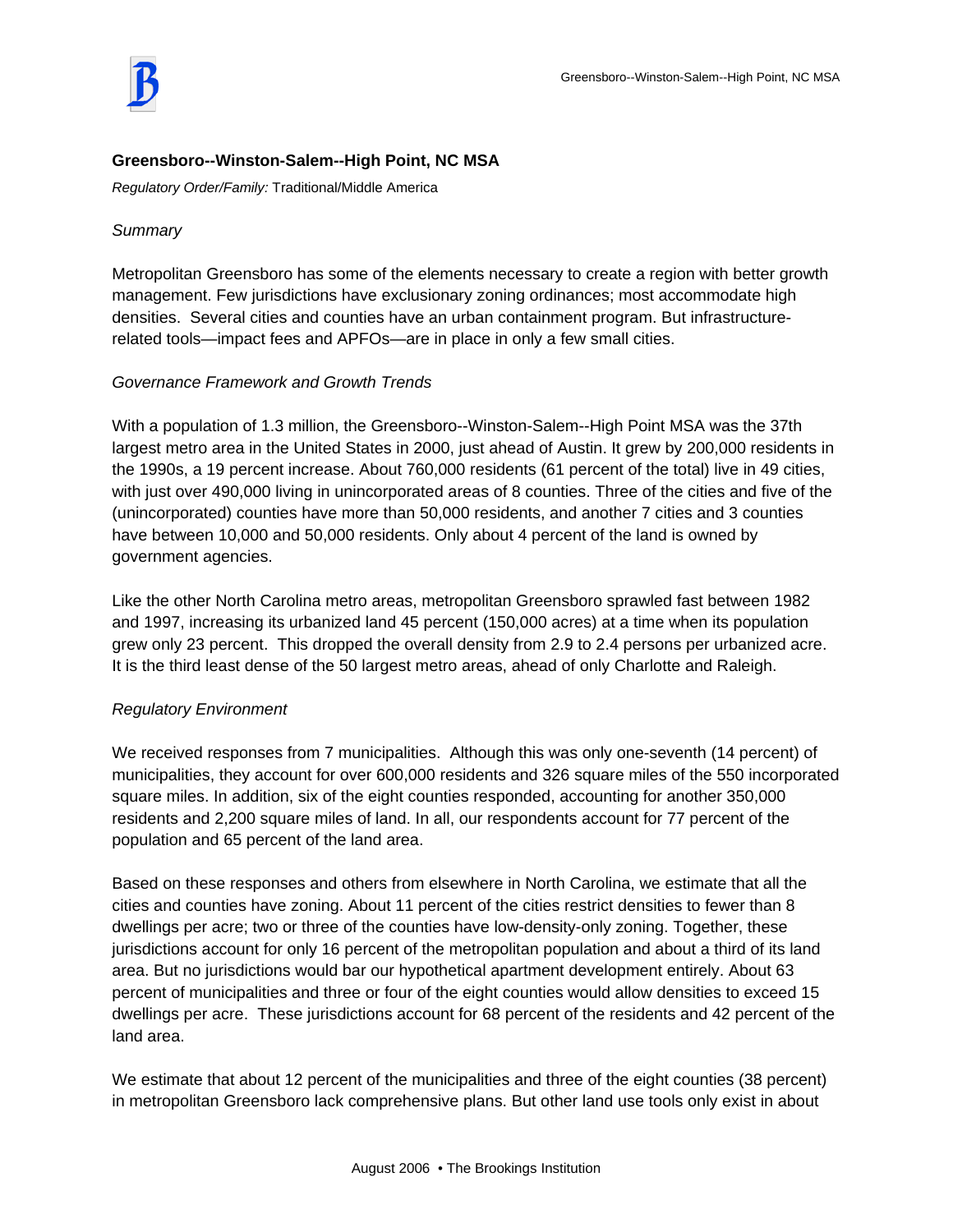## Greensboro--Winston-Salem--High Point, NC MSA

*Regulatory Order/Family:* Traditional/Middle America

*Summary*

Metropolitan Greensboro has some of the elements necessary to create a region with better growth management. Few jurisdictions have exclusionary zoning ordinances; most accommodate high densities. Several cities and counties have an urban containment program. But infrastructure-related tools—impact fees and APFOs—are in place in only a few small cities.

*Governance Framework and Growth Trends*

With a population of 1.3 million, the Greensboro--Winston-Salem--High Point MSA was the 37th largest metro area in the United States in 2000, just ahead of Austin. It grew by 200,000 residents in the 1990s, a 19 percent increase. About 760,000 residents (61 percent of the total) live in 49 cities, with just over 490,000 living in unincorporated areas of 8 counties. Three of the cities and five of the (unincorporated) counties have more than 50,000 residents, and another 7 cities and 3 counties have between 10,000 and 50,000 residents. Only about 4 percent of the land is owned by government agencies.

Like the other North Carolina metro areas, metropolitan Greensboro sprawled fast between 1982 and 1997, increasing its urbanized land 45 percent (150,000 acres) at a time when its population grew only 23 percent. This dropped the overall density from 2.9 to 2.4 persons per urbanized acre. It is the third least dense of the 50 largest metro areas, ahead of only Charlotte and Raleigh.

*Regulatory Environment*

We received responses from 7 municipalities. Although this was only one-seventh (14 percent) of municipalities, they account for over 600,000 residents and 326 square miles of the 550 incorporated square miles. In addition, six of the eight counties responded, accounting for another 350,000 residents and 2,200 square miles of land. In all, our respondents account for 77 percent of the population and 65 percent of the land area.

Based on these responses and others from elsewhere in North Carolina, we estimate that all the cities and counties have zoning. About 11 percent of the cities restrict densities to fewer than 8 dwellings per acre; two or three of the counties have low-density-only zoning. Together, these jurisdictions account for only 16 percent of the metropolitan population and about a third of its land area. But no jurisdictions would bar our hypothetical apartment development entirely. About 63 percent of municipalities and three or four of the eight counties would allow densities to exceed 15 dwellings per acre. These jurisdictions account for 68 percent of the residents and 42 percent of the land area.

We estimate that about 12 percent of the municipalities and three of the eight counties (38 percent) in metropolitan Greensboro lack comprehensive plans. But other land use tools only exist in about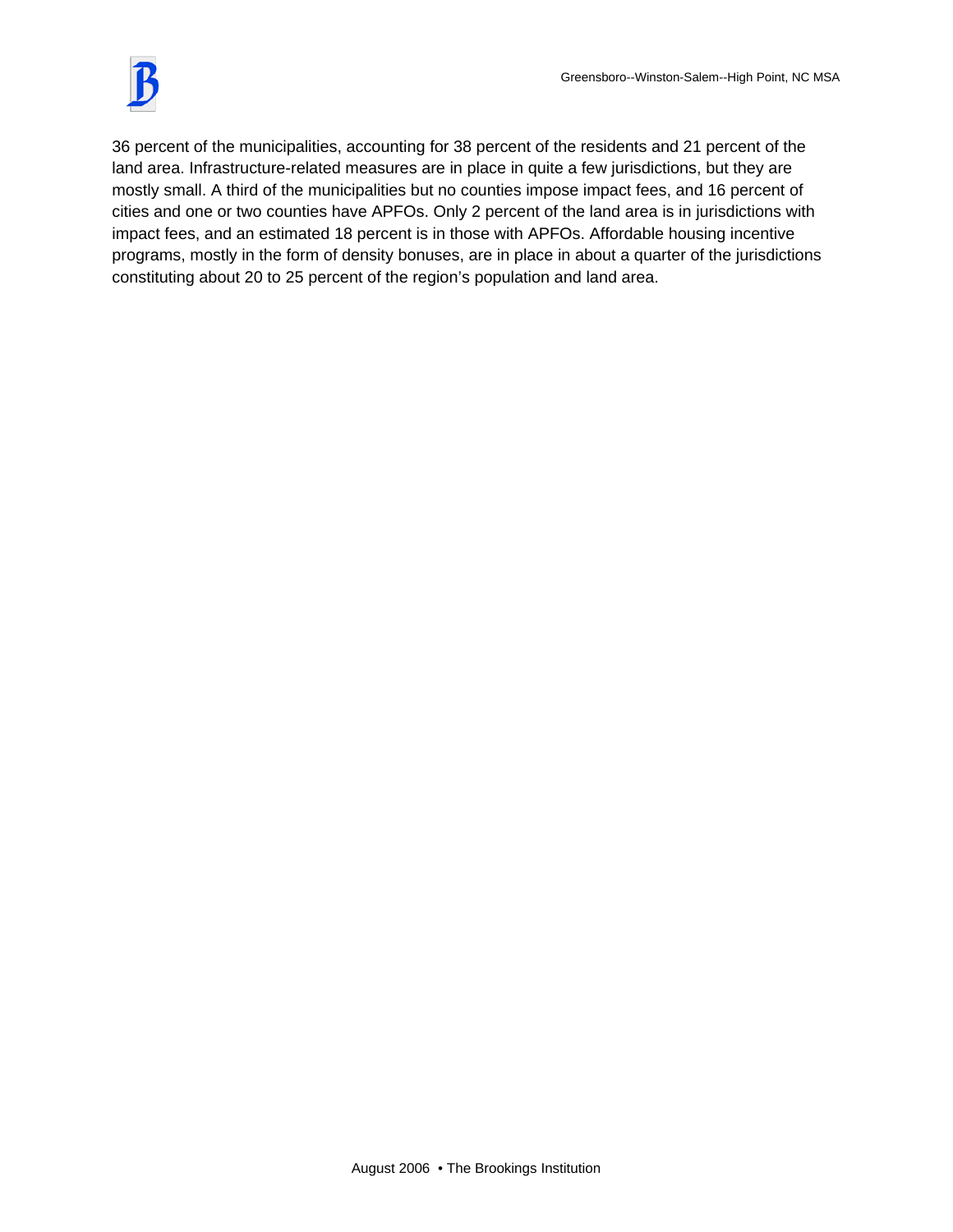36 percent of the municipalities, accounting for 38 percent of the residents and 21 percent of the land area. Infrastructure-related measures are in place in quite a few jurisdictions, but they are mostly small. A third of the municipalities but no counties impose impact fees, and 16 percent of cities and one or two counties have APFOs. Only 2 percent of the land area is in jurisdictions with impact fees, and an estimated 18 percent is in those with APFOs. Affordable housing incentive programs, mostly in the form of density bonuses, are in place in about a quarter of the jurisdictions constituting about 20 to 25 percent of the region's population and land area.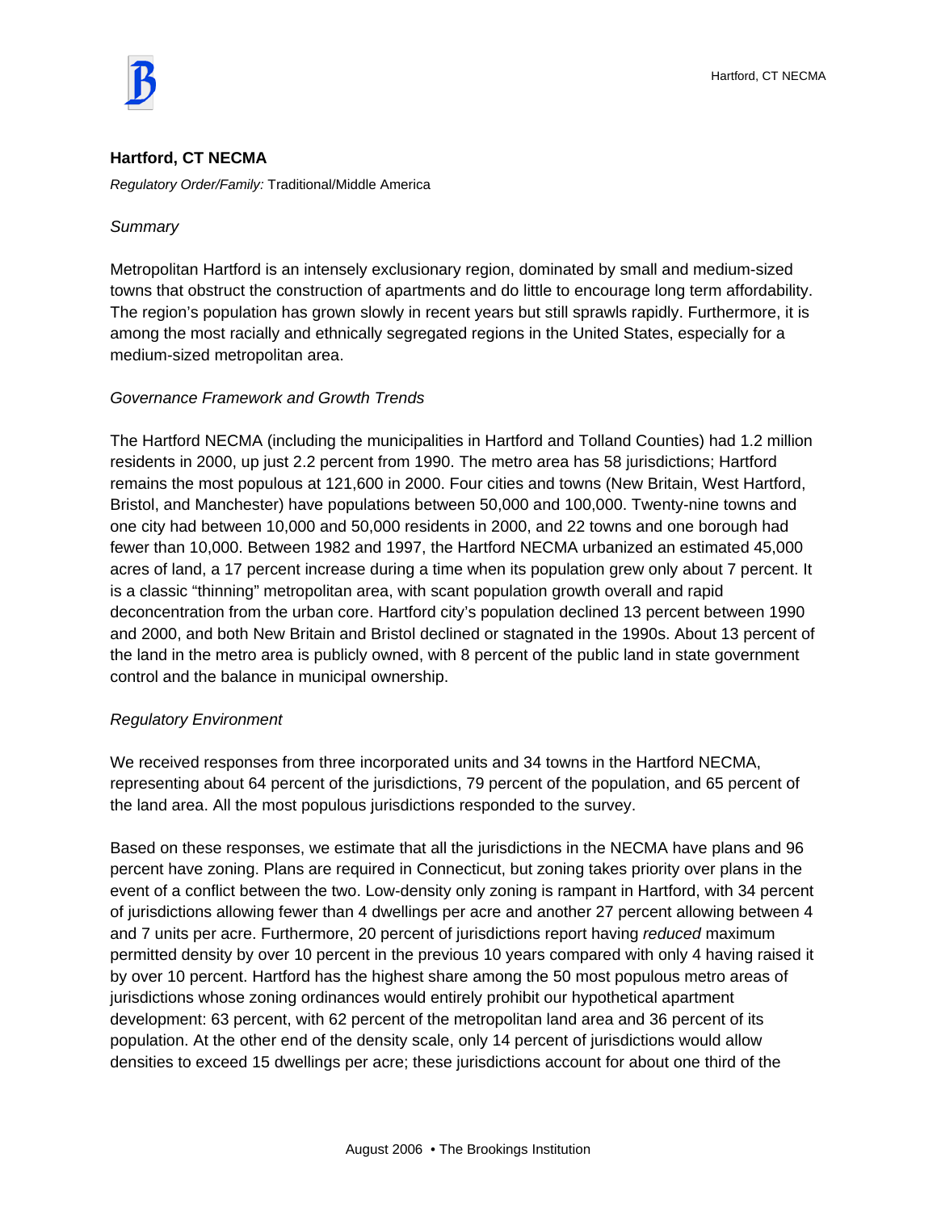## Hartford, CT NECMA

*Regulatory Order/Family:* Traditional/Middle America

*Summary*

Metropolitan Hartford is an intensely exclusionary region, dominated by small and medium-sized towns that obstruct the construction of apartments and do little to encourage long term affordability. The region's population has grown slowly in recent years but still sprawls rapidly. Furthermore, it is among the most racially and ethnically segregated regions in the United States, especially for a medium-sized metropolitan area.

*Governance Framework and Growth Trends*

The Hartford NECMA (including the municipalities in Hartford and Tolland Counties) had 1.2 million residents in 2000, up just 2.2 percent from 1990. The metro area has 58 jurisdictions; Hartford remains the most populous at 121,600 in 2000. Four cities and towns (New Britain, West Hartford, Bristol, and Manchester) have populations between 50,000 and 100,000. Twenty-nine towns and one city had between 10,000 and 50,000 residents in 2000, and 22 towns and one borough had fewer than 10,000. Between 1982 and 1997, the Hartford NECMA urbanized an estimated 45,000 acres of land, a 17 percent increase during a time when its population grew only about 7 percent. It is a classic "thinning" metropolitan area, with scant population growth overall and rapid deconcentration from the urban core. Hartford city's population declined 13 percent between 1990 and 2000, and both New Britain and Bristol declined or stagnated in the 1990s. About 13 percent of the land in the metro area is publicly owned, with 8 percent of the public land in state government control and the balance in municipal ownership.

*Regulatory Environment*

We received responses from three incorporated units and 34 towns in the Hartford NECMA, representing about 64 percent of the jurisdictions, 79 percent of the population, and 65 percent of the land area. All the most populous jurisdictions responded to the survey.

Based on these responses, we estimate that all the jurisdictions in the NECMA have plans and 96 percent have zoning. Plans are required in Connecticut, but zoning takes priority over plans in the event of a conflict between the two. Low-density only zoning is rampant in Hartford, with 34 percent of jurisdictions allowing fewer than 4 dwellings per acre and another 27 percent allowing between 4 and 7 units per acre. Furthermore, 20 percent of jurisdictions report having *reduced* maximum permitted density by over 10 percent in the previous 10 years compared with only 4 having raised it by over 10 percent. Hartford has the highest share among the 50 most populous metro areas of jurisdictions whose zoning ordinances would entirely prohibit our hypothetical apartment development: 63 percent, with 62 percent of the metropolitan land area and 36 percent of its population. At the other end of the density scale, only 14 percent of jurisdictions would allow densities to exceed 15 dwellings per acre; these jurisdictions account for about one third of the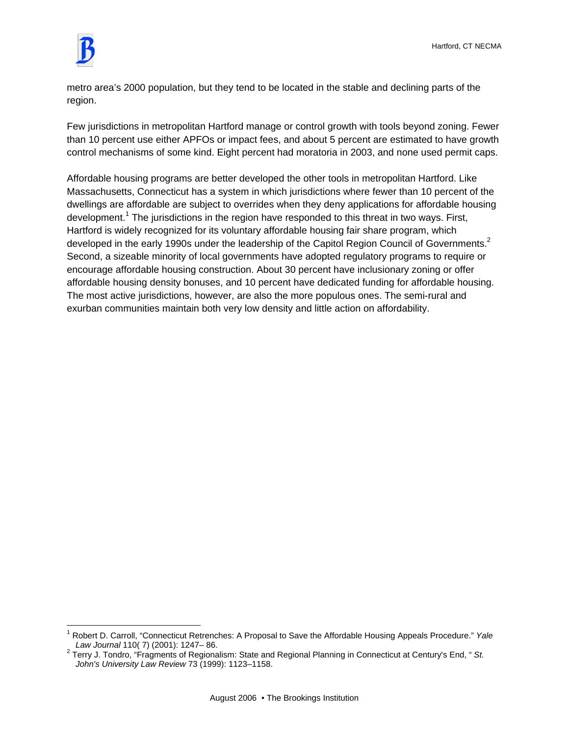metro area's 2000 population, but they tend to be located in the stable and declining parts of the region.

Few jurisdictions in metropolitan Hartford manage or control growth with tools beyond zoning. Fewer than 10 percent use either APFOs or impact fees, and about 5 percent are estimated to have growth control mechanisms of some kind. Eight percent had moratoria in 2003, and none used permit caps.

Affordable housing programs are better developed the other tools in metropolitan Hartford. Like Massachusetts, Connecticut has a system in which jurisdictions where fewer than 10 percent of the dwellings are affordable are subject to overrides when they deny applications for affordable housing development.[1] The jurisdictions in the region have responded to this threat in two ways. First, Hartford is widely recognized for its voluntary affordable housing fair share program, which developed in the early 1990s under the leadership of the Capitol Region Council of Governments.[2] Second, a sizeable minority of local governments have adopted regulatory programs to require or encourage affordable housing construction. About 30 percent have inclusionary zoning or offer affordable housing density bonuses, and 10 percent have dedicated funding for affordable housing. The most active jurisdictions, however, are also the more populous ones. The semi-rural and exurban communities maintain both very low density and little action on affordability.

---

[1] Robert D. Carroll, "Connecticut Retrenches: A Proposal to Save the Affordable Housing Appeals Procedure." *Yale Law Journal* 110( 7) (2001): 1247– 86.

[2] Terry J. Tondro, "Fragments of Regionalism: State and Regional Planning in Connecticut at Century's End, " *St. John's University Law Review* 73 (1999): 1123–1158.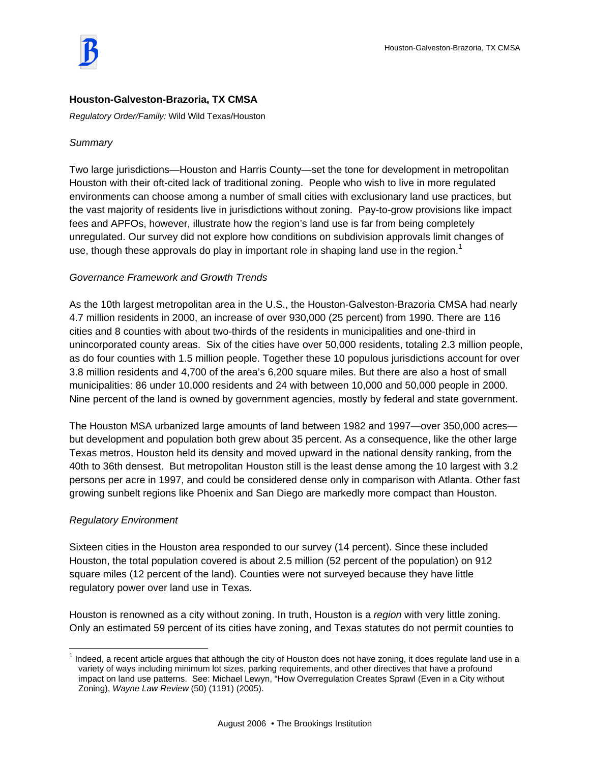## Houston-Galveston-Brazoria, TX CMSA

*Regulatory Order/Family:* Wild Wild Texas/Houston

*Summary*

Two large jurisdictions—Houston and Harris County—set the tone for development in metropolitan Houston with their oft-cited lack of traditional zoning. People who wish to live in more regulated environments can choose among a number of small cities with exclusionary land use practices, but the vast majority of residents live in jurisdictions without zoning. Pay-to-grow provisions like impact fees and APFOs, however, illustrate how the region's land use is far from being completely unregulated. Our survey did not explore how conditions on subdivision approvals limit changes of use, though these approvals do play in important role in shaping land use in the region.[1]

*Governance Framework and Growth Trends*

As the 10th largest metropolitan area in the U.S., the Houston-Galveston-Brazoria CMSA had nearly 4.7 million residents in 2000, an increase of over 930,000 (25 percent) from 1990. There are 116 cities and 8 counties with about two-thirds of the residents in municipalities and one-third in unincorporated county areas. Six of the cities have over 50,000 residents, totaling 2.3 million people, as do four counties with 1.5 million people. Together these 10 populous jurisdictions account for over 3.8 million residents and 4,700 of the area's 6,200 square miles. But there are also a host of small municipalities: 86 under 10,000 residents and 24 with between 10,000 and 50,000 people in 2000. Nine percent of the land is owned by government agencies, mostly by federal and state government.

The Houston MSA urbanized large amounts of land between 1982 and 1997—over 350,000 acres—but development and population both grew about 35 percent. As a consequence, like the other large Texas metros, Houston held its density and moved upward in the national density ranking, from the 40th to 36th densest. But metropolitan Houston still is the least dense among the 10 largest with 3.2 persons per acre in 1997, and could be considered dense only in comparison with Atlanta. Other fast growing sunbelt regions like Phoenix and San Diego are markedly more compact than Houston.

*Regulatory Environment*

Sixteen cities in the Houston area responded to our survey (14 percent). Since these included Houston, the total population covered is about 2.5 million (52 percent of the population) on 912 square miles (12 percent of the land). Counties were not surveyed because they have little regulatory power over land use in Texas.

Houston is renowned as a city without zoning. In truth, Houston is a *region* with very little zoning. Only an estimated 59 percent of its cities have zoning, and Texas statutes do not permit counties to

[1] Indeed, a recent article argues that although the city of Houston does not have zoning, it does regulate land use in a variety of ways including minimum lot sizes, parking requirements, and other directives that have a profound impact on land use patterns. See: Michael Lewyn, "How Overregulation Creates Sprawl (Even in a City without Zoning), *Wayne Law Review* (50) (1191) (2005).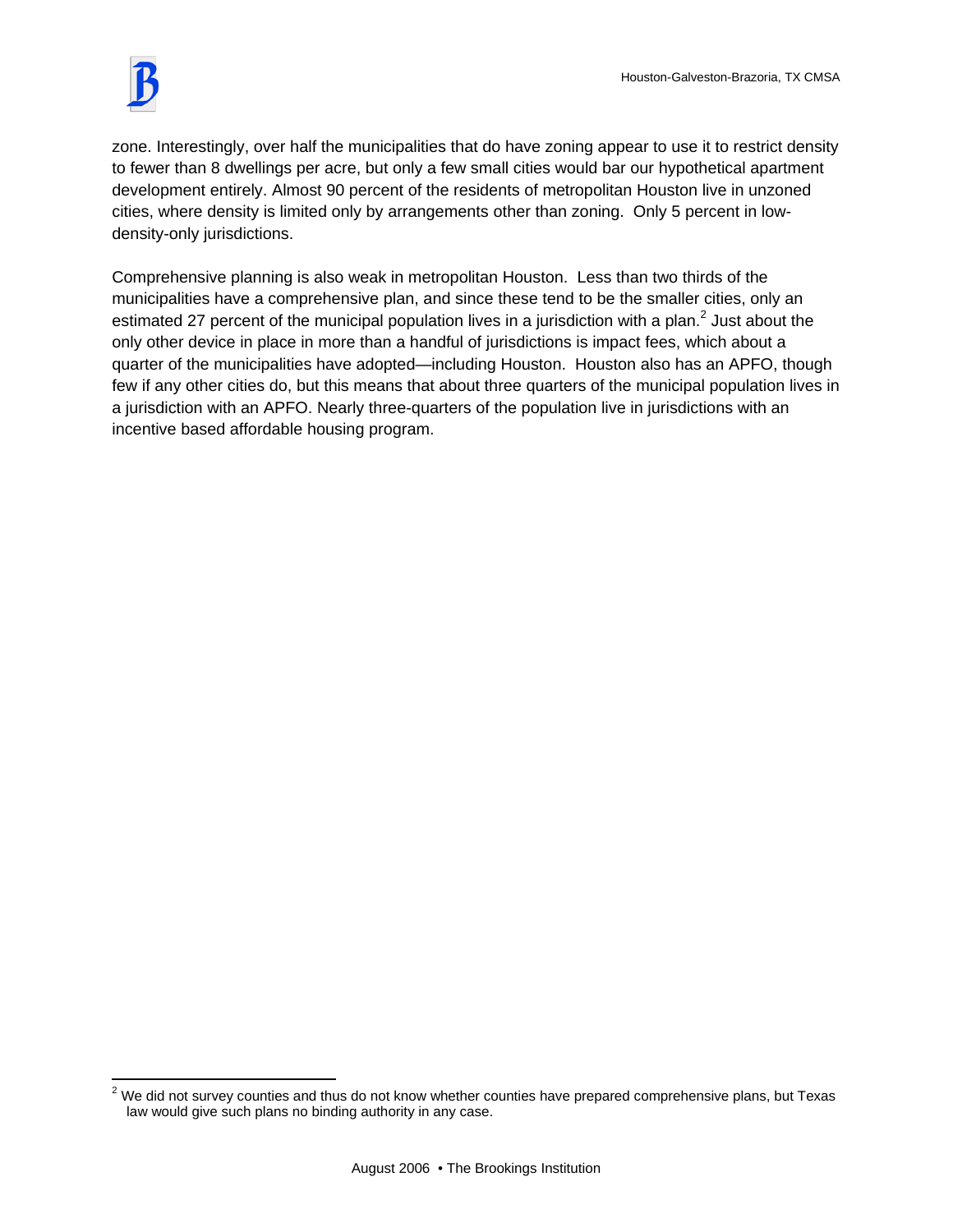zone. Interestingly, over half the municipalities that do have zoning appear to use it to restrict density to fewer than 8 dwellings per acre, but only a few small cities would bar our hypothetical apartment development entirely. Almost 90 percent of the residents of metropolitan Houston live in unzoned cities, where density is limited only by arrangements other than zoning. Only 5 percent in low-density-only jurisdictions.

Comprehensive planning is also weak in metropolitan Houston. Less than two thirds of the municipalities have a comprehensive plan, and since these tend to be the smaller cities, only an estimated 27 percent of the municipal population lives in a jurisdiction with a plan.[2] Just about the only other device in place in more than a handful of jurisdictions is impact fees, which about a quarter of the municipalities have adopted—including Houston. Houston also has an APFO, though few if any other cities do, but this means that about three quarters of the municipal population lives in a jurisdiction with an APFO. Nearly three-quarters of the population live in jurisdictions with an incentive based affordable housing program.

[2] We did not survey counties and thus do not know whether counties have prepared comprehensive plans, but Texas law would give such plans no binding authority in any case.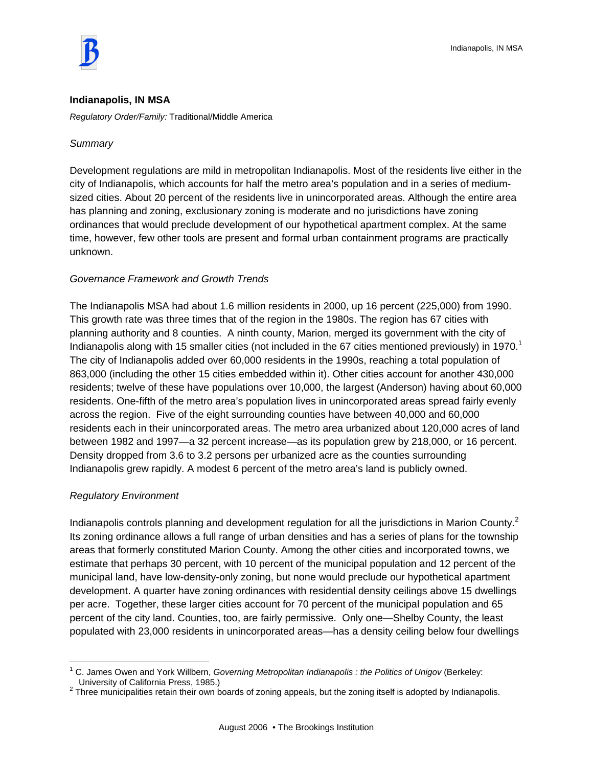## Indianapolis, IN MSA

*Regulatory Order/Family:* Traditional/Middle America

*Summary*

Development regulations are mild in metropolitan Indianapolis. Most of the residents live either in the city of Indianapolis, which accounts for half the metro area's population and in a series of medium-sized cities. About 20 percent of the residents live in unincorporated areas. Although the entire area has planning and zoning, exclusionary zoning is moderate and no jurisdictions have zoning ordinances that would preclude development of our hypothetical apartment complex. At the same time, however, few other tools are present and formal urban containment programs are practically unknown.

*Governance Framework and Growth Trends*

The Indianapolis MSA had about 1.6 million residents in 2000, up 16 percent (225,000) from 1990. This growth rate was three times that of the region in the 1980s. The region has 67 cities with planning authority and 8 counties. A ninth county, Marion, merged its government with the city of Indianapolis along with 15 smaller cities (not included in the 67 cities mentioned previously) in 1970.[1] The city of Indianapolis added over 60,000 residents in the 1990s, reaching a total population of 863,000 (including the other 15 cities embedded within it). Other cities account for another 430,000 residents; twelve of these have populations over 10,000, the largest (Anderson) having about 60,000 residents. One-fifth of the metro area's population lives in unincorporated areas spread fairly evenly across the region. Five of the eight surrounding counties have between 40,000 and 60,000 residents each in their unincorporated areas. The metro area urbanized about 120,000 acres of land between 1982 and 1997—a 32 percent increase—as its population grew by 218,000, or 16 percent. Density dropped from 3.6 to 3.2 persons per urbanized acre as the counties surrounding Indianapolis grew rapidly. A modest 6 percent of the metro area's land is publicly owned.

*Regulatory Environment*

Indianapolis controls planning and development regulation for all the jurisdictions in Marion County.[2] Its zoning ordinance allows a full range of urban densities and has a series of plans for the township areas that formerly constituted Marion County. Among the other cities and incorporated towns, we estimate that perhaps 30 percent, with 10 percent of the municipal population and 12 percent of the municipal land, have low-density-only zoning, but none would preclude our hypothetical apartment development. A quarter have zoning ordinances with residential density ceilings above 15 dwellings per acre. Together, these larger cities account for 70 percent of the municipal population and 65 percent of the city land. Counties, too, are fairly permissive. Only one—Shelby County, the least populated with 23,000 residents in unincorporated areas—has a density ceiling below four dwellings

---

[1] C. James Owen and York Willbern, *Governing Metropolitan Indianapolis : the Politics of Unigov* (Berkeley: University of California Press, 1985.)

[2] Three municipalities retain their own boards of zoning appeals, but the zoning itself is adopted by Indianapolis.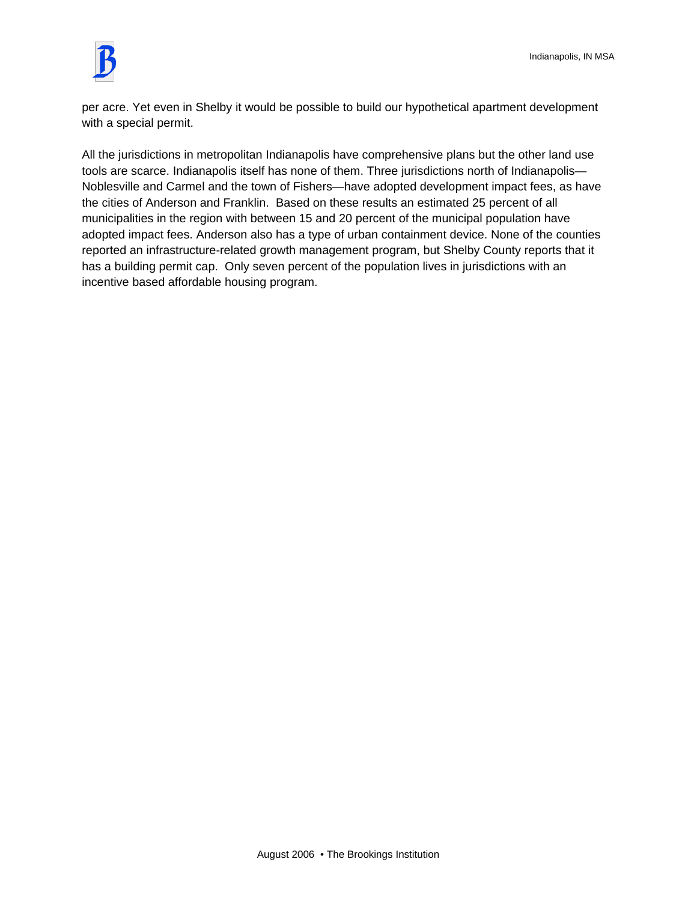per acre. Yet even in Shelby it would be possible to build our hypothetical apartment development with a special permit.

All the jurisdictions in metropolitan Indianapolis have comprehensive plans but the other land use tools are scarce. Indianapolis itself has none of them. Three jurisdictions north of Indianapolis—Noblesville and Carmel and the town of Fishers—have adopted development impact fees, as have the cities of Anderson and Franklin. Based on these results an estimated 25 percent of all municipalities in the region with between 15 and 20 percent of the municipal population have adopted impact fees. Anderson also has a type of urban containment device. None of the counties reported an infrastructure-related growth management program, but Shelby County reports that it has a building permit cap. Only seven percent of the population lives in jurisdictions with an incentive based affordable housing program.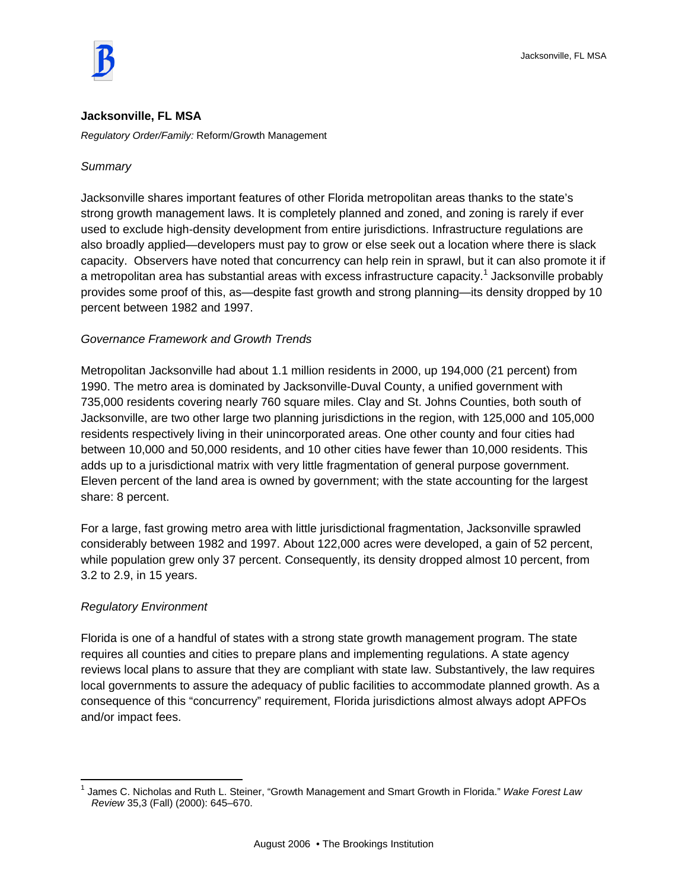## Jacksonville, FL MSA

*Regulatory Order/Family:* Reform/Growth Management

*Summary*

Jacksonville shares important features of other Florida metropolitan areas thanks to the state's strong growth management laws. It is completely planned and zoned, and zoning is rarely if ever used to exclude high-density development from entire jurisdictions. Infrastructure regulations are also broadly applied—developers must pay to grow or else seek out a location where there is slack capacity. Observers have noted that concurrency can help rein in sprawl, but it can also promote it if a metropolitan area has substantial areas with excess infrastructure capacity.[1] Jacksonville probably provides some proof of this, as—despite fast growth and strong planning—its density dropped by 10 percent between 1982 and 1997.

*Governance Framework and Growth Trends*

Metropolitan Jacksonville had about 1.1 million residents in 2000, up 194,000 (21 percent) from 1990. The metro area is dominated by Jacksonville-Duval County, a unified government with 735,000 residents covering nearly 760 square miles. Clay and St. Johns Counties, both south of Jacksonville, are two other large two planning jurisdictions in the region, with 125,000 and 105,000 residents respectively living in their unincorporated areas. One other county and four cities had between 10,000 and 50,000 residents, and 10 other cities have fewer than 10,000 residents. This adds up to a jurisdictional matrix with very little fragmentation of general purpose government. Eleven percent of the land area is owned by government; with the state accounting for the largest share: 8 percent.

For a large, fast growing metro area with little jurisdictional fragmentation, Jacksonville sprawled considerably between 1982 and 1997. About 122,000 acres were developed, a gain of 52 percent, while population grew only 37 percent. Consequently, its density dropped almost 10 percent, from 3.2 to 2.9, in 15 years.

*Regulatory Environment*

Florida is one of a handful of states with a strong state growth management program. The state requires all counties and cities to prepare plans and implementing regulations. A state agency reviews local plans to assure that they are compliant with state law. Substantively, the law requires local governments to assure the adequacy of public facilities to accommodate planned growth. As a consequence of this "concurrency" requirement, Florida jurisdictions almost always adopt APFOs and/or impact fees.

---

[1] James C. Nicholas and Ruth L. Steiner, "Growth Management and Smart Growth in Florida." *Wake Forest Law Review* 35,3 (Fall) (2000): 645–670.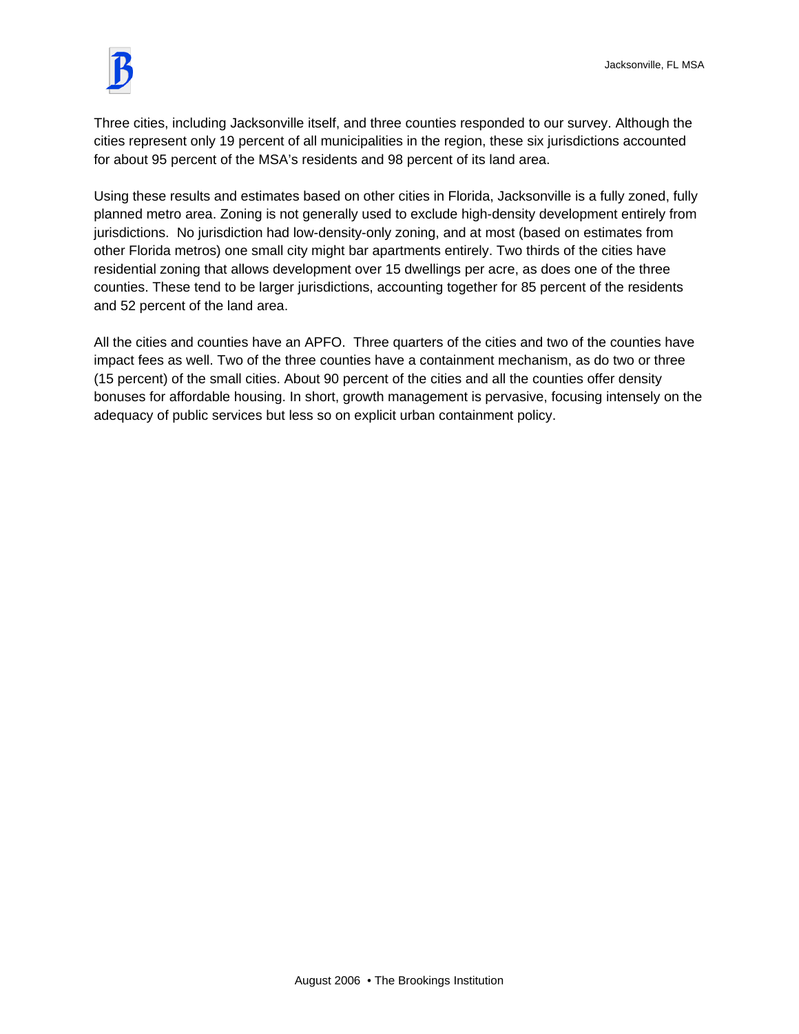Three cities, including Jacksonville itself, and three counties responded to our survey. Although the cities represent only 19 percent of all municipalities in the region, these six jurisdictions accounted for about 95 percent of the MSA's residents and 98 percent of its land area.

Using these results and estimates based on other cities in Florida, Jacksonville is a fully zoned, fully planned metro area. Zoning is not generally used to exclude high-density development entirely from jurisdictions. No jurisdiction had low-density-only zoning, and at most (based on estimates from other Florida metros) one small city might bar apartments entirely. Two thirds of the cities have residential zoning that allows development over 15 dwellings per acre, as does one of the three counties. These tend to be larger jurisdictions, accounting together for 85 percent of the residents and 52 percent of the land area.

All the cities and counties have an APFO. Three quarters of the cities and two of the counties have impact fees as well. Two of the three counties have a containment mechanism, as do two or three (15 percent) of the small cities. About 90 percent of the cities and all the counties offer density bonuses for affordable housing. In short, growth management is pervasive, focusing intensely on the adequacy of public services but less so on explicit urban containment policy.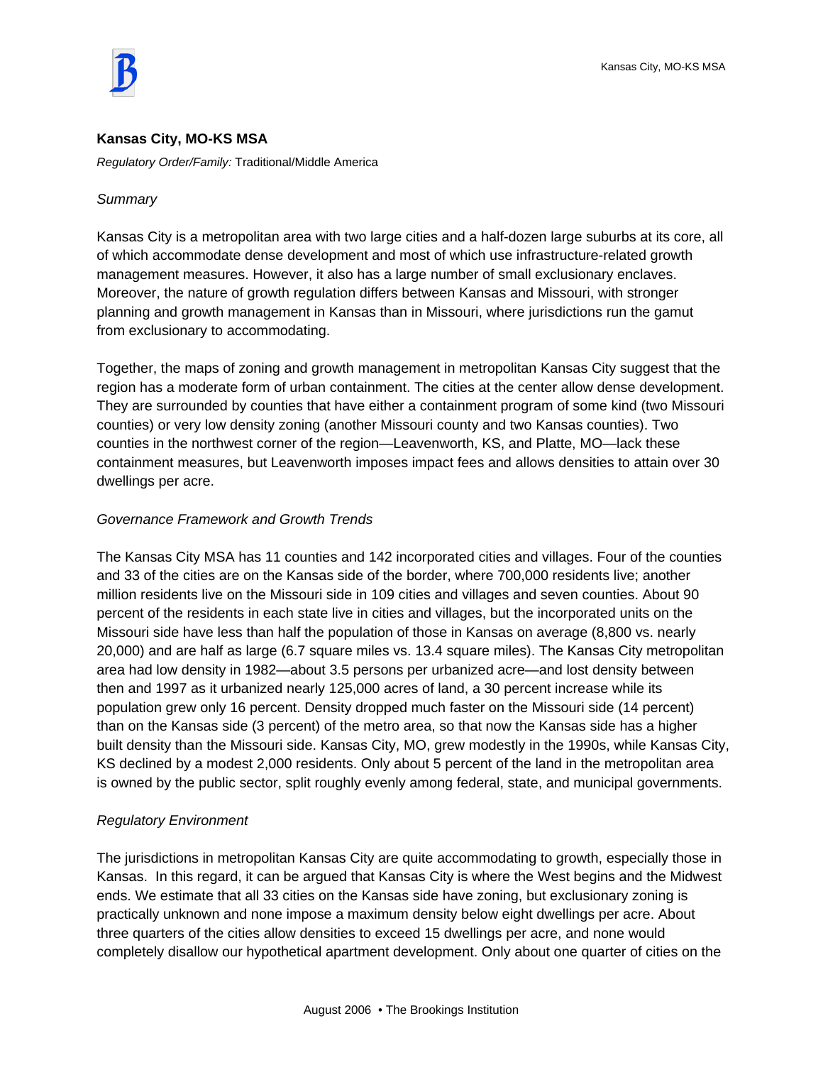## Kansas City, MO-KS MSA

*Regulatory Order/Family:* Traditional/Middle America

*Summary*

Kansas City is a metropolitan area with two large cities and a half-dozen large suburbs at its core, all of which accommodate dense development and most of which use infrastructure-related growth management measures. However, it also has a large number of small exclusionary enclaves. Moreover, the nature of growth regulation differs between Kansas and Missouri, with stronger planning and growth management in Kansas than in Missouri, where jurisdictions run the gamut from exclusionary to accommodating.

Together, the maps of zoning and growth management in metropolitan Kansas City suggest that the region has a moderate form of urban containment. The cities at the center allow dense development. They are surrounded by counties that have either a containment program of some kind (two Missouri counties) or very low density zoning (another Missouri county and two Kansas counties). Two counties in the northwest corner of the region—Leavenworth, KS, and Platte, MO—lack these containment measures, but Leavenworth imposes impact fees and allows densities to attain over 30 dwellings per acre.

*Governance Framework and Growth Trends*

The Kansas City MSA has 11 counties and 142 incorporated cities and villages. Four of the counties and 33 of the cities are on the Kansas side of the border, where 700,000 residents live; another million residents live on the Missouri side in 109 cities and villages and seven counties. About 90 percent of the residents in each state live in cities and villages, but the incorporated units on the Missouri side have less than half the population of those in Kansas on average (8,800 vs. nearly 20,000) and are half as large (6.7 square miles vs. 13.4 square miles). The Kansas City metropolitan area had low density in 1982—about 3.5 persons per urbanized acre—and lost density between then and 1997 as it urbanized nearly 125,000 acres of land, a 30 percent increase while its population grew only 16 percent. Density dropped much faster on the Missouri side (14 percent) than on the Kansas side (3 percent) of the metro area, so that now the Kansas side has a higher built density than the Missouri side. Kansas City, MO, grew modestly in the 1990s, while Kansas City, KS declined by a modest 2,000 residents. Only about 5 percent of the land in the metropolitan area is owned by the public sector, split roughly evenly among federal, state, and municipal governments.

*Regulatory Environment*

The jurisdictions in metropolitan Kansas City are quite accommodating to growth, especially those in Kansas. In this regard, it can be argued that Kansas City is where the West begins and the Midwest ends. We estimate that all 33 cities on the Kansas side have zoning, but exclusionary zoning is practically unknown and none impose a maximum density below eight dwellings per acre. About three quarters of the cities allow densities to exceed 15 dwellings per acre, and none would completely disallow our hypothetical apartment development. Only about one quarter of cities on the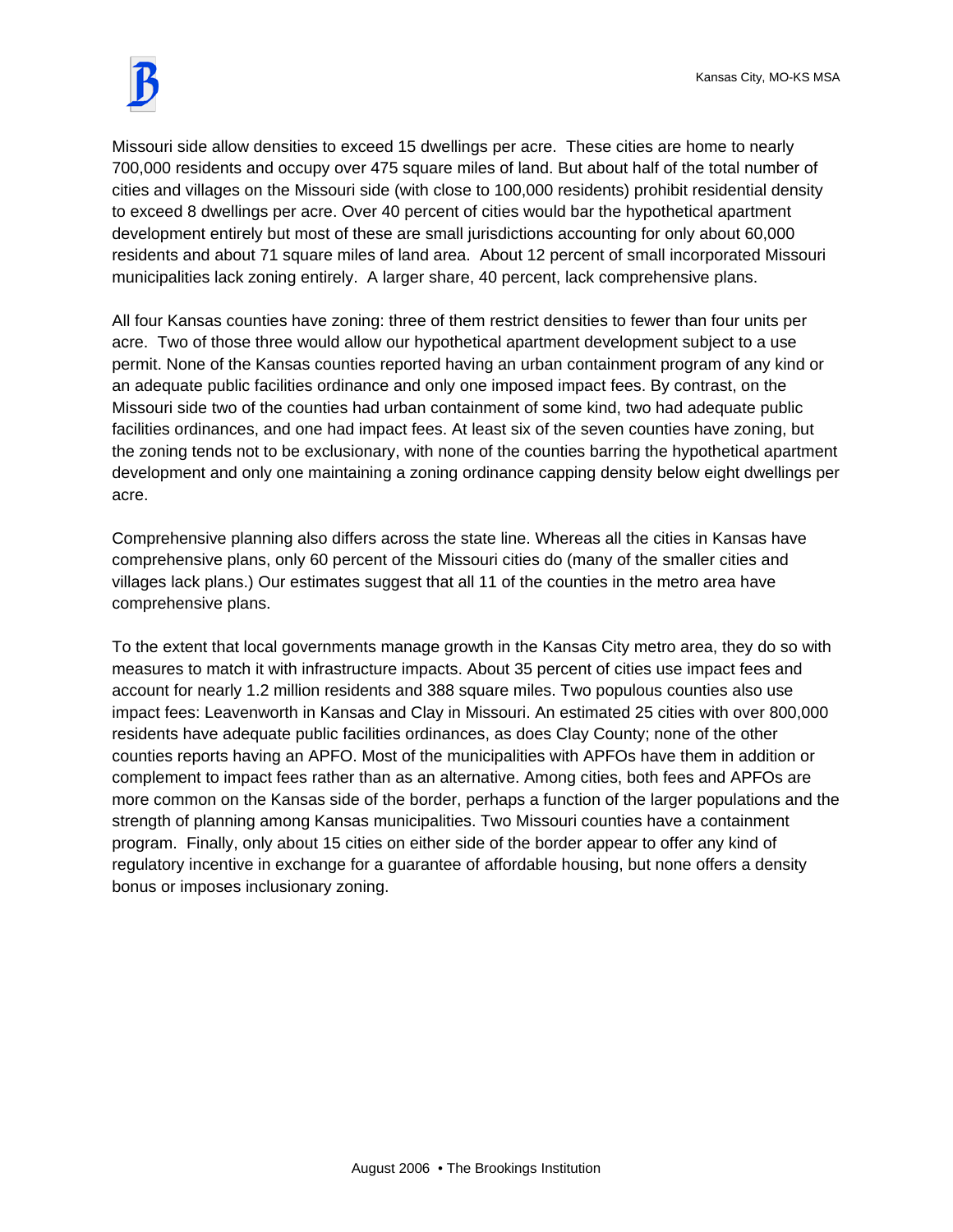Missouri side allow densities to exceed 15 dwellings per acre. These cities are home to nearly 700,000 residents and occupy over 475 square miles of land. But about half of the total number of cities and villages on the Missouri side (with close to 100,000 residents) prohibit residential density to exceed 8 dwellings per acre. Over 40 percent of cities would bar the hypothetical apartment development entirely but most of these are small jurisdictions accounting for only about 60,000 residents and about 71 square miles of land area. About 12 percent of small incorporated Missouri municipalities lack zoning entirely. A larger share, 40 percent, lack comprehensive plans.

All four Kansas counties have zoning: three of them restrict densities to fewer than four units per acre. Two of those three would allow our hypothetical apartment development subject to a use permit. None of the Kansas counties reported having an urban containment program of any kind or an adequate public facilities ordinance and only one imposed impact fees. By contrast, on the Missouri side two of the counties had urban containment of some kind, two had adequate public facilities ordinances, and one had impact fees. At least six of the seven counties have zoning, but the zoning tends not to be exclusionary, with none of the counties barring the hypothetical apartment development and only one maintaining a zoning ordinance capping density below eight dwellings per acre.

Comprehensive planning also differs across the state line. Whereas all the cities in Kansas have comprehensive plans, only 60 percent of the Missouri cities do (many of the smaller cities and villages lack plans.) Our estimates suggest that all 11 of the counties in the metro area have comprehensive plans.

To the extent that local governments manage growth in the Kansas City metro area, they do so with measures to match it with infrastructure impacts. About 35 percent of cities use impact fees and account for nearly 1.2 million residents and 388 square miles. Two populous counties also use impact fees: Leavenworth in Kansas and Clay in Missouri. An estimated 25 cities with over 800,000 residents have adequate public facilities ordinances, as does Clay County; none of the other counties reports having an APFO. Most of the municipalities with APFOs have them in addition or complement to impact fees rather than as an alternative. Among cities, both fees and APFOs are more common on the Kansas side of the border, perhaps a function of the larger populations and the strength of planning among Kansas municipalities. Two Missouri counties have a containment program. Finally, only about 15 cities on either side of the border appear to offer any kind of regulatory incentive in exchange for a guarantee of affordable housing, but none offers a density bonus or imposes inclusionary zoning.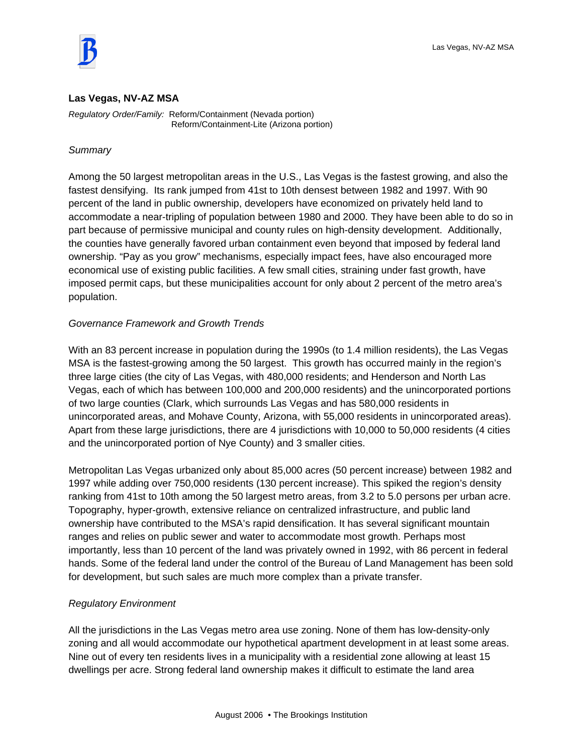## Las Vegas, NV-AZ MSA

*Regulatory Order/Family:* Reform/Containment (Nevada portion)
Reform/Containment-Lite (Arizona portion)

*Summary*

Among the 50 largest metropolitan areas in the U.S., Las Vegas is the fastest growing, and also the fastest densifying. Its rank jumped from 41st to 10th densest between 1982 and 1997. With 90 percent of the land in public ownership, developers have economized on privately held land to accommodate a near-tripling of population between 1980 and 2000. They have been able to do so in part because of permissive municipal and county rules on high-density development. Additionally, the counties have generally favored urban containment even beyond that imposed by federal land ownership. "Pay as you grow" mechanisms, especially impact fees, have also encouraged more economical use of existing public facilities. A few small cities, straining under fast growth, have imposed permit caps, but these municipalities account for only about 2 percent of the metro area's population.

*Governance Framework and Growth Trends*

With an 83 percent increase in population during the 1990s (to 1.4 million residents), the Las Vegas MSA is the fastest-growing among the 50 largest. This growth has occurred mainly in the region's three large cities (the city of Las Vegas, with 480,000 residents; and Henderson and North Las Vegas, each of which has between 100,000 and 200,000 residents) and the unincorporated portions of two large counties (Clark, which surrounds Las Vegas and has 580,000 residents in unincorporated areas, and Mohave County, Arizona, with 55,000 residents in unincorporated areas). Apart from these large jurisdictions, there are 4 jurisdictions with 10,000 to 50,000 residents (4 cities and the unincorporated portion of Nye County) and 3 smaller cities.

Metropolitan Las Vegas urbanized only about 85,000 acres (50 percent increase) between 1982 and 1997 while adding over 750,000 residents (130 percent increase). This spiked the region's density ranking from 41st to 10th among the 50 largest metro areas, from 3.2 to 5.0 persons per urban acre. Topography, hyper-growth, extensive reliance on centralized infrastructure, and public land ownership have contributed to the MSA's rapid densification. It has several significant mountain ranges and relies on public sewer and water to accommodate most growth. Perhaps most importantly, less than 10 percent of the land was privately owned in 1992, with 86 percent in federal hands. Some of the federal land under the control of the Bureau of Land Management has been sold for development, but such sales are much more complex than a private transfer.

*Regulatory Environment*

All the jurisdictions in the Las Vegas metro area use zoning. None of them has low-density-only zoning and all would accommodate our hypothetical apartment development in at least some areas. Nine out of every ten residents lives in a municipality with a residential zone allowing at least 15 dwellings per acre. Strong federal land ownership makes it difficult to estimate the land area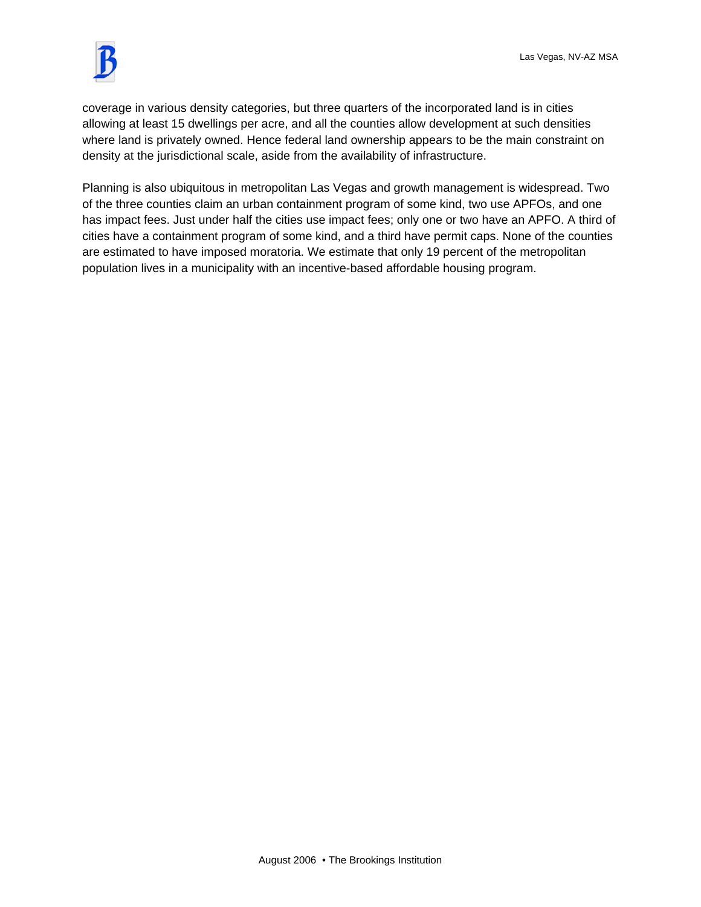coverage in various density categories, but three quarters of the incorporated land is in cities allowing at least 15 dwellings per acre, and all the counties allow development at such densities where land is privately owned. Hence federal land ownership appears to be the main constraint on density at the jurisdictional scale, aside from the availability of infrastructure.

Planning is also ubiquitous in metropolitan Las Vegas and growth management is widespread. Two of the three counties claim an urban containment program of some kind, two use APFOs, and one has impact fees. Just under half the cities use impact fees; only one or two have an APFO. A third of cities have a containment program of some kind, and a third have permit caps. None of the counties are estimated to have imposed moratoria. We estimate that only 19 percent of the metropolitan population lives in a municipality with an incentive-based affordable housing program.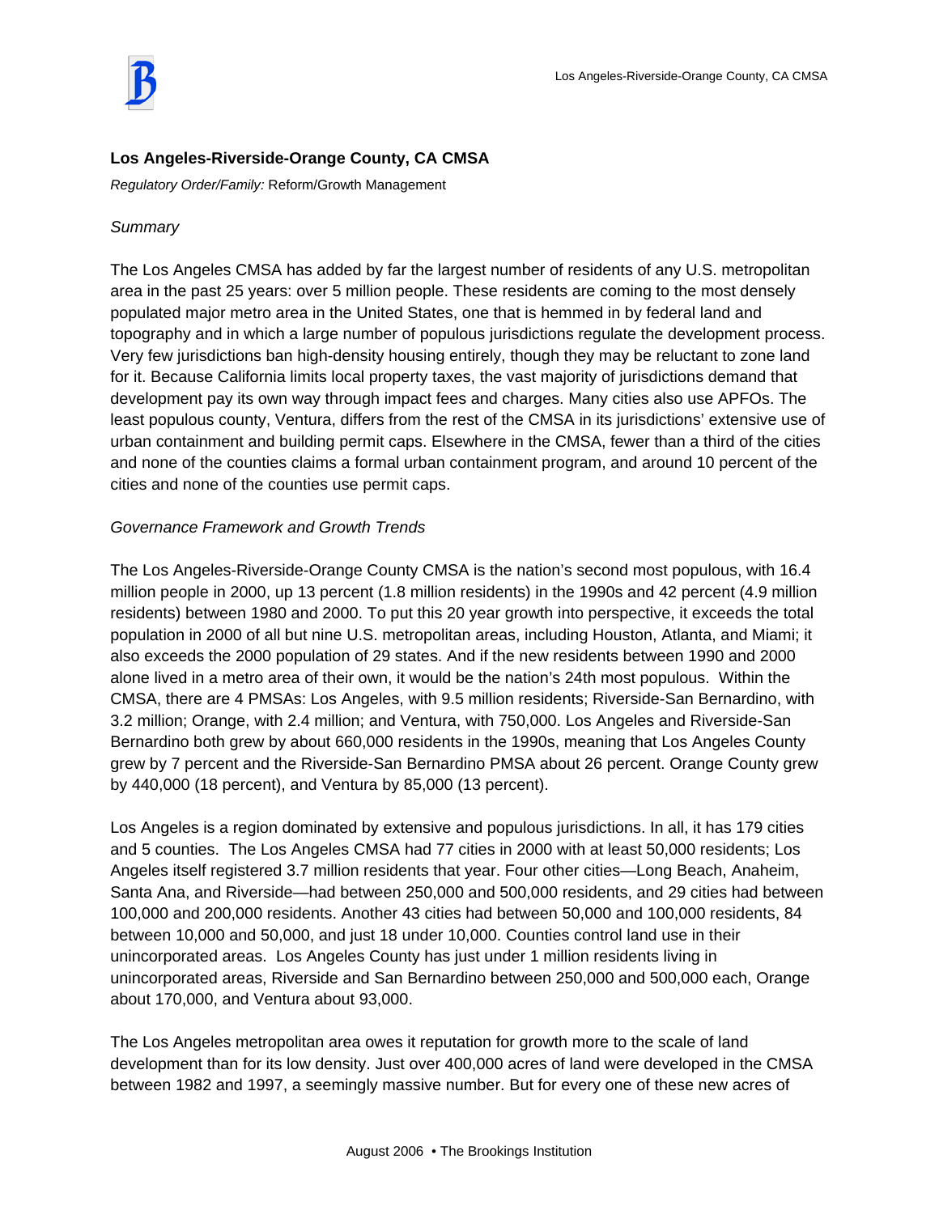## Los Angeles-Riverside-Orange County, CA CMSA

*Regulatory Order/Family:* Reform/Growth Management

*Summary*

The Los Angeles CMSA has added by far the largest number of residents of any U.S. metropolitan area in the past 25 years: over 5 million people. These residents are coming to the most densely populated major metro area in the United States, one that is hemmed in by federal land and topography and in which a large number of populous jurisdictions regulate the development process. Very few jurisdictions ban high-density housing entirely, though they may be reluctant to zone land for it. Because California limits local property taxes, the vast majority of jurisdictions demand that development pay its own way through impact fees and charges. Many cities also use APFOs. The least populous county, Ventura, differs from the rest of the CMSA in its jurisdictions' extensive use of urban containment and building permit caps. Elsewhere in the CMSA, fewer than a third of the cities and none of the counties claims a formal urban containment program, and around 10 percent of the cities and none of the counties use permit caps.

*Governance Framework and Growth Trends*

The Los Angeles-Riverside-Orange County CMSA is the nation's second most populous, with 16.4 million people in 2000, up 13 percent (1.8 million residents) in the 1990s and 42 percent (4.9 million residents) between 1980 and 2000. To put this 20 year growth into perspective, it exceeds the total population in 2000 of all but nine U.S. metropolitan areas, including Houston, Atlanta, and Miami; it also exceeds the 2000 population of 29 states. And if the new residents between 1990 and 2000 alone lived in a metro area of their own, it would be the nation's 24th most populous. Within the CMSA, there are 4 PMSAs: Los Angeles, with 9.5 million residents; Riverside-San Bernardino, with 3.2 million; Orange, with 2.4 million; and Ventura, with 750,000. Los Angeles and Riverside-San Bernardino both grew by about 660,000 residents in the 1990s, meaning that Los Angeles County grew by 7 percent and the Riverside-San Bernardino PMSA about 26 percent. Orange County grew by 440,000 (18 percent), and Ventura by 85,000 (13 percent).

Los Angeles is a region dominated by extensive and populous jurisdictions. In all, it has 179 cities and 5 counties. The Los Angeles CMSA had 77 cities in 2000 with at least 50,000 residents; Los Angeles itself registered 3.7 million residents that year. Four other cities—Long Beach, Anaheim, Santa Ana, and Riverside—had between 250,000 and 500,000 residents, and 29 cities had between 100,000 and 200,000 residents. Another 43 cities had between 50,000 and 100,000 residents, 84 between 10,000 and 50,000, and just 18 under 10,000. Counties control land use in their unincorporated areas. Los Angeles County has just under 1 million residents living in unincorporated areas, Riverside and San Bernardino between 250,000 and 500,000 each, Orange about 170,000, and Ventura about 93,000.

The Los Angeles metropolitan area owes it reputation for growth more to the scale of land development than for its low density. Just over 400,000 acres of land were developed in the CMSA between 1982 and 1997, a seemingly massive number. But for every one of these new acres of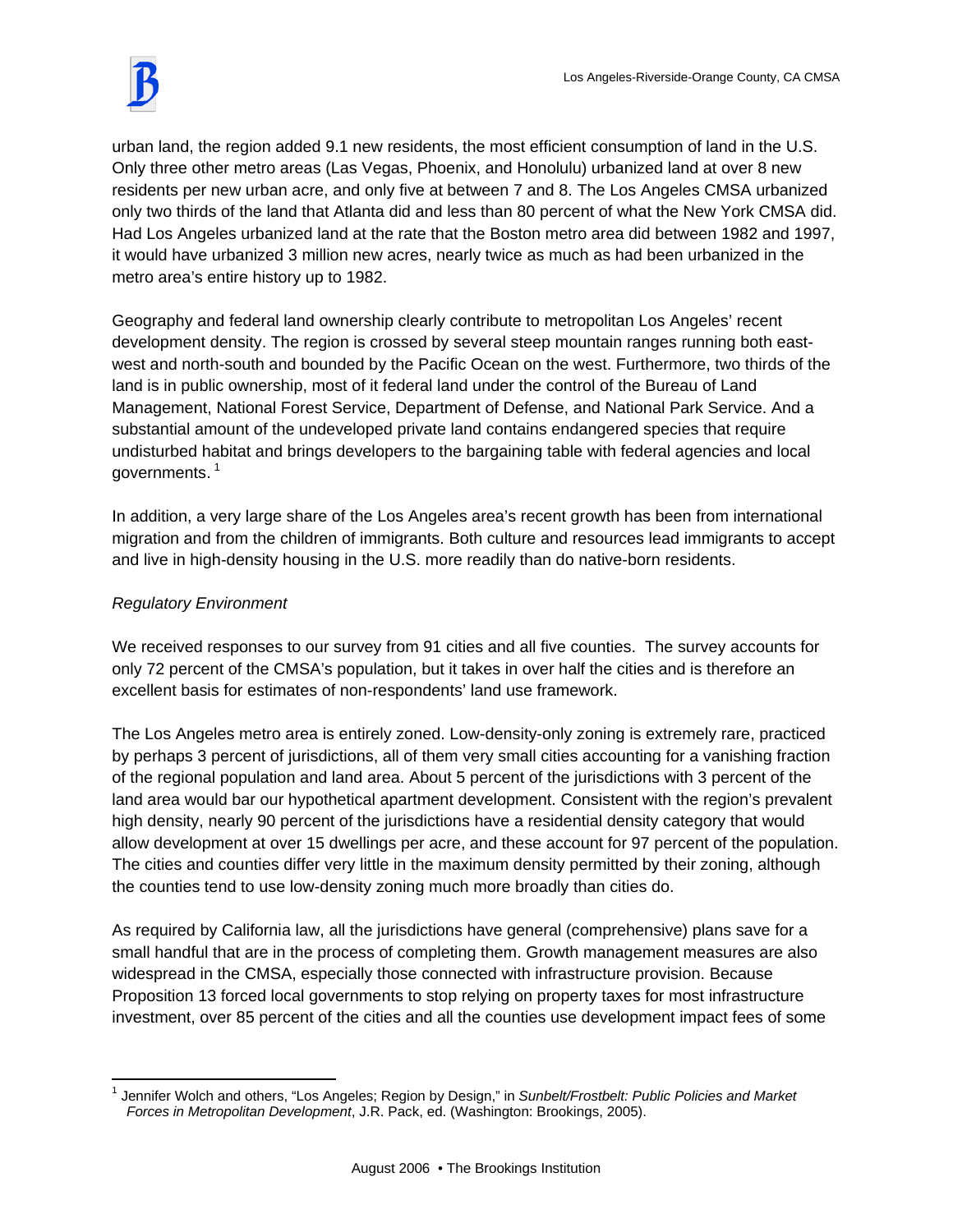urban land, the region added 9.1 new residents, the most efficient consumption of land in the U.S. Only three other metro areas (Las Vegas, Phoenix, and Honolulu) urbanized land at over 8 new residents per new urban acre, and only five at between 7 and 8. The Los Angeles CMSA urbanized only two thirds of the land that Atlanta did and less than 80 percent of what the New York CMSA did. Had Los Angeles urbanized land at the rate that the Boston metro area did between 1982 and 1997, it would have urbanized 3 million new acres, nearly twice as much as had been urbanized in the metro area's entire history up to 1982.

Geography and federal land ownership clearly contribute to metropolitan Los Angeles' recent development density. The region is crossed by several steep mountain ranges running both east-west and north-south and bounded by the Pacific Ocean on the west. Furthermore, two thirds of the land is in public ownership, most of it federal land under the control of the Bureau of Land Management, National Forest Service, Department of Defense, and National Park Service. And a substantial amount of the undeveloped private land contains endangered species that require undisturbed habitat and brings developers to the bargaining table with federal agencies and local governments. [1]

In addition, a very large share of the Los Angeles area's recent growth has been from international migration and from the children of immigrants. Both culture and resources lead immigrants to accept and live in high-density housing in the U.S. more readily than do native-born residents.

*Regulatory Environment*

We received responses to our survey from 91 cities and all five counties. The survey accounts for only 72 percent of the CMSA's population, but it takes in over half the cities and is therefore an excellent basis for estimates of non-respondents' land use framework.

The Los Angeles metro area is entirely zoned. Low-density-only zoning is extremely rare, practiced by perhaps 3 percent of jurisdictions, all of them very small cities accounting for a vanishing fraction of the regional population and land area. About 5 percent of the jurisdictions with 3 percent of the land area would bar our hypothetical apartment development. Consistent with the region's prevalent high density, nearly 90 percent of the jurisdictions have a residential density category that would allow development at over 15 dwellings per acre, and these account for 97 percent of the population. The cities and counties differ very little in the maximum density permitted by their zoning, although the counties tend to use low-density zoning much more broadly than cities do.

As required by California law, all the jurisdictions have general (comprehensive) plans save for a small handful that are in the process of completing them. Growth management measures are also widespread in the CMSA, especially those connected with infrastructure provision. Because Proposition 13 forced local governments to stop relying on property taxes for most infrastructure investment, over 85 percent of the cities and all the counties use development impact fees of some

[1] Jennifer Wolch and others, "Los Angeles; Region by Design," in *Sunbelt/Frostbelt: Public Policies and Market Forces in Metropolitan Development*, J.R. Pack, ed. (Washington: Brookings, 2005).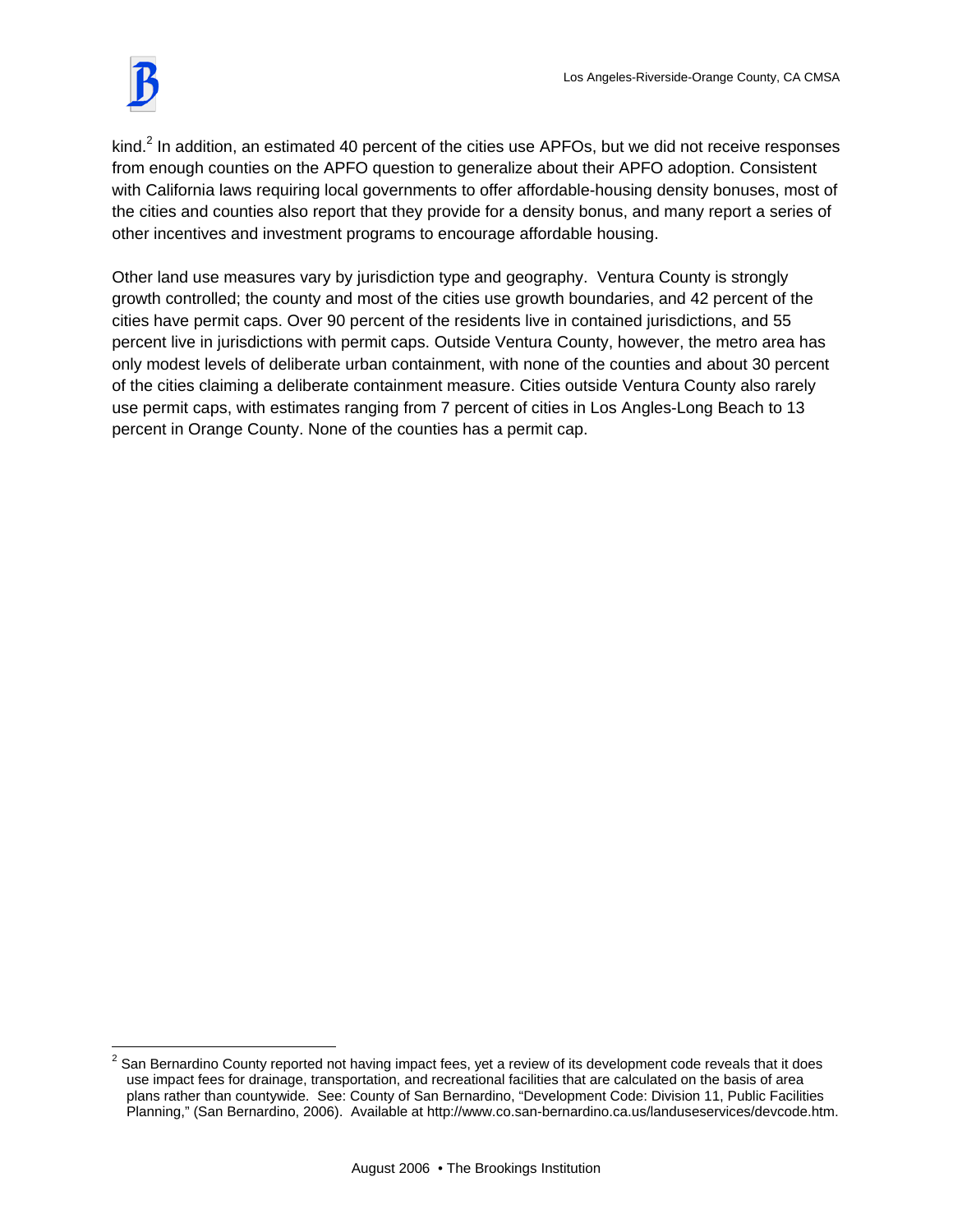kind.[2] In addition, an estimated 40 percent of the cities use APFOs, but we did not receive responses from enough counties on the APFO question to generalize about their APFO adoption. Consistent with California laws requiring local governments to offer affordable-housing density bonuses, most of the cities and counties also report that they provide for a density bonus, and many report a series of other incentives and investment programs to encourage affordable housing.

Other land use measures vary by jurisdiction type and geography. Ventura County is strongly growth controlled; the county and most of the cities use growth boundaries, and 42 percent of the cities have permit caps. Over 90 percent of the residents live in contained jurisdictions, and 55 percent live in jurisdictions with permit caps. Outside Ventura County, however, the metro area has only modest levels of deliberate urban containment, with none of the counties and about 30 percent of the cities claiming a deliberate containment measure. Cities outside Ventura County also rarely use permit caps, with estimates ranging from 7 percent of cities in Los Angles-Long Beach to 13 percent in Orange County. None of the counties has a permit cap.

---

[2] San Bernardino County reported not having impact fees, yet a review of its development code reveals that it does use impact fees for drainage, transportation, and recreational facilities that are calculated on the basis of area plans rather than countywide. See: County of San Bernardino, "Development Code: Division 11, Public Facilities Planning," (San Bernardino, 2006). Available at http://www.co.san-bernardino.ca.us/landuseservices/devcode.htm.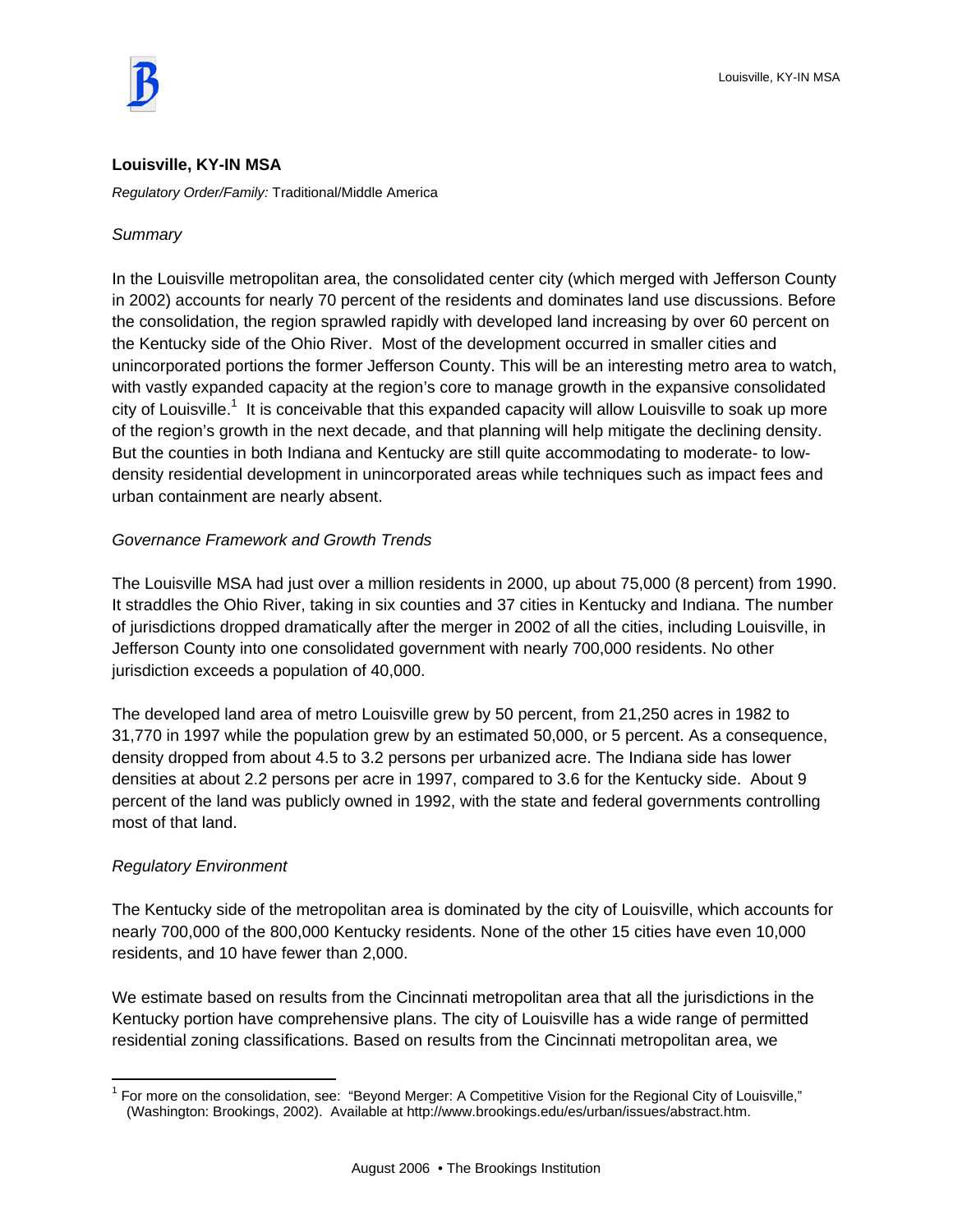## Louisville, KY-IN MSA

*Regulatory Order/Family:* Traditional/Middle America

*Summary*

In the Louisville metropolitan area, the consolidated center city (which merged with Jefferson County in 2002) accounts for nearly 70 percent of the residents and dominates land use discussions. Before the consolidation, the region sprawled rapidly with developed land increasing by over 60 percent on the Kentucky side of the Ohio River. Most of the development occurred in smaller cities and unincorporated portions the former Jefferson County. This will be an interesting metro area to watch, with vastly expanded capacity at the region's core to manage growth in the expansive consolidated city of Louisville.[1] It is conceivable that this expanded capacity will allow Louisville to soak up more of the region's growth in the next decade, and that planning will help mitigate the declining density. But the counties in both Indiana and Kentucky are still quite accommodating to moderate- to low-density residential development in unincorporated areas while techniques such as impact fees and urban containment are nearly absent.

*Governance Framework and Growth Trends*

The Louisville MSA had just over a million residents in 2000, up about 75,000 (8 percent) from 1990. It straddles the Ohio River, taking in six counties and 37 cities in Kentucky and Indiana. The number of jurisdictions dropped dramatically after the merger in 2002 of all the cities, including Louisville, in Jefferson County into one consolidated government with nearly 700,000 residents. No other jurisdiction exceeds a population of 40,000.

The developed land area of metro Louisville grew by 50 percent, from 21,250 acres in 1982 to 31,770 in 1997 while the population grew by an estimated 50,000, or 5 percent. As a consequence, density dropped from about 4.5 to 3.2 persons per urbanized acre. The Indiana side has lower densities at about 2.2 persons per acre in 1997, compared to 3.6 for the Kentucky side. About 9 percent of the land was publicly owned in 1992, with the state and federal governments controlling most of that land.

*Regulatory Environment*

The Kentucky side of the metropolitan area is dominated by the city of Louisville, which accounts for nearly 700,000 of the 800,000 Kentucky residents. None of the other 15 cities have even 10,000 residents, and 10 have fewer than 2,000.

We estimate based on results from the Cincinnati metropolitan area that all the jurisdictions in the Kentucky portion have comprehensive plans. The city of Louisville has a wide range of permitted residential zoning classifications. Based on results from the Cincinnati metropolitan area, we

[1] For more on the consolidation, see: "Beyond Merger: A Competitive Vision for the Regional City of Louisville," (Washington: Brookings, 2002). Available at http://www.brookings.edu/es/urban/issues/abstract.htm.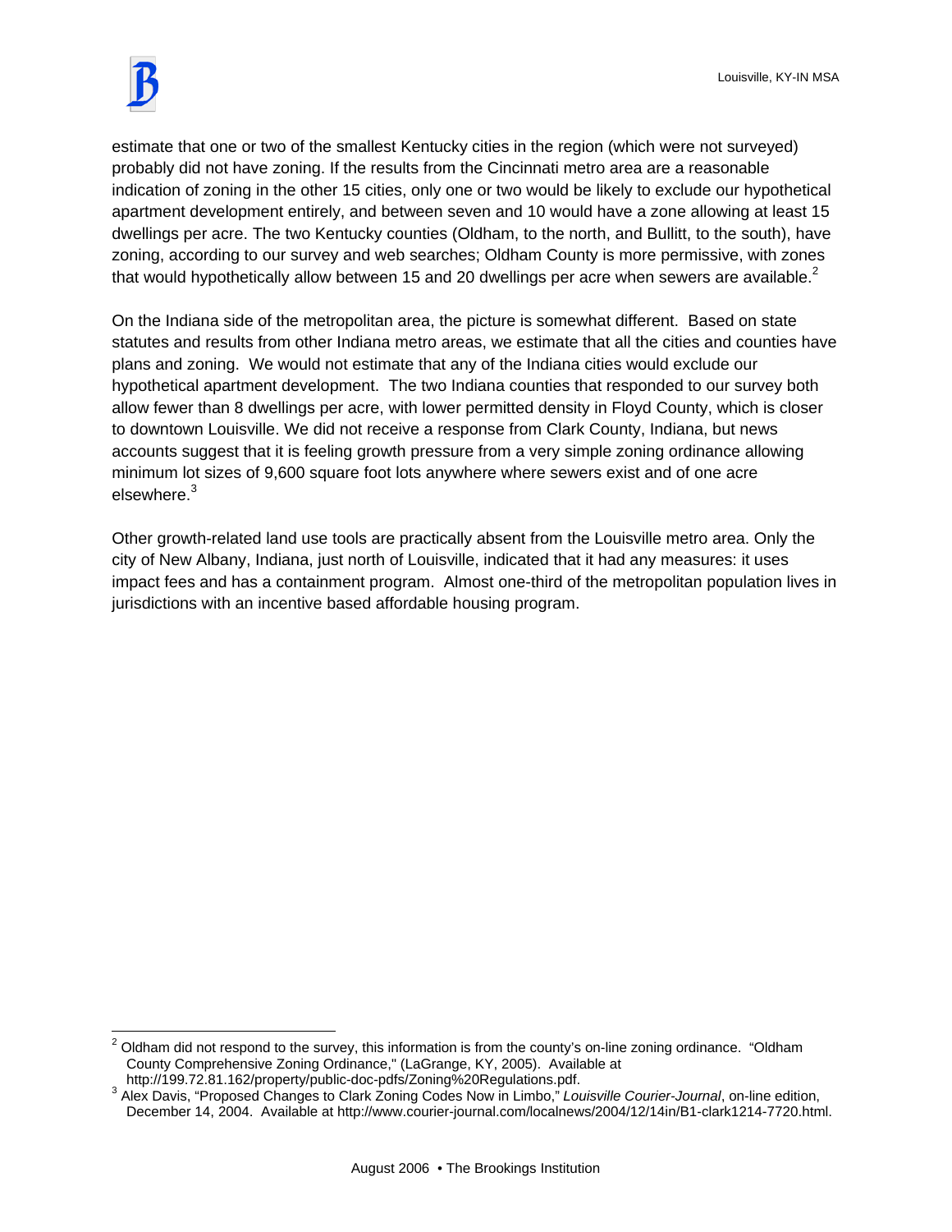estimate that one or two of the smallest Kentucky cities in the region (which were not surveyed) probably did not have zoning. If the results from the Cincinnati metro area are a reasonable indication of zoning in the other 15 cities, only one or two would be likely to exclude our hypothetical apartment development entirely, and between seven and 10 would have a zone allowing at least 15 dwellings per acre. The two Kentucky counties (Oldham, to the north, and Bullitt, to the south), have zoning, according to our survey and web searches; Oldham County is more permissive, with zones that would hypothetically allow between 15 and 20 dwellings per acre when sewers are available.[2]

On the Indiana side of the metropolitan area, the picture is somewhat different. Based on state statutes and results from other Indiana metro areas, we estimate that all the cities and counties have plans and zoning. We would not estimate that any of the Indiana cities would exclude our hypothetical apartment development. The two Indiana counties that responded to our survey both allow fewer than 8 dwellings per acre, with lower permitted density in Floyd County, which is closer to downtown Louisville. We did not receive a response from Clark County, Indiana, but news accounts suggest that it is feeling growth pressure from a very simple zoning ordinance allowing minimum lot sizes of 9,600 square foot lots anywhere where sewers exist and of one acre elsewhere.[3]

Other growth-related land use tools are practically absent from the Louisville metro area. Only the city of New Albany, Indiana, just north of Louisville, indicated that it had any measures: it uses impact fees and has a containment program. Almost one-third of the metropolitan population lives in jurisdictions with an incentive based affordable housing program.

---

[2] Oldham did not respond to the survey, this information is from the county's on-line zoning ordinance. "Oldham County Comprehensive Zoning Ordinance," (LaGrange, KY, 2005). Available at http://199.72.81.162/property/public-doc-pdfs/Zoning%20Regulations.pdf.

[3] Alex Davis, "Proposed Changes to Clark Zoning Codes Now in Limbo," *Louisville Courier-Journal*, on-line edition, December 14, 2004. Available at http://www.courier-journal.com/localnews/2004/12/14in/B1-clark1214-7720.html.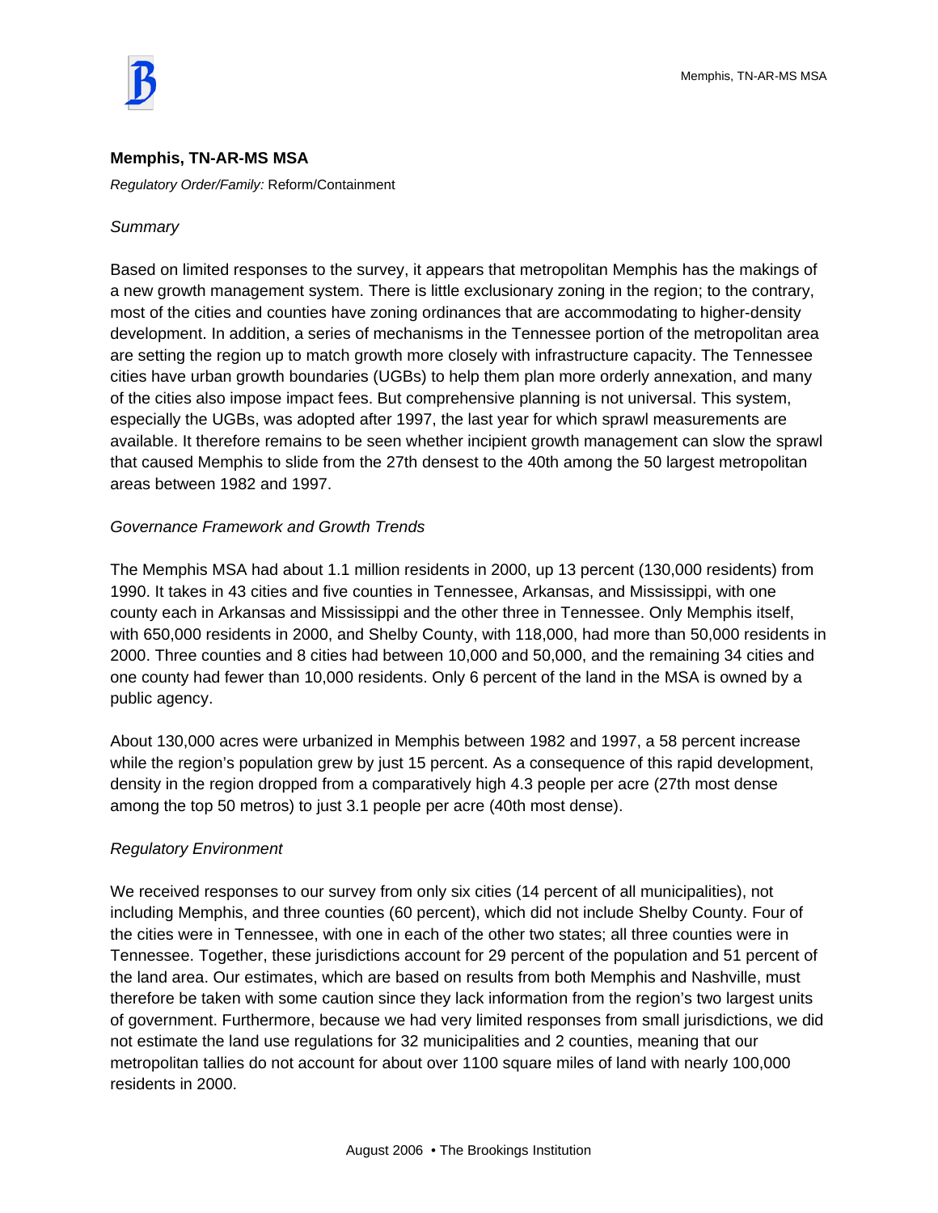## Memphis, TN-AR-MS MSA

*Regulatory Order/Family:* Reform/Containment

*Summary*

Based on limited responses to the survey, it appears that metropolitan Memphis has the makings of a new growth management system. There is little exclusionary zoning in the region; to the contrary, most of the cities and counties have zoning ordinances that are accommodating to higher-density development. In addition, a series of mechanisms in the Tennessee portion of the metropolitan area are setting the region up to match growth more closely with infrastructure capacity. The Tennessee cities have urban growth boundaries (UGBs) to help them plan more orderly annexation, and many of the cities also impose impact fees. But comprehensive planning is not universal. This system, especially the UGBs, was adopted after 1997, the last year for which sprawl measurements are available. It therefore remains to be seen whether incipient growth management can slow the sprawl that caused Memphis to slide from the 27th densest to the 40th among the 50 largest metropolitan areas between 1982 and 1997.

*Governance Framework and Growth Trends*

The Memphis MSA had about 1.1 million residents in 2000, up 13 percent (130,000 residents) from 1990. It takes in 43 cities and five counties in Tennessee, Arkansas, and Mississippi, with one county each in Arkansas and Mississippi and the other three in Tennessee. Only Memphis itself, with 650,000 residents in 2000, and Shelby County, with 118,000, had more than 50,000 residents in 2000. Three counties and 8 cities had between 10,000 and 50,000, and the remaining 34 cities and one county had fewer than 10,000 residents. Only 6 percent of the land in the MSA is owned by a public agency.

About 130,000 acres were urbanized in Memphis between 1982 and 1997, a 58 percent increase while the region's population grew by just 15 percent. As a consequence of this rapid development, density in the region dropped from a comparatively high 4.3 people per acre (27th most dense among the top 50 metros) to just 3.1 people per acre (40th most dense).

*Regulatory Environment*

We received responses to our survey from only six cities (14 percent of all municipalities), not including Memphis, and three counties (60 percent), which did not include Shelby County. Four of the cities were in Tennessee, with one in each of the other two states; all three counties were in Tennessee. Together, these jurisdictions account for 29 percent of the population and 51 percent of the land area. Our estimates, which are based on results from both Memphis and Nashville, must therefore be taken with some caution since they lack information from the region's two largest units of government. Furthermore, because we had very limited responses from small jurisdictions, we did not estimate the land use regulations for 32 municipalities and 2 counties, meaning that our metropolitan tallies do not account for about over 1100 square miles of land with nearly 100,000 residents in 2000.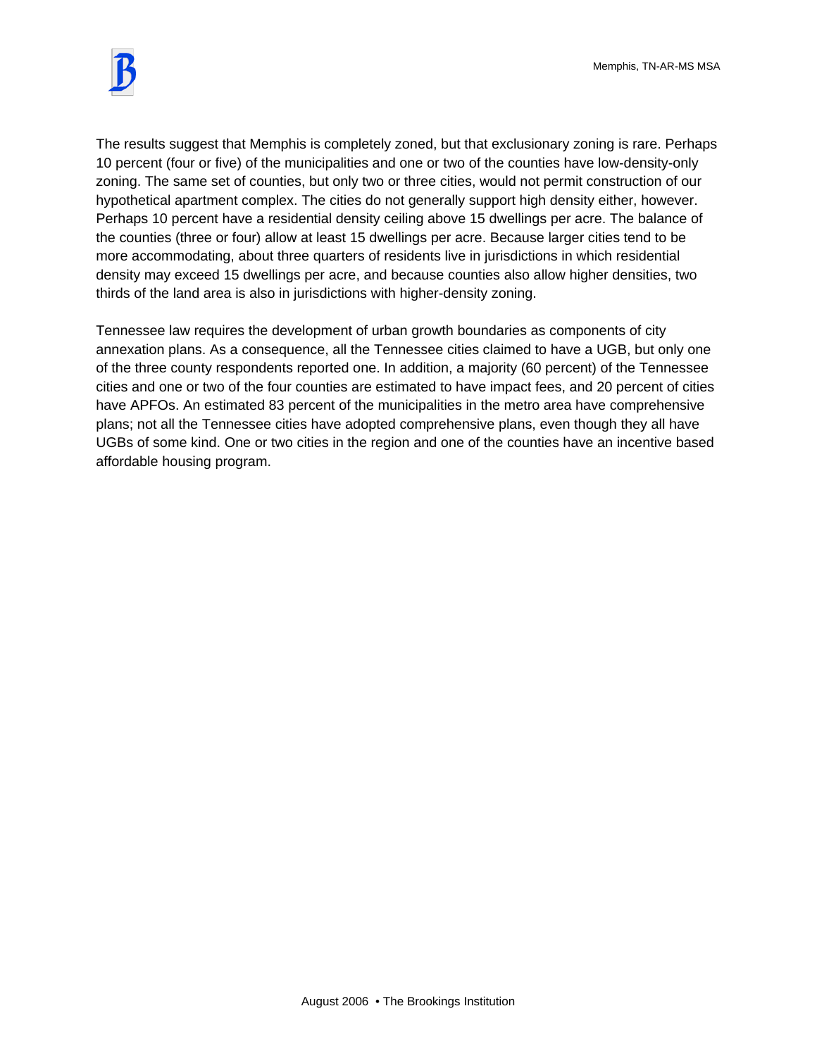The results suggest that Memphis is completely zoned, but that exclusionary zoning is rare. Perhaps 10 percent (four or five) of the municipalities and one or two of the counties have low-density-only zoning. The same set of counties, but only two or three cities, would not permit construction of our hypothetical apartment complex. The cities do not generally support high density either, however. Perhaps 10 percent have a residential density ceiling above 15 dwellings per acre. The balance of the counties (three or four) allow at least 15 dwellings per acre. Because larger cities tend to be more accommodating, about three quarters of residents live in jurisdictions in which residential density may exceed 15 dwellings per acre, and because counties also allow higher densities, two thirds of the land area is also in jurisdictions with higher-density zoning.

Tennessee law requires the development of urban growth boundaries as components of city annexation plans. As a consequence, all the Tennessee cities claimed to have a UGB, but only one of the three county respondents reported one. In addition, a majority (60 percent) of the Tennessee cities and one or two of the four counties are estimated to have impact fees, and 20 percent of cities have APFOs. An estimated 83 percent of the municipalities in the metro area have comprehensive plans; not all the Tennessee cities have adopted comprehensive plans, even though they all have UGBs of some kind. One or two cities in the region and one of the counties have an incentive based affordable housing program.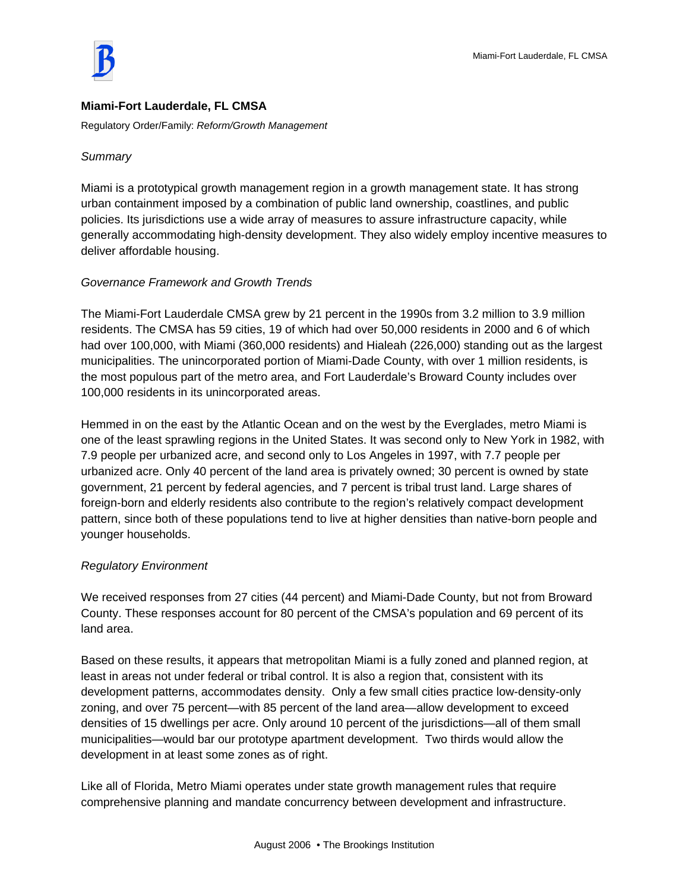## Miami-Fort Lauderdale, FL CMSA

Regulatory Order/Family: *Reform/Growth Management*

*Summary*

Miami is a prototypical growth management region in a growth management state. It has strong urban containment imposed by a combination of public land ownership, coastlines, and public policies. Its jurisdictions use a wide array of measures to assure infrastructure capacity, while generally accommodating high-density development. They also widely employ incentive measures to deliver affordable housing.

*Governance Framework and Growth Trends*

The Miami-Fort Lauderdale CMSA grew by 21 percent in the 1990s from 3.2 million to 3.9 million residents. The CMSA has 59 cities, 19 of which had over 50,000 residents in 2000 and 6 of which had over 100,000, with Miami (360,000 residents) and Hialeah (226,000) standing out as the largest municipalities. The unincorporated portion of Miami-Dade County, with over 1 million residents, is the most populous part of the metro area, and Fort Lauderdale's Broward County includes over 100,000 residents in its unincorporated areas.

Hemmed in on the east by the Atlantic Ocean and on the west by the Everglades, metro Miami is one of the least sprawling regions in the United States. It was second only to New York in 1982, with 7.9 people per urbanized acre, and second only to Los Angeles in 1997, with 7.7 people per urbanized acre. Only 40 percent of the land area is privately owned; 30 percent is owned by state government, 21 percent by federal agencies, and 7 percent is tribal trust land. Large shares of foreign-born and elderly residents also contribute to the region's relatively compact development pattern, since both of these populations tend to live at higher densities than native-born people and younger households.

*Regulatory Environment*

We received responses from 27 cities (44 percent) and Miami-Dade County, but not from Broward County. These responses account for 80 percent of the CMSA's population and 69 percent of its land area.

Based on these results, it appears that metropolitan Miami is a fully zoned and planned region, at least in areas not under federal or tribal control. It is also a region that, consistent with its development patterns, accommodates density. Only a few small cities practice low-density-only zoning, and over 75 percent—with 85 percent of the land area—allow development to exceed densities of 15 dwellings per acre. Only around 10 percent of the jurisdictions—all of them small municipalities—would bar our prototype apartment development. Two thirds would allow the development in at least some zones as of right.

Like all of Florida, Metro Miami operates under state growth management rules that require comprehensive planning and mandate concurrency between development and infrastructure.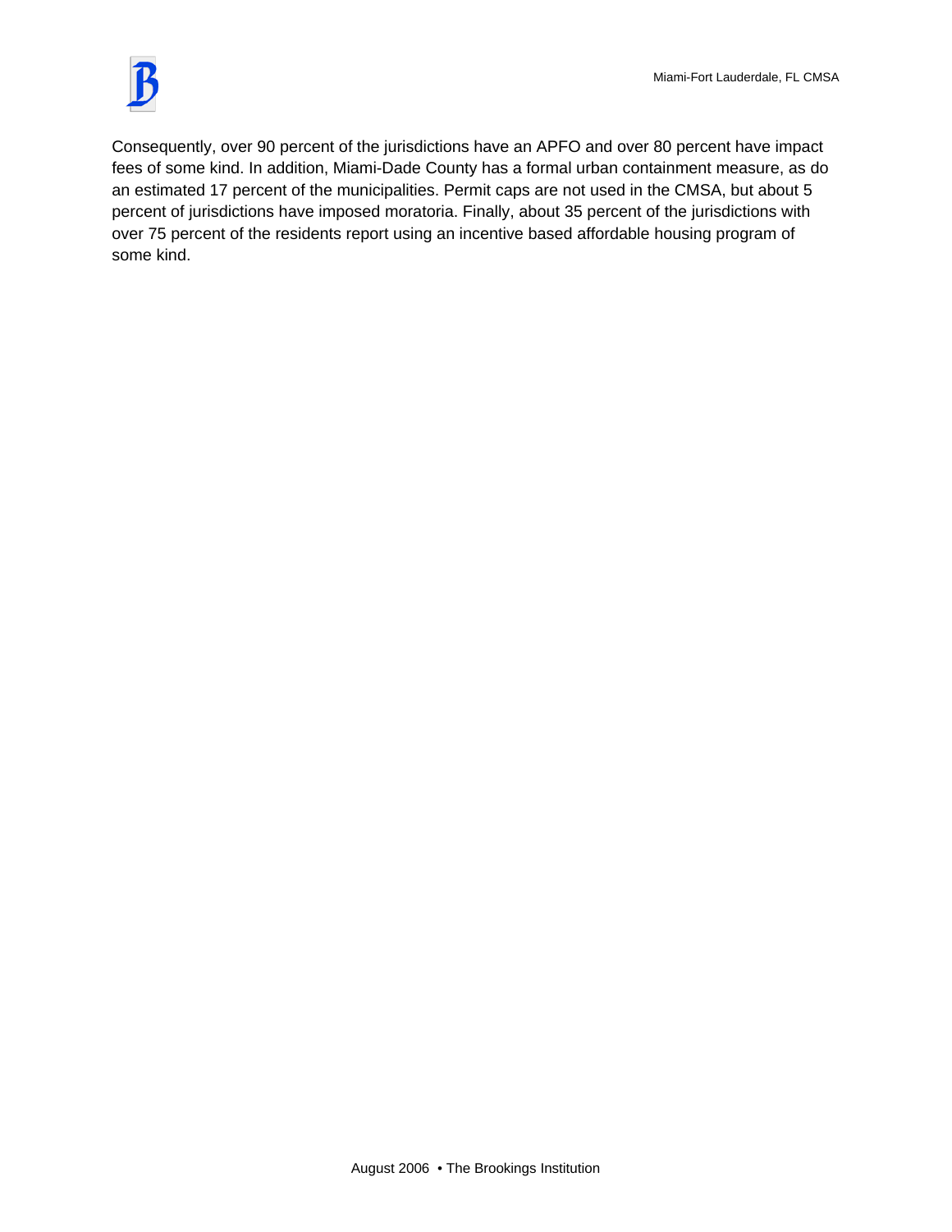Consequently, over 90 percent of the jurisdictions have an APFO and over 80 percent have impact fees of some kind. In addition, Miami-Dade County has a formal urban containment measure, as do an estimated 17 percent of the municipalities. Permit caps are not used in the CMSA, but about 5 percent of jurisdictions have imposed moratoria. Finally, about 35 percent of the jurisdictions with over 75 percent of the residents report using an incentive based affordable housing program of some kind.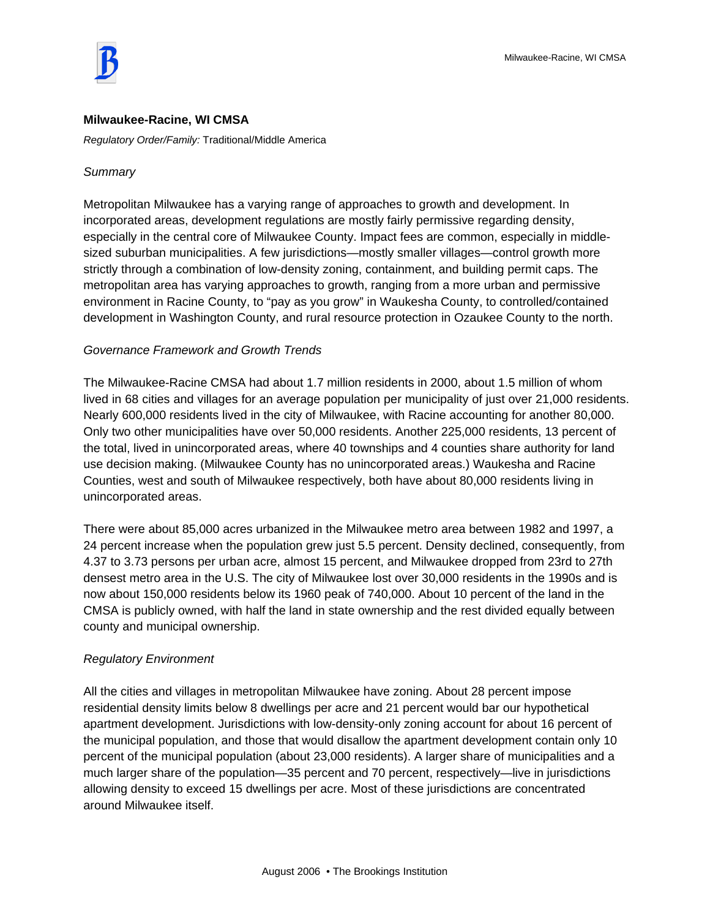## Milwaukee-Racine, WI CMSA

*Regulatory Order/Family:* Traditional/Middle America

### *Summary*

Metropolitan Milwaukee has a varying range of approaches to growth and development. In incorporated areas, development regulations are mostly fairly permissive regarding density, especially in the central core of Milwaukee County. Impact fees are common, especially in middle-sized suburban municipalities. A few jurisdictions—mostly smaller villages—control growth more strictly through a combination of low-density zoning, containment, and building permit caps. The metropolitan area has varying approaches to growth, ranging from a more urban and permissive environment in Racine County, to "pay as you grow" in Waukesha County, to controlled/contained development in Washington County, and rural resource protection in Ozaukee County to the north.

### *Governance Framework and Growth Trends*

The Milwaukee-Racine CMSA had about 1.7 million residents in 2000, about 1.5 million of whom lived in 68 cities and villages for an average population per municipality of just over 21,000 residents. Nearly 600,000 residents lived in the city of Milwaukee, with Racine accounting for another 80,000. Only two other municipalities have over 50,000 residents. Another 225,000 residents, 13 percent of the total, lived in unincorporated areas, where 40 townships and 4 counties share authority for land use decision making. (Milwaukee County has no unincorporated areas.) Waukesha and Racine Counties, west and south of Milwaukee respectively, both have about 80,000 residents living in unincorporated areas.

There were about 85,000 acres urbanized in the Milwaukee metro area between 1982 and 1997, a 24 percent increase when the population grew just 5.5 percent. Density declined, consequently, from 4.37 to 3.73 persons per urban acre, almost 15 percent, and Milwaukee dropped from 23rd to 27th densest metro area in the U.S. The city of Milwaukee lost over 30,000 residents in the 1990s and is now about 150,000 residents below its 1960 peak of 740,000. About 10 percent of the land in the CMSA is publicly owned, with half the land in state ownership and the rest divided equally between county and municipal ownership.

### *Regulatory Environment*

All the cities and villages in metropolitan Milwaukee have zoning. About 28 percent impose residential density limits below 8 dwellings per acre and 21 percent would bar our hypothetical apartment development. Jurisdictions with low-density-only zoning account for about 16 percent of the municipal population, and those that would disallow the apartment development contain only 10 percent of the municipal population (about 23,000 residents). A larger share of municipalities and a much larger share of the population—35 percent and 70 percent, respectively—live in jurisdictions allowing density to exceed 15 dwellings per acre. Most of these jurisdictions are concentrated around Milwaukee itself.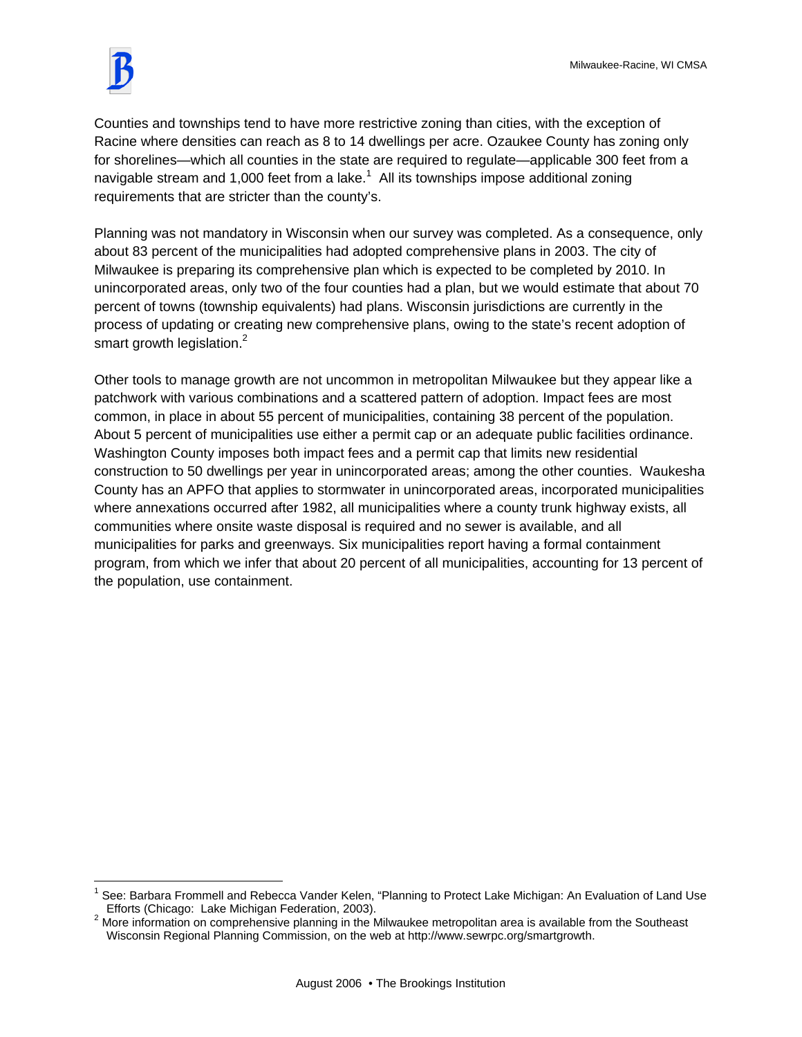Counties and townships tend to have more restrictive zoning than cities, with the exception of Racine where densities can reach as 8 to 14 dwellings per acre. Ozaukee County has zoning only for shorelines—which all counties in the state are required to regulate—applicable 300 feet from a navigable stream and 1,000 feet from a lake.[1] All its townships impose additional zoning requirements that are stricter than the county's.

Planning was not mandatory in Wisconsin when our survey was completed. As a consequence, only about 83 percent of the municipalities had adopted comprehensive plans in 2003. The city of Milwaukee is preparing its comprehensive plan which is expected to be completed by 2010. In unincorporated areas, only two of the four counties had a plan, but we would estimate that about 70 percent of towns (township equivalents) had plans. Wisconsin jurisdictions are currently in the process of updating or creating new comprehensive plans, owing to the state's recent adoption of smart growth legislation.[2]

Other tools to manage growth are not uncommon in metropolitan Milwaukee but they appear like a patchwork with various combinations and a scattered pattern of adoption. Impact fees are most common, in place in about 55 percent of municipalities, containing 38 percent of the population. About 5 percent of municipalities use either a permit cap or an adequate public facilities ordinance. Washington County imposes both impact fees and a permit cap that limits new residential construction to 50 dwellings per year in unincorporated areas; among the other counties. Waukesha County has an APFO that applies to stormwater in unincorporated areas, incorporated municipalities where annexations occurred after 1982, all municipalities where a county trunk highway exists, all communities where onsite waste disposal is required and no sewer is available, and all municipalities for parks and greenways. Six municipalities report having a formal containment program, from which we infer that about 20 percent of all municipalities, accounting for 13 percent of the population, use containment.

---

[1] See: Barbara Frommell and Rebecca Vander Kelen, "Planning to Protect Lake Michigan: An Evaluation of Land Use Efforts (Chicago: Lake Michigan Federation, 2003).

[2] More information on comprehensive planning in the Milwaukee metropolitan area is available from the Southeast Wisconsin Regional Planning Commission, on the web at http://www.sewrpc.org/smartgrowth.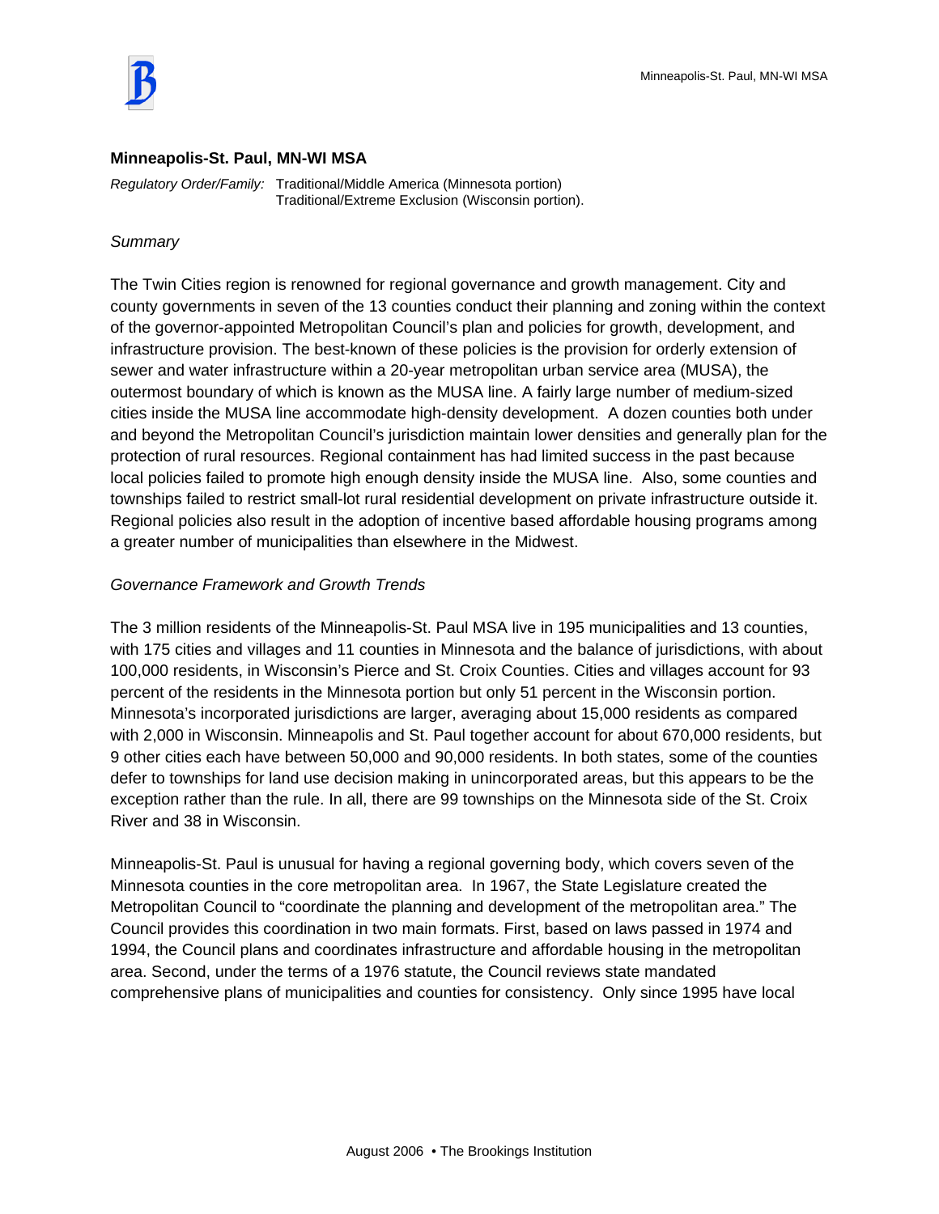## Minneapolis-St. Paul, MN-WI MSA

*Regulatory Order/Family:* Traditional/Middle America (Minnesota portion)
Traditional/Extreme Exclusion (Wisconsin portion).

*Summary*

The Twin Cities region is renowned for regional governance and growth management. City and county governments in seven of the 13 counties conduct their planning and zoning within the context of the governor-appointed Metropolitan Council's plan and policies for growth, development, and infrastructure provision. The best-known of these policies is the provision for orderly extension of sewer and water infrastructure within a 20-year metropolitan urban service area (MUSA), the outermost boundary of which is known as the MUSA line. A fairly large number of medium-sized cities inside the MUSA line accommodate high-density development. A dozen counties both under and beyond the Metropolitan Council's jurisdiction maintain lower densities and generally plan for the protection of rural resources. Regional containment has had limited success in the past because local policies failed to promote high enough density inside the MUSA line. Also, some counties and townships failed to restrict small-lot rural residential development on private infrastructure outside it. Regional policies also result in the adoption of incentive based affordable housing programs among a greater number of municipalities than elsewhere in the Midwest.

*Governance Framework and Growth Trends*

The 3 million residents of the Minneapolis-St. Paul MSA live in 195 municipalities and 13 counties, with 175 cities and villages and 11 counties in Minnesota and the balance of jurisdictions, with about 100,000 residents, in Wisconsin's Pierce and St. Croix Counties. Cities and villages account for 93 percent of the residents in the Minnesota portion but only 51 percent in the Wisconsin portion. Minnesota's incorporated jurisdictions are larger, averaging about 15,000 residents as compared with 2,000 in Wisconsin. Minneapolis and St. Paul together account for about 670,000 residents, but 9 other cities each have between 50,000 and 90,000 residents. In both states, some of the counties defer to townships for land use decision making in unincorporated areas, but this appears to be the exception rather than the rule. In all, there are 99 townships on the Minnesota side of the St. Croix River and 38 in Wisconsin.

Minneapolis-St. Paul is unusual for having a regional governing body, which covers seven of the Minnesota counties in the core metropolitan area. In 1967, the State Legislature created the Metropolitan Council to "coordinate the planning and development of the metropolitan area." The Council provides this coordination in two main formats. First, based on laws passed in 1974 and 1994, the Council plans and coordinates infrastructure and affordable housing in the metropolitan area. Second, under the terms of a 1976 statute, the Council reviews state mandated comprehensive plans of municipalities and counties for consistency. Only since 1995 have local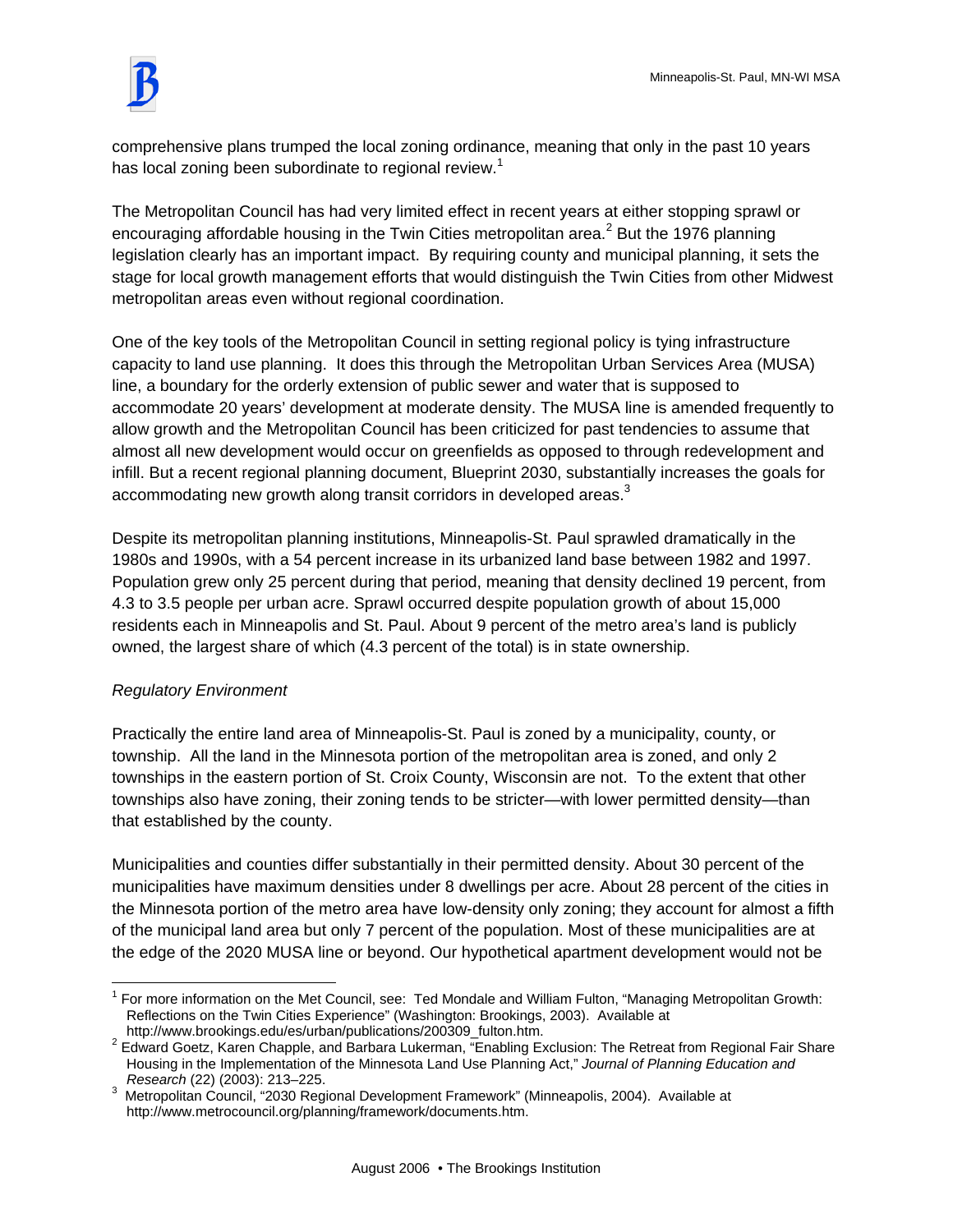comprehensive plans trumped the local zoning ordinance, meaning that only in the past 10 years has local zoning been subordinate to regional review.[1]

The Metropolitan Council has had very limited effect in recent years at either stopping sprawl or encouraging affordable housing in the Twin Cities metropolitan area.[2] But the 1976 planning legislation clearly has an important impact. By requiring county and municipal planning, it sets the stage for local growth management efforts that would distinguish the Twin Cities from other Midwest metropolitan areas even without regional coordination.

One of the key tools of the Metropolitan Council in setting regional policy is tying infrastructure capacity to land use planning. It does this through the Metropolitan Urban Services Area (MUSA) line, a boundary for the orderly extension of public sewer and water that is supposed to accommodate 20 years' development at moderate density. The MUSA line is amended frequently to allow growth and the Metropolitan Council has been criticized for past tendencies to assume that almost all new development would occur on greenfields as opposed to through redevelopment and infill. But a recent regional planning document, Blueprint 2030, substantially increases the goals for accommodating new growth along transit corridors in developed areas.[3]

Despite its metropolitan planning institutions, Minneapolis-St. Paul sprawled dramatically in the 1980s and 1990s, with a 54 percent increase in its urbanized land base between 1982 and 1997. Population grew only 25 percent during that period, meaning that density declined 19 percent, from 4.3 to 3.5 people per urban acre. Sprawl occurred despite population growth of about 15,000 residents each in Minneapolis and St. Paul. About 9 percent of the metro area's land is publicly owned, the largest share of which (4.3 percent of the total) is in state ownership.

*Regulatory Environment*

Practically the entire land area of Minneapolis-St. Paul is zoned by a municipality, county, or township. All the land in the Minnesota portion of the metropolitan area is zoned, and only 2 townships in the eastern portion of St. Croix County, Wisconsin are not. To the extent that other townships also have zoning, their zoning tends to be stricter—with lower permitted density—than that established by the county.

Municipalities and counties differ substantially in their permitted density. About 30 percent of the municipalities have maximum densities under 8 dwellings per acre. About 28 percent of the cities in the Minnesota portion of the metro area have low-density only zoning; they account for almost a fifth of the municipal land area but only 7 percent of the population. Most of these municipalities are at the edge of the 2020 MUSA line or beyond. Our hypothetical apartment development would not be

---

[1] For more information on the Met Council, see: Ted Mondale and William Fulton, "Managing Metropolitan Growth: Reflections on the Twin Cities Experience" (Washington: Brookings, 2003). Available at http://www.brookings.edu/es/urban/publications/200309_fulton.htm.

[2] Edward Goetz, Karen Chapple, and Barbara Lukerman, "Enabling Exclusion: The Retreat from Regional Fair Share Housing in the Implementation of the Minnesota Land Use Planning Act," *Journal of Planning Education and Research* (22) (2003): 213–225.

[3] Metropolitan Council, "2030 Regional Development Framework" (Minneapolis, 2004). Available at http://www.metrocouncil.org/planning/framework/documents.htm.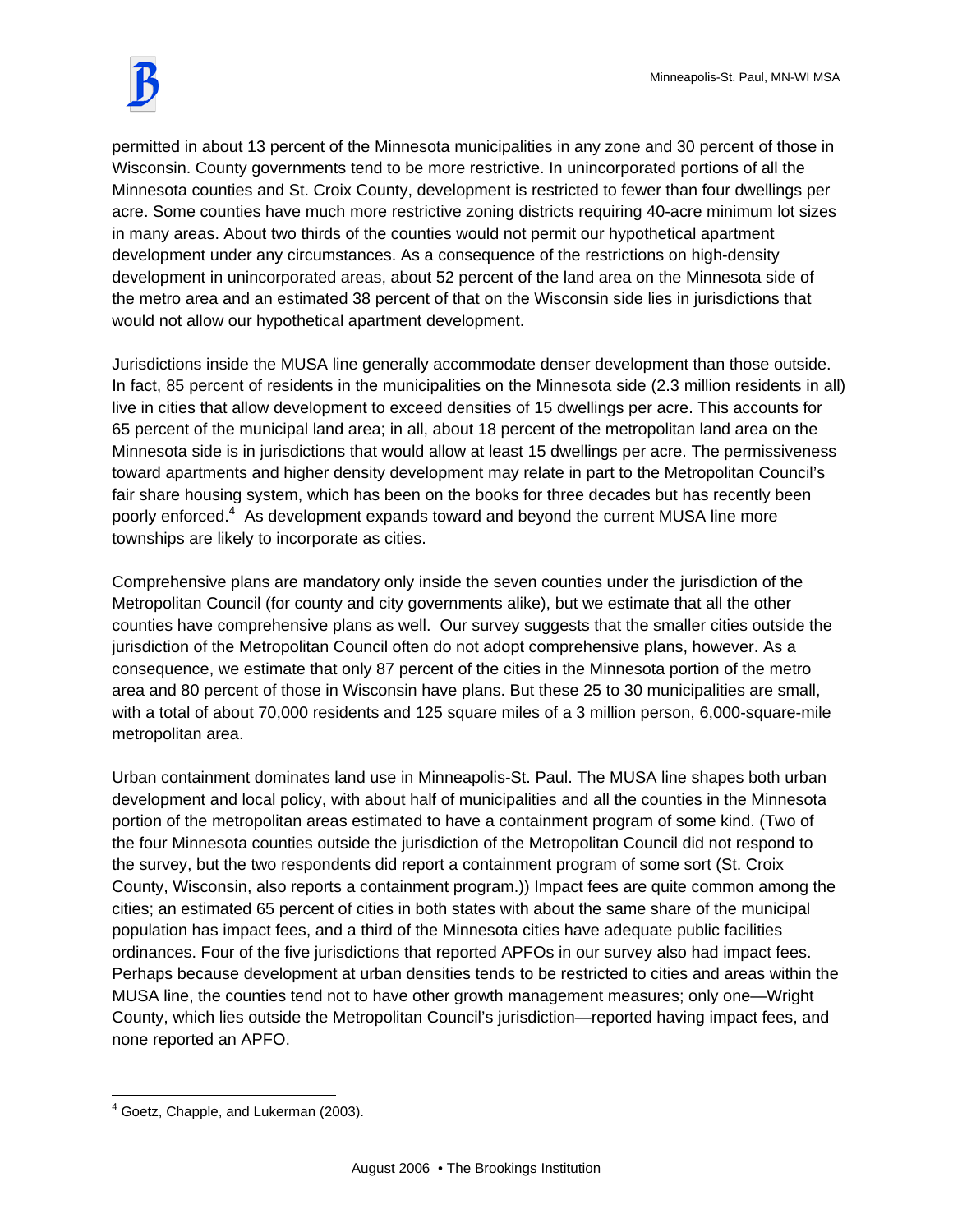permitted in about 13 percent of the Minnesota municipalities in any zone and 30 percent of those in Wisconsin. County governments tend to be more restrictive. In unincorporated portions of all the Minnesota counties and St. Croix County, development is restricted to fewer than four dwellings per acre. Some counties have much more restrictive zoning districts requiring 40-acre minimum lot sizes in many areas. About two thirds of the counties would not permit our hypothetical apartment development under any circumstances. As a consequence of the restrictions on high-density development in unincorporated areas, about 52 percent of the land area on the Minnesota side of the metro area and an estimated 38 percent of that on the Wisconsin side lies in jurisdictions that would not allow our hypothetical apartment development.

Jurisdictions inside the MUSA line generally accommodate denser development than those outside. In fact, 85 percent of residents in the municipalities on the Minnesota side (2.3 million residents in all) live in cities that allow development to exceed densities of 15 dwellings per acre. This accounts for 65 percent of the municipal land area; in all, about 18 percent of the metropolitan land area on the Minnesota side is in jurisdictions that would allow at least 15 dwellings per acre. The permissiveness toward apartments and higher density development may relate in part to the Metropolitan Council's fair share housing system, which has been on the books for three decades but has recently been poorly enforced.[4] As development expands toward and beyond the current MUSA line more townships are likely to incorporate as cities.

Comprehensive plans are mandatory only inside the seven counties under the jurisdiction of the Metropolitan Council (for county and city governments alike), but we estimate that all the other counties have comprehensive plans as well. Our survey suggests that the smaller cities outside the jurisdiction of the Metropolitan Council often do not adopt comprehensive plans, however. As a consequence, we estimate that only 87 percent of the cities in the Minnesota portion of the metro area and 80 percent of those in Wisconsin have plans. But these 25 to 30 municipalities are small, with a total of about 70,000 residents and 125 square miles of a 3 million person, 6,000-square-mile metropolitan area.

Urban containment dominates land use in Minneapolis-St. Paul. The MUSA line shapes both urban development and local policy, with about half of municipalities and all the counties in the Minnesota portion of the metropolitan areas estimated to have a containment program of some kind. (Two of the four Minnesota counties outside the jurisdiction of the Metropolitan Council did not respond to the survey, but the two respondents did report a containment program of some sort (St. Croix County, Wisconsin, also reports a containment program.)) Impact fees are quite common among the cities; an estimated 65 percent of cities in both states with about the same share of the municipal population has impact fees, and a third of the Minnesota cities have adequate public facilities ordinances. Four of the five jurisdictions that reported APFOs in our survey also had impact fees. Perhaps because development at urban densities tends to be restricted to cities and areas within the MUSA line, the counties tend not to have other growth management measures; only one—Wright County, which lies outside the Metropolitan Council's jurisdiction—reported having impact fees, and none reported an APFO.

---

[4] Goetz, Chapple, and Lukerman (2003).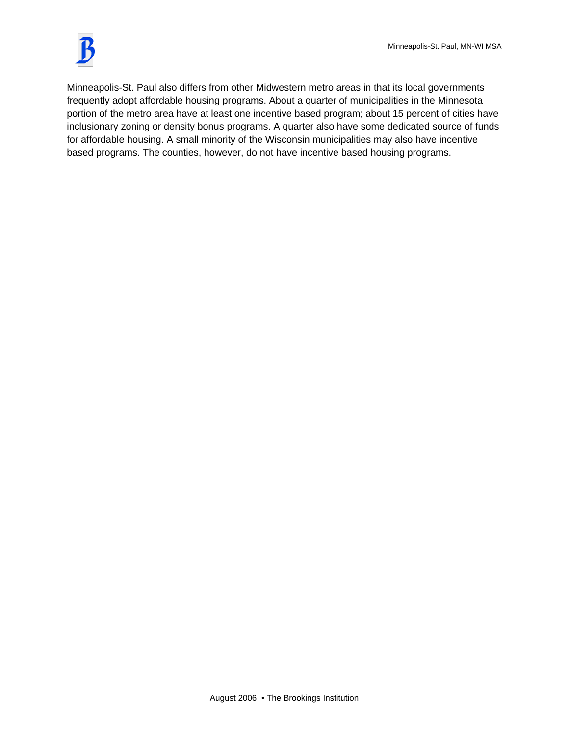Minneapolis-St. Paul also differs from other Midwestern metro areas in that its local governments frequently adopt affordable housing programs. About a quarter of municipalities in the Minnesota portion of the metro area have at least one incentive based program; about 15 percent of cities have inclusionary zoning or density bonus programs. A quarter also have some dedicated source of funds for affordable housing. A small minority of the Wisconsin municipalities may also have incentive based programs. The counties, however, do not have incentive based housing programs.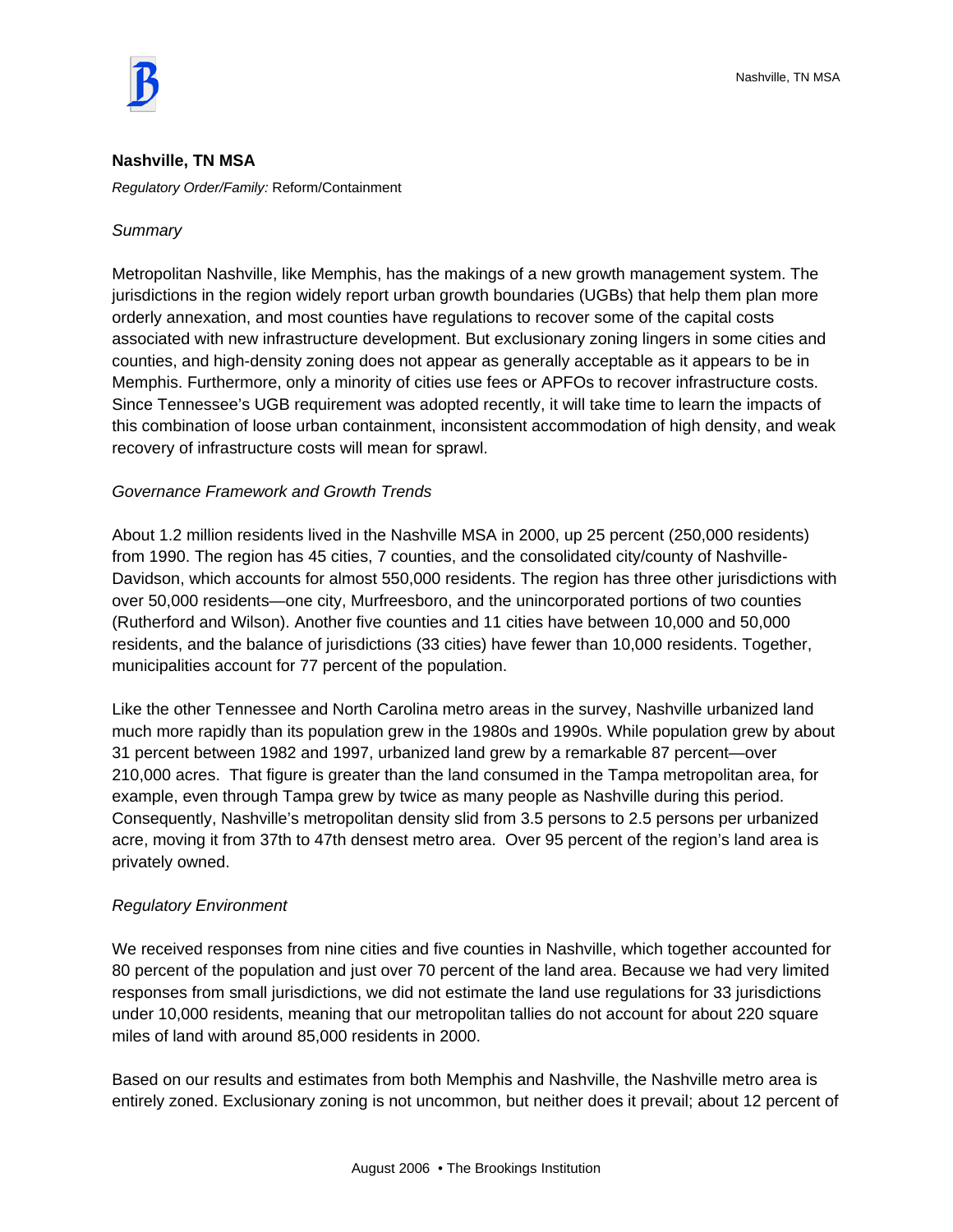## Nashville, TN MSA

*Regulatory Order/Family:* Reform/Containment

*Summary*

Metropolitan Nashville, like Memphis, has the makings of a new growth management system. The jurisdictions in the region widely report urban growth boundaries (UGBs) that help them plan more orderly annexation, and most counties have regulations to recover some of the capital costs associated with new infrastructure development. But exclusionary zoning lingers in some cities and counties, and high-density zoning does not appear as generally acceptable as it appears to be in Memphis. Furthermore, only a minority of cities use fees or APFOs to recover infrastructure costs. Since Tennessee's UGB requirement was adopted recently, it will take time to learn the impacts of this combination of loose urban containment, inconsistent accommodation of high density, and weak recovery of infrastructure costs will mean for sprawl.

*Governance Framework and Growth Trends*

About 1.2 million residents lived in the Nashville MSA in 2000, up 25 percent (250,000 residents) from 1990. The region has 45 cities, 7 counties, and the consolidated city/county of Nashville-Davidson, which accounts for almost 550,000 residents. The region has three other jurisdictions with over 50,000 residents—one city, Murfreesboro, and the unincorporated portions of two counties (Rutherford and Wilson). Another five counties and 11 cities have between 10,000 and 50,000 residents, and the balance of jurisdictions (33 cities) have fewer than 10,000 residents. Together, municipalities account for 77 percent of the population.

Like the other Tennessee and North Carolina metro areas in the survey, Nashville urbanized land much more rapidly than its population grew in the 1980s and 1990s. While population grew by about 31 percent between 1982 and 1997, urbanized land grew by a remarkable 87 percent—over 210,000 acres. That figure is greater than the land consumed in the Tampa metropolitan area, for example, even through Tampa grew by twice as many people as Nashville during this period. Consequently, Nashville's metropolitan density slid from 3.5 persons to 2.5 persons per urbanized acre, moving it from 37th to 47th densest metro area. Over 95 percent of the region's land area is privately owned.

*Regulatory Environment*

We received responses from nine cities and five counties in Nashville, which together accounted for 80 percent of the population and just over 70 percent of the land area. Because we had very limited responses from small jurisdictions, we did not estimate the land use regulations for 33 jurisdictions under 10,000 residents, meaning that our metropolitan tallies do not account for about 220 square miles of land with around 85,000 residents in 2000.

Based on our results and estimates from both Memphis and Nashville, the Nashville metro area is entirely zoned. Exclusionary zoning is not uncommon, but neither does it prevail; about 12 percent of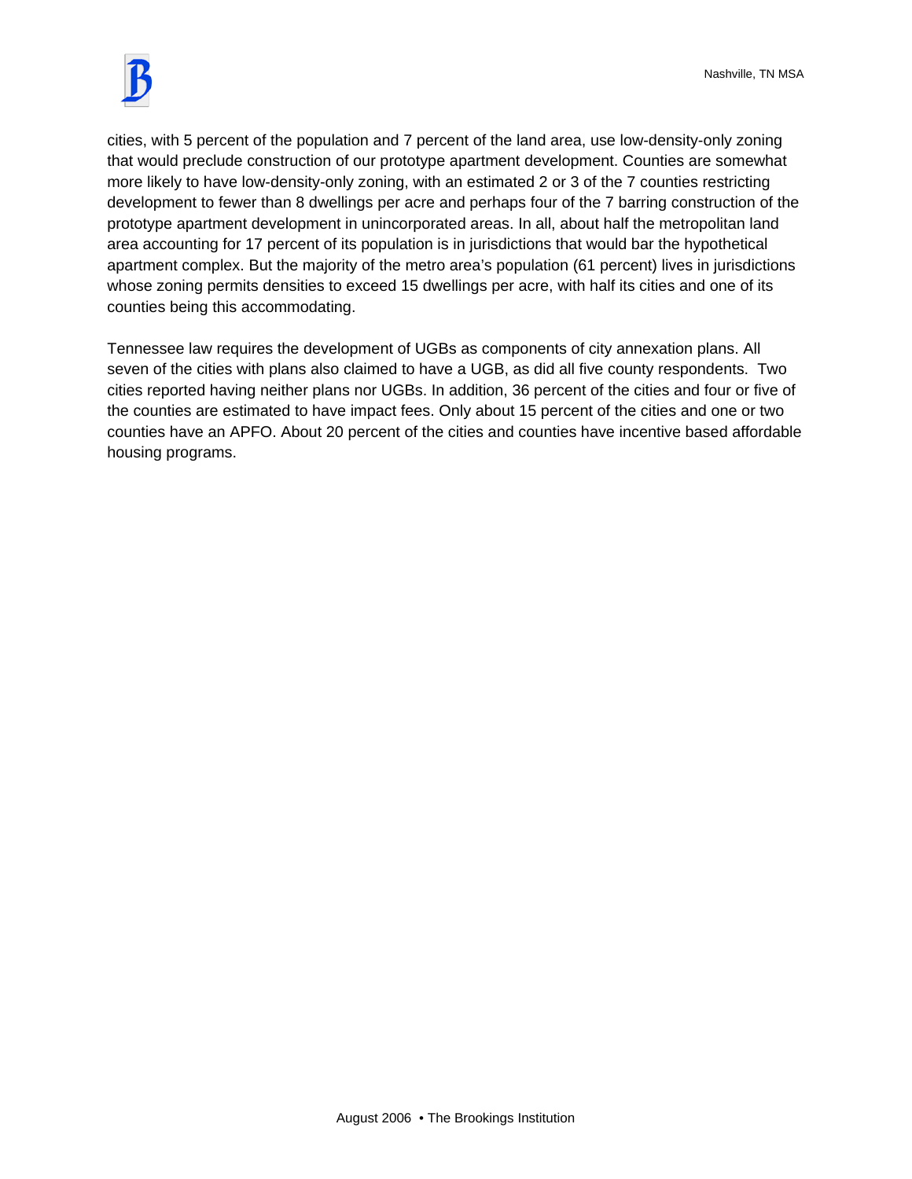cities, with 5 percent of the population and 7 percent of the land area, use low-density-only zoning that would preclude construction of our prototype apartment development. Counties are somewhat more likely to have low-density-only zoning, with an estimated 2 or 3 of the 7 counties restricting development to fewer than 8 dwellings per acre and perhaps four of the 7 barring construction of the prototype apartment development in unincorporated areas. In all, about half the metropolitan land area accounting for 17 percent of its population is in jurisdictions that would bar the hypothetical apartment complex. But the majority of the metro area's population (61 percent) lives in jurisdictions whose zoning permits densities to exceed 15 dwellings per acre, with half its cities and one of its counties being this accommodating.

Tennessee law requires the development of UGBs as components of city annexation plans. All seven of the cities with plans also claimed to have a UGB, as did all five county respondents. Two cities reported having neither plans nor UGBs. In addition, 36 percent of the cities and four or five of the counties are estimated to have impact fees. Only about 15 percent of the cities and one or two counties have an APFO. About 20 percent of the cities and counties have incentive based affordable housing programs.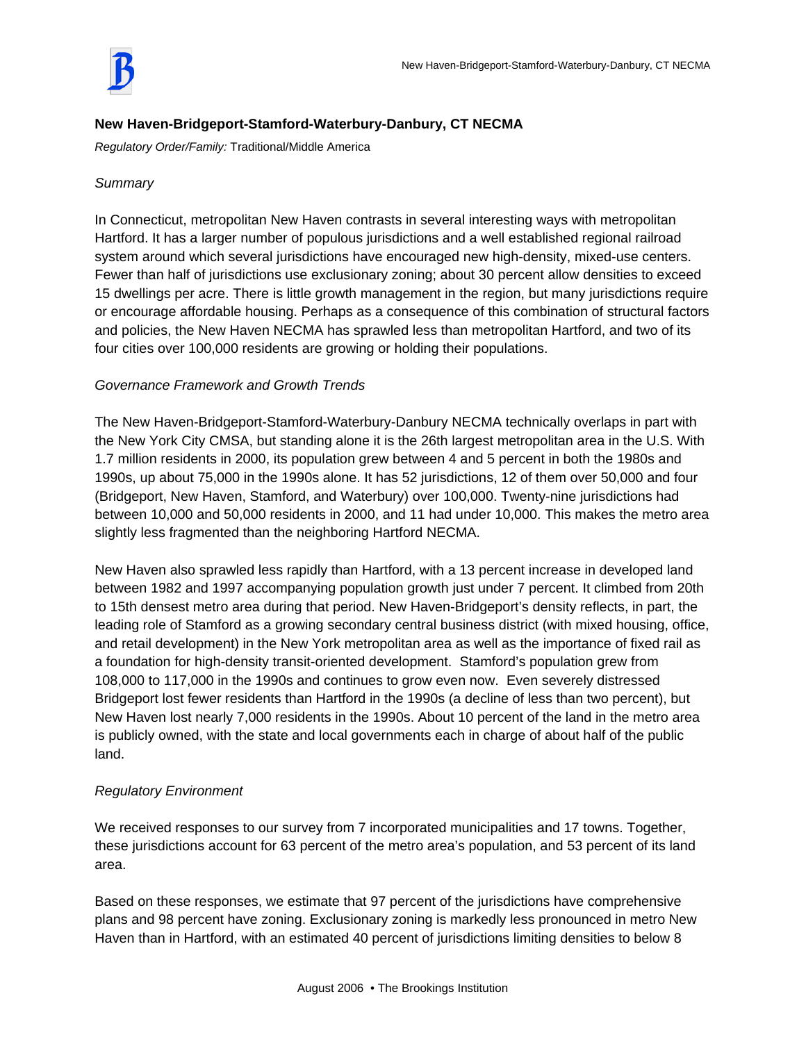## New Haven-Bridgeport-Stamford-Waterbury-Danbury, CT NECMA

*Regulatory Order/Family:* Traditional/Middle America

*Summary*

In Connecticut, metropolitan New Haven contrasts in several interesting ways with metropolitan Hartford. It has a larger number of populous jurisdictions and a well established regional railroad system around which several jurisdictions have encouraged new high-density, mixed-use centers. Fewer than half of jurisdictions use exclusionary zoning; about 30 percent allow densities to exceed 15 dwellings per acre. There is little growth management in the region, but many jurisdictions require or encourage affordable housing. Perhaps as a consequence of this combination of structural factors and policies, the New Haven NECMA has sprawled less than metropolitan Hartford, and two of its four cities over 100,000 residents are growing or holding their populations.

*Governance Framework and Growth Trends*

The New Haven-Bridgeport-Stamford-Waterbury-Danbury NECMA technically overlaps in part with the New York City CMSA, but standing alone it is the 26th largest metropolitan area in the U.S. With 1.7 million residents in 2000, its population grew between 4 and 5 percent in both the 1980s and 1990s, up about 75,000 in the 1990s alone. It has 52 jurisdictions, 12 of them over 50,000 and four (Bridgeport, New Haven, Stamford, and Waterbury) over 100,000. Twenty-nine jurisdictions had between 10,000 and 50,000 residents in 2000, and 11 had under 10,000. This makes the metro area slightly less fragmented than the neighboring Hartford NECMA.

New Haven also sprawled less rapidly than Hartford, with a 13 percent increase in developed land between 1982 and 1997 accompanying population growth just under 7 percent. It climbed from 20th to 15th densest metro area during that period. New Haven-Bridgeport's density reflects, in part, the leading role of Stamford as a growing secondary central business district (with mixed housing, office, and retail development) in the New York metropolitan area as well as the importance of fixed rail as a foundation for high-density transit-oriented development. Stamford's population grew from 108,000 to 117,000 in the 1990s and continues to grow even now. Even severely distressed Bridgeport lost fewer residents than Hartford in the 1990s (a decline of less than two percent), but New Haven lost nearly 7,000 residents in the 1990s. About 10 percent of the land in the metro area is publicly owned, with the state and local governments each in charge of about half of the public land.

*Regulatory Environment*

We received responses to our survey from 7 incorporated municipalities and 17 towns. Together, these jurisdictions account for 63 percent of the metro area's population, and 53 percent of its land area.

Based on these responses, we estimate that 97 percent of the jurisdictions have comprehensive plans and 98 percent have zoning. Exclusionary zoning is markedly less pronounced in metro New Haven than in Hartford, with an estimated 40 percent of jurisdictions limiting densities to below 8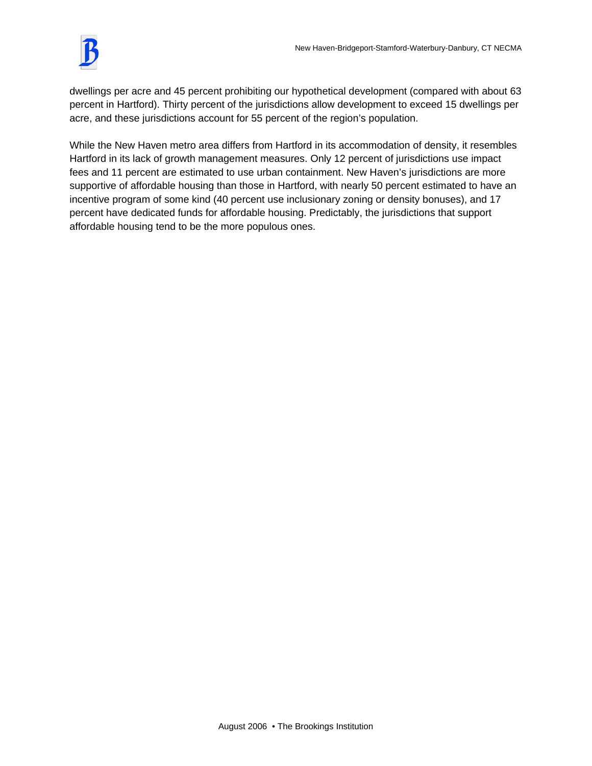dwellings per acre and 45 percent prohibiting our hypothetical development (compared with about 63 percent in Hartford). Thirty percent of the jurisdictions allow development to exceed 15 dwellings per acre, and these jurisdictions account for 55 percent of the region's population.

While the New Haven metro area differs from Hartford in its accommodation of density, it resembles Hartford in its lack of growth management measures. Only 12 percent of jurisdictions use impact fees and 11 percent are estimated to use urban containment. New Haven's jurisdictions are more supportive of affordable housing than those in Hartford, with nearly 50 percent estimated to have an incentive program of some kind (40 percent use inclusionary zoning or density bonuses), and 17 percent have dedicated funds for affordable housing. Predictably, the jurisdictions that support affordable housing tend to be the more populous ones.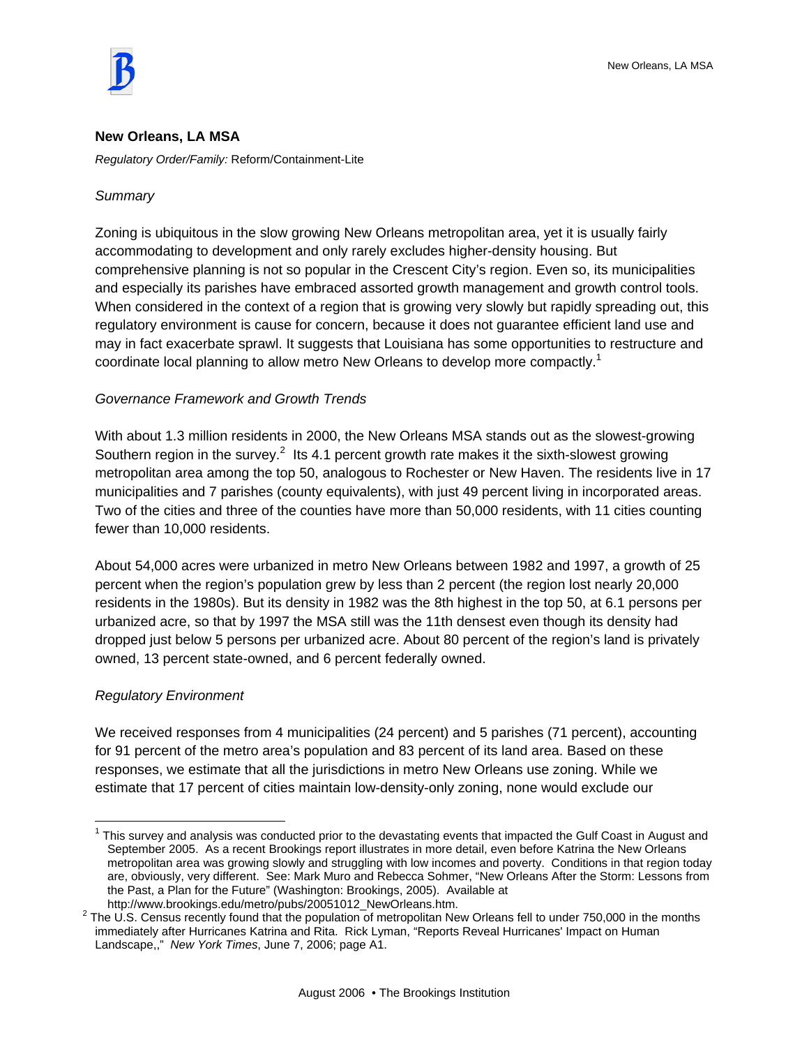## New Orleans, LA MSA

*Regulatory Order/Family:* Reform/Containment-Lite

*Summary*

Zoning is ubiquitous in the slow growing New Orleans metropolitan area, yet it is usually fairly accommodating to development and only rarely excludes higher-density housing. But comprehensive planning is not so popular in the Crescent City's region. Even so, its municipalities and especially its parishes have embraced assorted growth management and growth control tools. When considered in the context of a region that is growing very slowly but rapidly spreading out, this regulatory environment is cause for concern, because it does not guarantee efficient land use and may in fact exacerbate sprawl. It suggests that Louisiana has some opportunities to restructure and coordinate local planning to allow metro New Orleans to develop more compactly.[1]

*Governance Framework and Growth Trends*

With about 1.3 million residents in 2000, the New Orleans MSA stands out as the slowest-growing Southern region in the survey.[2] Its 4.1 percent growth rate makes it the sixth-slowest growing metropolitan area among the top 50, analogous to Rochester or New Haven. The residents live in 17 municipalities and 7 parishes (county equivalents), with just 49 percent living in incorporated areas. Two of the cities and three of the counties have more than 50,000 residents, with 11 cities counting fewer than 10,000 residents.

About 54,000 acres were urbanized in metro New Orleans between 1982 and 1997, a growth of 25 percent when the region's population grew by less than 2 percent (the region lost nearly 20,000 residents in the 1980s). But its density in 1982 was the 8th highest in the top 50, at 6.1 persons per urbanized acre, so that by 1997 the MSA still was the 11th densest even though its density had dropped just below 5 persons per urbanized acre. About 80 percent of the region's land is privately owned, 13 percent state-owned, and 6 percent federally owned.

*Regulatory Environment*

We received responses from 4 municipalities (24 percent) and 5 parishes (71 percent), accounting for 91 percent of the metro area's population and 83 percent of its land area. Based on these responses, we estimate that all the jurisdictions in metro New Orleans use zoning. While we estimate that 17 percent of cities maintain low-density-only zoning, none would exclude our

---

[1] This survey and analysis was conducted prior to the devastating events that impacted the Gulf Coast in August and September 2005. As a recent Brookings report illustrates in more detail, even before Katrina the New Orleans metropolitan area was growing slowly and struggling with low incomes and poverty. Conditions in that region today are, obviously, very different. See: Mark Muro and Rebecca Sohmer, "New Orleans After the Storm: Lessons from the Past, a Plan for the Future" (Washington: Brookings, 2005). Available at http://www.brookings.edu/metro/pubs/20051012_NewOrleans.htm.

[2] The U.S. Census recently found that the population of metropolitan New Orleans fell to under 750,000 in the months immediately after Hurricanes Katrina and Rita. Rick Lyman, "Reports Reveal Hurricanes' Impact on Human Landscape,," *New York Times*, June 7, 2006; page A1.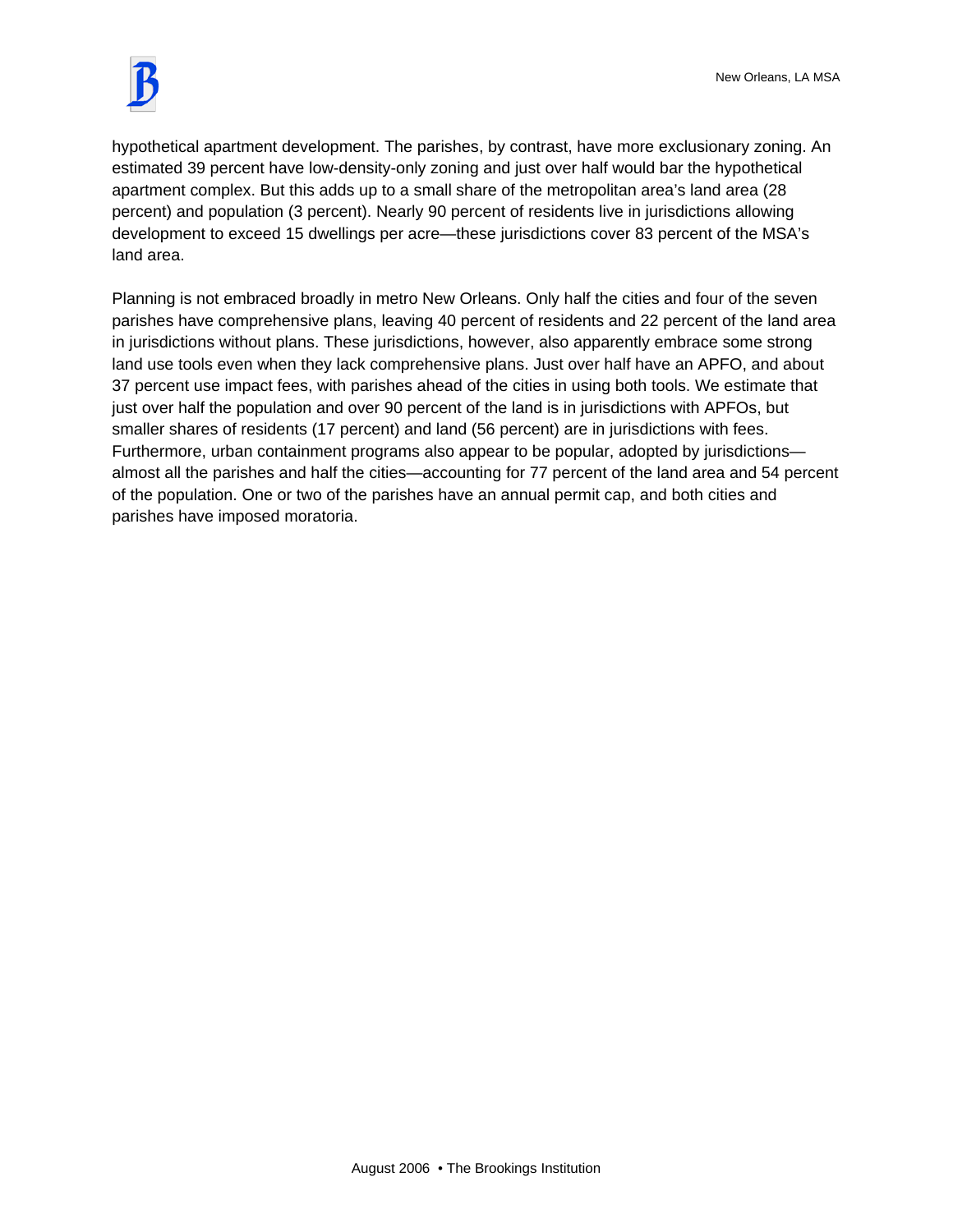hypothetical apartment development. The parishes, by contrast, have more exclusionary zoning. An estimated 39 percent have low-density-only zoning and just over half would bar the hypothetical apartment complex. But this adds up to a small share of the metropolitan area's land area (28 percent) and population (3 percent). Nearly 90 percent of residents live in jurisdictions allowing development to exceed 15 dwellings per acre—these jurisdictions cover 83 percent of the MSA's land area.

Planning is not embraced broadly in metro New Orleans. Only half the cities and four of the seven parishes have comprehensive plans, leaving 40 percent of residents and 22 percent of the land area in jurisdictions without plans. These jurisdictions, however, also apparently embrace some strong land use tools even when they lack comprehensive plans. Just over half have an APFO, and about 37 percent use impact fees, with parishes ahead of the cities in using both tools. We estimate that just over half the population and over 90 percent of the land is in jurisdictions with APFOs, but smaller shares of residents (17 percent) and land (56 percent) are in jurisdictions with fees. Furthermore, urban containment programs also appear to be popular, adopted by jurisdictions—almost all the parishes and half the cities—accounting for 77 percent of the land area and 54 percent of the population. One or two of the parishes have an annual permit cap, and both cities and parishes have imposed moratoria.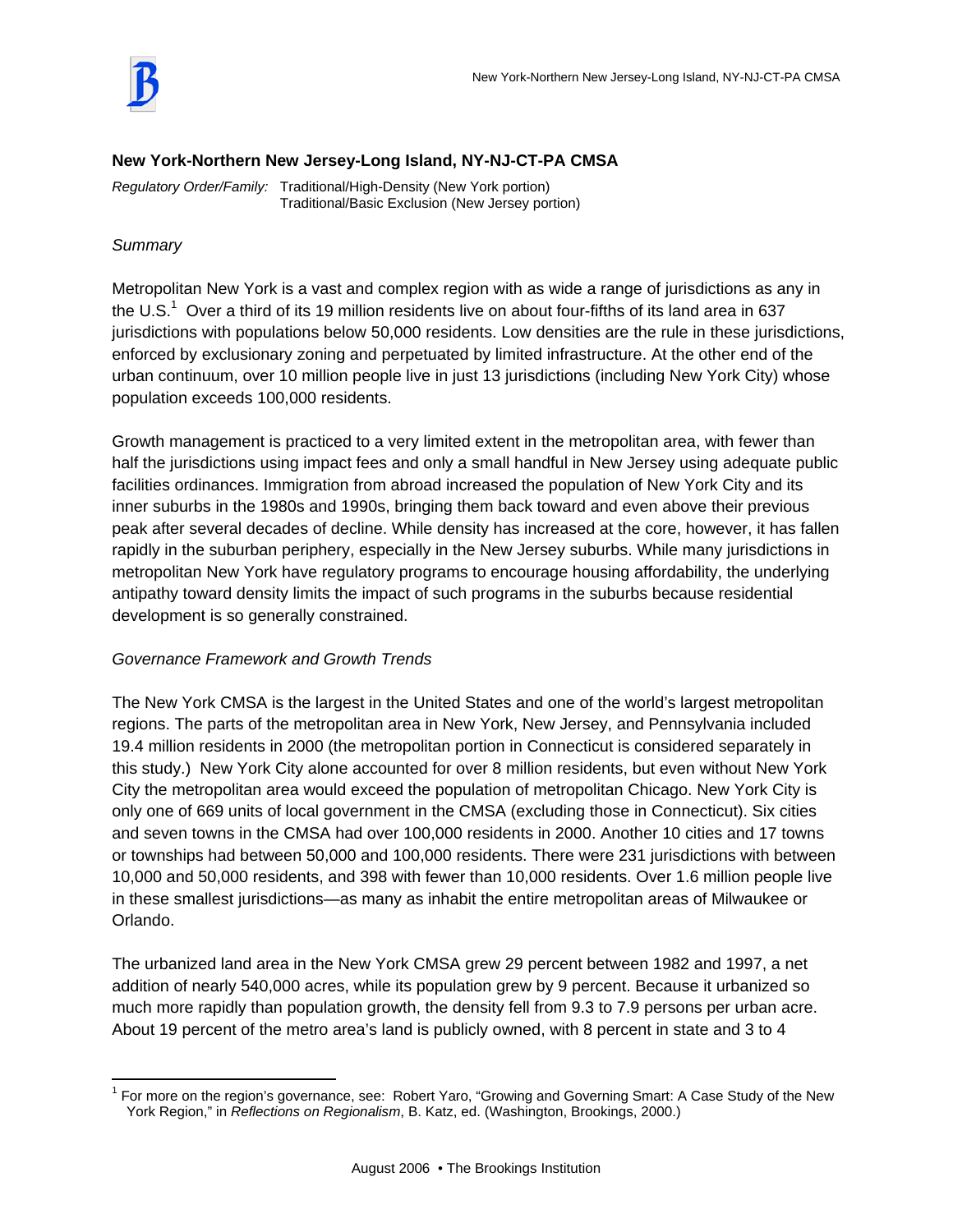## New York-Northern New Jersey-Long Island, NY-NJ-CT-PA CMSA

*Regulatory Order/Family:* Traditional/High-Density (New York portion)
Traditional/Basic Exclusion (New Jersey portion)

*Summary*

Metropolitan New York is a vast and complex region with as wide a range of jurisdictions as any in the U.S.[1] Over a third of its 19 million residents live on about four-fifths of its land area in 637 jurisdictions with populations below 50,000 residents. Low densities are the rule in these jurisdictions, enforced by exclusionary zoning and perpetuated by limited infrastructure. At the other end of the urban continuum, over 10 million people live in just 13 jurisdictions (including New York City) whose population exceeds 100,000 residents.

Growth management is practiced to a very limited extent in the metropolitan area, with fewer than half the jurisdictions using impact fees and only a small handful in New Jersey using adequate public facilities ordinances. Immigration from abroad increased the population of New York City and its inner suburbs in the 1980s and 1990s, bringing them back toward and even above their previous peak after several decades of decline. While density has increased at the core, however, it has fallen rapidly in the suburban periphery, especially in the New Jersey suburbs. While many jurisdictions in metropolitan New York have regulatory programs to encourage housing affordability, the underlying antipathy toward density limits the impact of such programs in the suburbs because residential development is so generally constrained.

*Governance Framework and Growth Trends*

The New York CMSA is the largest in the United States and one of the world's largest metropolitan regions. The parts of the metropolitan area in New York, New Jersey, and Pennsylvania included 19.4 million residents in 2000 (the metropolitan portion in Connecticut is considered separately in this study.) New York City alone accounted for over 8 million residents, but even without New York City the metropolitan area would exceed the population of metropolitan Chicago. New York City is only one of 669 units of local government in the CMSA (excluding those in Connecticut). Six cities and seven towns in the CMSA had over 100,000 residents in 2000. Another 10 cities and 17 towns or townships had between 50,000 and 100,000 residents. There were 231 jurisdictions with between 10,000 and 50,000 residents, and 398 with fewer than 10,000 residents. Over 1.6 million people live in these smallest jurisdictions—as many as inhabit the entire metropolitan areas of Milwaukee or Orlando.

The urbanized land area in the New York CMSA grew 29 percent between 1982 and 1997, a net addition of nearly 540,000 acres, while its population grew by 9 percent. Because it urbanized so much more rapidly than population growth, the density fell from 9.3 to 7.9 persons per urban acre. About 19 percent of the metro area's land is publicly owned, with 8 percent in state and 3 to 4

[1] For more on the region's governance, see: Robert Yaro, "Growing and Governing Smart: A Case Study of the New York Region," in *Reflections on Regionalism*, B. Katz, ed. (Washington, Brookings, 2000.)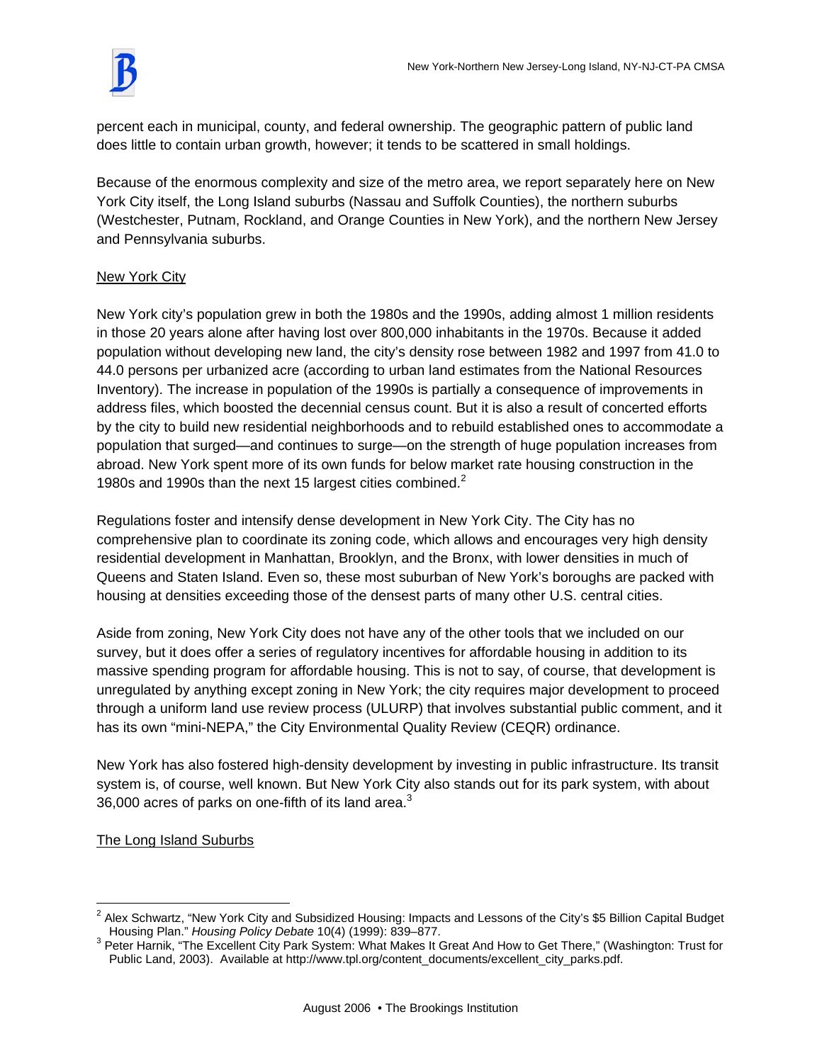percent each in municipal, county, and federal ownership. The geographic pattern of public land does little to contain urban growth, however; it tends to be scattered in small holdings.

Because of the enormous complexity and size of the metro area, we report separately here on New York City itself, the Long Island suburbs (Nassau and Suffolk Counties), the northern suburbs (Westchester, Putnam, Rockland, and Orange Counties in New York), and the northern New Jersey and Pennsylvania suburbs.

New York City

New York city's population grew in both the 1980s and the 1990s, adding almost 1 million residents in those 20 years alone after having lost over 800,000 inhabitants in the 1970s. Because it added population without developing new land, the city's density rose between 1982 and 1997 from 41.0 to 44.0 persons per urbanized acre (according to urban land estimates from the National Resources Inventory). The increase in population of the 1990s is partially a consequence of improvements in address files, which boosted the decennial census count. But it is also a result of concerted efforts by the city to build new residential neighborhoods and to rebuild established ones to accommodate a population that surged—and continues to surge—on the strength of huge population increases from abroad. New York spent more of its own funds for below market rate housing construction in the 1980s and 1990s than the next 15 largest cities combined.[2]

Regulations foster and intensify dense development in New York City. The City has no comprehensive plan to coordinate its zoning code, which allows and encourages very high density residential development in Manhattan, Brooklyn, and the Bronx, with lower densities in much of Queens and Staten Island. Even so, these most suburban of New York's boroughs are packed with housing at densities exceeding those of the densest parts of many other U.S. central cities.

Aside from zoning, New York City does not have any of the other tools that we included on our survey, but it does offer a series of regulatory incentives for affordable housing in addition to its massive spending program for affordable housing. This is not to say, of course, that development is unregulated by anything except zoning in New York; the city requires major development to proceed through a uniform land use review process (ULURP) that involves substantial public comment, and it has its own "mini-NEPA," the City Environmental Quality Review (CEQR) ordinance.

New York has also fostered high-density development by investing in public infrastructure. Its transit system is, of course, well known. But New York City also stands out for its park system, with about 36,000 acres of parks on one-fifth of its land area.[3]

The Long Island Suburbs

---

[2] Alex Schwartz, "New York City and Subsidized Housing: Impacts and Lessons of the City's $5 Billion Capital Budget Housing Plan." *Housing Policy Debate* 10(4) (1999): 839–877.

[3] Peter Harnik, "The Excellent City Park System: What Makes It Great And How to Get There," (Washington: Trust for Public Land, 2003). Available at http://www.tpl.org/content_documents/excellent_city_parks.pdf.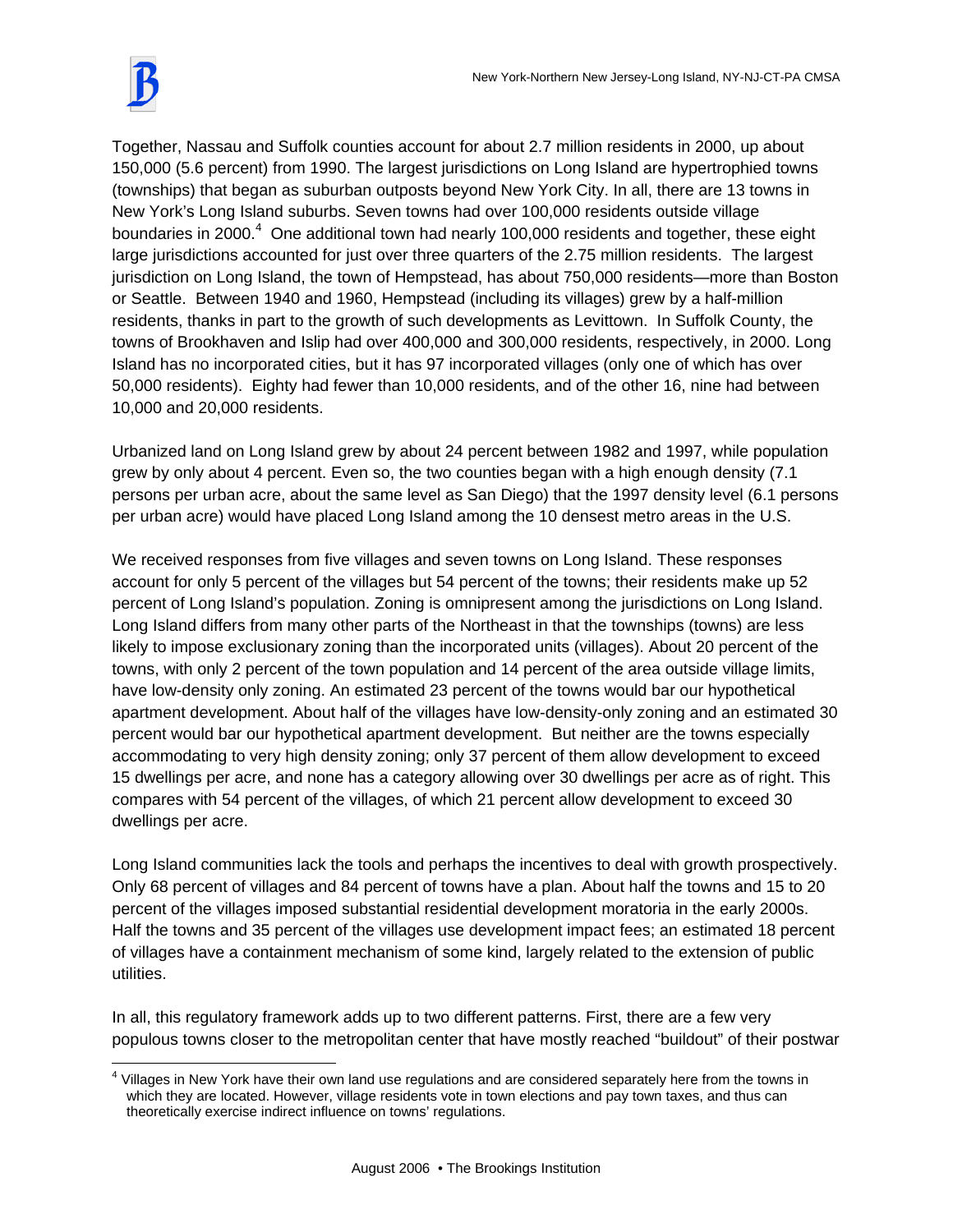Together, Nassau and Suffolk counties account for about 2.7 million residents in 2000, up about 150,000 (5.6 percent) from 1990. The largest jurisdictions on Long Island are hypertrophied towns (townships) that began as suburban outposts beyond New York City. In all, there are 13 towns in New York's Long Island suburbs. Seven towns had over 100,000 residents outside village boundaries in 2000.[4] One additional town had nearly 100,000 residents and together, these eight large jurisdictions accounted for just over three quarters of the 2.75 million residents. The largest jurisdiction on Long Island, the town of Hempstead, has about 750,000 residents—more than Boston or Seattle. Between 1940 and 1960, Hempstead (including its villages) grew by a half-million residents, thanks in part to the growth of such developments as Levittown. In Suffolk County, the towns of Brookhaven and Islip had over 400,000 and 300,000 residents, respectively, in 2000. Long Island has no incorporated cities, but it has 97 incorporated villages (only one of which has over 50,000 residents). Eighty had fewer than 10,000 residents, and of the other 16, nine had between 10,000 and 20,000 residents.

Urbanized land on Long Island grew by about 24 percent between 1982 and 1997, while population grew by only about 4 percent. Even so, the two counties began with a high enough density (7.1 persons per urban acre, about the same level as San Diego) that the 1997 density level (6.1 persons per urban acre) would have placed Long Island among the 10 densest metro areas in the U.S.

We received responses from five villages and seven towns on Long Island. These responses account for only 5 percent of the villages but 54 percent of the towns; their residents make up 52 percent of Long Island's population. Zoning is omnipresent among the jurisdictions on Long Island. Long Island differs from many other parts of the Northeast in that the townships (towns) are less likely to impose exclusionary zoning than the incorporated units (villages). About 20 percent of the towns, with only 2 percent of the town population and 14 percent of the area outside village limits, have low-density only zoning. An estimated 23 percent of the towns would bar our hypothetical apartment development. About half of the villages have low-density-only zoning and an estimated 30 percent would bar our hypothetical apartment development. But neither are the towns especially accommodating to very high density zoning; only 37 percent of them allow development to exceed 15 dwellings per acre, and none has a category allowing over 30 dwellings per acre as of right. This compares with 54 percent of the villages, of which 21 percent allow development to exceed 30 dwellings per acre.

Long Island communities lack the tools and perhaps the incentives to deal with growth prospectively. Only 68 percent of villages and 84 percent of towns have a plan. About half the towns and 15 to 20 percent of the villages imposed substantial residential development moratoria in the early 2000s. Half the towns and 35 percent of the villages use development impact fees; an estimated 18 percent of villages have a containment mechanism of some kind, largely related to the extension of public utilities.

In all, this regulatory framework adds up to two different patterns. First, there are a few very populous towns closer to the metropolitan center that have mostly reached "buildout" of their postwar

[4] Villages in New York have their own land use regulations and are considered separately here from the towns in which they are located. However, village residents vote in town elections and pay town taxes, and thus can theoretically exercise indirect influence on towns' regulations.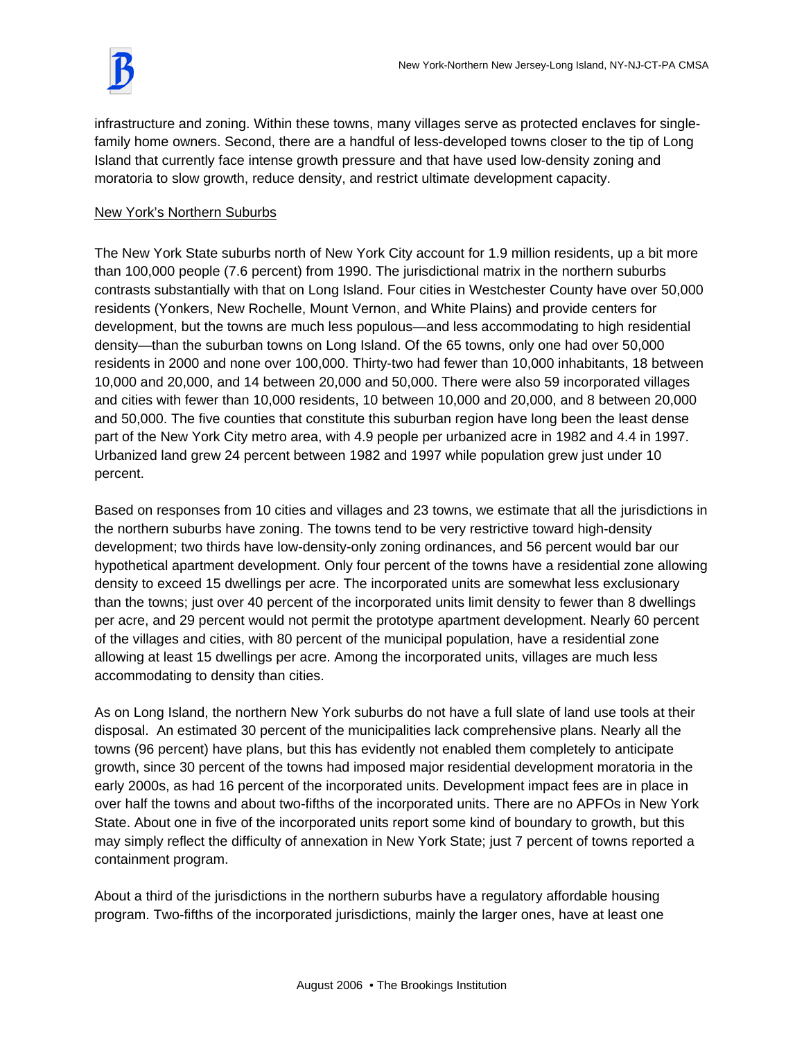infrastructure and zoning. Within these towns, many villages serve as protected enclaves for single-family home owners. Second, there are a handful of less-developed towns closer to the tip of Long Island that currently face intense growth pressure and that have used low-density zoning and moratoria to slow growth, reduce density, and restrict ultimate development capacity.

New York's Northern Suburbs

The New York State suburbs north of New York City account for 1.9 million residents, up a bit more than 100,000 people (7.6 percent) from 1990. The jurisdictional matrix in the northern suburbs contrasts substantially with that on Long Island. Four cities in Westchester County have over 50,000 residents (Yonkers, New Rochelle, Mount Vernon, and White Plains) and provide centers for development, but the towns are much less populous—and less accommodating to high residential density—than the suburban towns on Long Island. Of the 65 towns, only one had over 50,000 residents in 2000 and none over 100,000. Thirty-two had fewer than 10,000 inhabitants, 18 between 10,000 and 20,000, and 14 between 20,000 and 50,000. There were also 59 incorporated villages and cities with fewer than 10,000 residents, 10 between 10,000 and 20,000, and 8 between 20,000 and 50,000. The five counties that constitute this suburban region have long been the least dense part of the New York City metro area, with 4.9 people per urbanized acre in 1982 and 4.4 in 1997. Urbanized land grew 24 percent between 1982 and 1997 while population grew just under 10 percent.

Based on responses from 10 cities and villages and 23 towns, we estimate that all the jurisdictions in the northern suburbs have zoning. The towns tend to be very restrictive toward high-density development; two thirds have low-density-only zoning ordinances, and 56 percent would bar our hypothetical apartment development. Only four percent of the towns have a residential zone allowing density to exceed 15 dwellings per acre. The incorporated units are somewhat less exclusionary than the towns; just over 40 percent of the incorporated units limit density to fewer than 8 dwellings per acre, and 29 percent would not permit the prototype apartment development. Nearly 60 percent of the villages and cities, with 80 percent of the municipal population, have a residential zone allowing at least 15 dwellings per acre. Among the incorporated units, villages are much less accommodating to density than cities.

As on Long Island, the northern New York suburbs do not have a full slate of land use tools at their disposal. An estimated 30 percent of the municipalities lack comprehensive plans. Nearly all the towns (96 percent) have plans, but this has evidently not enabled them completely to anticipate growth, since 30 percent of the towns had imposed major residential development moratoria in the early 2000s, as had 16 percent of the incorporated units. Development impact fees are in place in over half the towns and about two-fifths of the incorporated units. There are no APFOs in New York State. About one in five of the incorporated units report some kind of boundary to growth, but this may simply reflect the difficulty of annexation in New York State; just 7 percent of towns reported a containment program.

About a third of the jurisdictions in the northern suburbs have a regulatory affordable housing program. Two-fifths of the incorporated jurisdictions, mainly the larger ones, have at least one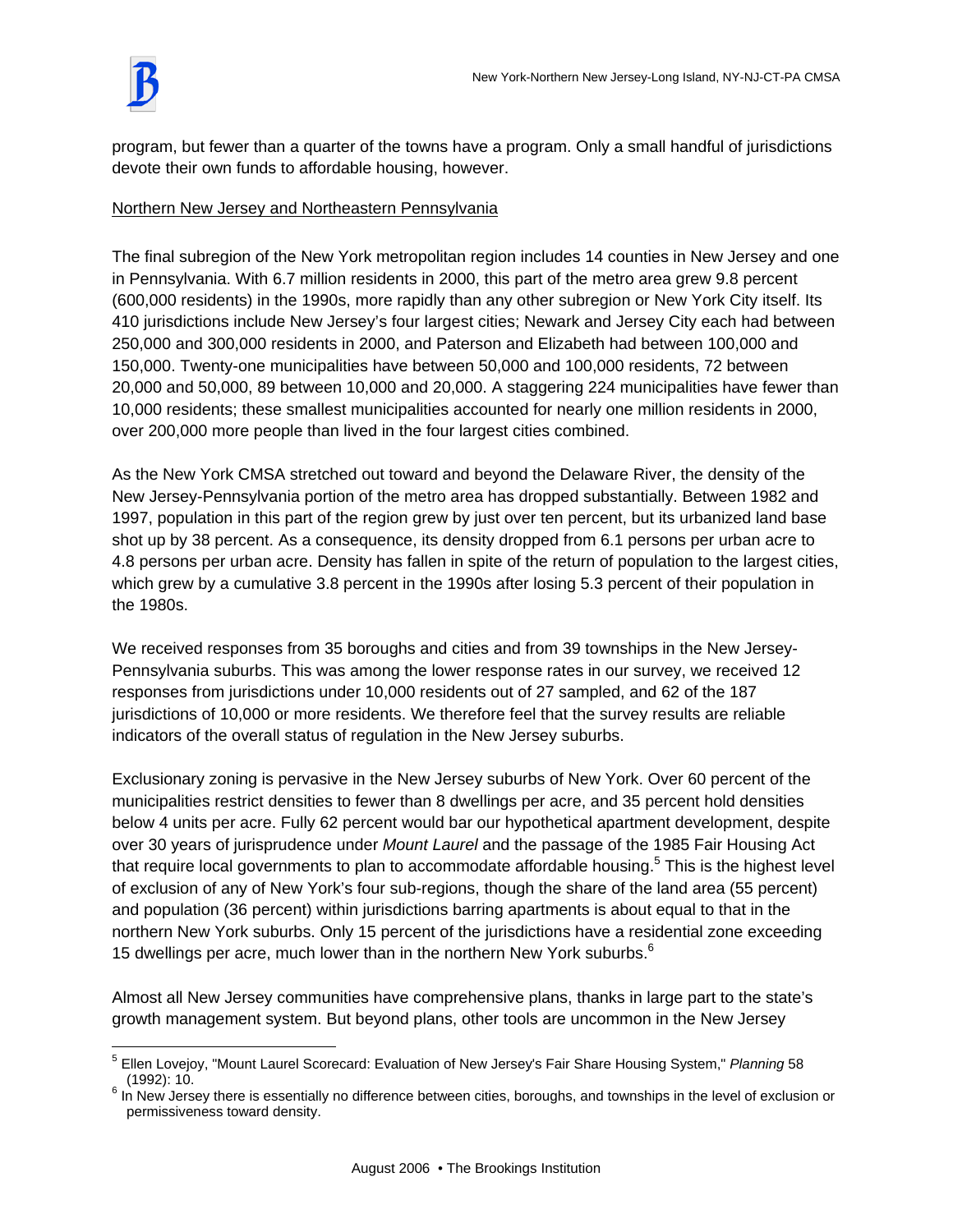program, but fewer than a quarter of the towns have a program. Only a small handful of jurisdictions devote their own funds to affordable housing, however.

Northern New Jersey and Northeastern Pennsylvania

The final subregion of the New York metropolitan region includes 14 counties in New Jersey and one in Pennsylvania. With 6.7 million residents in 2000, this part of the metro area grew 9.8 percent (600,000 residents) in the 1990s, more rapidly than any other subregion or New York City itself. Its 410 jurisdictions include New Jersey's four largest cities; Newark and Jersey City each had between 250,000 and 300,000 residents in 2000, and Paterson and Elizabeth had between 100,000 and 150,000. Twenty-one municipalities have between 50,000 and 100,000 residents, 72 between 20,000 and 50,000, 89 between 10,000 and 20,000. A staggering 224 municipalities have fewer than 10,000 residents; these smallest municipalities accounted for nearly one million residents in 2000, over 200,000 more people than lived in the four largest cities combined.

As the New York CMSA stretched out toward and beyond the Delaware River, the density of the New Jersey-Pennsylvania portion of the metro area has dropped substantially. Between 1982 and 1997, population in this part of the region grew by just over ten percent, but its urbanized land base shot up by 38 percent. As a consequence, its density dropped from 6.1 persons per urban acre to 4.8 persons per urban acre. Density has fallen in spite of the return of population to the largest cities, which grew by a cumulative 3.8 percent in the 1990s after losing 5.3 percent of their population in the 1980s.

We received responses from 35 boroughs and cities and from 39 townships in the New Jersey-Pennsylvania suburbs. This was among the lower response rates in our survey, we received 12 responses from jurisdictions under 10,000 residents out of 27 sampled, and 62 of the 187 jurisdictions of 10,000 or more residents. We therefore feel that the survey results are reliable indicators of the overall status of regulation in the New Jersey suburbs.

Exclusionary zoning is pervasive in the New Jersey suburbs of New York. Over 60 percent of the municipalities restrict densities to fewer than 8 dwellings per acre, and 35 percent hold densities below 4 units per acre. Fully 62 percent would bar our hypothetical apartment development, despite over 30 years of jurisprudence under *Mount Laurel* and the passage of the 1985 Fair Housing Act that require local governments to plan to accommodate affordable housing.[5] This is the highest level of exclusion of any of New York's four sub-regions, though the share of the land area (55 percent) and population (36 percent) within jurisdictions barring apartments is about equal to that in the northern New York suburbs. Only 15 percent of the jurisdictions have a residential zone exceeding 15 dwellings per acre, much lower than in the northern New York suburbs.[6]

Almost all New Jersey communities have comprehensive plans, thanks in large part to the state's growth management system. But beyond plans, other tools are uncommon in the New Jersey

[5] Ellen Lovejoy, "Mount Laurel Scorecard: Evaluation of New Jersey's Fair Share Housing System," *Planning* 58 (1992): 10.

[6] In New Jersey there is essentially no difference between cities, boroughs, and townships in the level of exclusion or permissiveness toward density.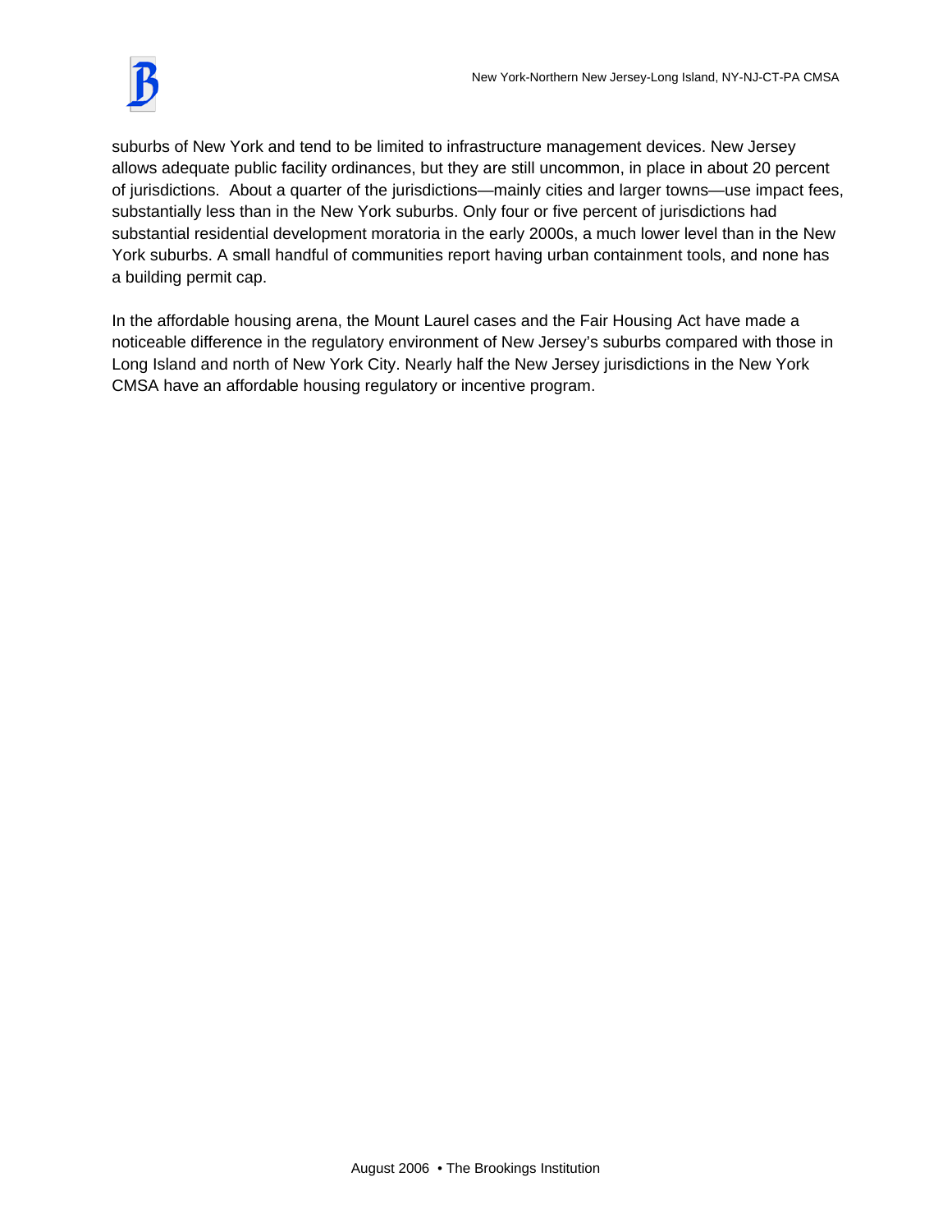suburbs of New York and tend to be limited to infrastructure management devices. New Jersey allows adequate public facility ordinances, but they are still uncommon, in place in about 20 percent of jurisdictions. About a quarter of the jurisdictions—mainly cities and larger towns—use impact fees, substantially less than in the New York suburbs. Only four or five percent of jurisdictions had substantial residential development moratoria in the early 2000s, a much lower level than in the New York suburbs. A small handful of communities report having urban containment tools, and none has a building permit cap.

In the affordable housing arena, the Mount Laurel cases and the Fair Housing Act have made a noticeable difference in the regulatory environment of New Jersey's suburbs compared with those in Long Island and north of New York City. Nearly half the New Jersey jurisdictions in the New York CMSA have an affordable housing regulatory or incentive program.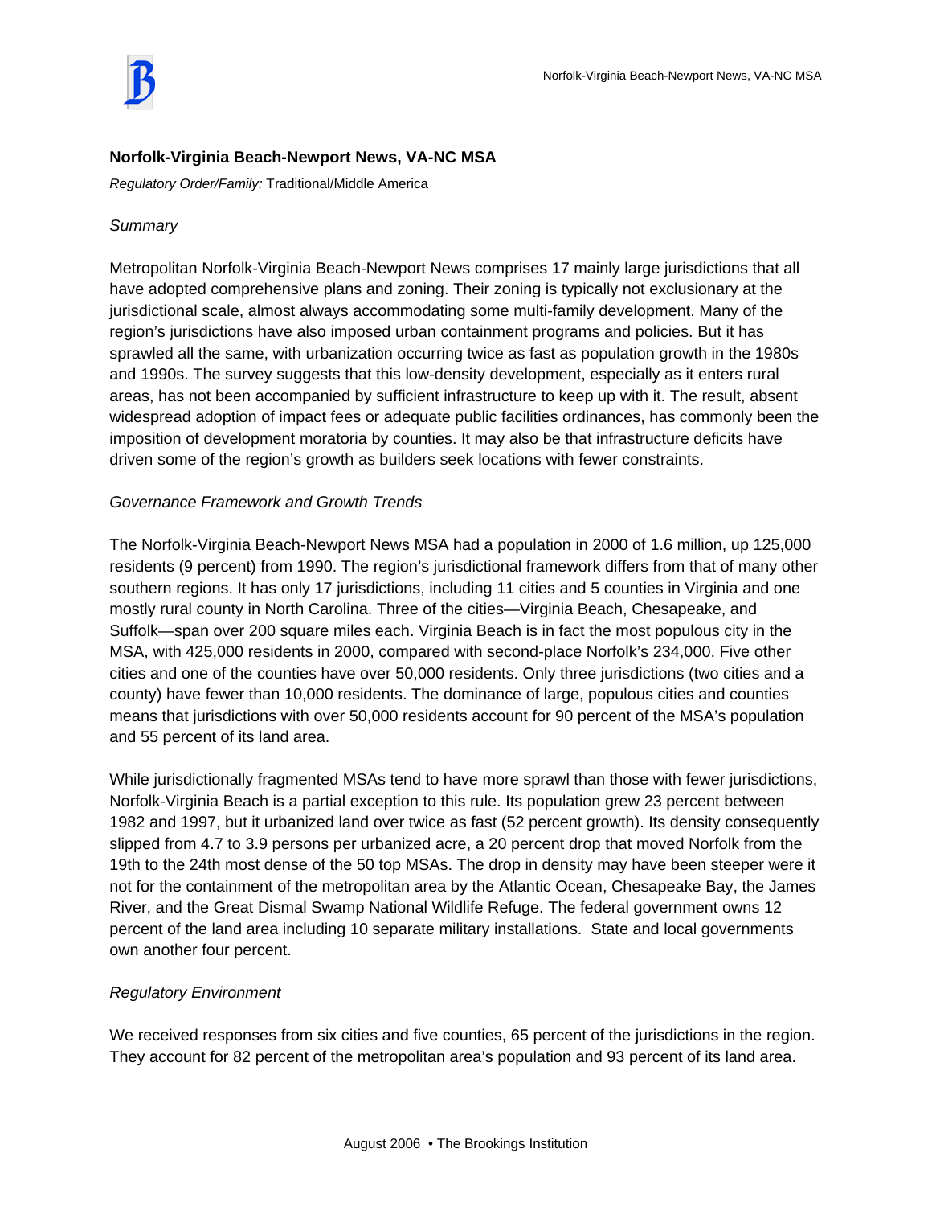## Norfolk-Virginia Beach-Newport News, VA-NC MSA

*Regulatory Order/Family:* Traditional/Middle America

### *Summary*

Metropolitan Norfolk-Virginia Beach-Newport News comprises 17 mainly large jurisdictions that all have adopted comprehensive plans and zoning. Their zoning is typically not exclusionary at the jurisdictional scale, almost always accommodating some multi-family development. Many of the region's jurisdictions have also imposed urban containment programs and policies. But it has sprawled all the same, with urbanization occurring twice as fast as population growth in the 1980s and 1990s. The survey suggests that this low-density development, especially as it enters rural areas, has not been accompanied by sufficient infrastructure to keep up with it. The result, absent widespread adoption of impact fees or adequate public facilities ordinances, has commonly been the imposition of development moratoria by counties. It may also be that infrastructure deficits have driven some of the region's growth as builders seek locations with fewer constraints.

### *Governance Framework and Growth Trends*

The Norfolk-Virginia Beach-Newport News MSA had a population in 2000 of 1.6 million, up 125,000 residents (9 percent) from 1990. The region's jurisdictional framework differs from that of many other southern regions. It has only 17 jurisdictions, including 11 cities and 5 counties in Virginia and one mostly rural county in North Carolina. Three of the cities—Virginia Beach, Chesapeake, and Suffolk—span over 200 square miles each. Virginia Beach is in fact the most populous city in the MSA, with 425,000 residents in 2000, compared with second-place Norfolk's 234,000. Five other cities and one of the counties have over 50,000 residents. Only three jurisdictions (two cities and a county) have fewer than 10,000 residents. The dominance of large, populous cities and counties means that jurisdictions with over 50,000 residents account for 90 percent of the MSA's population and 55 percent of its land area.

While jurisdictionally fragmented MSAs tend to have more sprawl than those with fewer jurisdictions, Norfolk-Virginia Beach is a partial exception to this rule. Its population grew 23 percent between 1982 and 1997, but it urbanized land over twice as fast (52 percent growth). Its density consequently slipped from 4.7 to 3.9 persons per urbanized acre, a 20 percent drop that moved Norfolk from the 19th to the 24th most dense of the 50 top MSAs. The drop in density may have been steeper were it not for the containment of the metropolitan area by the Atlantic Ocean, Chesapeake Bay, the James River, and the Great Dismal Swamp National Wildlife Refuge. The federal government owns 12 percent of the land area including 10 separate military installations. State and local governments own another four percent.

### *Regulatory Environment*

We received responses from six cities and five counties, 65 percent of the jurisdictions in the region. They account for 82 percent of the metropolitan area's population and 93 percent of its land area.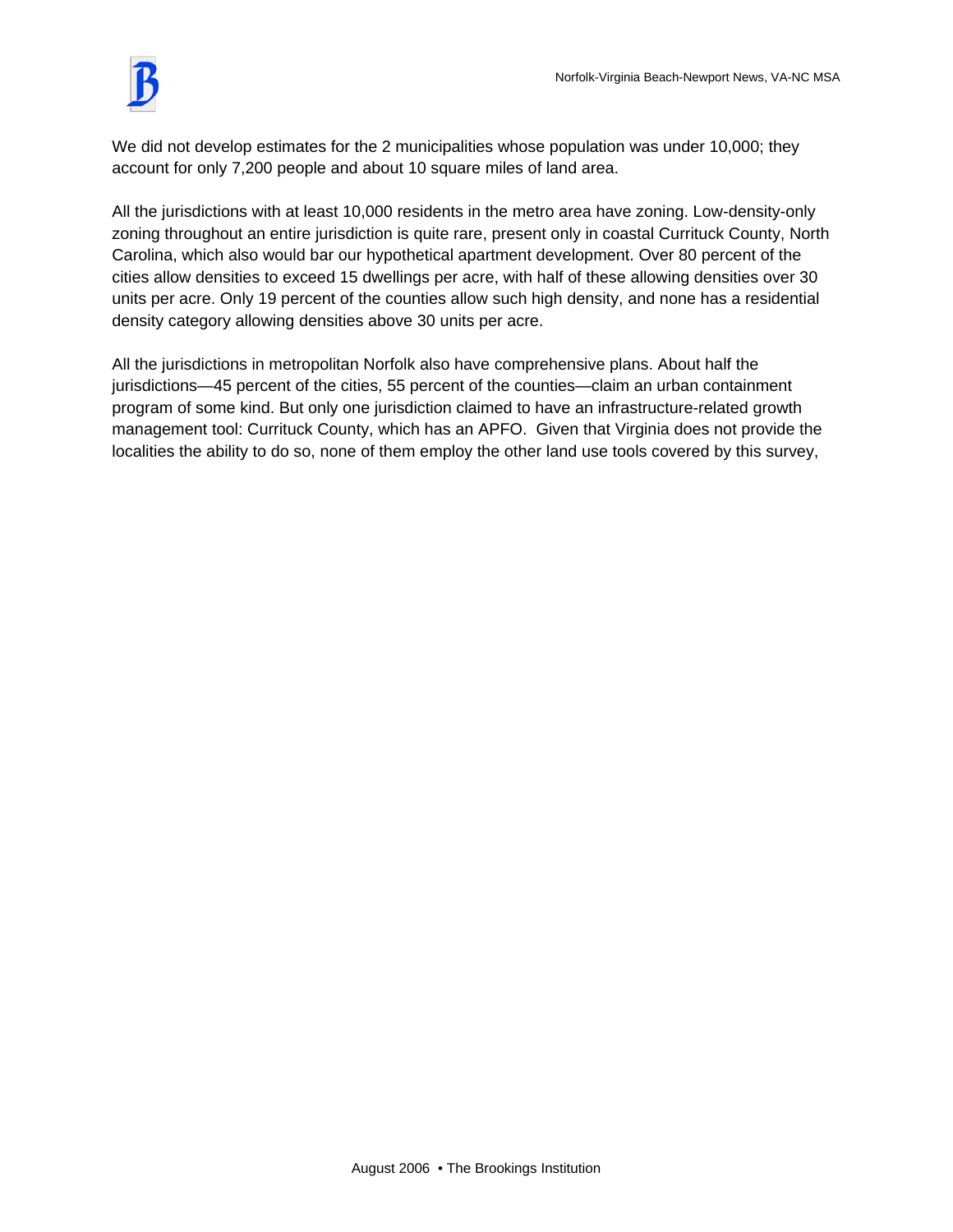We did not develop estimates for the 2 municipalities whose population was under 10,000; they account for only 7,200 people and about 10 square miles of land area.

All the jurisdictions with at least 10,000 residents in the metro area have zoning. Low-density-only zoning throughout an entire jurisdiction is quite rare, present only in coastal Currituck County, North Carolina, which also would bar our hypothetical apartment development. Over 80 percent of the cities allow densities to exceed 15 dwellings per acre, with half of these allowing densities over 30 units per acre. Only 19 percent of the counties allow such high density, and none has a residential density category allowing densities above 30 units per acre.

All the jurisdictions in metropolitan Norfolk also have comprehensive plans. About half the jurisdictions—45 percent of the cities, 55 percent of the counties—claim an urban containment program of some kind. But only one jurisdiction claimed to have an infrastructure-related growth management tool: Currituck County, which has an APFO. Given that Virginia does not provide the localities the ability to do so, none of them employ the other land use tools covered by this survey,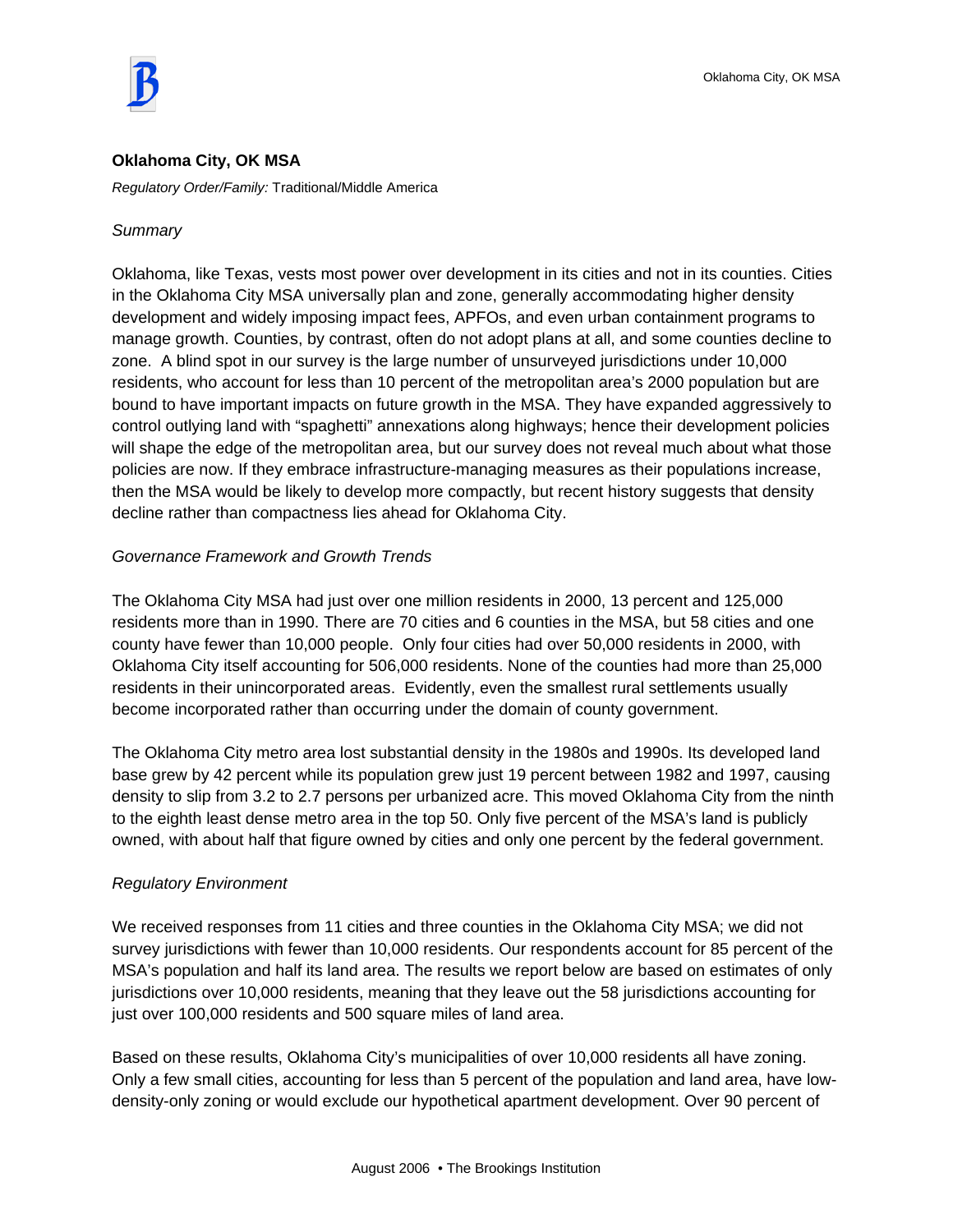## Oklahoma City, OK MSA

*Regulatory Order/Family:* Traditional/Middle America

*Summary*

Oklahoma, like Texas, vests most power over development in its cities and not in its counties. Cities in the Oklahoma City MSA universally plan and zone, generally accommodating higher density development and widely imposing impact fees, APFOs, and even urban containment programs to manage growth. Counties, by contrast, often do not adopt plans at all, and some counties decline to zone. A blind spot in our survey is the large number of unsurveyed jurisdictions under 10,000 residents, who account for less than 10 percent of the metropolitan area's 2000 population but are bound to have important impacts on future growth in the MSA. They have expanded aggressively to control outlying land with "spaghetti" annexations along highways; hence their development policies will shape the edge of the metropolitan area, but our survey does not reveal much about what those policies are now. If they embrace infrastructure-managing measures as their populations increase, then the MSA would be likely to develop more compactly, but recent history suggests that density decline rather than compactness lies ahead for Oklahoma City.

*Governance Framework and Growth Trends*

The Oklahoma City MSA had just over one million residents in 2000, 13 percent and 125,000 residents more than in 1990. There are 70 cities and 6 counties in the MSA, but 58 cities and one county have fewer than 10,000 people. Only four cities had over 50,000 residents in 2000, with Oklahoma City itself accounting for 506,000 residents. None of the counties had more than 25,000 residents in their unincorporated areas. Evidently, even the smallest rural settlements usually become incorporated rather than occurring under the domain of county government.

The Oklahoma City metro area lost substantial density in the 1980s and 1990s. Its developed land base grew by 42 percent while its population grew just 19 percent between 1982 and 1997, causing density to slip from 3.2 to 2.7 persons per urbanized acre. This moved Oklahoma City from the ninth to the eighth least dense metro area in the top 50. Only five percent of the MSA's land is publicly owned, with about half that figure owned by cities and only one percent by the federal government.

*Regulatory Environment*

We received responses from 11 cities and three counties in the Oklahoma City MSA; we did not survey jurisdictions with fewer than 10,000 residents. Our respondents account for 85 percent of the MSA's population and half its land area. The results we report below are based on estimates of only jurisdictions over 10,000 residents, meaning that they leave out the 58 jurisdictions accounting for just over 100,000 residents and 500 square miles of land area.

Based on these results, Oklahoma City's municipalities of over 10,000 residents all have zoning. Only a few small cities, accounting for less than 5 percent of the population and land area, have low-density-only zoning or would exclude our hypothetical apartment development. Over 90 percent of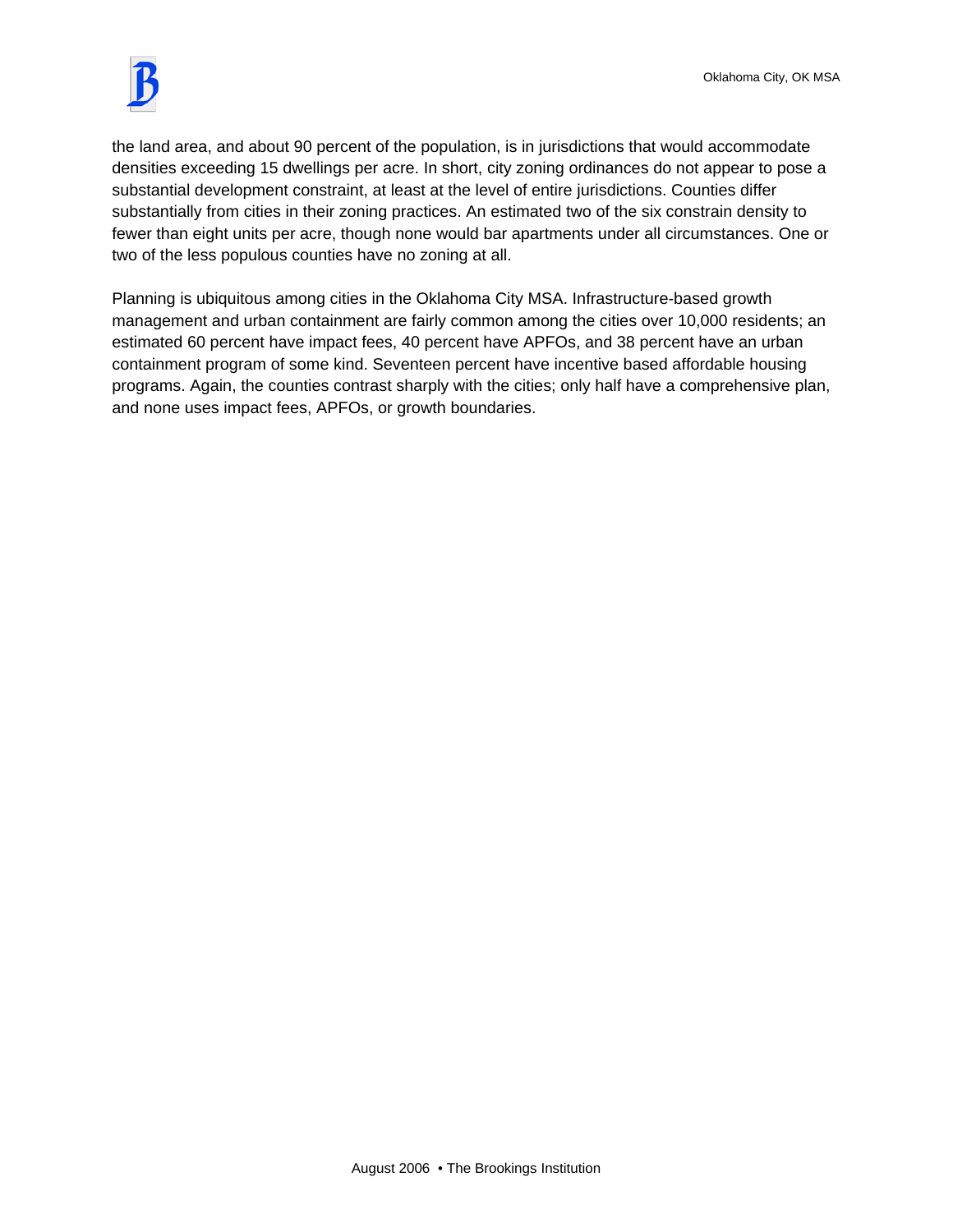the land area, and about 90 percent of the population, is in jurisdictions that would accommodate densities exceeding 15 dwellings per acre. In short, city zoning ordinances do not appear to pose a substantial development constraint, at least at the level of entire jurisdictions. Counties differ substantially from cities in their zoning practices. An estimated two of the six constrain density to fewer than eight units per acre, though none would bar apartments under all circumstances. One or two of the less populous counties have no zoning at all.

Planning is ubiquitous among cities in the Oklahoma City MSA. Infrastructure-based growth management and urban containment are fairly common among the cities over 10,000 residents; an estimated 60 percent have impact fees, 40 percent have APFOs, and 38 percent have an urban containment program of some kind. Seventeen percent have incentive based affordable housing programs. Again, the counties contrast sharply with the cities; only half have a comprehensive plan, and none uses impact fees, APFOs, or growth boundaries.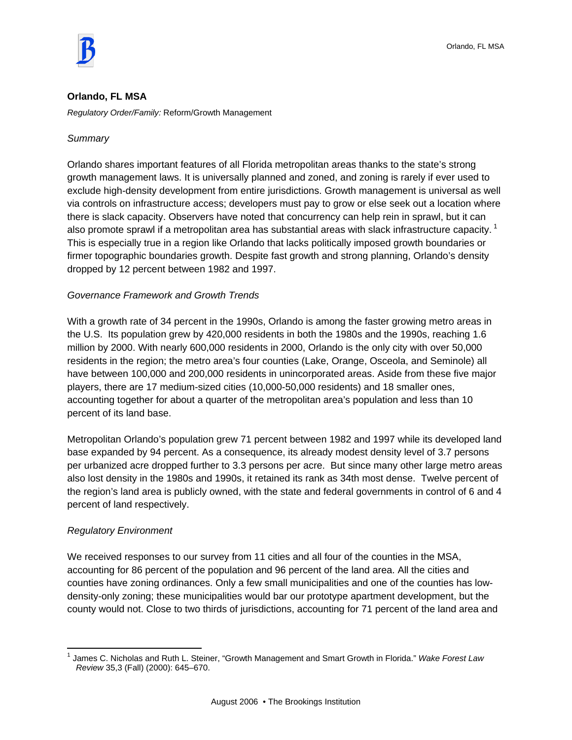**Orlando, FL MSA**

*Regulatory Order/Family:* Reform/Growth Management

*Summary*

Orlando shares important features of all Florida metropolitan areas thanks to the state's strong growth management laws. It is universally planned and zoned, and zoning is rarely if ever used to exclude high-density development from entire jurisdictions. Growth management is universal as well via controls on infrastructure access; developers must pay to grow or else seek out a location where there is slack capacity. Observers have noted that concurrency can help rein in sprawl, but it can also promote sprawl if a metropolitan area has substantial areas with slack infrastructure capacity. [1] This is especially true in a region like Orlando that lacks politically imposed growth boundaries or firmer topographic boundaries growth. Despite fast growth and strong planning, Orlando's density dropped by 12 percent between 1982 and 1997.

*Governance Framework and Growth Trends*

With a growth rate of 34 percent in the 1990s, Orlando is among the faster growing metro areas in the U.S. Its population grew by 420,000 residents in both the 1980s and the 1990s, reaching 1.6 million by 2000. With nearly 600,000 residents in 2000, Orlando is the only city with over 50,000 residents in the region; the metro area's four counties (Lake, Orange, Osceola, and Seminole) all have between 100,000 and 200,000 residents in unincorporated areas. Aside from these five major players, there are 17 medium-sized cities (10,000-50,000 residents) and 18 smaller ones, accounting together for about a quarter of the metropolitan area's population and less than 10 percent of its land base.

Metropolitan Orlando's population grew 71 percent between 1982 and 1997 while its developed land base expanded by 94 percent. As a consequence, its already modest density level of 3.7 persons per urbanized acre dropped further to 3.3 persons per acre. But since many other large metro areas also lost density in the 1980s and 1990s, it retained its rank as 34th most dense. Twelve percent of the region's land area is publicly owned, with the state and federal governments in control of 6 and 4 percent of land respectively.

*Regulatory Environment*

We received responses to our survey from 11 cities and all four of the counties in the MSA, accounting for 86 percent of the population and 96 percent of the land area. All the cities and counties have zoning ordinances. Only a few small municipalities and one of the counties has low-density-only zoning; these municipalities would bar our prototype apartment development, but the county would not. Close to two thirds of jurisdictions, accounting for 71 percent of the land area and

---

[1] James C. Nicholas and Ruth L. Steiner, "Growth Management and Smart Growth in Florida." *Wake Forest Law Review* 35,3 (Fall) (2000): 645–670.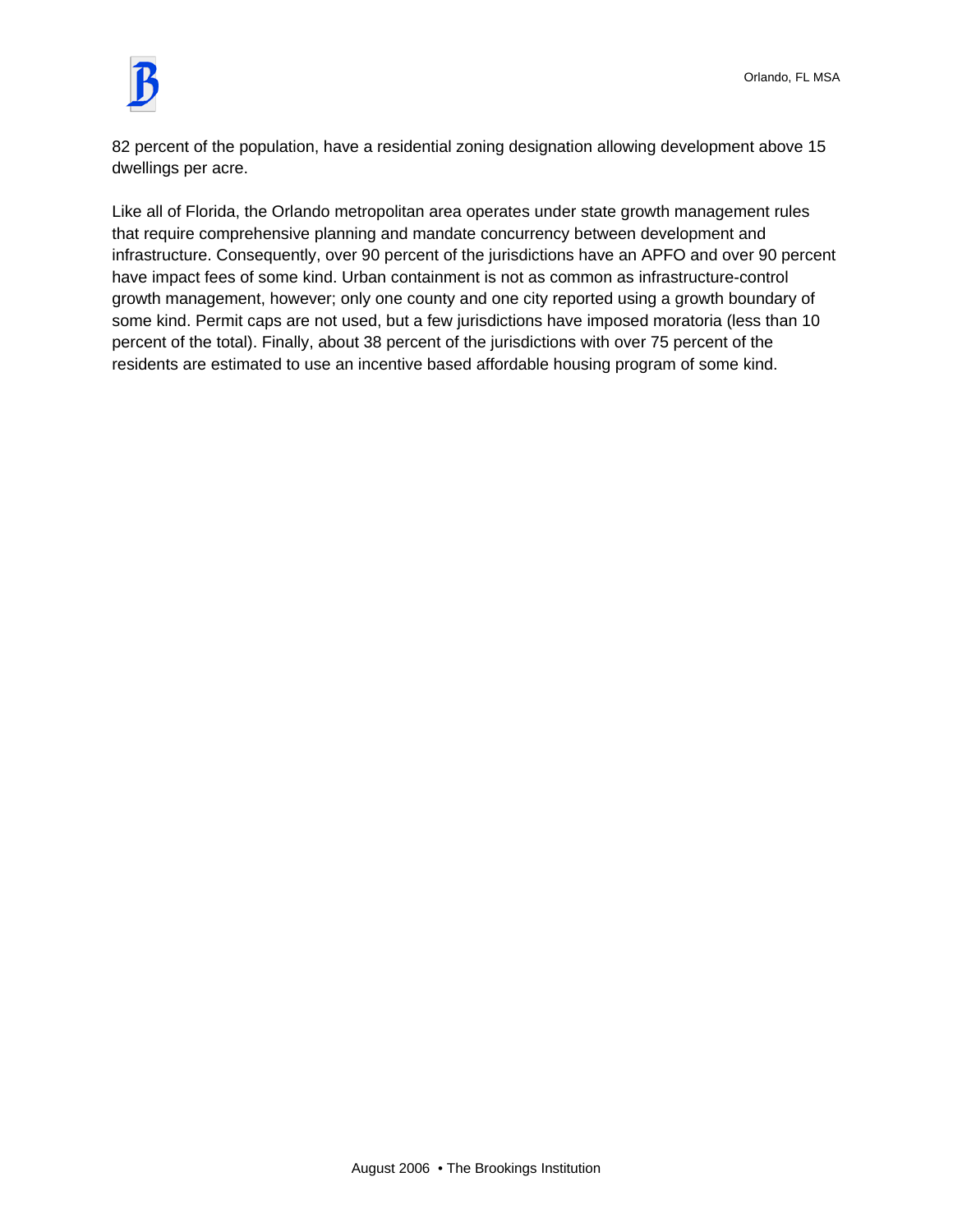82 percent of the population, have a residential zoning designation allowing development above 15 dwellings per acre.

Like all of Florida, the Orlando metropolitan area operates under state growth management rules that require comprehensive planning and mandate concurrency between development and infrastructure. Consequently, over 90 percent of the jurisdictions have an APFO and over 90 percent have impact fees of some kind. Urban containment is not as common as infrastructure-control growth management, however; only one county and one city reported using a growth boundary of some kind. Permit caps are not used, but a few jurisdictions have imposed moratoria (less than 10 percent of the total). Finally, about 38 percent of the jurisdictions with over 75 percent of the residents are estimated to use an incentive based affordable housing program of some kind.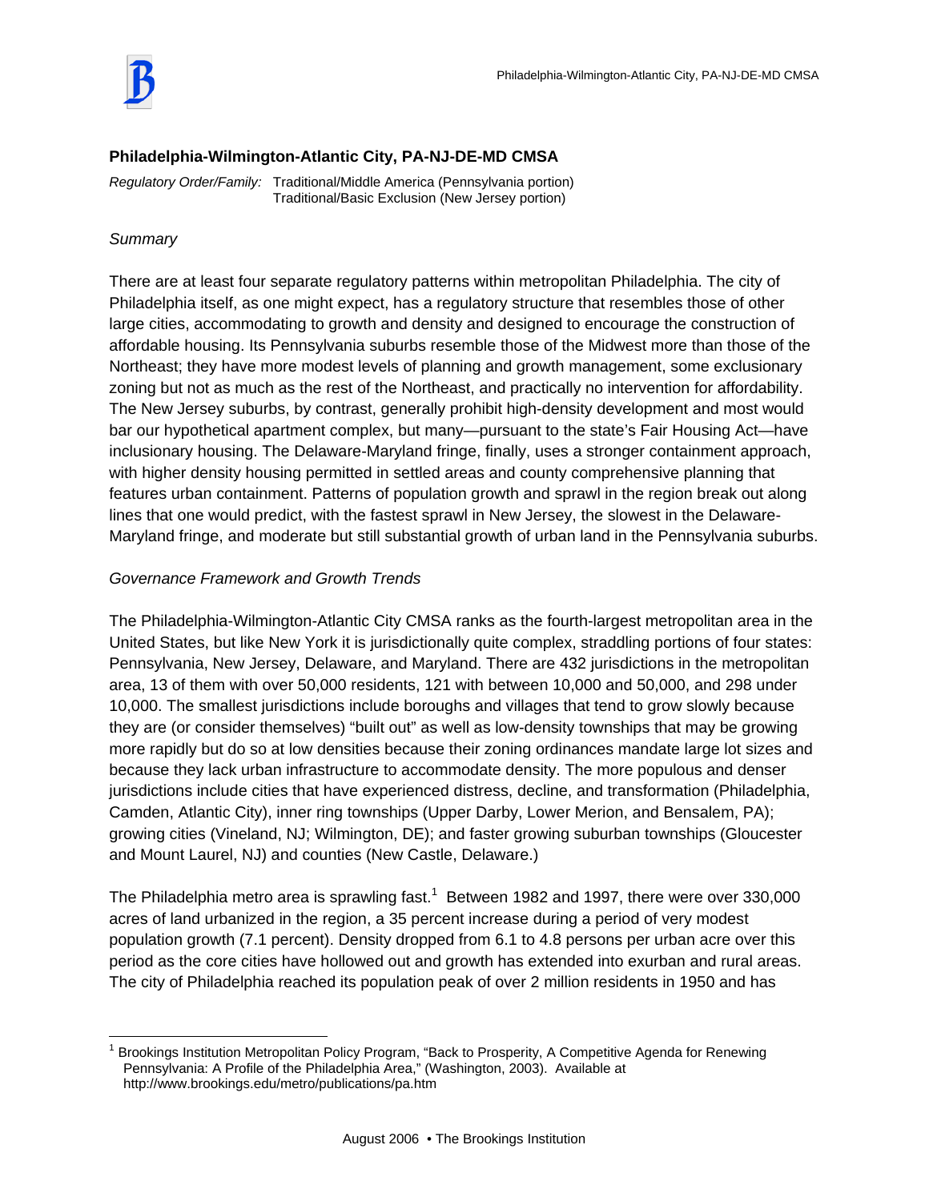## Philadelphia-Wilmington-Atlantic City, PA-NJ-DE-MD CMSA

*Regulatory Order/Family:* Traditional/Middle America (Pennsylvania portion)
Traditional/Basic Exclusion (New Jersey portion)

*Summary*

There are at least four separate regulatory patterns within metropolitan Philadelphia. The city of Philadelphia itself, as one might expect, has a regulatory structure that resembles those of other large cities, accommodating to growth and density and designed to encourage the construction of affordable housing. Its Pennsylvania suburbs resemble those of the Midwest more than those of the Northeast; they have more modest levels of planning and growth management, some exclusionary zoning but not as much as the rest of the Northeast, and practically no intervention for affordability. The New Jersey suburbs, by contrast, generally prohibit high-density development and most would bar our hypothetical apartment complex, but many—pursuant to the state's Fair Housing Act—have inclusionary housing. The Delaware-Maryland fringe, finally, uses a stronger containment approach, with higher density housing permitted in settled areas and county comprehensive planning that features urban containment. Patterns of population growth and sprawl in the region break out along lines that one would predict, with the fastest sprawl in New Jersey, the slowest in the Delaware-Maryland fringe, and moderate but still substantial growth of urban land in the Pennsylvania suburbs.

*Governance Framework and Growth Trends*

The Philadelphia-Wilmington-Atlantic City CMSA ranks as the fourth-largest metropolitan area in the United States, but like New York it is jurisdictionally quite complex, straddling portions of four states: Pennsylvania, New Jersey, Delaware, and Maryland. There are 432 jurisdictions in the metropolitan area, 13 of them with over 50,000 residents, 121 with between 10,000 and 50,000, and 298 under 10,000. The smallest jurisdictions include boroughs and villages that tend to grow slowly because they are (or consider themselves) "built out" as well as low-density townships that may be growing more rapidly but do so at low densities because their zoning ordinances mandate large lot sizes and because they lack urban infrastructure to accommodate density. The more populous and denser jurisdictions include cities that have experienced distress, decline, and transformation (Philadelphia, Camden, Atlantic City), inner ring townships (Upper Darby, Lower Merion, and Bensalem, PA); growing cities (Vineland, NJ; Wilmington, DE); and faster growing suburban townships (Gloucester and Mount Laurel, NJ) and counties (New Castle, Delaware.)

The Philadelphia metro area is sprawling fast.[1] Between 1982 and 1997, there were over 330,000 acres of land urbanized in the region, a 35 percent increase during a period of very modest population growth (7.1 percent). Density dropped from 6.1 to 4.8 persons per urban acre over this period as the core cities have hollowed out and growth has extended into exurban and rural areas. The city of Philadelphia reached its population peak of over 2 million residents in 1950 and has

[1] Brookings Institution Metropolitan Policy Program, "Back to Prosperity, A Competitive Agenda for Renewing Pennsylvania: A Profile of the Philadelphia Area," (Washington, 2003). Available at http://www.brookings.edu/metro/publications/pa.htm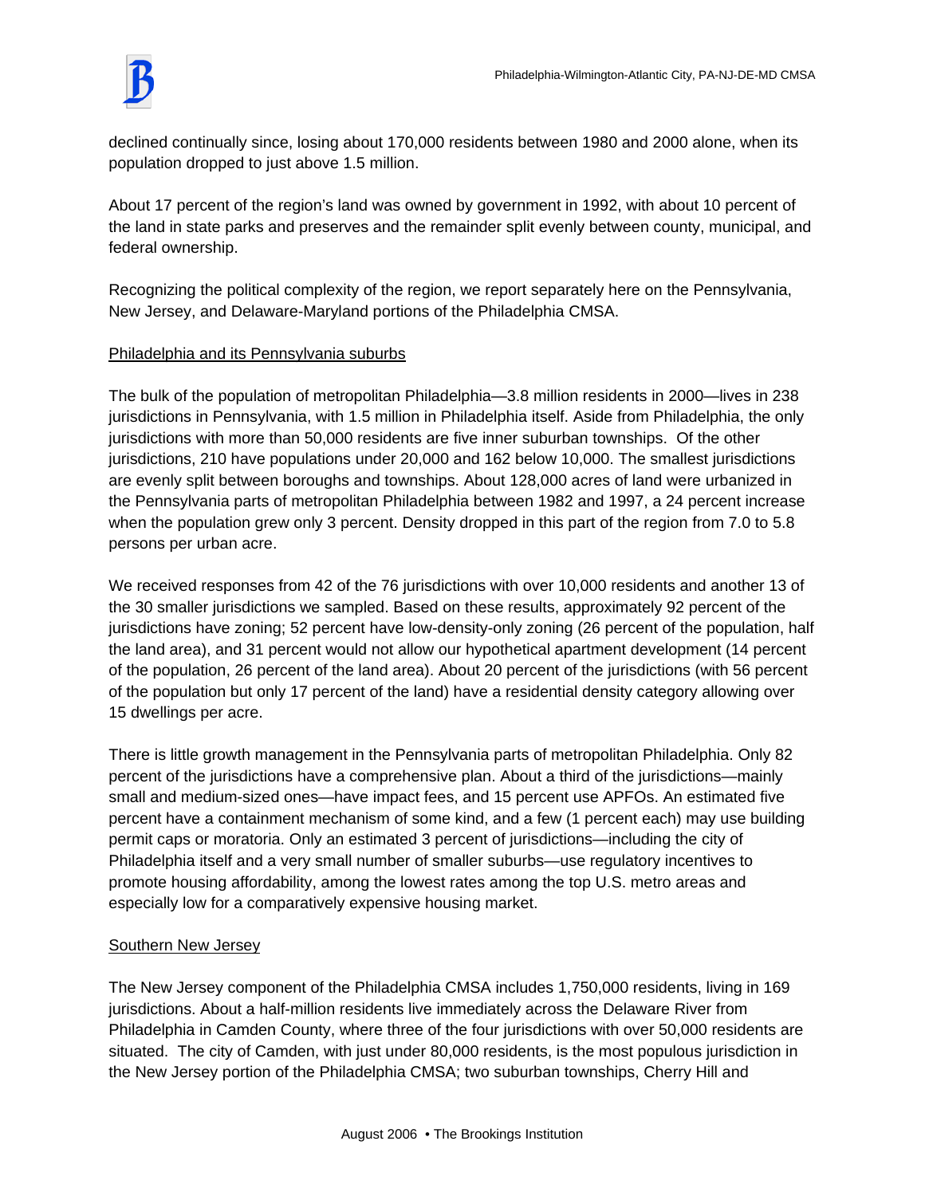declined continually since, losing about 170,000 residents between 1980 and 2000 alone, when its population dropped to just above 1.5 million.

About 17 percent of the region's land was owned by government in 1992, with about 10 percent of the land in state parks and preserves and the remainder split evenly between county, municipal, and federal ownership.

Recognizing the political complexity of the region, we report separately here on the Pennsylvania, New Jersey, and Delaware-Maryland portions of the Philadelphia CMSA.

Philadelphia and its Pennsylvania suburbs

The bulk of the population of metropolitan Philadelphia—3.8 million residents in 2000—lives in 238 jurisdictions in Pennsylvania, with 1.5 million in Philadelphia itself. Aside from Philadelphia, the only jurisdictions with more than 50,000 residents are five inner suburban townships. Of the other jurisdictions, 210 have populations under 20,000 and 162 below 10,000. The smallest jurisdictions are evenly split between boroughs and townships. About 128,000 acres of land were urbanized in the Pennsylvania parts of metropolitan Philadelphia between 1982 and 1997, a 24 percent increase when the population grew only 3 percent. Density dropped in this part of the region from 7.0 to 5.8 persons per urban acre.

We received responses from 42 of the 76 jurisdictions with over 10,000 residents and another 13 of the 30 smaller jurisdictions we sampled. Based on these results, approximately 92 percent of the jurisdictions have zoning; 52 percent have low-density-only zoning (26 percent of the population, half the land area), and 31 percent would not allow our hypothetical apartment development (14 percent of the population, 26 percent of the land area). About 20 percent of the jurisdictions (with 56 percent of the population but only 17 percent of the land) have a residential density category allowing over 15 dwellings per acre.

There is little growth management in the Pennsylvania parts of metropolitan Philadelphia. Only 82 percent of the jurisdictions have a comprehensive plan. About a third of the jurisdictions—mainly small and medium-sized ones—have impact fees, and 15 percent use APFOs. An estimated five percent have a containment mechanism of some kind, and a few (1 percent each) may use building permit caps or moratoria. Only an estimated 3 percent of jurisdictions—including the city of Philadelphia itself and a very small number of smaller suburbs—use regulatory incentives to promote housing affordability, among the lowest rates among the top U.S. metro areas and especially low for a comparatively expensive housing market.

Southern New Jersey

The New Jersey component of the Philadelphia CMSA includes 1,750,000 residents, living in 169 jurisdictions. About a half-million residents live immediately across the Delaware River from Philadelphia in Camden County, where three of the four jurisdictions with over 50,000 residents are situated. The city of Camden, with just under 80,000 residents, is the most populous jurisdiction in the New Jersey portion of the Philadelphia CMSA; two suburban townships, Cherry Hill and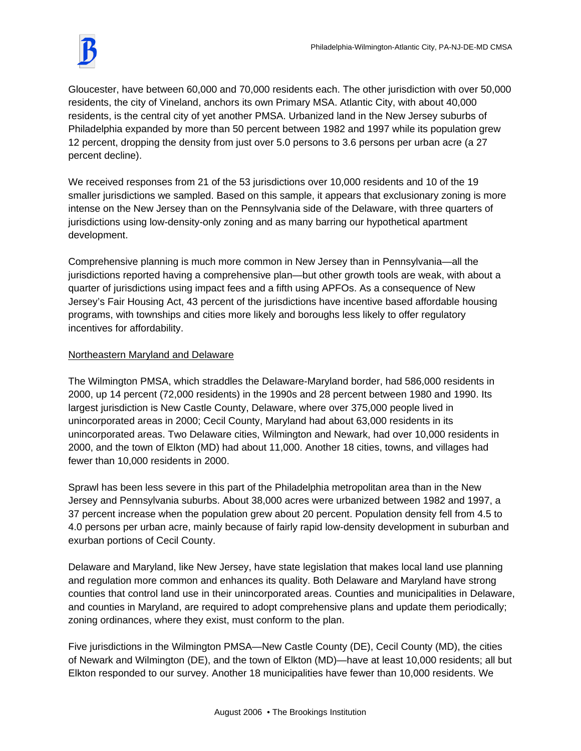Gloucester, have between 60,000 and 70,000 residents each. The other jurisdiction with over 50,000 residents, the city of Vineland, anchors its own Primary MSA. Atlantic City, with about 40,000 residents, is the central city of yet another PMSA. Urbanized land in the New Jersey suburbs of Philadelphia expanded by more than 50 percent between 1982 and 1997 while its population grew 12 percent, dropping the density from just over 5.0 persons to 3.6 persons per urban acre (a 27 percent decline).

We received responses from 21 of the 53 jurisdictions over 10,000 residents and 10 of the 19 smaller jurisdictions we sampled. Based on this sample, it appears that exclusionary zoning is more intense on the New Jersey than on the Pennsylvania side of the Delaware, with three quarters of jurisdictions using low-density-only zoning and as many barring our hypothetical apartment development.

Comprehensive planning is much more common in New Jersey than in Pennsylvania—all the jurisdictions reported having a comprehensive plan—but other growth tools are weak, with about a quarter of jurisdictions using impact fees and a fifth using APFOs. As a consequence of New Jersey's Fair Housing Act, 43 percent of the jurisdictions have incentive based affordable housing programs, with townships and cities more likely and boroughs less likely to offer regulatory incentives for affordability.

<u>Northeastern Maryland and Delaware</u>

The Wilmington PMSA, which straddles the Delaware-Maryland border, had 586,000 residents in 2000, up 14 percent (72,000 residents) in the 1990s and 28 percent between 1980 and 1990. Its largest jurisdiction is New Castle County, Delaware, where over 375,000 people lived in unincorporated areas in 2000; Cecil County, Maryland had about 63,000 residents in its unincorporated areas. Two Delaware cities, Wilmington and Newark, had over 10,000 residents in 2000, and the town of Elkton (MD) had about 11,000. Another 18 cities, towns, and villages had fewer than 10,000 residents in 2000.

Sprawl has been less severe in this part of the Philadelphia metropolitan area than in the New Jersey and Pennsylvania suburbs. About 38,000 acres were urbanized between 1982 and 1997, a 37 percent increase when the population grew about 20 percent. Population density fell from 4.5 to 4.0 persons per urban acre, mainly because of fairly rapid low-density development in suburban and exurban portions of Cecil County.

Delaware and Maryland, like New Jersey, have state legislation that makes local land use planning and regulation more common and enhances its quality. Both Delaware and Maryland have strong counties that control land use in their unincorporated areas. Counties and municipalities in Delaware, and counties in Maryland, are required to adopt comprehensive plans and update them periodically; zoning ordinances, where they exist, must conform to the plan.

Five jurisdictions in the Wilmington PMSA—New Castle County (DE), Cecil County (MD), the cities of Newark and Wilmington (DE), and the town of Elkton (MD)—have at least 10,000 residents; all but Elkton responded to our survey. Another 18 municipalities have fewer than 10,000 residents. We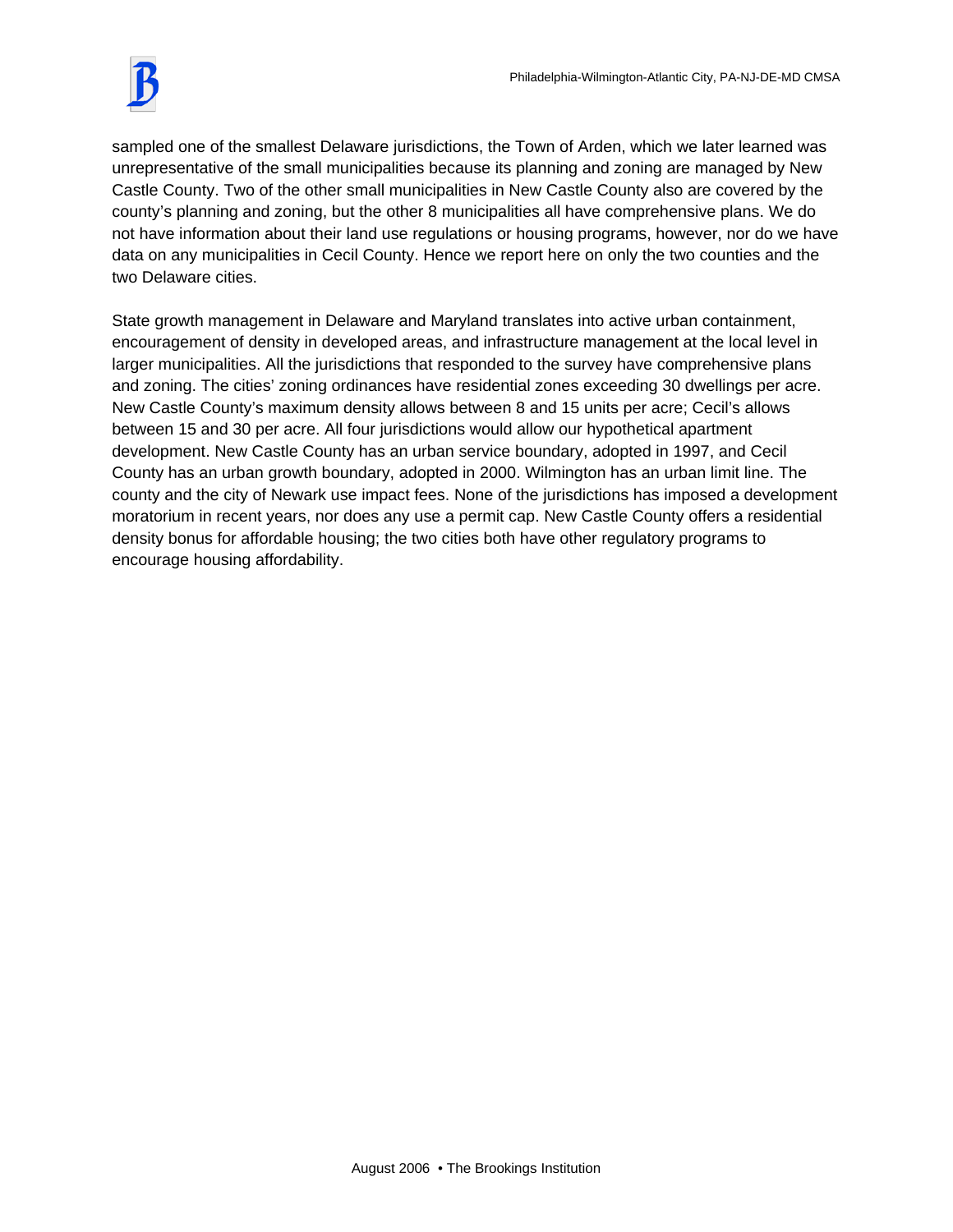sampled one of the smallest Delaware jurisdictions, the Town of Arden, which we later learned was unrepresentative of the small municipalities because its planning and zoning are managed by New Castle County. Two of the other small municipalities in New Castle County also are covered by the county's planning and zoning, but the other 8 municipalities all have comprehensive plans. We do not have information about their land use regulations or housing programs, however, nor do we have data on any municipalities in Cecil County. Hence we report here on only the two counties and the two Delaware cities.

State growth management in Delaware and Maryland translates into active urban containment, encouragement of density in developed areas, and infrastructure management at the local level in larger municipalities. All the jurisdictions that responded to the survey have comprehensive plans and zoning. The cities' zoning ordinances have residential zones exceeding 30 dwellings per acre. New Castle County's maximum density allows between 8 and 15 units per acre; Cecil's allows between 15 and 30 per acre. All four jurisdictions would allow our hypothetical apartment development. New Castle County has an urban service boundary, adopted in 1997, and Cecil County has an urban growth boundary, adopted in 2000. Wilmington has an urban limit line. The county and the city of Newark use impact fees. None of the jurisdictions has imposed a development moratorium in recent years, nor does any use a permit cap. New Castle County offers a residential density bonus for affordable housing; the two cities both have other regulatory programs to encourage housing affordability.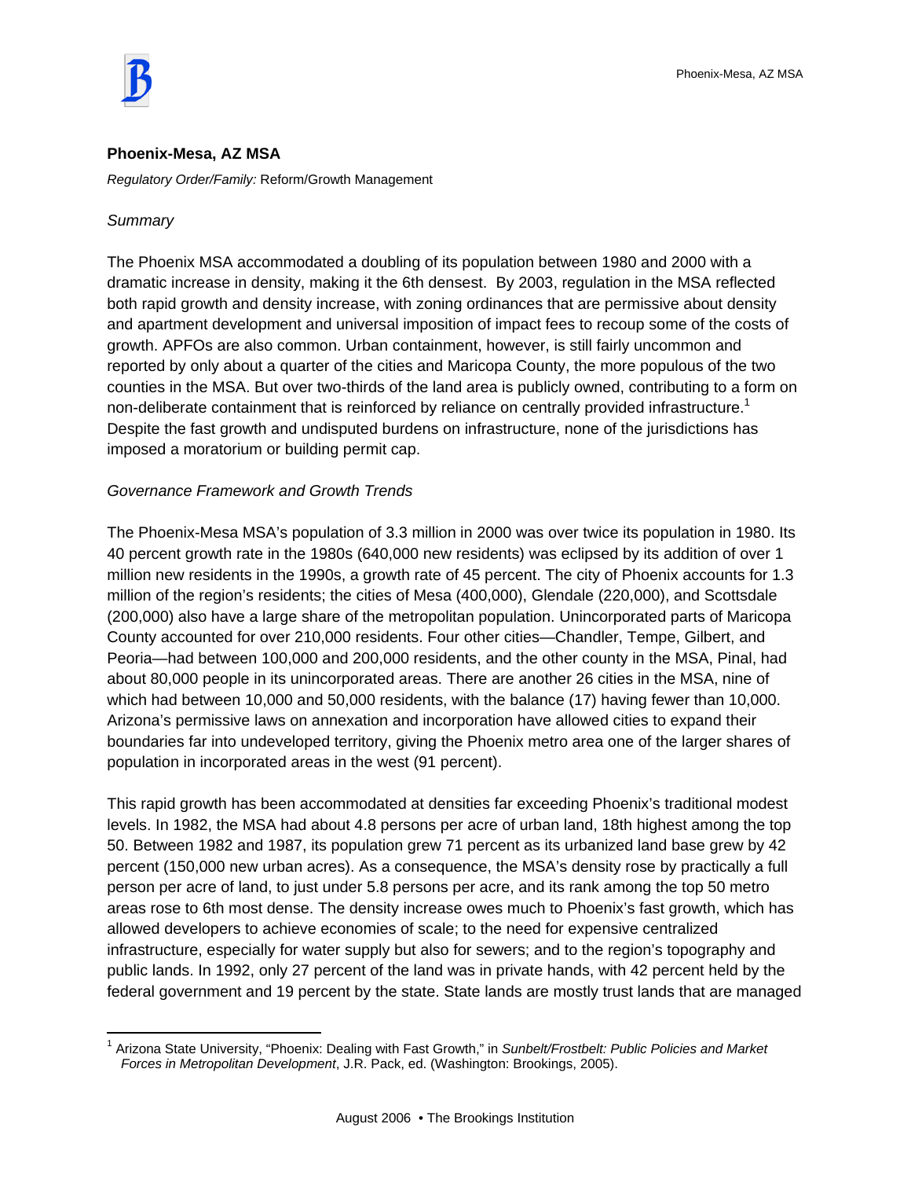## Phoenix-Mesa, AZ MSA

*Regulatory Order/Family:* Reform/Growth Management

*Summary*

The Phoenix MSA accommodated a doubling of its population between 1980 and 2000 with a dramatic increase in density, making it the 6th densest. By 2003, regulation in the MSA reflected both rapid growth and density increase, with zoning ordinances that are permissive about density and apartment development and universal imposition of impact fees to recoup some of the costs of growth. APFOs are also common. Urban containment, however, is still fairly uncommon and reported by only about a quarter of the cities and Maricopa County, the more populous of the two counties in the MSA. But over two-thirds of the land area is publicly owned, contributing to a form on non-deliberate containment that is reinforced by reliance on centrally provided infrastructure.[1] Despite the fast growth and undisputed burdens on infrastructure, none of the jurisdictions has imposed a moratorium or building permit cap.

*Governance Framework and Growth Trends*

The Phoenix-Mesa MSA's population of 3.3 million in 2000 was over twice its population in 1980. Its 40 percent growth rate in the 1980s (640,000 new residents) was eclipsed by its addition of over 1 million new residents in the 1990s, a growth rate of 45 percent. The city of Phoenix accounts for 1.3 million of the region's residents; the cities of Mesa (400,000), Glendale (220,000), and Scottsdale (200,000) also have a large share of the metropolitan population. Unincorporated parts of Maricopa County accounted for over 210,000 residents. Four other cities—Chandler, Tempe, Gilbert, and Peoria—had between 100,000 and 200,000 residents, and the other county in the MSA, Pinal, had about 80,000 people in its unincorporated areas. There are another 26 cities in the MSA, nine of which had between 10,000 and 50,000 residents, with the balance (17) having fewer than 10,000. Arizona's permissive laws on annexation and incorporation have allowed cities to expand their boundaries far into undeveloped territory, giving the Phoenix metro area one of the larger shares of population in incorporated areas in the west (91 percent).

This rapid growth has been accommodated at densities far exceeding Phoenix's traditional modest levels. In 1982, the MSA had about 4.8 persons per acre of urban land, 18th highest among the top 50. Between 1982 and 1987, its population grew 71 percent as its urbanized land base grew by 42 percent (150,000 new urban acres). As a consequence, the MSA's density rose by practically a full person per acre of land, to just under 5.8 persons per acre, and its rank among the top 50 metro areas rose to 6th most dense. The density increase owes much to Phoenix's fast growth, which has allowed developers to achieve economies of scale; to the need for expensive centralized infrastructure, especially for water supply but also for sewers; and to the region's topography and public lands. In 1992, only 27 percent of the land was in private hands, with 42 percent held by the federal government and 19 percent by the state. State lands are mostly trust lands that are managed

[1] Arizona State University, "Phoenix: Dealing with Fast Growth," in *Sunbelt/Frostbelt: Public Policies and Market Forces in Metropolitan Development*, J.R. Pack, ed. (Washington: Brookings, 2005).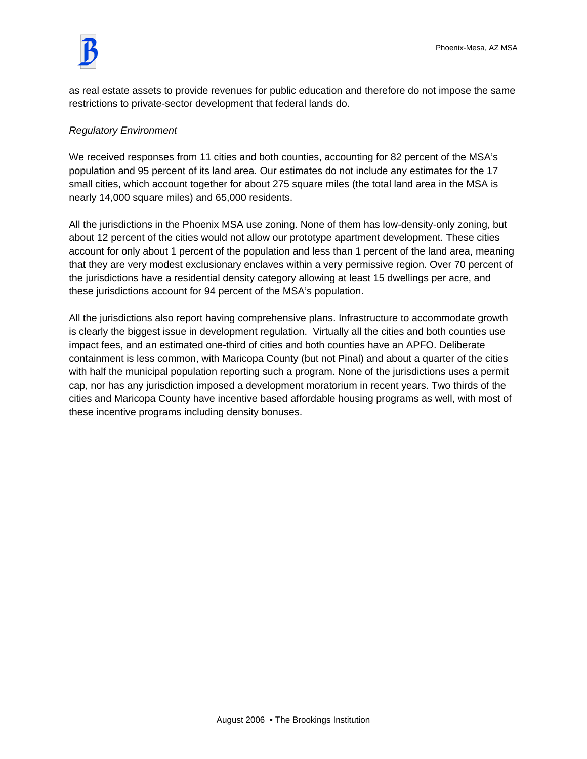as real estate assets to provide revenues for public education and therefore do not impose the same restrictions to private-sector development that federal lands do.

*Regulatory Environment*

We received responses from 11 cities and both counties, accounting for 82 percent of the MSA's population and 95 percent of its land area. Our estimates do not include any estimates for the 17 small cities, which account together for about 275 square miles (the total land area in the MSA is nearly 14,000 square miles) and 65,000 residents.

All the jurisdictions in the Phoenix MSA use zoning. None of them has low-density-only zoning, but about 12 percent of the cities would not allow our prototype apartment development. These cities account for only about 1 percent of the population and less than 1 percent of the land area, meaning that they are very modest exclusionary enclaves within a very permissive region. Over 70 percent of the jurisdictions have a residential density category allowing at least 15 dwellings per acre, and these jurisdictions account for 94 percent of the MSA's population.

All the jurisdictions also report having comprehensive plans. Infrastructure to accommodate growth is clearly the biggest issue in development regulation. Virtually all the cities and both counties use impact fees, and an estimated one-third of cities and both counties have an APFO. Deliberate containment is less common, with Maricopa County (but not Pinal) and about a quarter of the cities with half the municipal population reporting such a program. None of the jurisdictions uses a permit cap, nor has any jurisdiction imposed a development moratorium in recent years. Two thirds of the cities and Maricopa County have incentive based affordable housing programs as well, with most of these incentive programs including density bonuses.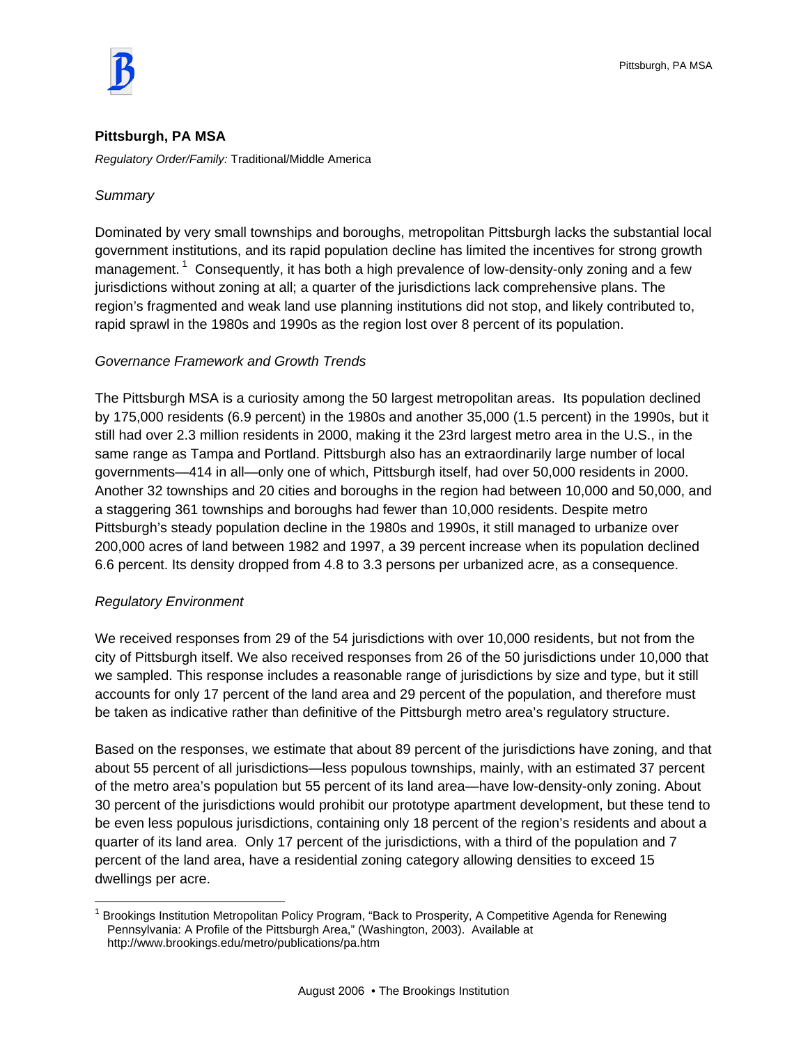## Pittsburgh, PA MSA

*Regulatory Order/Family:* Traditional/Middle America

*Summary*

Dominated by very small townships and boroughs, metropolitan Pittsburgh lacks the substantial local government institutions, and its rapid population decline has limited the incentives for strong growth management.[1] Consequently, it has both a high prevalence of low-density-only zoning and a few jurisdictions without zoning at all; a quarter of the jurisdictions lack comprehensive plans. The region's fragmented and weak land use planning institutions did not stop, and likely contributed to, rapid sprawl in the 1980s and 1990s as the region lost over 8 percent of its population.

*Governance Framework and Growth Trends*

The Pittsburgh MSA is a curiosity among the 50 largest metropolitan areas. Its population declined by 175,000 residents (6.9 percent) in the 1980s and another 35,000 (1.5 percent) in the 1990s, but it still had over 2.3 million residents in 2000, making it the 23rd largest metro area in the U.S., in the same range as Tampa and Portland. Pittsburgh also has an extraordinarily large number of local governments—414 in all—only one of which, Pittsburgh itself, had over 50,000 residents in 2000. Another 32 townships and 20 cities and boroughs in the region had between 10,000 and 50,000, and a staggering 361 townships and boroughs had fewer than 10,000 residents. Despite metro Pittsburgh's steady population decline in the 1980s and 1990s, it still managed to urbanize over 200,000 acres of land between 1982 and 1997, a 39 percent increase when its population declined 6.6 percent. Its density dropped from 4.8 to 3.3 persons per urbanized acre, as a consequence.

*Regulatory Environment*

We received responses from 29 of the 54 jurisdictions with over 10,000 residents, but not from the city of Pittsburgh itself. We also received responses from 26 of the 50 jurisdictions under 10,000 that we sampled. This response includes a reasonable range of jurisdictions by size and type, but it still accounts for only 17 percent of the land area and 29 percent of the population, and therefore must be taken as indicative rather than definitive of the Pittsburgh metro area's regulatory structure.

Based on the responses, we estimate that about 89 percent of the jurisdictions have zoning, and that about 55 percent of all jurisdictions—less populous townships, mainly, with an estimated 37 percent of the metro area's population but 55 percent of its land area—have low-density-only zoning. About 30 percent of the jurisdictions would prohibit our prototype apartment development, but these tend to be even less populous jurisdictions, containing only 18 percent of the region's residents and about a quarter of its land area. Only 17 percent of the jurisdictions, with a third of the population and 7 percent of the land area, have a residential zoning category allowing densities to exceed 15 dwellings per acre.

---

[1] Brookings Institution Metropolitan Policy Program, "Back to Prosperity, A Competitive Agenda for Renewing Pennsylvania: A Profile of the Pittsburgh Area," (Washington, 2003). Available at http://www.brookings.edu/metro/publications/pa.htm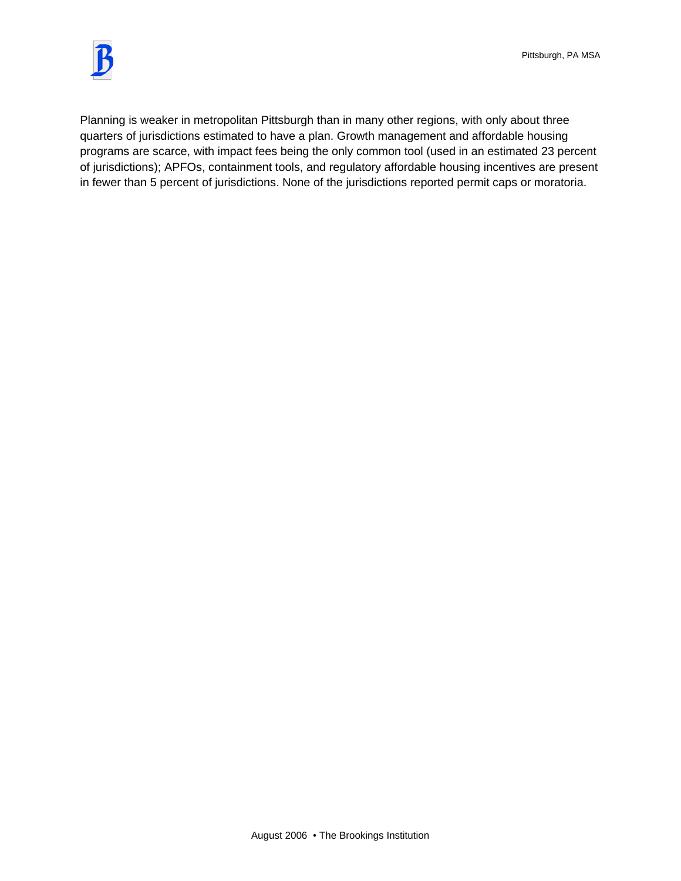Planning is weaker in metropolitan Pittsburgh than in many other regions, with only about three quarters of jurisdictions estimated to have a plan. Growth management and affordable housing programs are scarce, with impact fees being the only common tool (used in an estimated 23 percent of jurisdictions); APFOs, containment tools, and regulatory affordable housing incentives are present in fewer than 5 percent of jurisdictions. None of the jurisdictions reported permit caps or moratoria.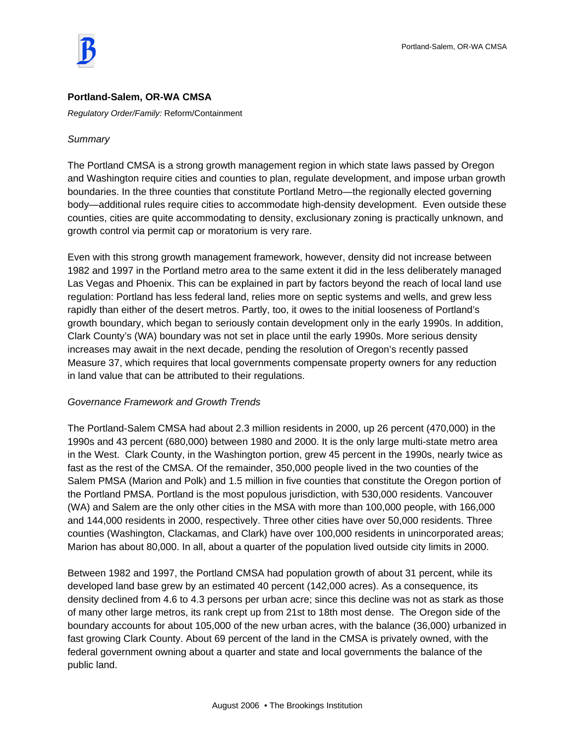## Portland-Salem, OR-WA CMSA

*Regulatory Order/Family:* Reform/Containment

*Summary*

The Portland CMSA is a strong growth management region in which state laws passed by Oregon and Washington require cities and counties to plan, regulate development, and impose urban growth boundaries. In the three counties that constitute Portland Metro—the regionally elected governing body—additional rules require cities to accommodate high-density development. Even outside these counties, cities are quite accommodating to density, exclusionary zoning is practically unknown, and growth control via permit cap or moratorium is very rare.

Even with this strong growth management framework, however, density did not increase between 1982 and 1997 in the Portland metro area to the same extent it did in the less deliberately managed Las Vegas and Phoenix. This can be explained in part by factors beyond the reach of local land use regulation: Portland has less federal land, relies more on septic systems and wells, and grew less rapidly than either of the desert metros. Partly, too, it owes to the initial looseness of Portland's growth boundary, which began to seriously contain development only in the early 1990s. In addition, Clark County's (WA) boundary was not set in place until the early 1990s. More serious density increases may await in the next decade, pending the resolution of Oregon's recently passed Measure 37, which requires that local governments compensate property owners for any reduction in land value that can be attributed to their regulations.

*Governance Framework and Growth Trends*

The Portland-Salem CMSA had about 2.3 million residents in 2000, up 26 percent (470,000) in the 1990s and 43 percent (680,000) between 1980 and 2000. It is the only large multi-state metro area in the West. Clark County, in the Washington portion, grew 45 percent in the 1990s, nearly twice as fast as the rest of the CMSA. Of the remainder, 350,000 people lived in the two counties of the Salem PMSA (Marion and Polk) and 1.5 million in five counties that constitute the Oregon portion of the Portland PMSA. Portland is the most populous jurisdiction, with 530,000 residents. Vancouver (WA) and Salem are the only other cities in the MSA with more than 100,000 people, with 166,000 and 144,000 residents in 2000, respectively. Three other cities have over 50,000 residents. Three counties (Washington, Clackamas, and Clark) have over 100,000 residents in unincorporated areas; Marion has about 80,000. In all, about a quarter of the population lived outside city limits in 2000.

Between 1982 and 1997, the Portland CMSA had population growth of about 31 percent, while its developed land base grew by an estimated 40 percent (142,000 acres). As a consequence, its density declined from 4.6 to 4.3 persons per urban acre; since this decline was not as stark as those of many other large metros, its rank crept up from 21st to 18th most dense. The Oregon side of the boundary accounts for about 105,000 of the new urban acres, with the balance (36,000) urbanized in fast growing Clark County. About 69 percent of the land in the CMSA is privately owned, with the federal government owning about a quarter and state and local governments the balance of the public land.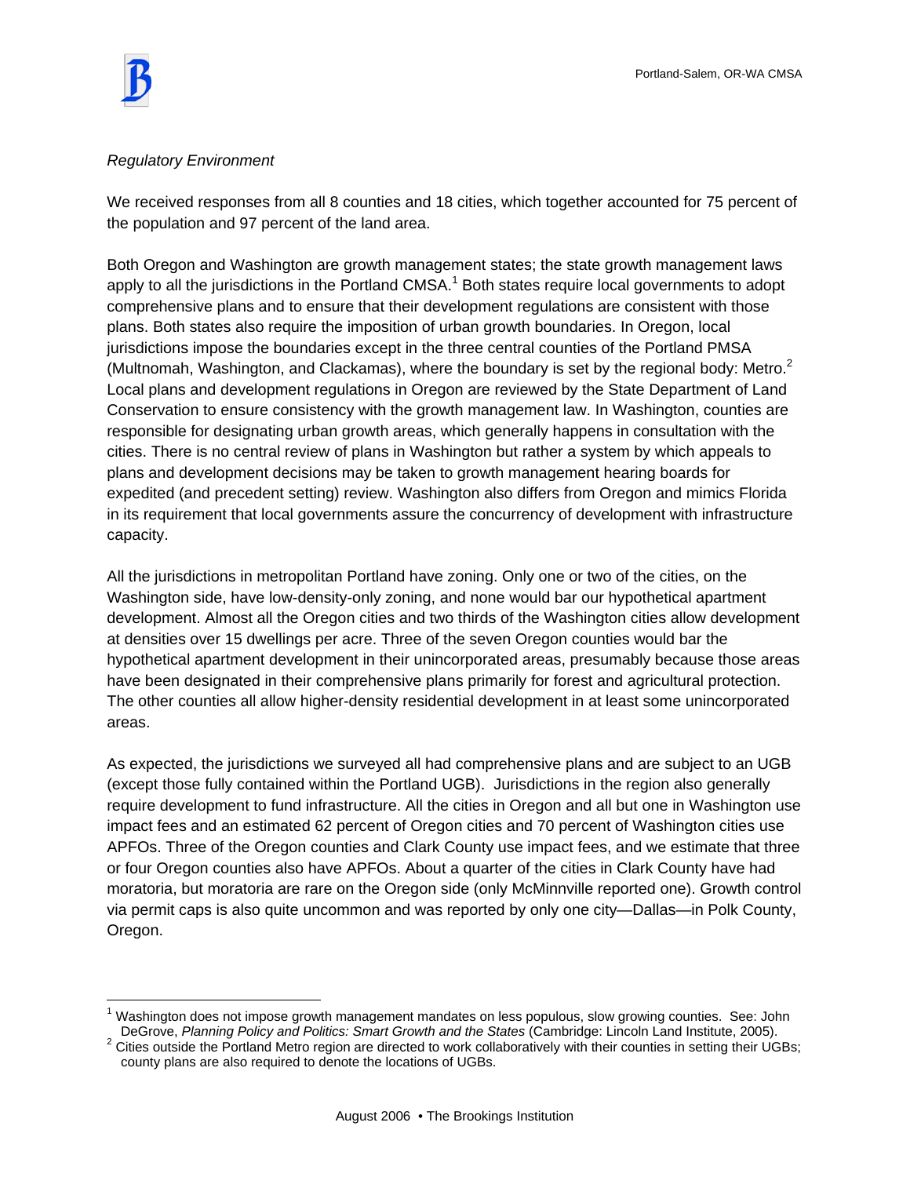*Regulatory Environment*

We received responses from all 8 counties and 18 cities, which together accounted for 75 percent of the population and 97 percent of the land area.

Both Oregon and Washington are growth management states; the state growth management laws apply to all the jurisdictions in the Portland CMSA.[1] Both states require local governments to adopt comprehensive plans and to ensure that their development regulations are consistent with those plans. Both states also require the imposition of urban growth boundaries. In Oregon, local jurisdictions impose the boundaries except in the three central counties of the Portland PMSA (Multnomah, Washington, and Clackamas), where the boundary is set by the regional body: Metro.[2] Local plans and development regulations in Oregon are reviewed by the State Department of Land Conservation to ensure consistency with the growth management law. In Washington, counties are responsible for designating urban growth areas, which generally happens in consultation with the cities. There is no central review of plans in Washington but rather a system by which appeals to plans and development decisions may be taken to growth management hearing boards for expedited (and precedent setting) review. Washington also differs from Oregon and mimics Florida in its requirement that local governments assure the concurrency of development with infrastructure capacity.

All the jurisdictions in metropolitan Portland have zoning. Only one or two of the cities, on the Washington side, have low-density-only zoning, and none would bar our hypothetical apartment development. Almost all the Oregon cities and two thirds of the Washington cities allow development at densities over 15 dwellings per acre. Three of the seven Oregon counties would bar the hypothetical apartment development in their unincorporated areas, presumably because those areas have been designated in their comprehensive plans primarily for forest and agricultural protection. The other counties all allow higher-density residential development in at least some unincorporated areas.

As expected, the jurisdictions we surveyed all had comprehensive plans and are subject to an UGB (except those fully contained within the Portland UGB). Jurisdictions in the region also generally require development to fund infrastructure. All the cities in Oregon and all but one in Washington use impact fees and an estimated 62 percent of Oregon cities and 70 percent of Washington cities use APFOs. Three of the Oregon counties and Clark County use impact fees, and we estimate that three or four Oregon counties also have APFOs. About a quarter of the cities in Clark County have had moratoria, but moratoria are rare on the Oregon side (only McMinnville reported one). Growth control via permit caps is also quite uncommon and was reported by only one city—Dallas—in Polk County, Oregon.

---

[1] Washington does not impose growth management mandates on less populous, slow growing counties. See: John DeGrove, *Planning Policy and Politics: Smart Growth and the States* (Cambridge: Lincoln Land Institute, 2005).

[2] Cities outside the Portland Metro region are directed to work collaboratively with their counties in setting their UGBs; county plans are also required to denote the locations of UGBs.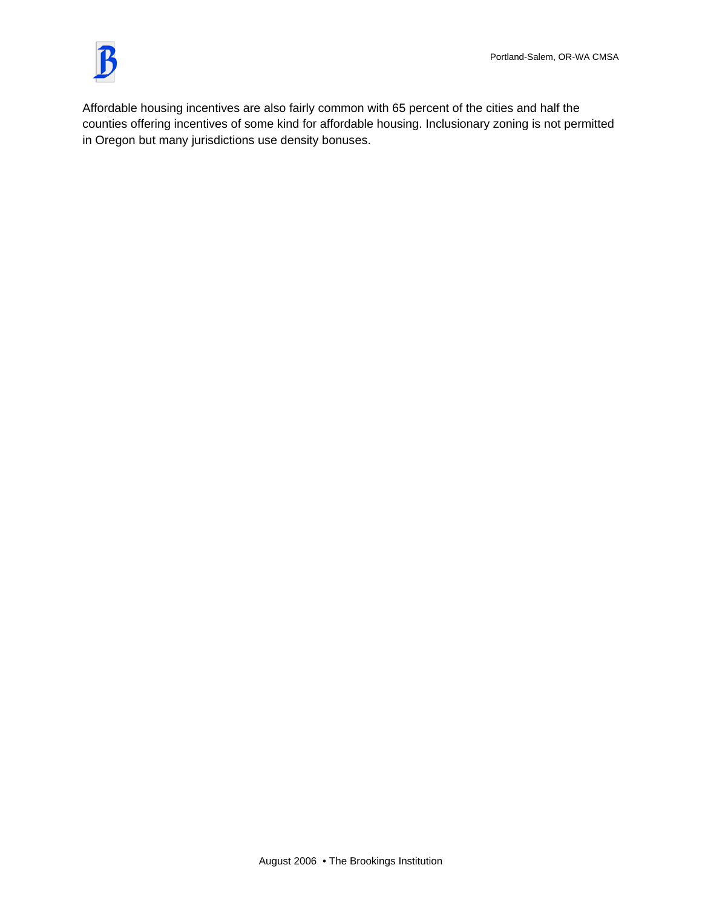Affordable housing incentives are also fairly common with 65 percent of the cities and half the counties offering incentives of some kind for affordable housing. Inclusionary zoning is not permitted in Oregon but many jurisdictions use density bonuses.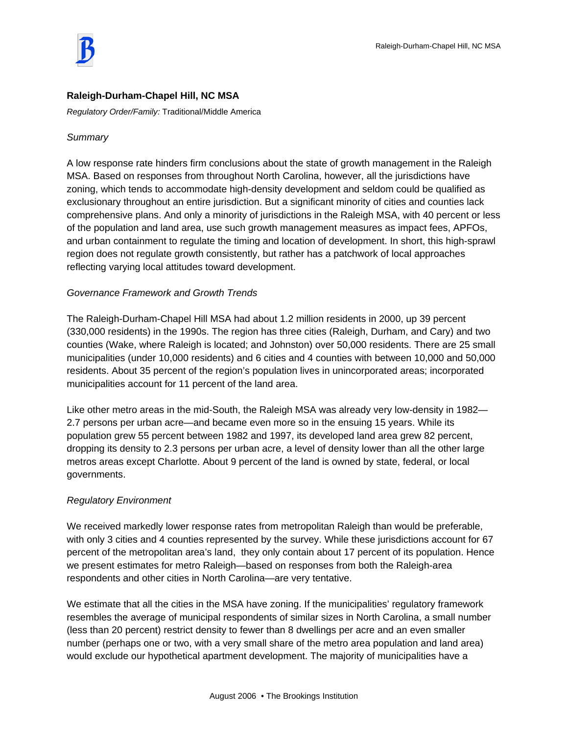## Raleigh-Durham-Chapel Hill, NC MSA

*Regulatory Order/Family:* Traditional/Middle America

*Summary*

A low response rate hinders firm conclusions about the state of growth management in the Raleigh MSA. Based on responses from throughout North Carolina, however, all the jurisdictions have zoning, which tends to accommodate high-density development and seldom could be qualified as exclusionary throughout an entire jurisdiction. But a significant minority of cities and counties lack comprehensive plans. And only a minority of jurisdictions in the Raleigh MSA, with 40 percent or less of the population and land area, use such growth management measures as impact fees, APFOs, and urban containment to regulate the timing and location of development. In short, this high-sprawl region does not regulate growth consistently, but rather has a patchwork of local approaches reflecting varying local attitudes toward development.

*Governance Framework and Growth Trends*

The Raleigh-Durham-Chapel Hill MSA had about 1.2 million residents in 2000, up 39 percent (330,000 residents) in the 1990s. The region has three cities (Raleigh, Durham, and Cary) and two counties (Wake, where Raleigh is located; and Johnston) over 50,000 residents. There are 25 small municipalities (under 10,000 residents) and 6 cities and 4 counties with between 10,000 and 50,000 residents. About 35 percent of the region's population lives in unincorporated areas; incorporated municipalities account for 11 percent of the land area.

Like other metro areas in the mid-South, the Raleigh MSA was already very low-density in 1982—2.7 persons per urban acre—and became even more so in the ensuing 15 years. While its population grew 55 percent between 1982 and 1997, its developed land area grew 82 percent, dropping its density to 2.3 persons per urban acre, a level of density lower than all the other large metros areas except Charlotte. About 9 percent of the land is owned by state, federal, or local governments.

*Regulatory Environment*

We received markedly lower response rates from metropolitan Raleigh than would be preferable, with only 3 cities and 4 counties represented by the survey. While these jurisdictions account for 67 percent of the metropolitan area's land, they only contain about 17 percent of its population. Hence we present estimates for metro Raleigh—based on responses from both the Raleigh-area respondents and other cities in North Carolina—are very tentative.

We estimate that all the cities in the MSA have zoning. If the municipalities' regulatory framework resembles the average of municipal respondents of similar sizes in North Carolina, a small number (less than 20 percent) restrict density to fewer than 8 dwellings per acre and an even smaller number (perhaps one or two, with a very small share of the metro area population and land area) would exclude our hypothetical apartment development. The majority of municipalities have a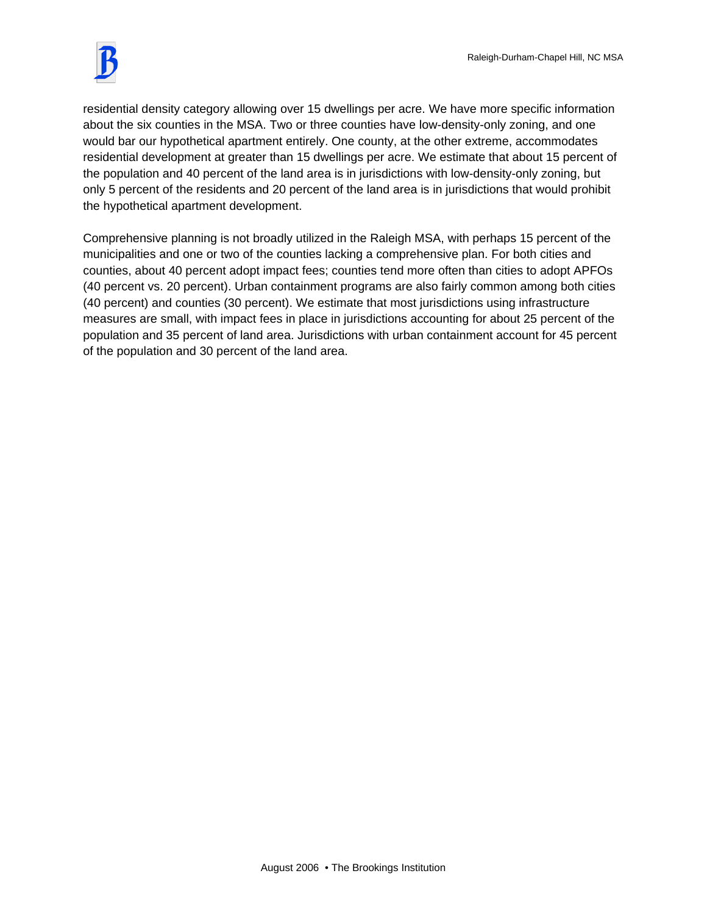residential density category allowing over 15 dwellings per acre. We have more specific information about the six counties in the MSA. Two or three counties have low-density-only zoning, and one would bar our hypothetical apartment entirely. One county, at the other extreme, accommodates residential development at greater than 15 dwellings per acre. We estimate that about 15 percent of the population and 40 percent of the land area is in jurisdictions with low-density-only zoning, but only 5 percent of the residents and 20 percent of the land area is in jurisdictions that would prohibit the hypothetical apartment development.

Comprehensive planning is not broadly utilized in the Raleigh MSA, with perhaps 15 percent of the municipalities and one or two of the counties lacking a comprehensive plan. For both cities and counties, about 40 percent adopt impact fees; counties tend more often than cities to adopt APFOs (40 percent vs. 20 percent). Urban containment programs are also fairly common among both cities (40 percent) and counties (30 percent). We estimate that most jurisdictions using infrastructure measures are small, with impact fees in place in jurisdictions accounting for about 25 percent of the population and 35 percent of land area. Jurisdictions with urban containment account for 45 percent of the population and 30 percent of the land area.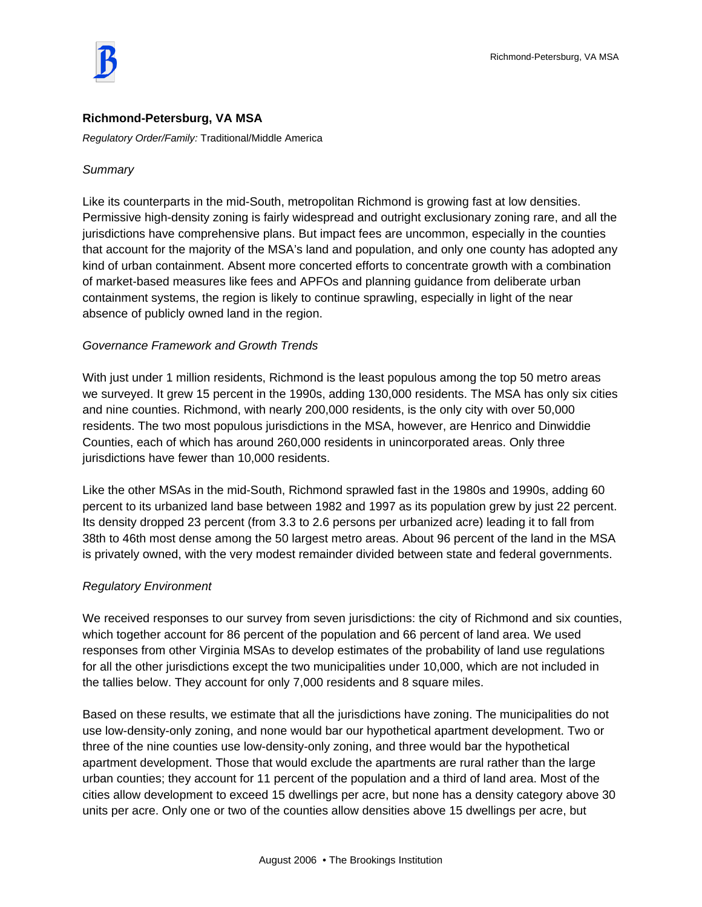## Richmond-Petersburg, VA MSA

*Regulatory Order/Family:* Traditional/Middle America

### *Summary*

Like its counterparts in the mid-South, metropolitan Richmond is growing fast at low densities. Permissive high-density zoning is fairly widespread and outright exclusionary zoning rare, and all the jurisdictions have comprehensive plans. But impact fees are uncommon, especially in the counties that account for the majority of the MSA's land and population, and only one county has adopted any kind of urban containment. Absent more concerted efforts to concentrate growth with a combination of market-based measures like fees and APFOs and planning guidance from deliberate urban containment systems, the region is likely to continue sprawling, especially in light of the near absence of publicly owned land in the region.

### *Governance Framework and Growth Trends*

With just under 1 million residents, Richmond is the least populous among the top 50 metro areas we surveyed. It grew 15 percent in the 1990s, adding 130,000 residents. The MSA has only six cities and nine counties. Richmond, with nearly 200,000 residents, is the only city with over 50,000 residents. The two most populous jurisdictions in the MSA, however, are Henrico and Dinwiddie Counties, each of which has around 260,000 residents in unincorporated areas. Only three jurisdictions have fewer than 10,000 residents.

Like the other MSAs in the mid-South, Richmond sprawled fast in the 1980s and 1990s, adding 60 percent to its urbanized land base between 1982 and 1997 as its population grew by just 22 percent. Its density dropped 23 percent (from 3.3 to 2.6 persons per urbanized acre) leading it to fall from 38th to 46th most dense among the 50 largest metro areas. About 96 percent of the land in the MSA is privately owned, with the very modest remainder divided between state and federal governments.

### *Regulatory Environment*

We received responses to our survey from seven jurisdictions: the city of Richmond and six counties, which together account for 86 percent of the population and 66 percent of land area. We used responses from other Virginia MSAs to develop estimates of the probability of land use regulations for all the other jurisdictions except the two municipalities under 10,000, which are not included in the tallies below. They account for only 7,000 residents and 8 square miles.

Based on these results, we estimate that all the jurisdictions have zoning. The municipalities do not use low-density-only zoning, and none would bar our hypothetical apartment development. Two or three of the nine counties use low-density-only zoning, and three would bar the hypothetical apartment development. Those that would exclude the apartments are rural rather than the large urban counties; they account for 11 percent of the population and a third of land area. Most of the cities allow development to exceed 15 dwellings per acre, but none has a density category above 30 units per acre. Only one or two of the counties allow densities above 15 dwellings per acre, but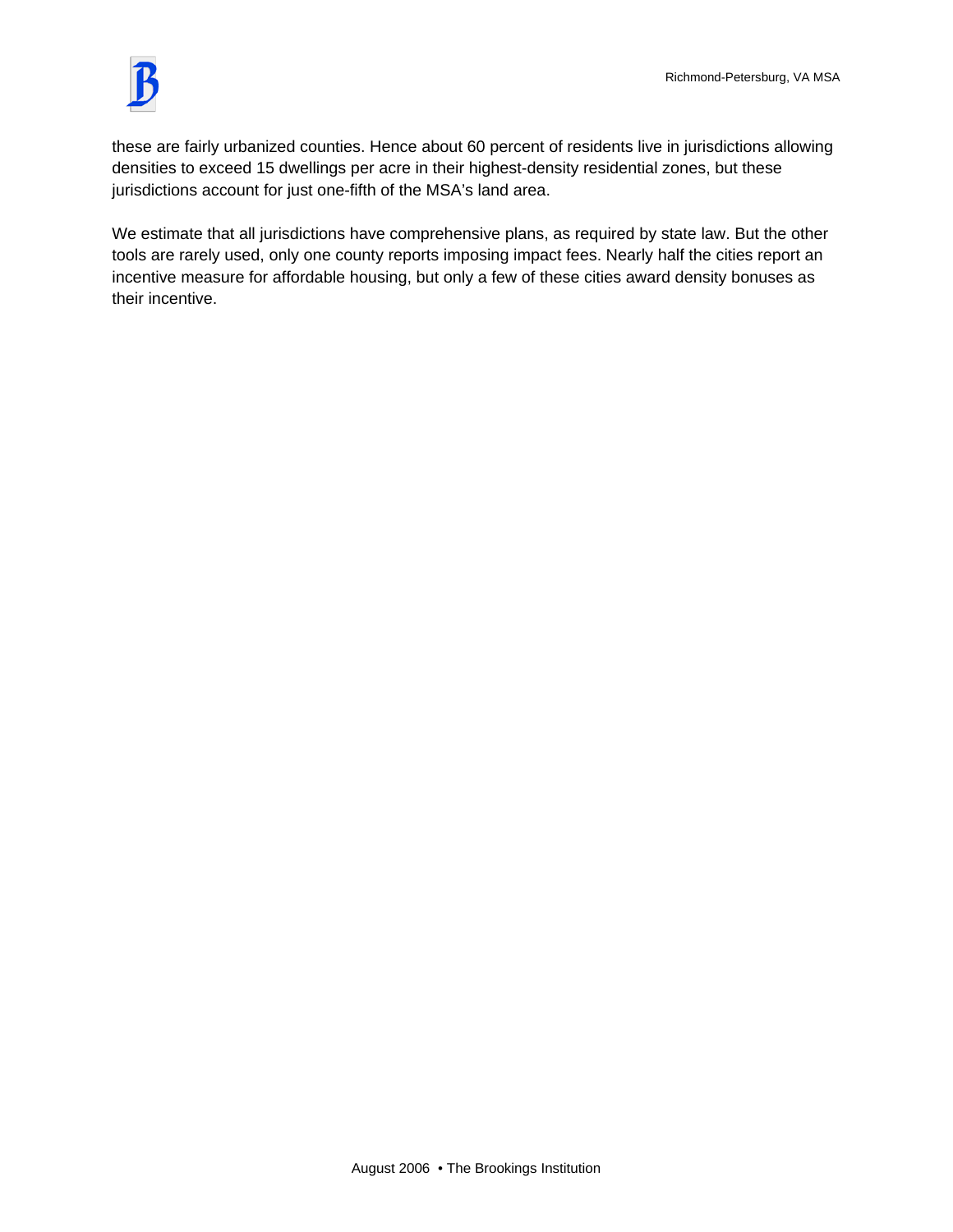these are fairly urbanized counties. Hence about 60 percent of residents live in jurisdictions allowing densities to exceed 15 dwellings per acre in their highest-density residential zones, but these jurisdictions account for just one-fifth of the MSA's land area.

We estimate that all jurisdictions have comprehensive plans, as required by state law. But the other tools are rarely used, only one county reports imposing impact fees. Nearly half the cities report an incentive measure for affordable housing, but only a few of these cities award density bonuses as their incentive.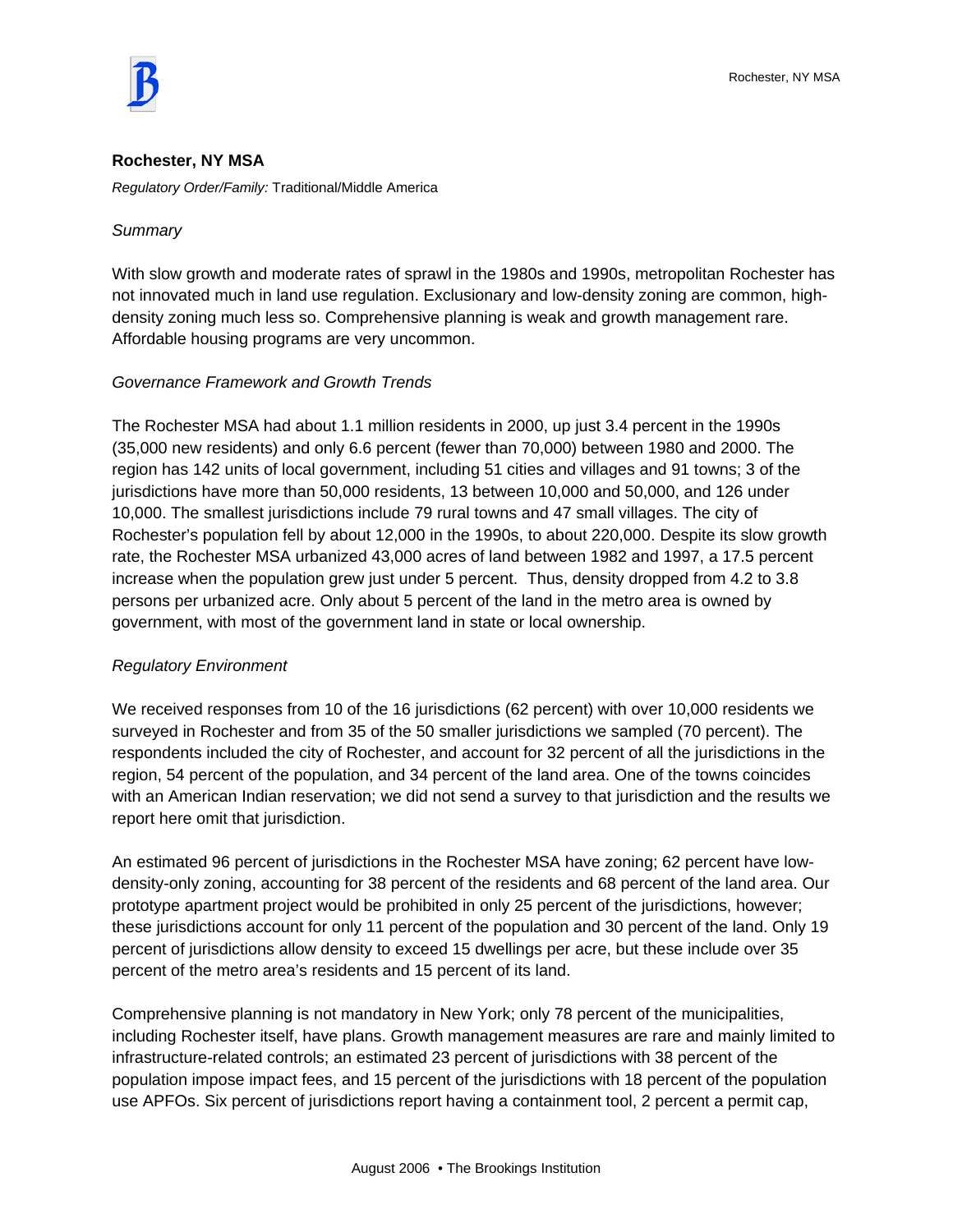## Rochester, NY MSA

*Regulatory Order/Family:* Traditional/Middle America

*Summary*

With slow growth and moderate rates of sprawl in the 1980s and 1990s, metropolitan Rochester has not innovated much in land use regulation. Exclusionary and low-density zoning are common, high-density zoning much less so. Comprehensive planning is weak and growth management rare. Affordable housing programs are very uncommon.

*Governance Framework and Growth Trends*

The Rochester MSA had about 1.1 million residents in 2000, up just 3.4 percent in the 1990s (35,000 new residents) and only 6.6 percent (fewer than 70,000) between 1980 and 2000. The region has 142 units of local government, including 51 cities and villages and 91 towns; 3 of the jurisdictions have more than 50,000 residents, 13 between 10,000 and 50,000, and 126 under 10,000. The smallest jurisdictions include 79 rural towns and 47 small villages. The city of Rochester's population fell by about 12,000 in the 1990s, to about 220,000. Despite its slow growth rate, the Rochester MSA urbanized 43,000 acres of land between 1982 and 1997, a 17.5 percent increase when the population grew just under 5 percent. Thus, density dropped from 4.2 to 3.8 persons per urbanized acre. Only about 5 percent of the land in the metro area is owned by government, with most of the government land in state or local ownership.

*Regulatory Environment*

We received responses from 10 of the 16 jurisdictions (62 percent) with over 10,000 residents we surveyed in Rochester and from 35 of the 50 smaller jurisdictions we sampled (70 percent). The respondents included the city of Rochester, and account for 32 percent of all the jurisdictions in the region, 54 percent of the population, and 34 percent of the land area. One of the towns coincides with an American Indian reservation; we did not send a survey to that jurisdiction and the results we report here omit that jurisdiction.

An estimated 96 percent of jurisdictions in the Rochester MSA have zoning; 62 percent have low-density-only zoning, accounting for 38 percent of the residents and 68 percent of the land area. Our prototype apartment project would be prohibited in only 25 percent of the jurisdictions, however; these jurisdictions account for only 11 percent of the population and 30 percent of the land. Only 19 percent of jurisdictions allow density to exceed 15 dwellings per acre, but these include over 35 percent of the metro area's residents and 15 percent of its land.

Comprehensive planning is not mandatory in New York; only 78 percent of the municipalities, including Rochester itself, have plans. Growth management measures are rare and mainly limited to infrastructure-related controls; an estimated 23 percent of jurisdictions with 38 percent of the population impose impact fees, and 15 percent of the jurisdictions with 18 percent of the population use APFOs. Six percent of jurisdictions report having a containment tool, 2 percent a permit cap,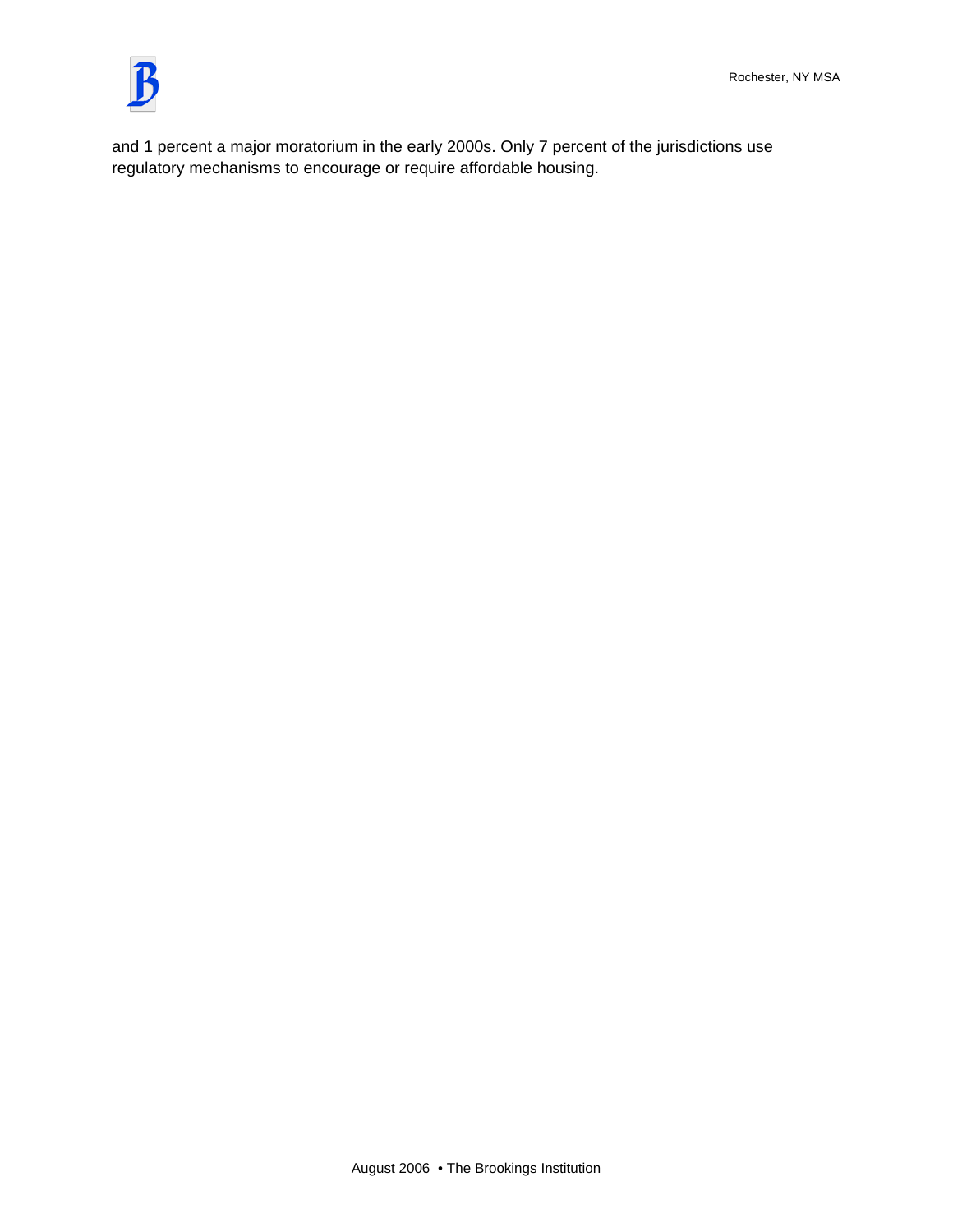and 1 percent a major moratorium in the early 2000s. Only 7 percent of the jurisdictions use regulatory mechanisms to encourage or require affordable housing.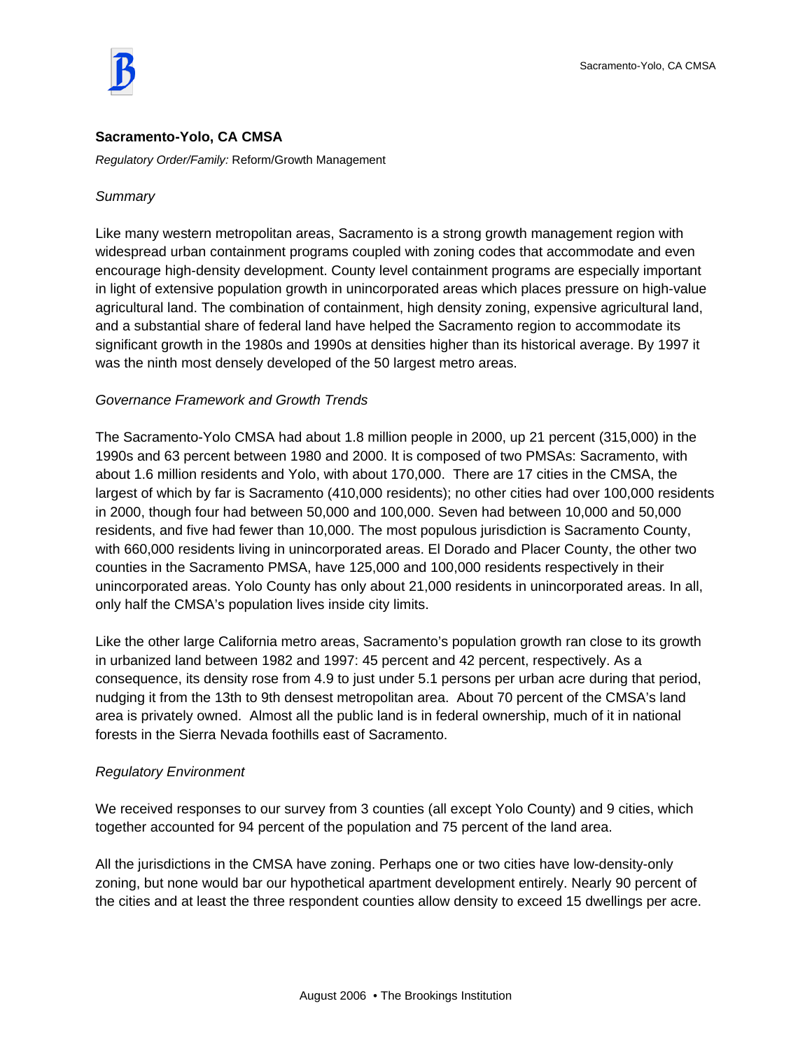## Sacramento-Yolo, CA CMSA

*Regulatory Order/Family:* Reform/Growth Management

### *Summary*

Like many western metropolitan areas, Sacramento is a strong growth management region with widespread urban containment programs coupled with zoning codes that accommodate and even encourage high-density development. County level containment programs are especially important in light of extensive population growth in unincorporated areas which places pressure on high-value agricultural land. The combination of containment, high density zoning, expensive agricultural land, and a substantial share of federal land have helped the Sacramento region to accommodate its significant growth in the 1980s and 1990s at densities higher than its historical average. By 1997 it was the ninth most densely developed of the 50 largest metro areas.

### *Governance Framework and Growth Trends*

The Sacramento-Yolo CMSA had about 1.8 million people in 2000, up 21 percent (315,000) in the 1990s and 63 percent between 1980 and 2000. It is composed of two PMSAs: Sacramento, with about 1.6 million residents and Yolo, with about 170,000. There are 17 cities in the CMSA, the largest of which by far is Sacramento (410,000 residents); no other cities had over 100,000 residents in 2000, though four had between 50,000 and 100,000. Seven had between 10,000 and 50,000 residents, and five had fewer than 10,000. The most populous jurisdiction is Sacramento County, with 660,000 residents living in unincorporated areas. El Dorado and Placer County, the other two counties in the Sacramento PMSA, have 125,000 and 100,000 residents respectively in their unincorporated areas. Yolo County has only about 21,000 residents in unincorporated areas. In all, only half the CMSA's population lives inside city limits.

Like the other large California metro areas, Sacramento's population growth ran close to its growth in urbanized land between 1982 and 1997: 45 percent and 42 percent, respectively. As a consequence, its density rose from 4.9 to just under 5.1 persons per urban acre during that period, nudging it from the 13th to 9th densest metropolitan area. About 70 percent of the CMSA's land area is privately owned. Almost all the public land is in federal ownership, much of it in national forests in the Sierra Nevada foothills east of Sacramento.

### *Regulatory Environment*

We received responses to our survey from 3 counties (all except Yolo County) and 9 cities, which together accounted for 94 percent of the population and 75 percent of the land area.

All the jurisdictions in the CMSA have zoning. Perhaps one or two cities have low-density-only zoning, but none would bar our hypothetical apartment development entirely. Nearly 90 percent of the cities and at least the three respondent counties allow density to exceed 15 dwellings per acre.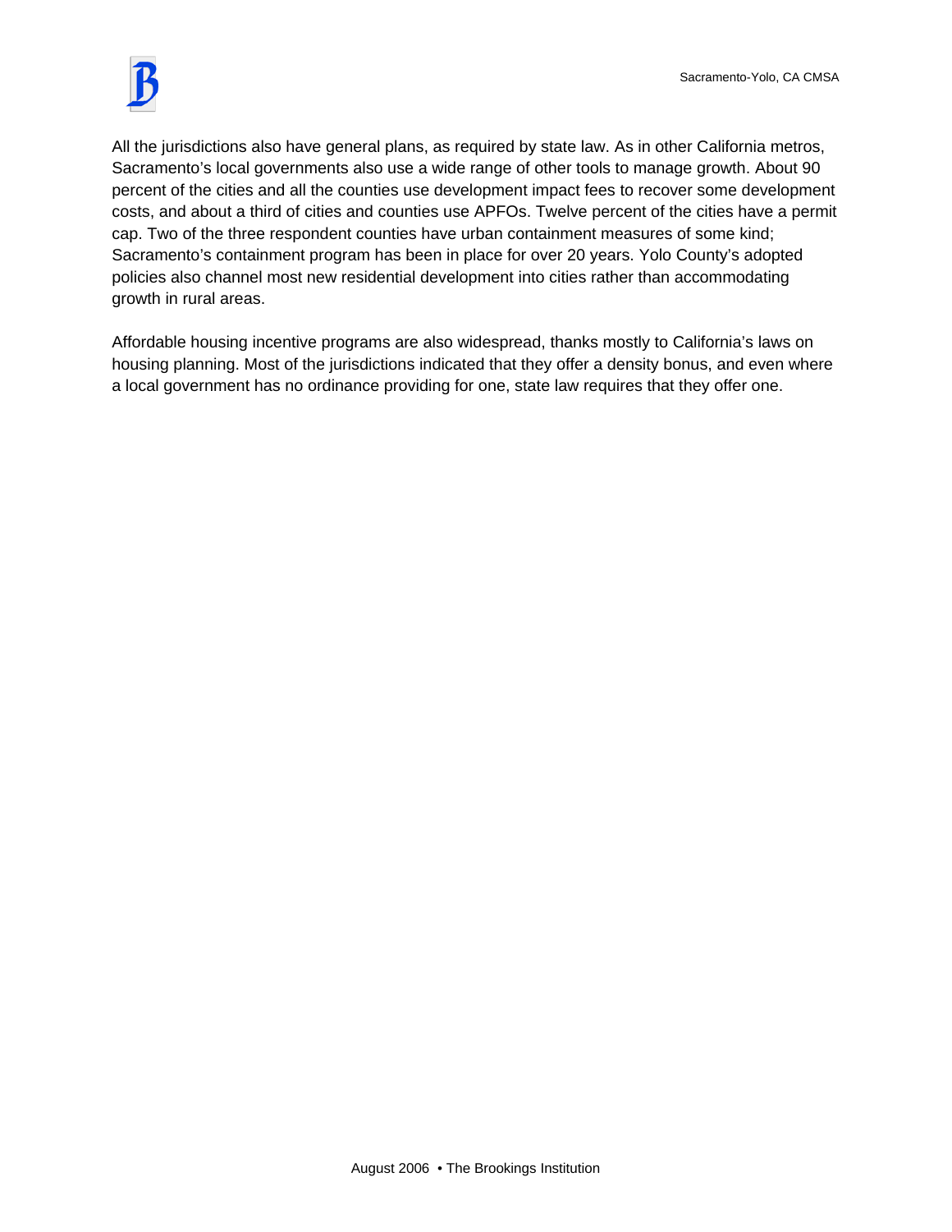All the jurisdictions also have general plans, as required by state law. As in other California metros, Sacramento's local governments also use a wide range of other tools to manage growth. About 90 percent of the cities and all the counties use development impact fees to recover some development costs, and about a third of cities and counties use APFOs. Twelve percent of the cities have a permit cap. Two of the three respondent counties have urban containment measures of some kind; Sacramento's containment program has been in place for over 20 years. Yolo County's adopted policies also channel most new residential development into cities rather than accommodating growth in rural areas.

Affordable housing incentive programs are also widespread, thanks mostly to California's laws on housing planning. Most of the jurisdictions indicated that they offer a density bonus, and even where a local government has no ordinance providing for one, state law requires that they offer one.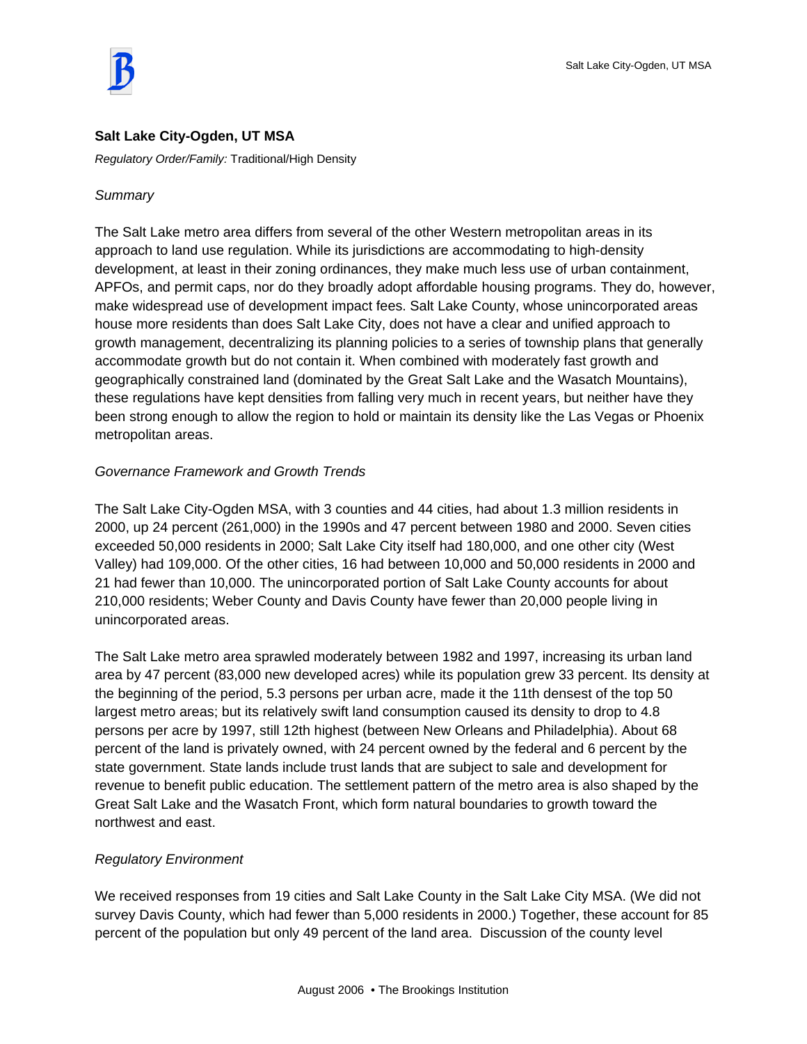## Salt Lake City-Ogden, UT MSA

*Regulatory Order/Family:* Traditional/High Density

*Summary*

The Salt Lake metro area differs from several of the other Western metropolitan areas in its approach to land use regulation. While its jurisdictions are accommodating to high-density development, at least in their zoning ordinances, they make much less use of urban containment, APFOs, and permit caps, nor do they broadly adopt affordable housing programs. They do, however, make widespread use of development impact fees. Salt Lake County, whose unincorporated areas house more residents than does Salt Lake City, does not have a clear and unified approach to growth management, decentralizing its planning policies to a series of township plans that generally accommodate growth but do not contain it. When combined with moderately fast growth and geographically constrained land (dominated by the Great Salt Lake and the Wasatch Mountains), these regulations have kept densities from falling very much in recent years, but neither have they been strong enough to allow the region to hold or maintain its density like the Las Vegas or Phoenix metropolitan areas.

*Governance Framework and Growth Trends*

The Salt Lake City-Ogden MSA, with 3 counties and 44 cities, had about 1.3 million residents in 2000, up 24 percent (261,000) in the 1990s and 47 percent between 1980 and 2000. Seven cities exceeded 50,000 residents in 2000; Salt Lake City itself had 180,000, and one other city (West Valley) had 109,000. Of the other cities, 16 had between 10,000 and 50,000 residents in 2000 and 21 had fewer than 10,000. The unincorporated portion of Salt Lake County accounts for about 210,000 residents; Weber County and Davis County have fewer than 20,000 people living in unincorporated areas.

The Salt Lake metro area sprawled moderately between 1982 and 1997, increasing its urban land area by 47 percent (83,000 new developed acres) while its population grew 33 percent. Its density at the beginning of the period, 5.3 persons per urban acre, made it the 11th densest of the top 50 largest metro areas; but its relatively swift land consumption caused its density to drop to 4.8 persons per acre by 1997, still 12th highest (between New Orleans and Philadelphia). About 68 percent of the land is privately owned, with 24 percent owned by the federal and 6 percent by the state government. State lands include trust lands that are subject to sale and development for revenue to benefit public education. The settlement pattern of the metro area is also shaped by the Great Salt Lake and the Wasatch Front, which form natural boundaries to growth toward the northwest and east.

*Regulatory Environment*

We received responses from 19 cities and Salt Lake County in the Salt Lake City MSA. (We did not survey Davis County, which had fewer than 5,000 residents in 2000.) Together, these account for 85 percent of the population but only 49 percent of the land area. Discussion of the county level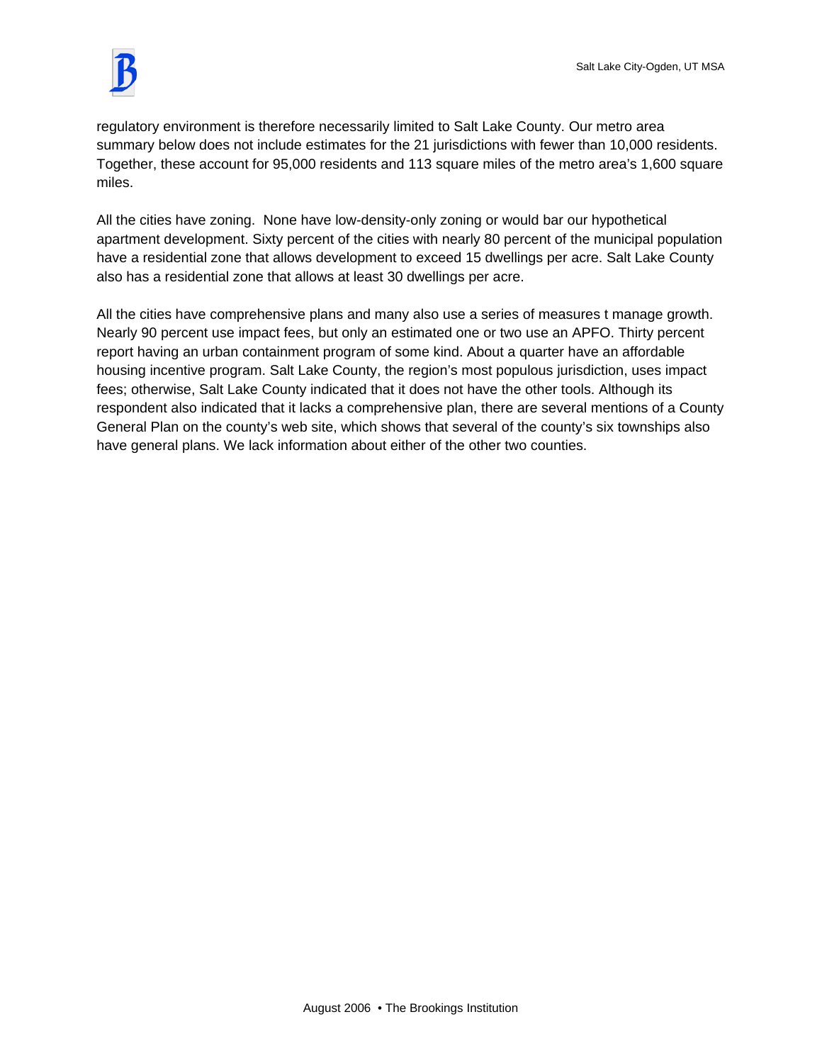regulatory environment is therefore necessarily limited to Salt Lake County. Our metro area summary below does not include estimates for the 21 jurisdictions with fewer than 10,000 residents. Together, these account for 95,000 residents and 113 square miles of the metro area's 1,600 square miles.

All the cities have zoning. None have low-density-only zoning or would bar our hypothetical apartment development. Sixty percent of the cities with nearly 80 percent of the municipal population have a residential zone that allows development to exceed 15 dwellings per acre. Salt Lake County also has a residential zone that allows at least 30 dwellings per acre.

All the cities have comprehensive plans and many also use a series of measures t manage growth. Nearly 90 percent use impact fees, but only an estimated one or two use an APFO. Thirty percent report having an urban containment program of some kind. About a quarter have an affordable housing incentive program. Salt Lake County, the region's most populous jurisdiction, uses impact fees; otherwise, Salt Lake County indicated that it does not have the other tools. Although its respondent also indicated that it lacks a comprehensive plan, there are several mentions of a County General Plan on the county's web site, which shows that several of the county's six townships also have general plans. We lack information about either of the other two counties.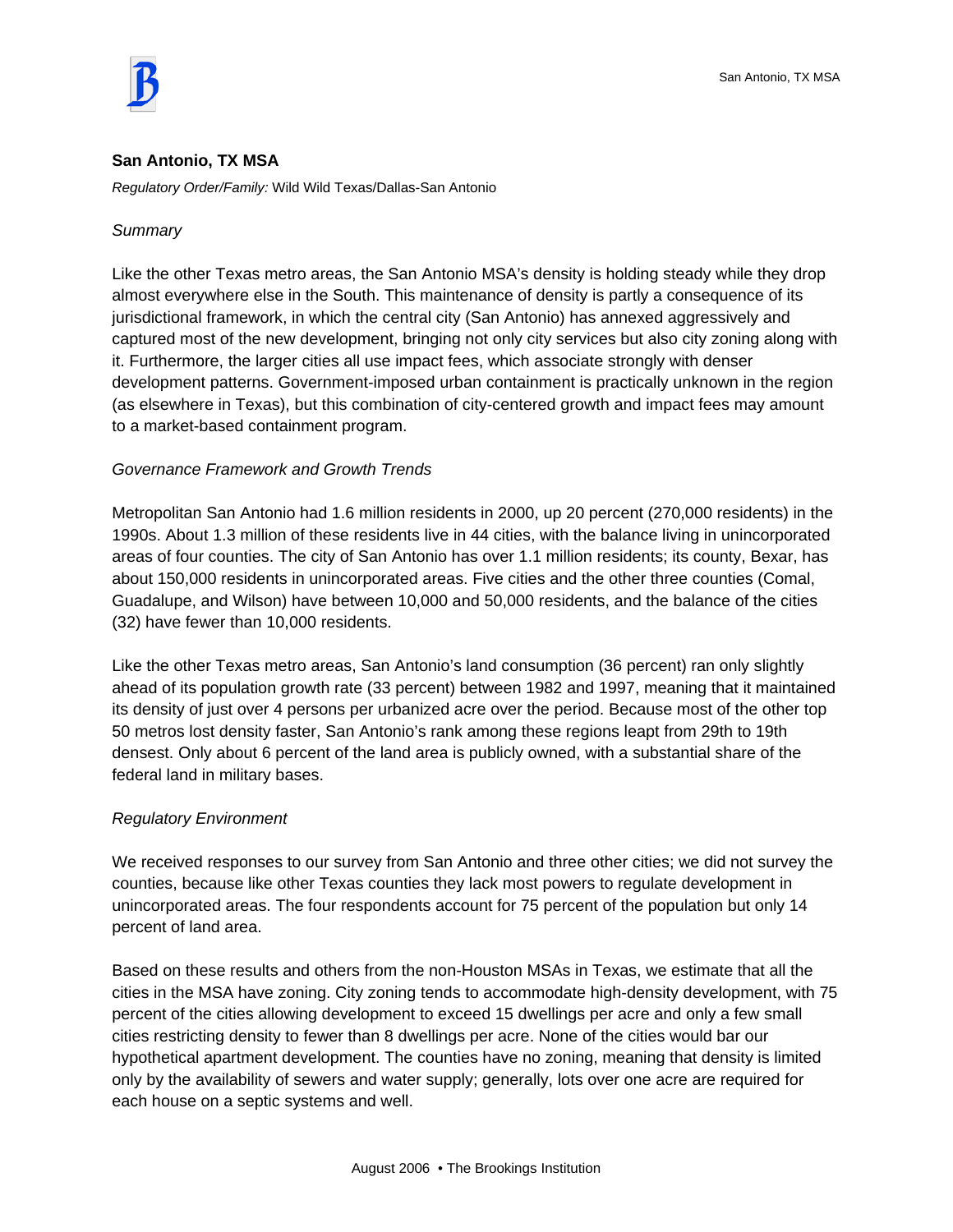## San Antonio, TX MSA

*Regulatory Order/Family:* Wild Wild Texas/Dallas-San Antonio

*Summary*

Like the other Texas metro areas, the San Antonio MSA's density is holding steady while they drop almost everywhere else in the South. This maintenance of density is partly a consequence of its jurisdictional framework, in which the central city (San Antonio) has annexed aggressively and captured most of the new development, bringing not only city services but also city zoning along with it. Furthermore, the larger cities all use impact fees, which associate strongly with denser development patterns. Government-imposed urban containment is practically unknown in the region (as elsewhere in Texas), but this combination of city-centered growth and impact fees may amount to a market-based containment program.

*Governance Framework and Growth Trends*

Metropolitan San Antonio had 1.6 million residents in 2000, up 20 percent (270,000 residents) in the 1990s. About 1.3 million of these residents live in 44 cities, with the balance living in unincorporated areas of four counties. The city of San Antonio has over 1.1 million residents; its county, Bexar, has about 150,000 residents in unincorporated areas. Five cities and the other three counties (Comal, Guadalupe, and Wilson) have between 10,000 and 50,000 residents, and the balance of the cities (32) have fewer than 10,000 residents.

Like the other Texas metro areas, San Antonio's land consumption (36 percent) ran only slightly ahead of its population growth rate (33 percent) between 1982 and 1997, meaning that it maintained its density of just over 4 persons per urbanized acre over the period. Because most of the other top 50 metros lost density faster, San Antonio's rank among these regions leapt from 29th to 19th densest. Only about 6 percent of the land area is publicly owned, with a substantial share of the federal land in military bases.

*Regulatory Environment*

We received responses to our survey from San Antonio and three other cities; we did not survey the counties, because like other Texas counties they lack most powers to regulate development in unincorporated areas. The four respondents account for 75 percent of the population but only 14 percent of land area.

Based on these results and others from the non-Houston MSAs in Texas, we estimate that all the cities in the MSA have zoning. City zoning tends to accommodate high-density development, with 75 percent of the cities allowing development to exceed 15 dwellings per acre and only a few small cities restricting density to fewer than 8 dwellings per acre. None of the cities would bar our hypothetical apartment development. The counties have no zoning, meaning that density is limited only by the availability of sewers and water supply; generally, lots over one acre are required for each house on a septic systems and well.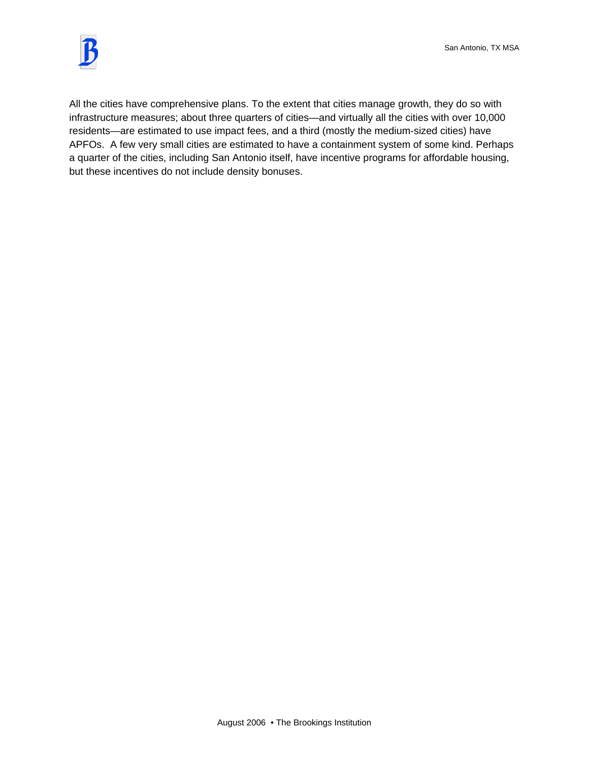All the cities have comprehensive plans. To the extent that cities manage growth, they do so with infrastructure measures; about three quarters of cities—and virtually all the cities with over 10,000 residents—are estimated to use impact fees, and a third (mostly the medium-sized cities) have APFOs. A few very small cities are estimated to have a containment system of some kind. Perhaps a quarter of the cities, including San Antonio itself, have incentive programs for affordable housing, but these incentives do not include density bonuses.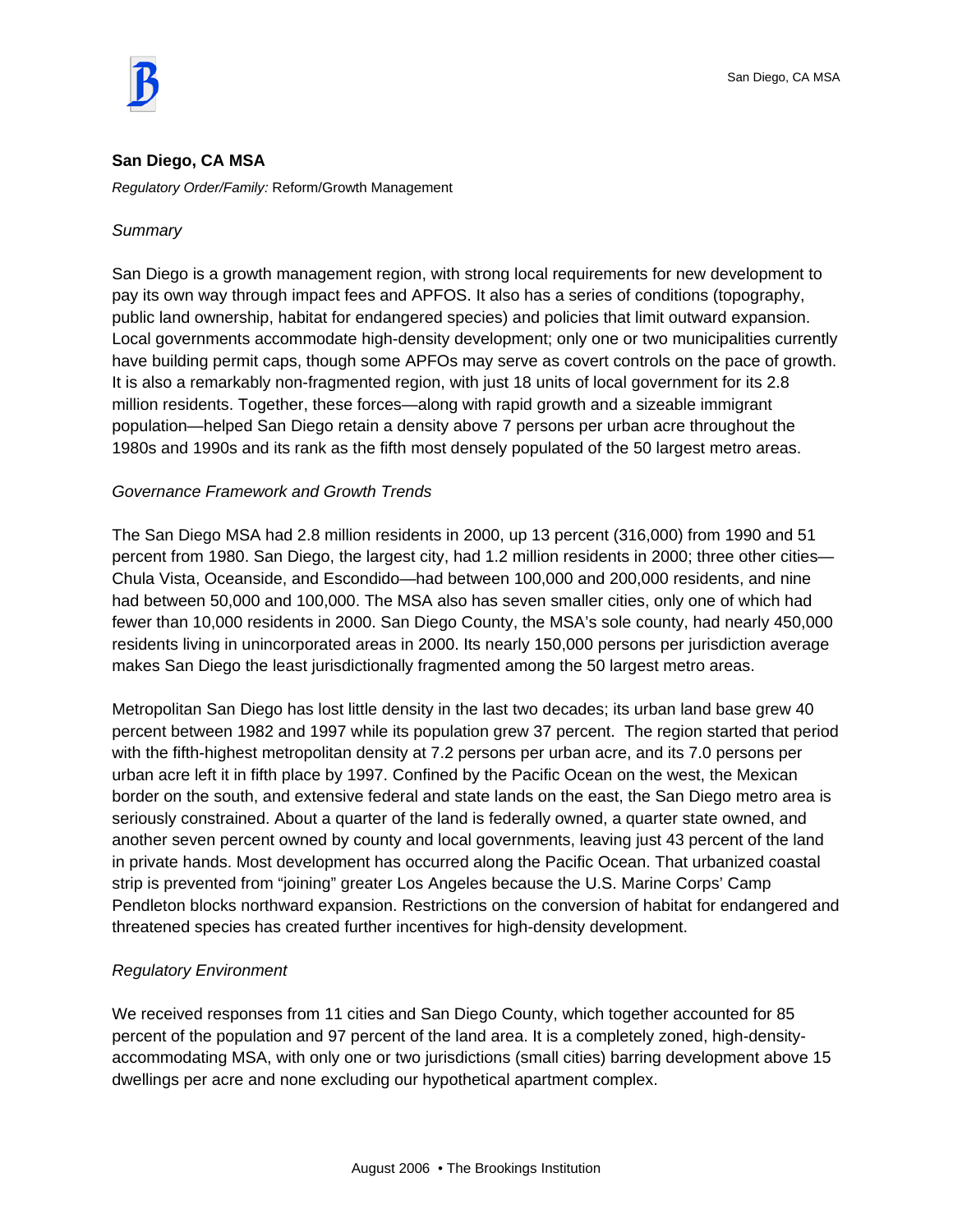## San Diego, CA MSA

*Regulatory Order/Family:* Reform/Growth Management

*Summary*

San Diego is a growth management region, with strong local requirements for new development to pay its own way through impact fees and APFOS. It also has a series of conditions (topography, public land ownership, habitat for endangered species) and policies that limit outward expansion. Local governments accommodate high-density development; only one or two municipalities currently have building permit caps, though some APFOs may serve as covert controls on the pace of growth. It is also a remarkably non-fragmented region, with just 18 units of local government for its 2.8 million residents. Together, these forces—along with rapid growth and a sizeable immigrant population—helped San Diego retain a density above 7 persons per urban acre throughout the 1980s and 1990s and its rank as the fifth most densely populated of the 50 largest metro areas.

*Governance Framework and Growth Trends*

The San Diego MSA had 2.8 million residents in 2000, up 13 percent (316,000) from 1990 and 51 percent from 1980. San Diego, the largest city, had 1.2 million residents in 2000; three other cities—Chula Vista, Oceanside, and Escondido—had between 100,000 and 200,000 residents, and nine had between 50,000 and 100,000. The MSA also has seven smaller cities, only one of which had fewer than 10,000 residents in 2000. San Diego County, the MSA's sole county, had nearly 450,000 residents living in unincorporated areas in 2000. Its nearly 150,000 persons per jurisdiction average makes San Diego the least jurisdictionally fragmented among the 50 largest metro areas.

Metropolitan San Diego has lost little density in the last two decades; its urban land base grew 40 percent between 1982 and 1997 while its population grew 37 percent. The region started that period with the fifth-highest metropolitan density at 7.2 persons per urban acre, and its 7.0 persons per urban acre left it in fifth place by 1997. Confined by the Pacific Ocean on the west, the Mexican border on the south, and extensive federal and state lands on the east, the San Diego metro area is seriously constrained. About a quarter of the land is federally owned, a quarter state owned, and another seven percent owned by county and local governments, leaving just 43 percent of the land in private hands. Most development has occurred along the Pacific Ocean. That urbanized coastal strip is prevented from "joining" greater Los Angeles because the U.S. Marine Corps' Camp Pendleton blocks northward expansion. Restrictions on the conversion of habitat for endangered and threatened species has created further incentives for high-density development.

*Regulatory Environment*

We received responses from 11 cities and San Diego County, which together accounted for 85 percent of the population and 97 percent of the land area. It is a completely zoned, high-density-accommodating MSA, with only one or two jurisdictions (small cities) barring development above 15 dwellings per acre and none excluding our hypothetical apartment complex.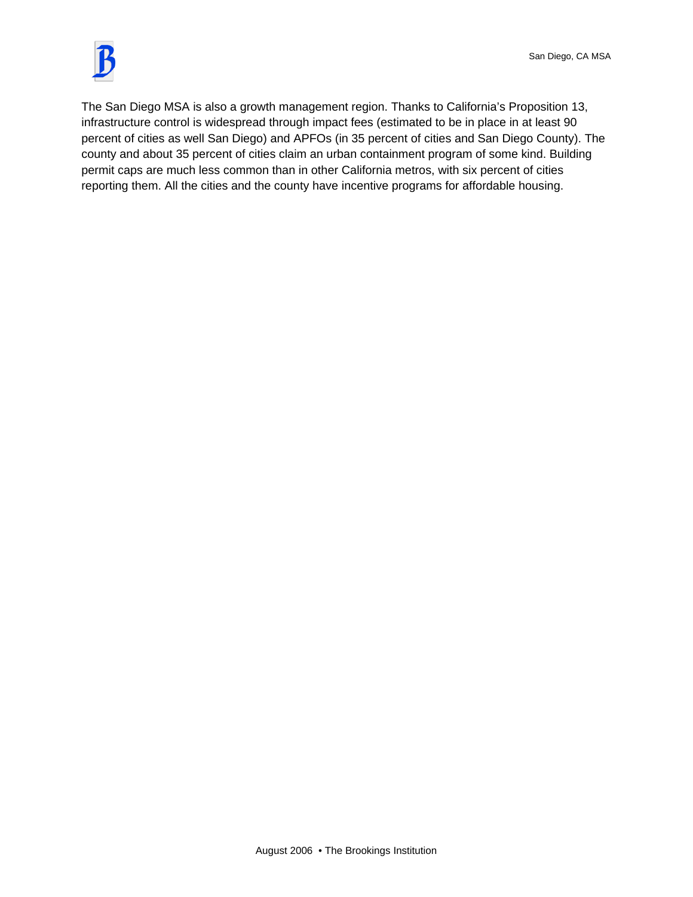The San Diego MSA is also a growth management region. Thanks to California's Proposition 13, infrastructure control is widespread through impact fees (estimated to be in place in at least 90 percent of cities as well San Diego) and APFOs (in 35 percent of cities and San Diego County). The county and about 35 percent of cities claim an urban containment program of some kind. Building permit caps are much less common than in other California metros, with six percent of cities reporting them. All the cities and the county have incentive programs for affordable housing.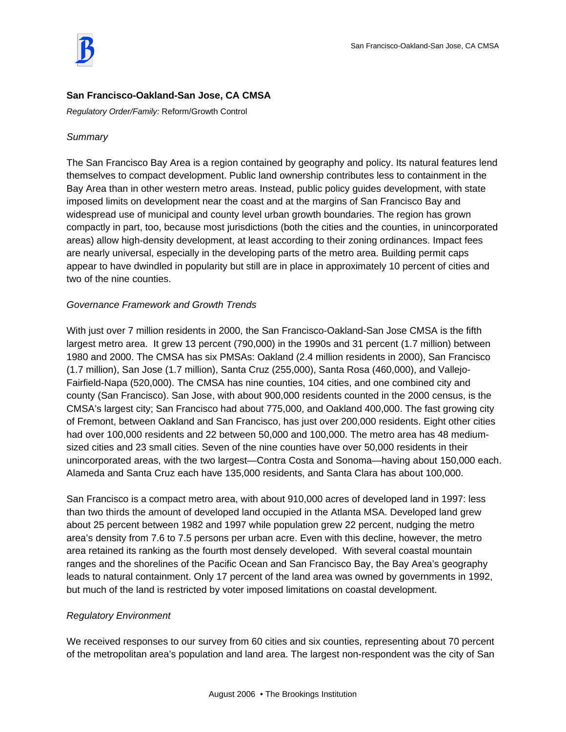### San Francisco-Oakland-San Jose, CA CMSA

*Regulatory Order/Family:* Reform/Growth Control

*Summary*

The San Francisco Bay Area is a region contained by geography and policy. Its natural features lend themselves to compact development. Public land ownership contributes less to containment in the Bay Area than in other western metro areas. Instead, public policy guides development, with state imposed limits on development near the coast and at the margins of San Francisco Bay and widespread use of municipal and county level urban growth boundaries. The region has grown compactly in part, too, because most jurisdictions (both the cities and the counties, in unincorporated areas) allow high-density development, at least according to their zoning ordinances. Impact fees are nearly universal, especially in the developing parts of the metro area. Building permit caps appear to have dwindled in popularity but still are in place in approximately 10 percent of cities and two of the nine counties.

*Governance Framework and Growth Trends*

With just over 7 million residents in 2000, the San Francisco-Oakland-San Jose CMSA is the fifth largest metro area. It grew 13 percent (790,000) in the 1990s and 31 percent (1.7 million) between 1980 and 2000. The CMSA has six PMSAs: Oakland (2.4 million residents in 2000), San Francisco (1.7 million), San Jose (1.7 million), Santa Cruz (255,000), Santa Rosa (460,000), and Vallejo-Fairfield-Napa (520,000). The CMSA has nine counties, 104 cities, and one combined city and county (San Francisco). San Jose, with about 900,000 residents counted in the 2000 census, is the CMSA's largest city; San Francisco had about 775,000, and Oakland 400,000. The fast growing city of Fremont, between Oakland and San Francisco, has just over 200,000 residents. Eight other cities had over 100,000 residents and 22 between 50,000 and 100,000. The metro area has 48 medium-sized cities and 23 small cities. Seven of the nine counties have over 50,000 residents in their unincorporated areas, with the two largest—Contra Costa and Sonoma—having about 150,000 each. Alameda and Santa Cruz each have 135,000 residents, and Santa Clara has about 100,000.

San Francisco is a compact metro area, with about 910,000 acres of developed land in 1997: less than two thirds the amount of developed land occupied in the Atlanta MSA. Developed land grew about 25 percent between 1982 and 1997 while population grew 22 percent, nudging the metro area's density from 7.6 to 7.5 persons per urban acre. Even with this decline, however, the metro area retained its ranking as the fourth most densely developed. With several coastal mountain ranges and the shorelines of the Pacific Ocean and San Francisco Bay, the Bay Area's geography leads to natural containment. Only 17 percent of the land area was owned by governments in 1992, but much of the land is restricted by voter imposed limitations on coastal development.

*Regulatory Environment*

We received responses to our survey from 60 cities and six counties, representing about 70 percent of the metropolitan area's population and land area. The largest non-respondent was the city of San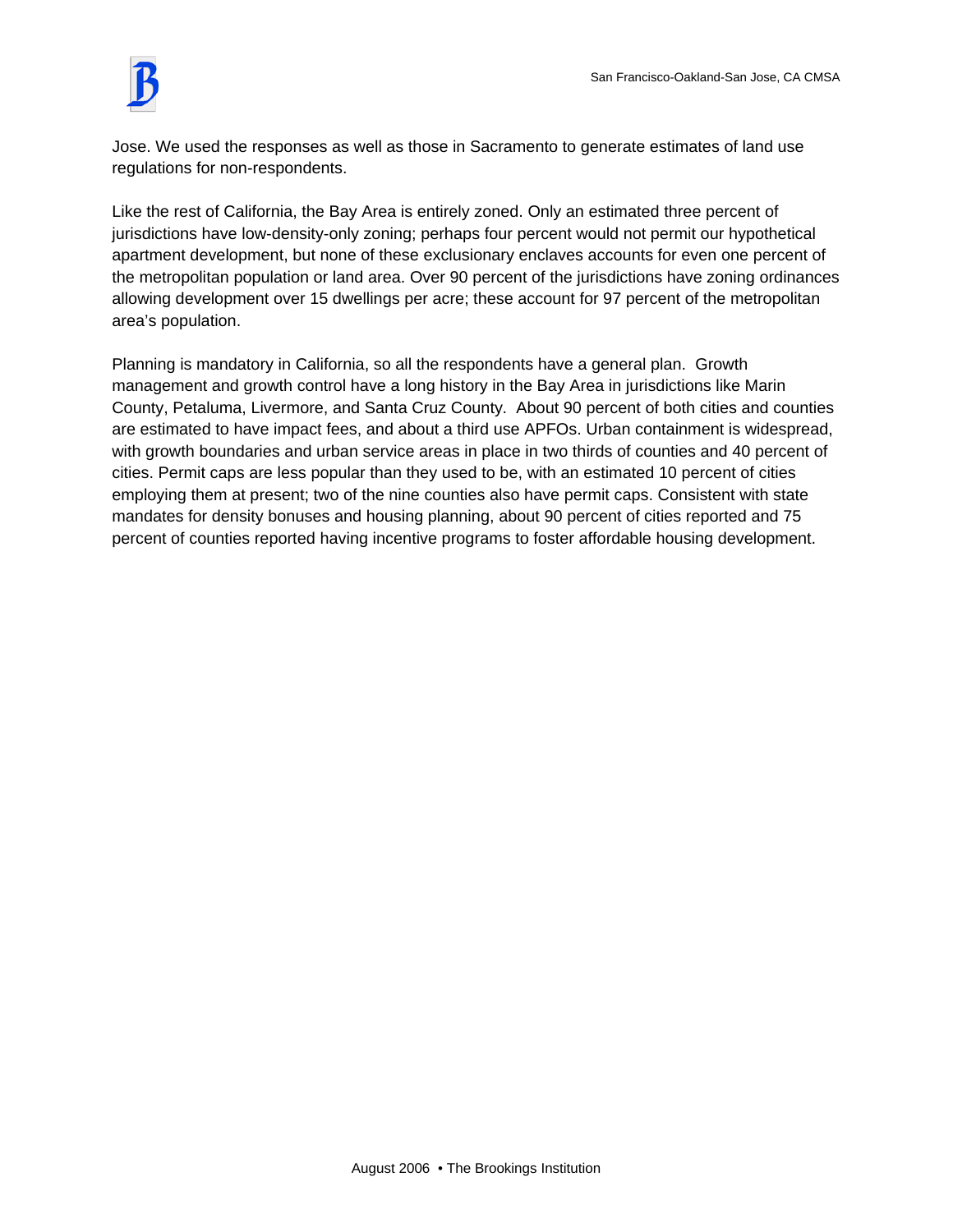Jose. We used the responses as well as those in Sacramento to generate estimates of land use regulations for non-respondents.

Like the rest of California, the Bay Area is entirely zoned. Only an estimated three percent of jurisdictions have low-density-only zoning; perhaps four percent would not permit our hypothetical apartment development, but none of these exclusionary enclaves accounts for even one percent of the metropolitan population or land area. Over 90 percent of the jurisdictions have zoning ordinances allowing development over 15 dwellings per acre; these account for 97 percent of the metropolitan area's population.

Planning is mandatory in California, so all the respondents have a general plan. Growth management and growth control have a long history in the Bay Area in jurisdictions like Marin County, Petaluma, Livermore, and Santa Cruz County. About 90 percent of both cities and counties are estimated to have impact fees, and about a third use APFOs. Urban containment is widespread, with growth boundaries and urban service areas in place in two thirds of counties and 40 percent of cities. Permit caps are less popular than they used to be, with an estimated 10 percent of cities employing them at present; two of the nine counties also have permit caps. Consistent with state mandates for density bonuses and housing planning, about 90 percent of cities reported and 75 percent of counties reported having incentive programs to foster affordable housing development.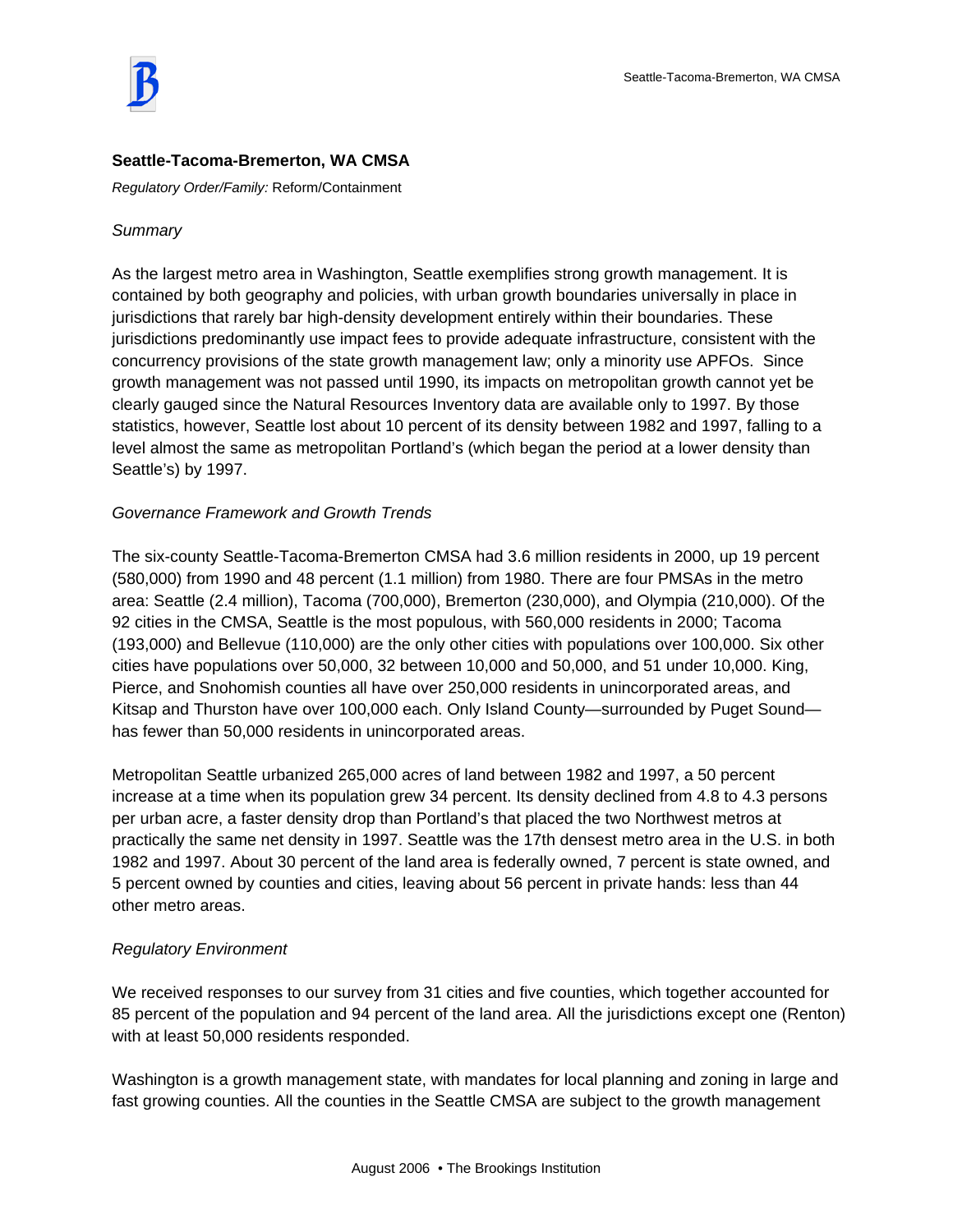## Seattle-Tacoma-Bremerton, WA CMSA

*Regulatory Order/Family:* Reform/Containment

*Summary*

As the largest metro area in Washington, Seattle exemplifies strong growth management. It is contained by both geography and policies, with urban growth boundaries universally in place in jurisdictions that rarely bar high-density development entirely within their boundaries. These jurisdictions predominantly use impact fees to provide adequate infrastructure, consistent with the concurrency provisions of the state growth management law; only a minority use APFOs. Since growth management was not passed until 1990, its impacts on metropolitan growth cannot yet be clearly gauged since the Natural Resources Inventory data are available only to 1997. By those statistics, however, Seattle lost about 10 percent of its density between 1982 and 1997, falling to a level almost the same as metropolitan Portland's (which began the period at a lower density than Seattle's) by 1997.

*Governance Framework and Growth Trends*

The six-county Seattle-Tacoma-Bremerton CMSA had 3.6 million residents in 2000, up 19 percent (580,000) from 1990 and 48 percent (1.1 million) from 1980. There are four PMSAs in the metro area: Seattle (2.4 million), Tacoma (700,000), Bremerton (230,000), and Olympia (210,000). Of the 92 cities in the CMSA, Seattle is the most populous, with 560,000 residents in 2000; Tacoma (193,000) and Bellevue (110,000) are the only other cities with populations over 100,000. Six other cities have populations over 50,000, 32 between 10,000 and 50,000, and 51 under 10,000. King, Pierce, and Snohomish counties all have over 250,000 residents in unincorporated areas, and Kitsap and Thurston have over 100,000 each. Only Island County—surrounded by Puget Sound—has fewer than 50,000 residents in unincorporated areas.

Metropolitan Seattle urbanized 265,000 acres of land between 1982 and 1997, a 50 percent increase at a time when its population grew 34 percent. Its density declined from 4.8 to 4.3 persons per urban acre, a faster density drop than Portland's that placed the two Northwest metros at practically the same net density in 1997. Seattle was the 17th densest metro area in the U.S. in both 1982 and 1997. About 30 percent of the land area is federally owned, 7 percent is state owned, and 5 percent owned by counties and cities, leaving about 56 percent in private hands: less than 44 other metro areas.

*Regulatory Environment*

We received responses to our survey from 31 cities and five counties, which together accounted for 85 percent of the population and 94 percent of the land area. All the jurisdictions except one (Renton) with at least 50,000 residents responded.

Washington is a growth management state, with mandates for local planning and zoning in large and fast growing counties. All the counties in the Seattle CMSA are subject to the growth management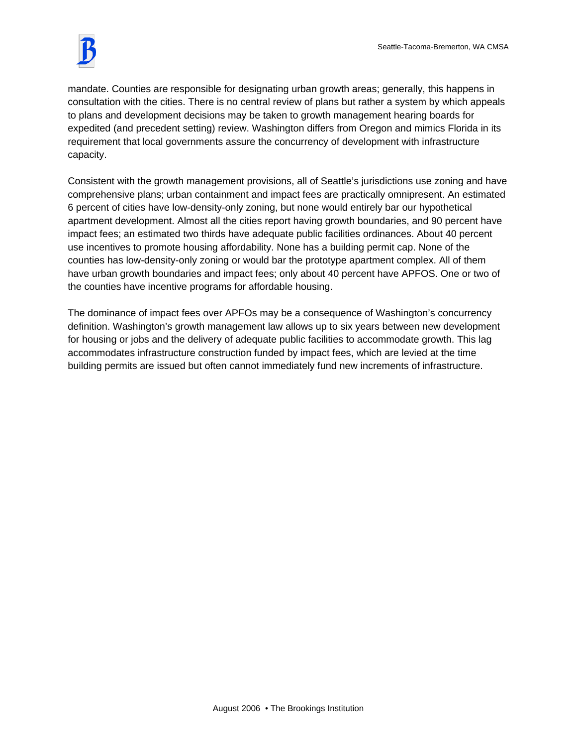mandate. Counties are responsible for designating urban growth areas; generally, this happens in consultation with the cities. There is no central review of plans but rather a system by which appeals to plans and development decisions may be taken to growth management hearing boards for expedited (and precedent setting) review. Washington differs from Oregon and mimics Florida in its requirement that local governments assure the concurrency of development with infrastructure capacity.

Consistent with the growth management provisions, all of Seattle's jurisdictions use zoning and have comprehensive plans; urban containment and impact fees are practically omnipresent. An estimated 6 percent of cities have low-density-only zoning, but none would entirely bar our hypothetical apartment development. Almost all the cities report having growth boundaries, and 90 percent have impact fees; an estimated two thirds have adequate public facilities ordinances. About 40 percent use incentives to promote housing affordability. None has a building permit cap. None of the counties has low-density-only zoning or would bar the prototype apartment complex. All of them have urban growth boundaries and impact fees; only about 40 percent have APFOS. One or two of the counties have incentive programs for affordable housing.

The dominance of impact fees over APFOs may be a consequence of Washington's concurrency definition. Washington's growth management law allows up to six years between new development for housing or jobs and the delivery of adequate public facilities to accommodate growth. This lag accommodates infrastructure construction funded by impact fees, which are levied at the time building permits are issued but often cannot immediately fund new increments of infrastructure.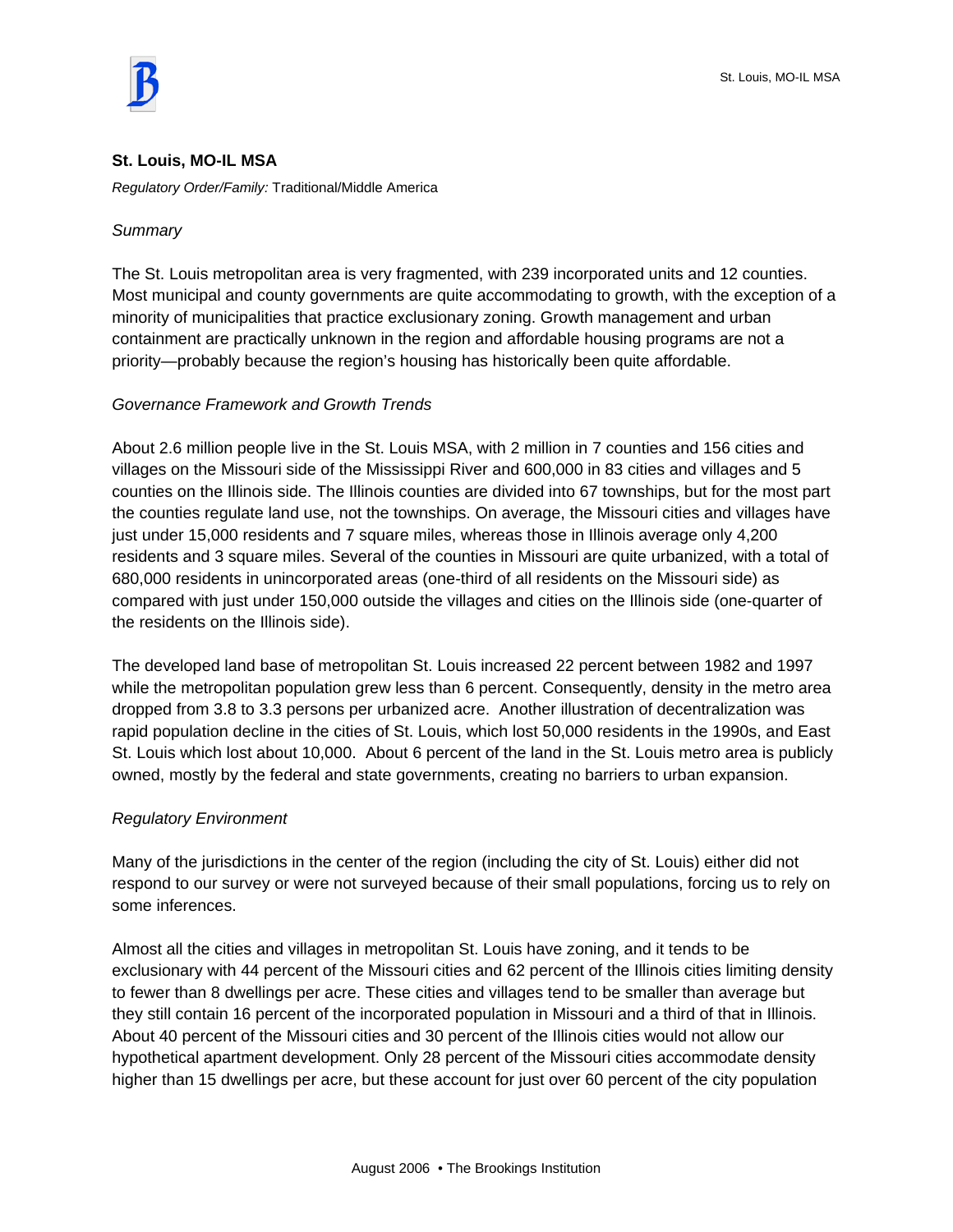## St. Louis, MO-IL MSA

*Regulatory Order/Family:* Traditional/Middle America

*Summary*

The St. Louis metropolitan area is very fragmented, with 239 incorporated units and 12 counties. Most municipal and county governments are quite accommodating to growth, with the exception of a minority of municipalities that practice exclusionary zoning. Growth management and urban containment are practically unknown in the region and affordable housing programs are not a priority—probably because the region's housing has historically been quite affordable.

*Governance Framework and Growth Trends*

About 2.6 million people live in the St. Louis MSA, with 2 million in 7 counties and 156 cities and villages on the Missouri side of the Mississippi River and 600,000 in 83 cities and villages and 5 counties on the Illinois side. The Illinois counties are divided into 67 townships, but for the most part the counties regulate land use, not the townships. On average, the Missouri cities and villages have just under 15,000 residents and 7 square miles, whereas those in Illinois average only 4,200 residents and 3 square miles. Several of the counties in Missouri are quite urbanized, with a total of 680,000 residents in unincorporated areas (one-third of all residents on the Missouri side) as compared with just under 150,000 outside the villages and cities on the Illinois side (one-quarter of the residents on the Illinois side).

The developed land base of metropolitan St. Louis increased 22 percent between 1982 and 1997 while the metropolitan population grew less than 6 percent. Consequently, density in the metro area dropped from 3.8 to 3.3 persons per urbanized acre. Another illustration of decentralization was rapid population decline in the cities of St. Louis, which lost 50,000 residents in the 1990s, and East St. Louis which lost about 10,000. About 6 percent of the land in the St. Louis metro area is publicly owned, mostly by the federal and state governments, creating no barriers to urban expansion.

*Regulatory Environment*

Many of the jurisdictions in the center of the region (including the city of St. Louis) either did not respond to our survey or were not surveyed because of their small populations, forcing us to rely on some inferences.

Almost all the cities and villages in metropolitan St. Louis have zoning, and it tends to be exclusionary with 44 percent of the Missouri cities and 62 percent of the Illinois cities limiting density to fewer than 8 dwellings per acre. These cities and villages tend to be smaller than average but they still contain 16 percent of the incorporated population in Missouri and a third of that in Illinois. About 40 percent of the Missouri cities and 30 percent of the Illinois cities would not allow our hypothetical apartment development. Only 28 percent of the Missouri cities accommodate density higher than 15 dwellings per acre, but these account for just over 60 percent of the city population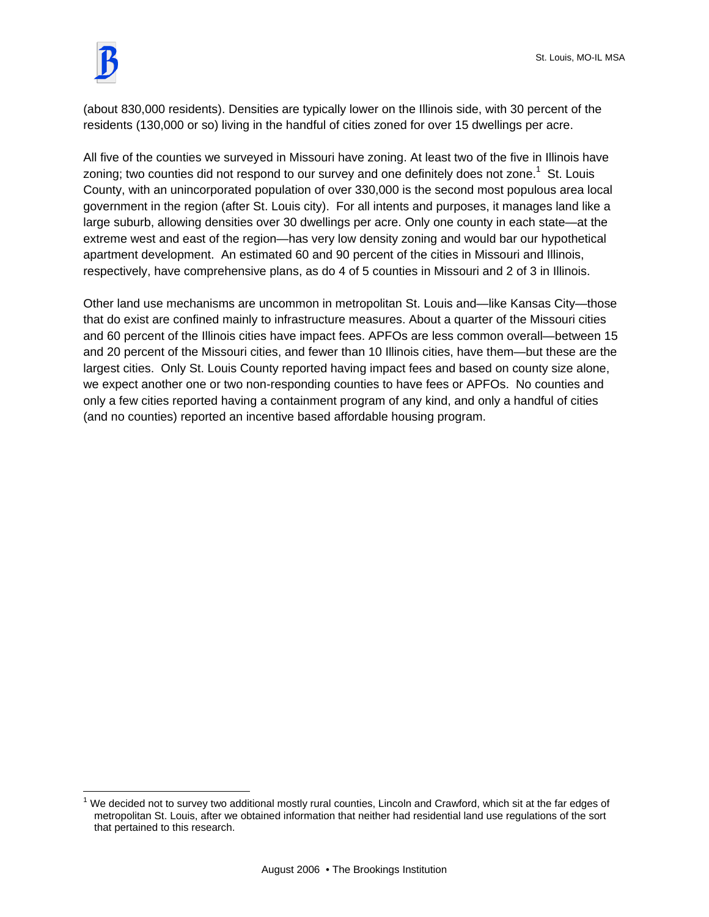(about 830,000 residents). Densities are typically lower on the Illinois side, with 30 percent of the residents (130,000 or so) living in the handful of cities zoned for over 15 dwellings per acre.

All five of the counties we surveyed in Missouri have zoning. At least two of the five in Illinois have zoning; two counties did not respond to our survey and one definitely does not zone.[1] St. Louis County, with an unincorporated population of over 330,000 is the second most populous area local government in the region (after St. Louis city). For all intents and purposes, it manages land like a large suburb, allowing densities over 30 dwellings per acre. Only one county in each state—at the extreme west and east of the region—has very low density zoning and would bar our hypothetical apartment development. An estimated 60 and 90 percent of the cities in Missouri and Illinois, respectively, have comprehensive plans, as do 4 of 5 counties in Missouri and 2 of 3 in Illinois.

Other land use mechanisms are uncommon in metropolitan St. Louis and—like Kansas City—those that do exist are confined mainly to infrastructure measures. About a quarter of the Missouri cities and 60 percent of the Illinois cities have impact fees. APFOs are less common overall—between 15 and 20 percent of the Missouri cities, and fewer than 10 Illinois cities, have them—but these are the largest cities. Only St. Louis County reported having impact fees and based on county size alone, we expect another one or two non-responding counties to have fees or APFOs. No counties and only a few cities reported having a containment program of any kind, and only a handful of cities (and no counties) reported an incentive based affordable housing program.

[1] We decided not to survey two additional mostly rural counties, Lincoln and Crawford, which sit at the far edges of metropolitan St. Louis, after we obtained information that neither had residential land use regulations of the sort that pertained to this research.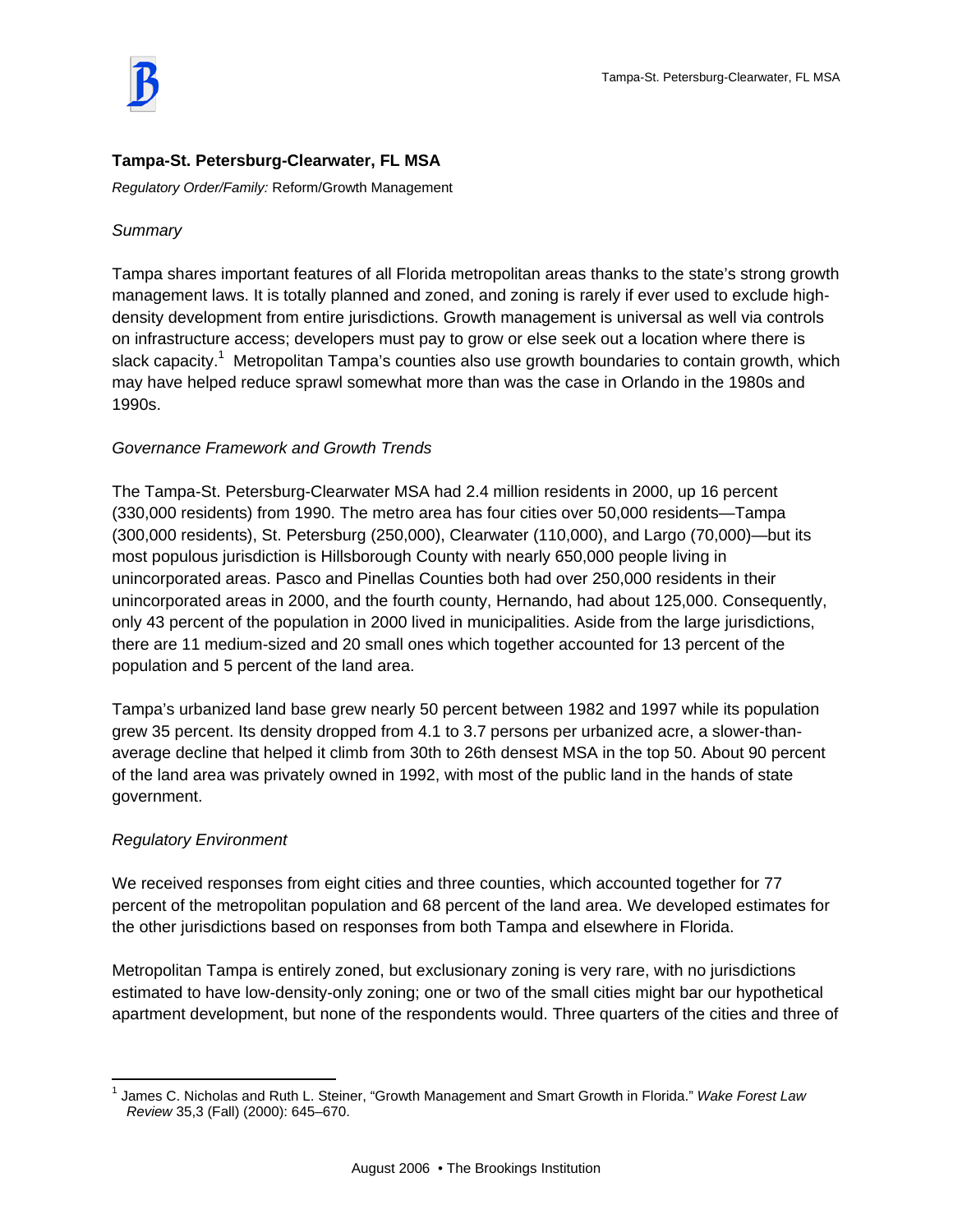## Tampa-St. Petersburg-Clearwater, FL MSA

*Regulatory Order/Family:* Reform/Growth Management

*Summary*

Tampa shares important features of all Florida metropolitan areas thanks to the state's strong growth management laws. It is totally planned and zoned, and zoning is rarely if ever used to exclude high-density development from entire jurisdictions. Growth management is universal as well via controls on infrastructure access; developers must pay to grow or else seek out a location where there is slack capacity.[1] Metropolitan Tampa's counties also use growth boundaries to contain growth, which may have helped reduce sprawl somewhat more than was the case in Orlando in the 1980s and 1990s.

*Governance Framework and Growth Trends*

The Tampa-St. Petersburg-Clearwater MSA had 2.4 million residents in 2000, up 16 percent (330,000 residents) from 1990. The metro area has four cities over 50,000 residents—Tampa (300,000 residents), St. Petersburg (250,000), Clearwater (110,000), and Largo (70,000)—but its most populous jurisdiction is Hillsborough County with nearly 650,000 people living in unincorporated areas. Pasco and Pinellas Counties both had over 250,000 residents in their unincorporated areas in 2000, and the fourth county, Hernando, had about 125,000. Consequently, only 43 percent of the population in 2000 lived in municipalities. Aside from the large jurisdictions, there are 11 medium-sized and 20 small ones which together accounted for 13 percent of the population and 5 percent of the land area.

Tampa's urbanized land base grew nearly 50 percent between 1982 and 1997 while its population grew 35 percent. Its density dropped from 4.1 to 3.7 persons per urbanized acre, a slower-than-average decline that helped it climb from 30th to 26th densest MSA in the top 50. About 90 percent of the land area was privately owned in 1992, with most of the public land in the hands of state government.

*Regulatory Environment*

We received responses from eight cities and three counties, which accounted together for 77 percent of the metropolitan population and 68 percent of the land area. We developed estimates for the other jurisdictions based on responses from both Tampa and elsewhere in Florida.

Metropolitan Tampa is entirely zoned, but exclusionary zoning is very rare, with no jurisdictions estimated to have low-density-only zoning; one or two of the small cities might bar our hypothetical apartment development, but none of the respondents would. Three quarters of the cities and three of

[1] James C. Nicholas and Ruth L. Steiner, "Growth Management and Smart Growth in Florida." *Wake Forest Law Review* 35,3 (Fall) (2000): 645–670.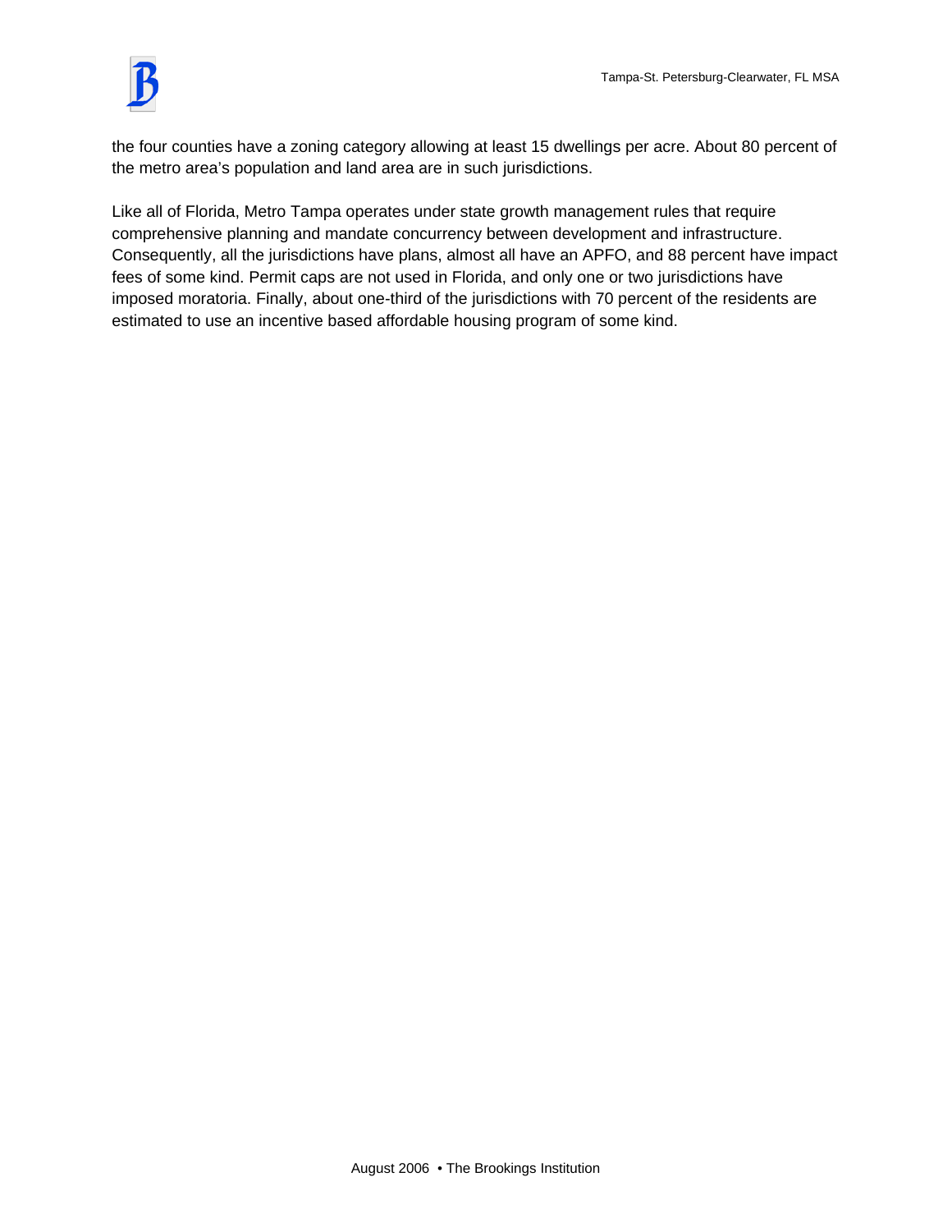the four counties have a zoning category allowing at least 15 dwellings per acre. About 80 percent of the metro area's population and land area are in such jurisdictions.

Like all of Florida, Metro Tampa operates under state growth management rules that require comprehensive planning and mandate concurrency between development and infrastructure. Consequently, all the jurisdictions have plans, almost all have an APFO, and 88 percent have impact fees of some kind. Permit caps are not used in Florida, and only one or two jurisdictions have imposed moratoria. Finally, about one-third of the jurisdictions with 70 percent of the residents are estimated to use an incentive based affordable housing program of some kind.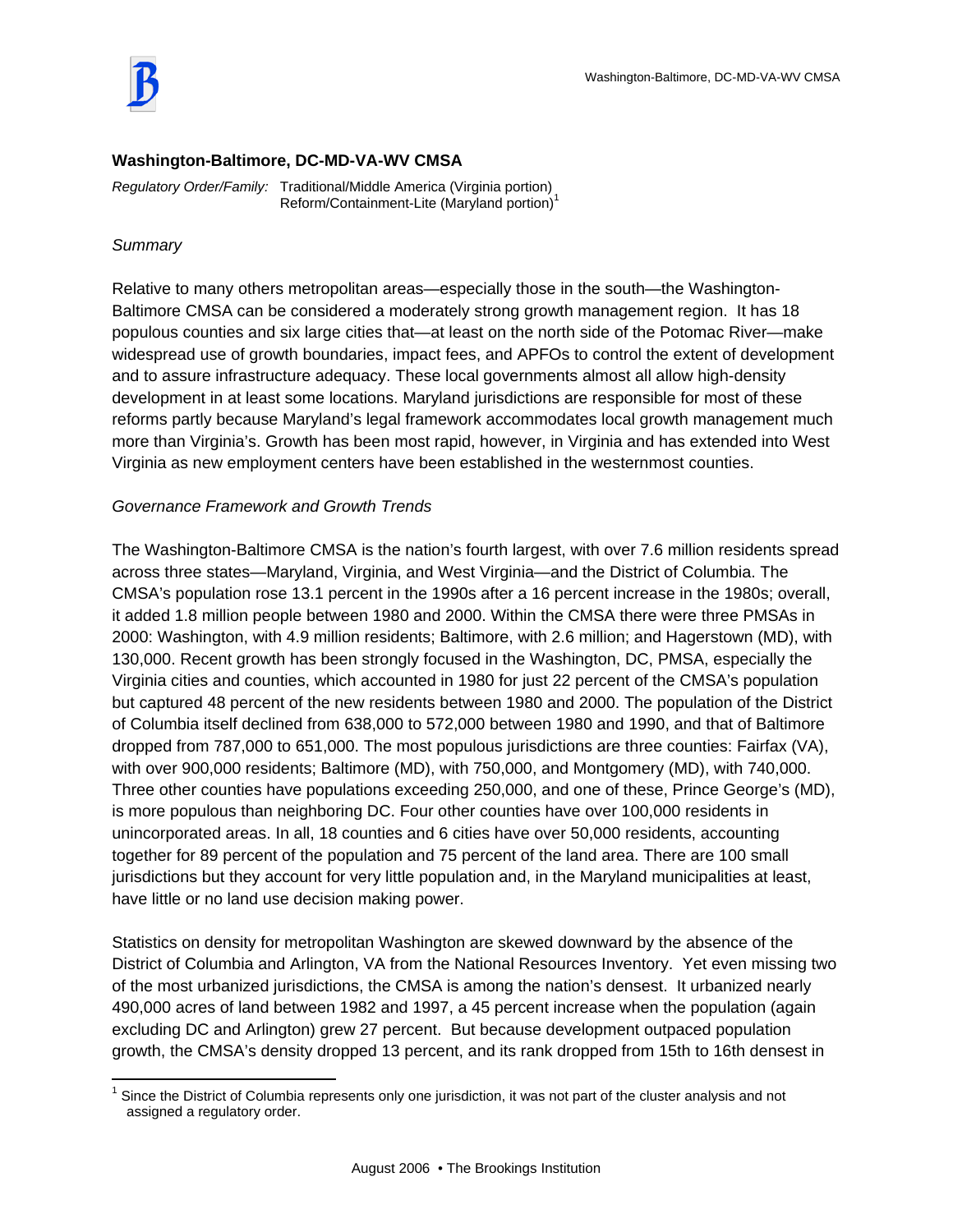## Washington-Baltimore, DC-MD-VA-WV CMSA

*Regulatory Order/Family:* Traditional/Middle America (Virginia portion)
Reform/Containment-Lite (Maryland portion)[1]

*Summary*

Relative to many others metropolitan areas—especially those in the south—the Washington-Baltimore CMSA can be considered a moderately strong growth management region. It has 18 populous counties and six large cities that—at least on the north side of the Potomac River—make widespread use of growth boundaries, impact fees, and APFOs to control the extent of development and to assure infrastructure adequacy. These local governments almost all allow high-density development in at least some locations. Maryland jurisdictions are responsible for most of these reforms partly because Maryland's legal framework accommodates local growth management much more than Virginia's. Growth has been most rapid, however, in Virginia and has extended into West Virginia as new employment centers have been established in the westernmost counties.

*Governance Framework and Growth Trends*

The Washington-Baltimore CMSA is the nation's fourth largest, with over 7.6 million residents spread across three states—Maryland, Virginia, and West Virginia—and the District of Columbia. The CMSA's population rose 13.1 percent in the 1990s after a 16 percent increase in the 1980s; overall, it added 1.8 million people between 1980 and 2000. Within the CMSA there were three PMSAs in 2000: Washington, with 4.9 million residents; Baltimore, with 2.6 million; and Hagerstown (MD), with 130,000. Recent growth has been strongly focused in the Washington, DC, PMSA, especially the Virginia cities and counties, which accounted in 1980 for just 22 percent of the CMSA's population but captured 48 percent of the new residents between 1980 and 2000. The population of the District of Columbia itself declined from 638,000 to 572,000 between 1980 and 1990, and that of Baltimore dropped from 787,000 to 651,000. The most populous jurisdictions are three counties: Fairfax (VA), with over 900,000 residents; Baltimore (MD), with 750,000, and Montgomery (MD), with 740,000. Three other counties have populations exceeding 250,000, and one of these, Prince George's (MD), is more populous than neighboring DC. Four other counties have over 100,000 residents in unincorporated areas. In all, 18 counties and 6 cities have over 50,000 residents, accounting together for 89 percent of the population and 75 percent of the land area. There are 100 small jurisdictions but they account for very little population and, in the Maryland municipalities at least, have little or no land use decision making power.

Statistics on density for metropolitan Washington are skewed downward by the absence of the District of Columbia and Arlington, VA from the National Resources Inventory. Yet even missing two of the most urbanized jurisdictions, the CMSA is among the nation's densest. It urbanized nearly 490,000 acres of land between 1982 and 1997, a 45 percent increase when the population (again excluding DC and Arlington) grew 27 percent. But because development outpaced population growth, the CMSA's density dropped 13 percent, and its rank dropped from 15th to 16th densest in

[1] Since the District of Columbia represents only one jurisdiction, it was not part of the cluster analysis and not assigned a regulatory order.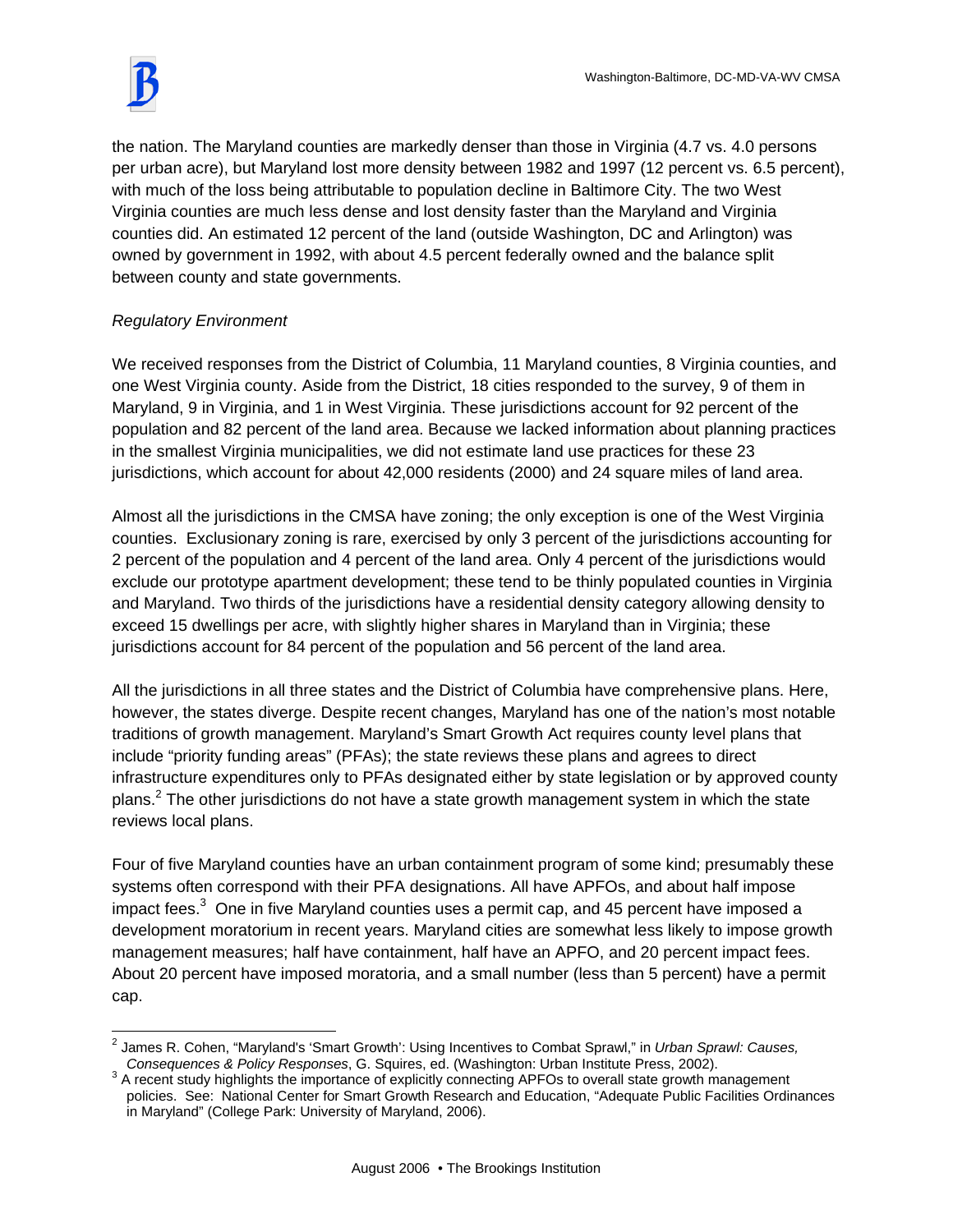the nation. The Maryland counties are markedly denser than those in Virginia (4.7 vs. 4.0 persons per urban acre), but Maryland lost more density between 1982 and 1997 (12 percent vs. 6.5 percent), with much of the loss being attributable to population decline in Baltimore City. The two West Virginia counties are much less dense and lost density faster than the Maryland and Virginia counties did. An estimated 12 percent of the land (outside Washington, DC and Arlington) was owned by government in 1992, with about 4.5 percent federally owned and the balance split between county and state governments.

*Regulatory Environment*

We received responses from the District of Columbia, 11 Maryland counties, 8 Virginia counties, and one West Virginia county. Aside from the District, 18 cities responded to the survey, 9 of them in Maryland, 9 in Virginia, and 1 in West Virginia. These jurisdictions account for 92 percent of the population and 82 percent of the land area. Because we lacked information about planning practices in the smallest Virginia municipalities, we did not estimate land use practices for these 23 jurisdictions, which account for about 42,000 residents (2000) and 24 square miles of land area.

Almost all the jurisdictions in the CMSA have zoning; the only exception is one of the West Virginia counties. Exclusionary zoning is rare, exercised by only 3 percent of the jurisdictions accounting for 2 percent of the population and 4 percent of the land area. Only 4 percent of the jurisdictions would exclude our prototype apartment development; these tend to be thinly populated counties in Virginia and Maryland. Two thirds of the jurisdictions have a residential density category allowing density to exceed 15 dwellings per acre, with slightly higher shares in Maryland than in Virginia; these jurisdictions account for 84 percent of the population and 56 percent of the land area.

All the jurisdictions in all three states and the District of Columbia have comprehensive plans. Here, however, the states diverge. Despite recent changes, Maryland has one of the nation's most notable traditions of growth management. Maryland's Smart Growth Act requires county level plans that include "priority funding areas" (PFAs); the state reviews these plans and agrees to direct infrastructure expenditures only to PFAs designated either by state legislation or by approved county plans.[2] The other jurisdictions do not have a state growth management system in which the state reviews local plans.

Four of five Maryland counties have an urban containment program of some kind; presumably these systems often correspond with their PFA designations. All have APFOs, and about half impose impact fees.[3] One in five Maryland counties uses a permit cap, and 45 percent have imposed a development moratorium in recent years. Maryland cities are somewhat less likely to impose growth management measures; half have containment, half have an APFO, and 20 percent impact fees. About 20 percent have imposed moratoria, and a small number (less than 5 percent) have a permit cap.

---

[2] James R. Cohen, "Maryland's 'Smart Growth': Using Incentives to Combat Sprawl," in *Urban Sprawl: Causes, Consequences & Policy Responses*, G. Squires, ed. (Washington: Urban Institute Press, 2002).

[3] A recent study highlights the importance of explicitly connecting APFOs to overall state growth management policies. See: National Center for Smart Growth Research and Education, "Adequate Public Facilities Ordinances in Maryland" (College Park: University of Maryland, 2006).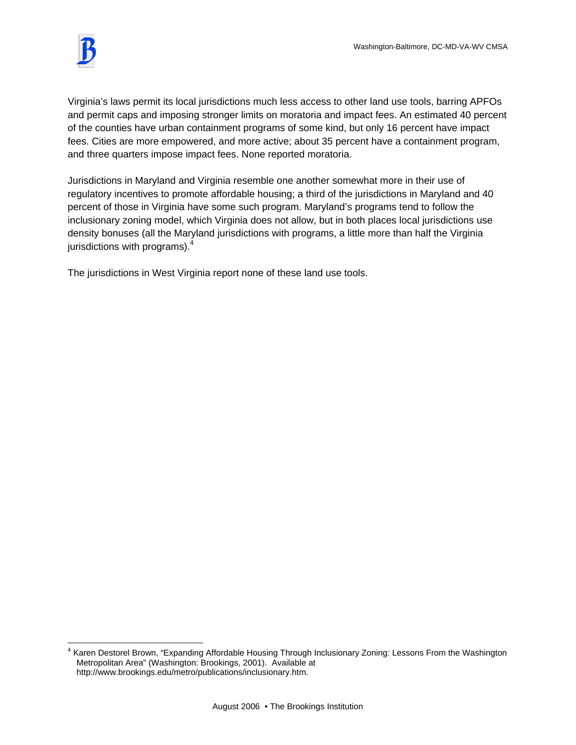Virginia's laws permit its local jurisdictions much less access to other land use tools, barring APFOs and permit caps and imposing stronger limits on moratoria and impact fees. An estimated 40 percent of the counties have urban containment programs of some kind, but only 16 percent have impact fees. Cities are more empowered, and more active; about 35 percent have a containment program, and three quarters impose impact fees. None reported moratoria.

Jurisdictions in Maryland and Virginia resemble one another somewhat more in their use of regulatory incentives to promote affordable housing; a third of the jurisdictions in Maryland and 40 percent of those in Virginia have some such program. Maryland's programs tend to follow the inclusionary zoning model, which Virginia does not allow, but in both places local jurisdictions use density bonuses (all the Maryland jurisdictions with programs, a little more than half the Virginia jurisdictions with programs).[4]

The jurisdictions in West Virginia report none of these land use tools.

---

[4] Karen Destorel Brown, "Expanding Affordable Housing Through Inclusionary Zoning: Lessons From the Washington Metropolitan Area" (Washington: Brookings, 2001). Available at http://www.brookings.edu/metro/publications/inclusionary.htm.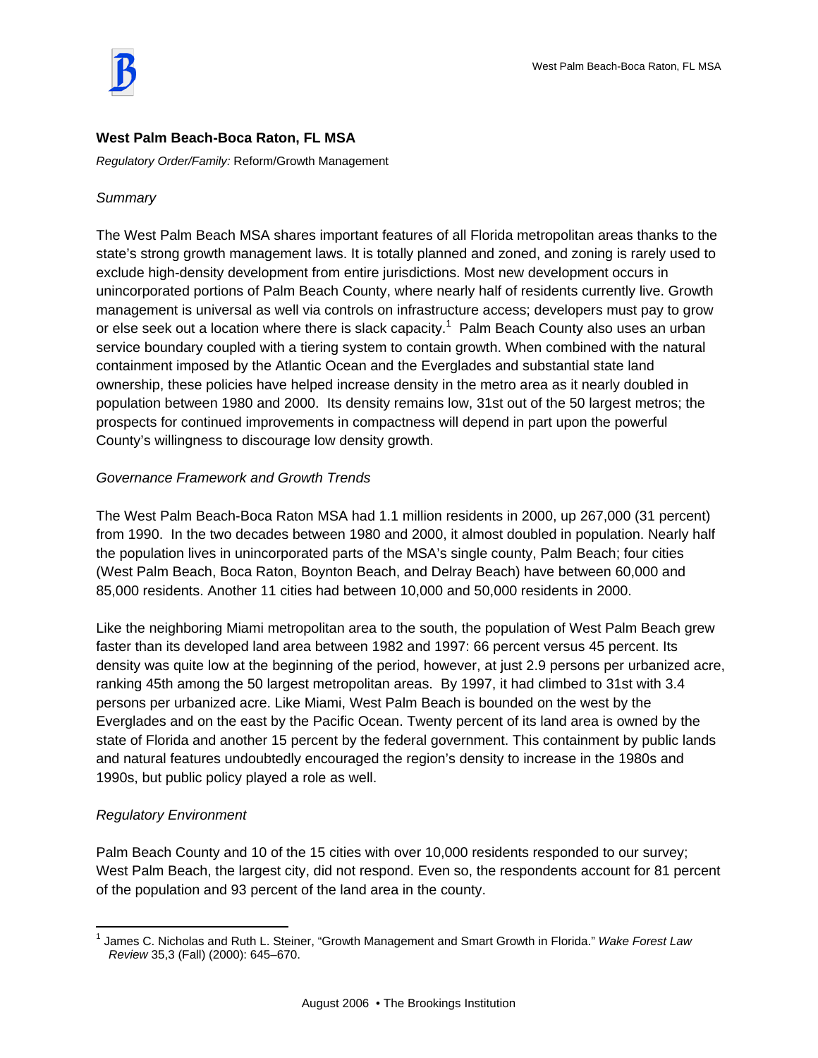## West Palm Beach-Boca Raton, FL MSA

*Regulatory Order/Family:* Reform/Growth Management

*Summary*

The West Palm Beach MSA shares important features of all Florida metropolitan areas thanks to the state's strong growth management laws. It is totally planned and zoned, and zoning is rarely used to exclude high-density development from entire jurisdictions. Most new development occurs in unincorporated portions of Palm Beach County, where nearly half of residents currently live. Growth management is universal as well via controls on infrastructure access; developers must pay to grow or else seek out a location where there is slack capacity.[1] Palm Beach County also uses an urban service boundary coupled with a tiering system to contain growth. When combined with the natural containment imposed by the Atlantic Ocean and the Everglades and substantial state land ownership, these policies have helped increase density in the metro area as it nearly doubled in population between 1980 and 2000. Its density remains low, 31st out of the 50 largest metros; the prospects for continued improvements in compactness will depend in part upon the powerful County's willingness to discourage low density growth.

*Governance Framework and Growth Trends*

The West Palm Beach-Boca Raton MSA had 1.1 million residents in 2000, up 267,000 (31 percent) from 1990. In the two decades between 1980 and 2000, it almost doubled in population. Nearly half the population lives in unincorporated parts of the MSA's single county, Palm Beach; four cities (West Palm Beach, Boca Raton, Boynton Beach, and Delray Beach) have between 60,000 and 85,000 residents. Another 11 cities had between 10,000 and 50,000 residents in 2000.

Like the neighboring Miami metropolitan area to the south, the population of West Palm Beach grew faster than its developed land area between 1982 and 1997: 66 percent versus 45 percent. Its density was quite low at the beginning of the period, however, at just 2.9 persons per urbanized acre, ranking 45th among the 50 largest metropolitan areas. By 1997, it had climbed to 31st with 3.4 persons per urbanized acre. Like Miami, West Palm Beach is bounded on the west by the Everglades and on the east by the Pacific Ocean. Twenty percent of its land area is owned by the state of Florida and another 15 percent by the federal government. This containment by public lands and natural features undoubtedly encouraged the region's density to increase in the 1980s and 1990s, but public policy played a role as well.

*Regulatory Environment*

Palm Beach County and 10 of the 15 cities with over 10,000 residents responded to our survey; West Palm Beach, the largest city, did not respond. Even so, the respondents account for 81 percent of the population and 93 percent of the land area in the county.

---

[1] James C. Nicholas and Ruth L. Steiner, "Growth Management and Smart Growth in Florida." *Wake Forest Law Review* 35,3 (Fall) (2000): 645–670.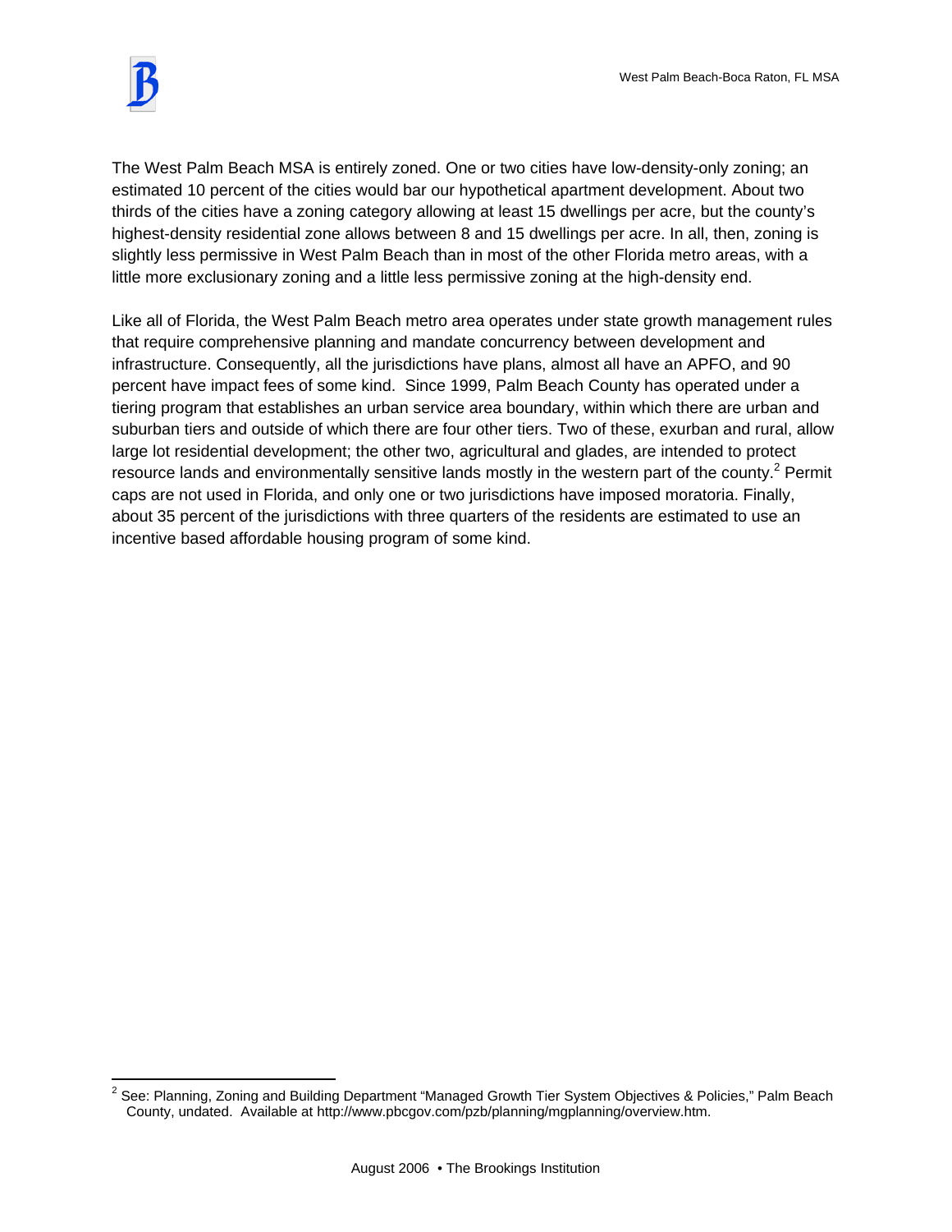The West Palm Beach MSA is entirely zoned. One or two cities have low-density-only zoning; an estimated 10 percent of the cities would bar our hypothetical apartment development. About two thirds of the cities have a zoning category allowing at least 15 dwellings per acre, but the county's highest-density residential zone allows between 8 and 15 dwellings per acre. In all, then, zoning is slightly less permissive in West Palm Beach than in most of the other Florida metro areas, with a little more exclusionary zoning and a little less permissive zoning at the high-density end.

Like all of Florida, the West Palm Beach metro area operates under state growth management rules that require comprehensive planning and mandate concurrency between development and infrastructure. Consequently, all the jurisdictions have plans, almost all have an APFO, and 90 percent have impact fees of some kind. Since 1999, Palm Beach County has operated under a tiering program that establishes an urban service area boundary, within which there are urban and suburban tiers and outside of which there are four other tiers. Two of these, exurban and rural, allow large lot residential development; the other two, agricultural and glades, are intended to protect resource lands and environmentally sensitive lands mostly in the western part of the county.[2] Permit caps are not used in Florida, and only one or two jurisdictions have imposed moratoria. Finally, about 35 percent of the jurisdictions with three quarters of the residents are estimated to use an incentive based affordable housing program of some kind.

[2] See: Planning, Zoning and Building Department "Managed Growth Tier System Objectives & Policies," Palm Beach County, undated. Available at http://www.pbcgov.com/pzb/planning/mgplanning/overview.htm.